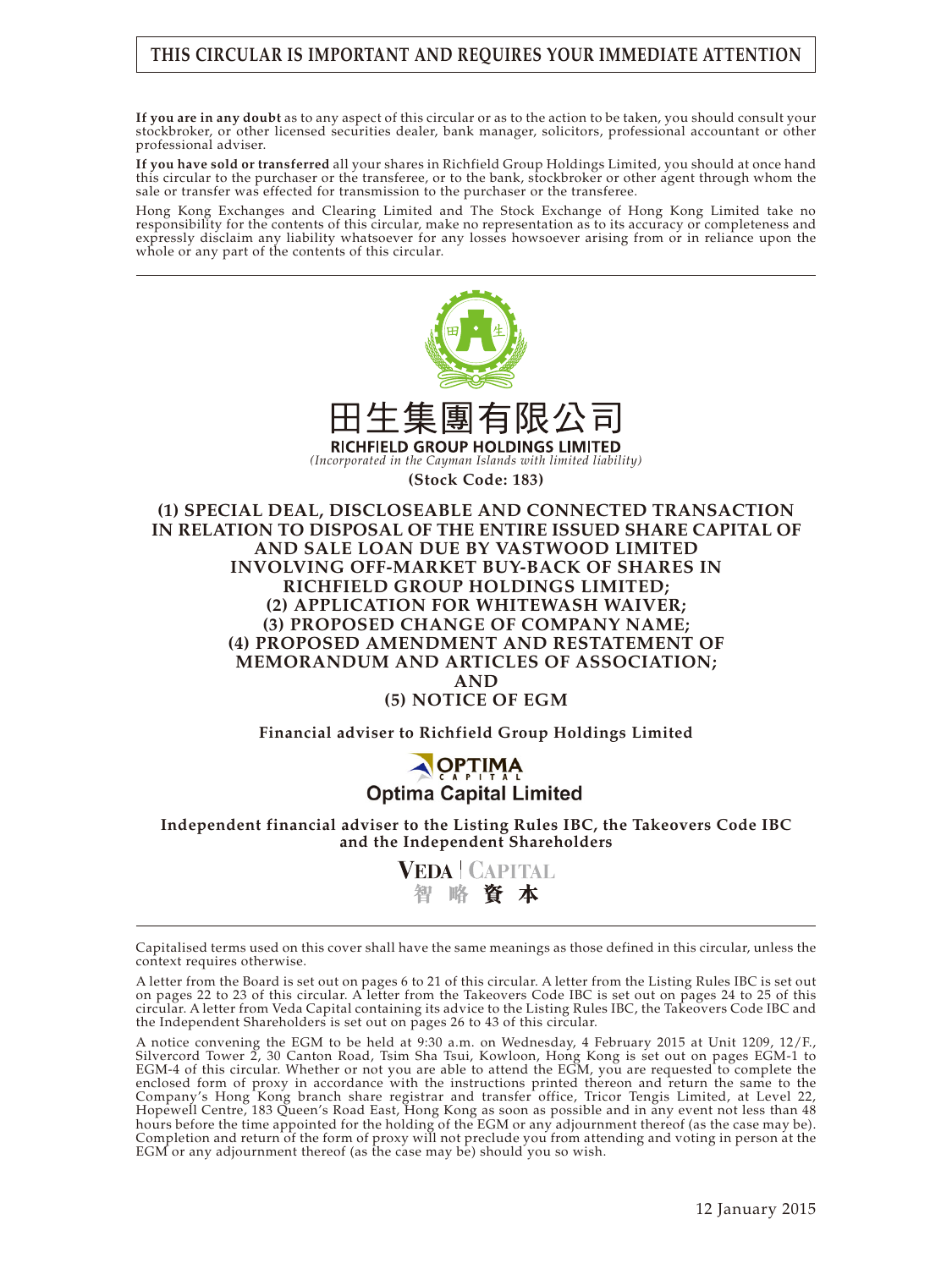**THIS CIRCULAR IS IMPORTANT AND REQUIRES YOUR IMMEDIATE ATTENTION**

**If you are in any doubt** as to any aspect of this circular or as to the action to be taken, you should consult your stockbroker, or other licensed securities dealer, bank manager, solicitors, professional accountant or other professional adviser.

**If you have sold or transferred** all your shares in Richfield Group Holdings Limited, you should at once hand this circular to the purchaser or the transferee, or to the bank, stockbroker or other agent through whom the sale or transfer was effected for transmission to the purchaser or the transferee.

Hong Kong Exchanges and Clearing Limited and The Stock Exchange of Hong Kong Limited take no responsibility for the contents of this circular, make no representation as to its accuracy or completeness and expressly disclaim any liability whatsoever for any losses howsoever arising from or in reliance upon the whole or any part of the contents of this circular.

# 田生集團有限公司
# RICHFIELD GROUP HOLDINGS LIMITED

*(Incorporated in the Cayman Islands with limited liability)*

**(Stock Code: 183)**

## (1) SPECIAL DEAL, DISCLOSEABLE AND CONNECTED TRANSACTION IN RELATION TO DISPOSAL OF THE ENTIRE ISSUED SHARE CAPITAL OF AND SALE LOAN DUE BY VASTWOOD LIMITED INVOLVING OFF-MARKET BUY-BACK OF SHARES IN RICHFIELD GROUP HOLDINGS LIMITED; (2) APPLICATION FOR WHITEWASH WAIVER; (3) PROPOSED CHANGE OF COMPANY NAME; (4) PROPOSED AMENDMENT AND RESTATEMENT OF MEMORANDUM AND ARTICLES OF ASSOCIATION; AND (5) NOTICE OF EGM

**Financial adviser to Richfield Group Holdings Limited**

**Optima Capital Limited**

**Independent financial adviser to the Listing Rules IBC, the Takeovers Code IBC and the Independent Shareholders**

**VEDA | CAPITAL**
**智 略 資 本**

Capitalised terms used on this cover shall have the same meanings as those defined in this circular, unless the context requires otherwise.

A letter from the Board is set out on pages 6 to 21 of this circular. A letter from the Listing Rules IBC is set out on pages 22 to 23 of this circular. A letter from the Takeovers Code IBC is set out on pages 24 to 25 of this circular. A letter from Veda Capital containing its advice to the Listing Rules IBC, the Takeovers Code IBC and the Independent Shareholders is set out on pages 26 to 43 of this circular.

A notice convening the EGM to be held at 9:30 a.m. on Wednesday, 4 February 2015 at Unit 1209, 12/F., Silvercord Tower 2, 30 Canton Road, Tsim Sha Tsui, Kowloon, Hong Kong is set out on pages EGM-1 to EGM-4 of this circular. Whether or not you are able to attend the EGM, you are requested to complete the enclosed form of proxy in accordance with the instructions printed thereon and return the same to the Company's Hong Kong branch share registrar and transfer office, Tricor Tengis Limited, at Level 22, Hopewell Centre, 183 Queen's Road East, Hong Kong as soon as possible and in any event not less than 48 hours before the time appointed for the holding of the EGM or any adjournment thereof (as the case may be). Completion and return of the form of proxy will not preclude you from attending and voting in person at the EGM or any adjournment thereof (as the case may be) should you so wish.

12 January 2015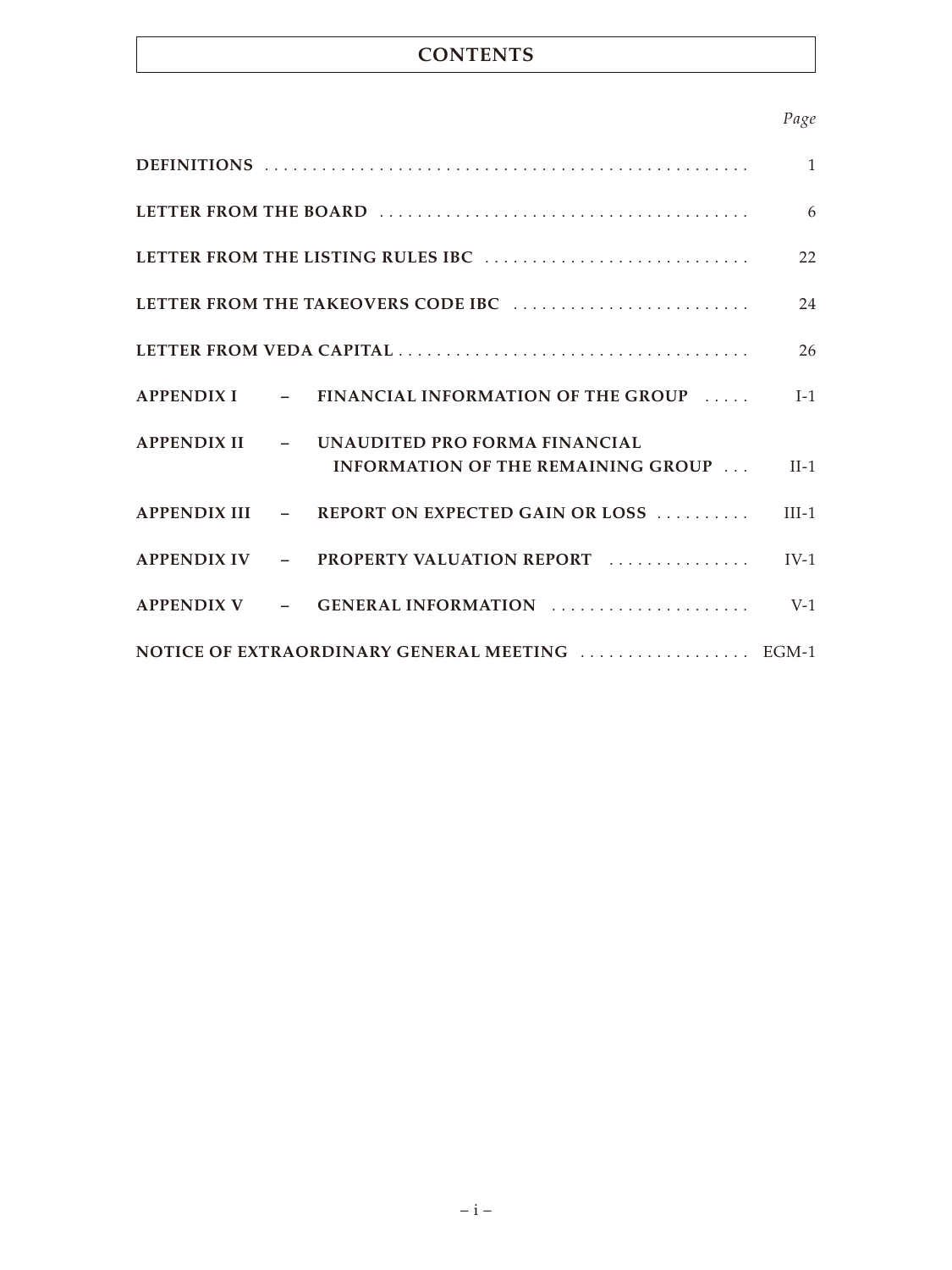# CONTENTS

| | Page |
|---|---|
| **DEFINITIONS** | 1 |
| **LETTER FROM THE BOARD** | 6 |
| **LETTER FROM THE LISTING RULES IBC** | 22 |
| **LETTER FROM THE TAKEOVERS CODE IBC** | 24 |
| **LETTER FROM VEDA CAPITAL** | 26 |
| **APPENDIX I – FINANCIAL INFORMATION OF THE GROUP** | I-1 |
| **APPENDIX II – UNAUDITED PRO FORMA FINANCIAL INFORMATION OF THE REMAINING GROUP** | II-1 |
| **APPENDIX III – REPORT ON EXPECTED GAIN OR LOSS** | III-1 |
| **APPENDIX IV – PROPERTY VALUATION REPORT** | IV-1 |
| **APPENDIX V – GENERAL INFORMATION** | V-1 |
| **NOTICE OF EXTRAORDINARY GENERAL MEETING** | EGM-1 |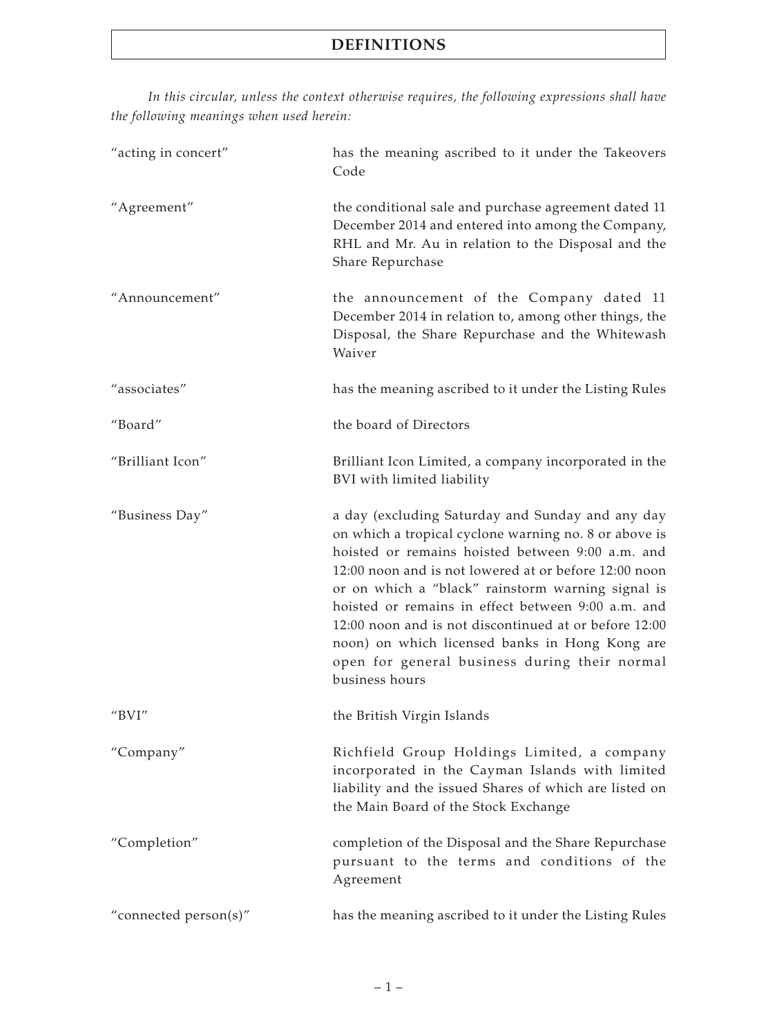# DEFINITIONS

*In this circular, unless the context otherwise requires, the following expressions shall have the following meanings when used herein:*

| | |
|---|---|
| "acting in concert" | has the meaning ascribed to it under the Takeovers Code |
| "Agreement" | the conditional sale and purchase agreement dated 11 December 2014 and entered into among the Company, RHL and Mr. Au in relation to the Disposal and the Share Repurchase |
| "Announcement" | the announcement of the Company dated 11 December 2014 in relation to, among other things, the Disposal, the Share Repurchase and the Whitewash Waiver |
| "associates" | has the meaning ascribed to it under the Listing Rules |
| "Board" | the board of Directors |
| "Brilliant Icon" | Brilliant Icon Limited, a company incorporated in the BVI with limited liability |
| "Business Day" | a day (excluding Saturday and Sunday and any day on which a tropical cyclone warning no. 8 or above is hoisted or remains hoisted between 9:00 a.m. and 12:00 noon and is not lowered at or before 12:00 noon or on which a "black" rainstorm warning signal is hoisted or remains in effect between 9:00 a.m. and 12:00 noon and is not discontinued at or before 12:00 noon) on which licensed banks in Hong Kong are open for general business during their normal business hours |
| "BVI" | the British Virgin Islands |
| "Company" | Richfield Group Holdings Limited, a company incorporated in the Cayman Islands with limited liability and the issued Shares of which are listed on the Main Board of the Stock Exchange |
| "Completion" | completion of the Disposal and the Share Repurchase pursuant to the terms and conditions of the Agreement |
| "connected person(s)" | has the meaning ascribed to it under the Listing Rules |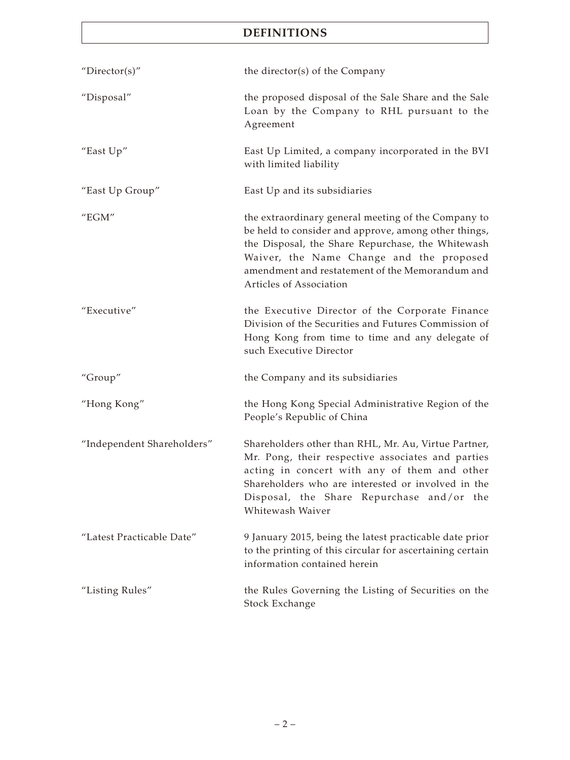# DEFINITIONS

| | |
|---|---|
| "Director(s)" | the director(s) of the Company |
| "Disposal" | the proposed disposal of the Sale Share and the Sale Loan by the Company to RHL pursuant to the Agreement |
| "East Up" | East Up Limited, a company incorporated in the BVI with limited liability |
| "East Up Group" | East Up and its subsidiaries |
| "EGM" | the extraordinary general meeting of the Company to be held to consider and approve, among other things, the Disposal, the Share Repurchase, the Whitewash Waiver, the Name Change and the proposed amendment and restatement of the Memorandum and Articles of Association |
| "Executive" | the Executive Director of the Corporate Finance Division of the Securities and Futures Commission of Hong Kong from time to time and any delegate of such Executive Director |
| "Group" | the Company and its subsidiaries |
| "Hong Kong" | the Hong Kong Special Administrative Region of the People's Republic of China |
| "Independent Shareholders" | Shareholders other than RHL, Mr. Au, Virtue Partner, Mr. Pong, their respective associates and parties acting in concert with any of them and other Shareholders who are interested or involved in the Disposal, the Share Repurchase and/or the Whitewash Waiver |
| "Latest Practicable Date" | 9 January 2015, being the latest practicable date prior to the printing of this circular for ascertaining certain information contained herein |
| "Listing Rules" | the Rules Governing the Listing of Securities on the Stock Exchange |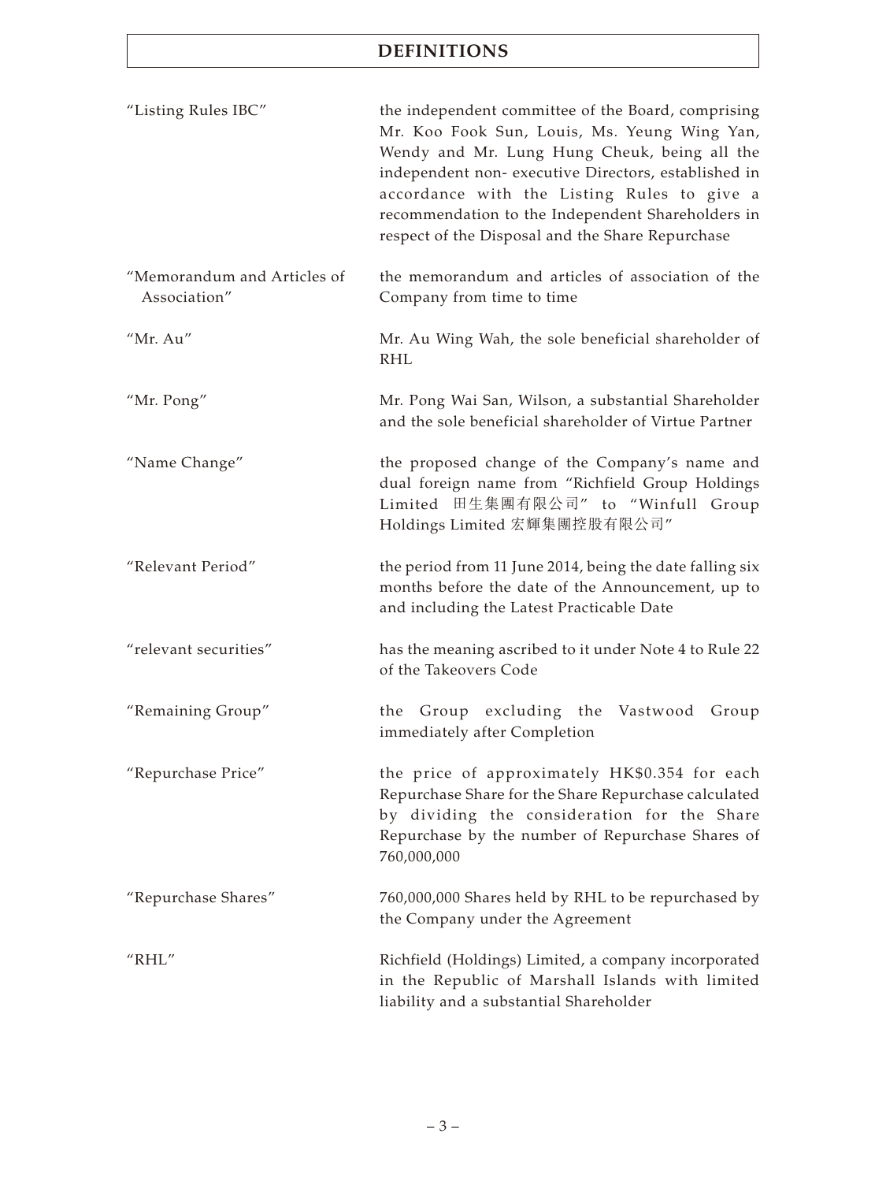# DEFINITIONS

| | |
|---|---|
| "Listing Rules IBC" | the independent committee of the Board, comprising Mr. Koo Fook Sun, Louis, Ms. Yeung Wing Yan, Wendy and Mr. Lung Hung Cheuk, being all the independent non- executive Directors, established in accordance with the Listing Rules to give a recommendation to the Independent Shareholders in respect of the Disposal and the Share Repurchase |
| "Memorandum and Articles of Association" | the memorandum and articles of association of the Company from time to time |
| "Mr. Au" | Mr. Au Wing Wah, the sole beneficial shareholder of RHL |
| "Mr. Pong" | Mr. Pong Wai San, Wilson, a substantial Shareholder and the sole beneficial shareholder of Virtue Partner |
| "Name Change" | the proposed change of the Company's name and dual foreign name from "Richfield Group Holdings Limited 田生集團有限公司" to "Winfull Group Holdings Limited 宏輝集團控股有限公司" |
| "Relevant Period" | the period from 11 June 2014, being the date falling six months before the date of the Announcement, up to and including the Latest Practicable Date |
| "relevant securities" | has the meaning ascribed to it under Note 4 to Rule 22 of the Takeovers Code |
| "Remaining Group" | the Group excluding the Vastwood Group immediately after Completion |
| "Repurchase Price" | the price of approximately HK$0.354 for each Repurchase Share for the Share Repurchase calculated by dividing the consideration for the Share Repurchase by the number of Repurchase Shares of 760,000,000 |
| "Repurchase Shares" | 760,000,000 Shares held by RHL to be repurchased by the Company under the Agreement |
| "RHL" | Richfield (Holdings) Limited, a company incorporated in the Republic of Marshall Islands with limited liability and a substantial Shareholder |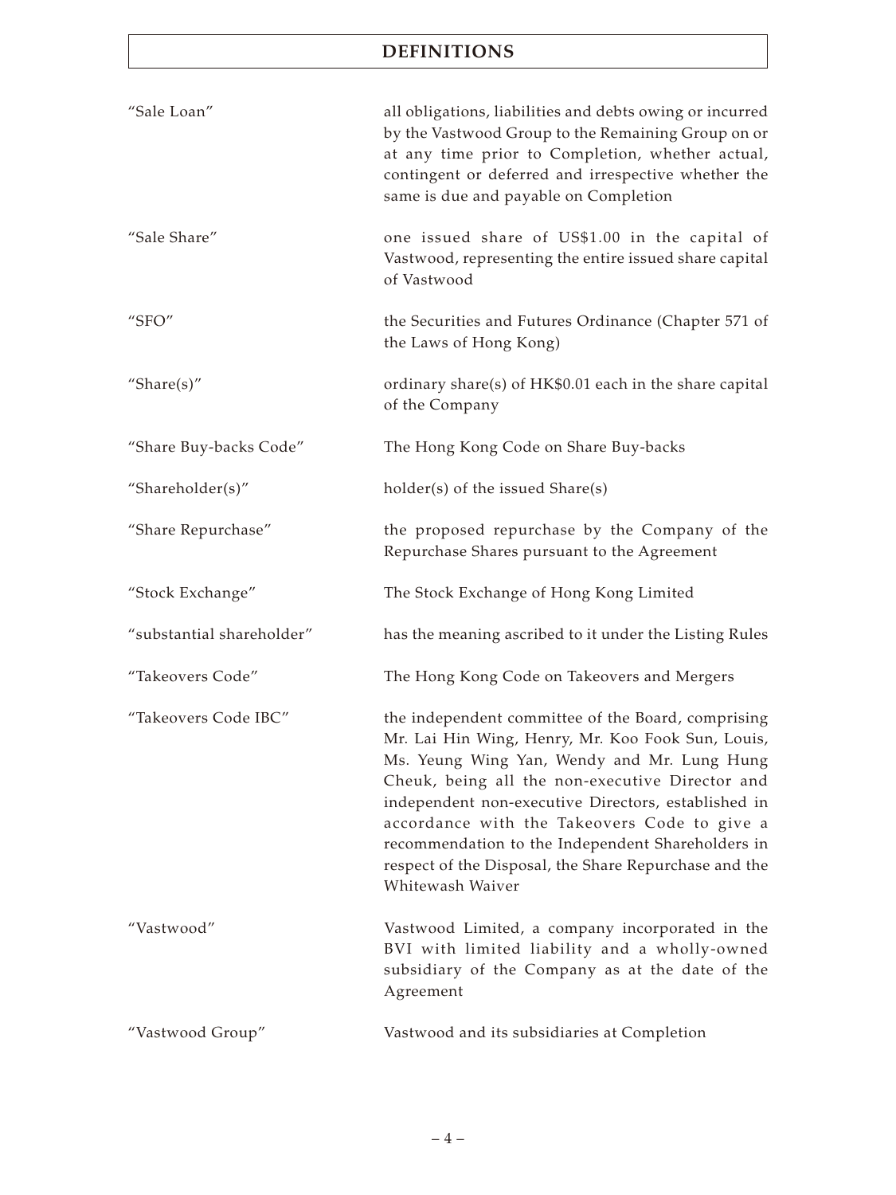# DEFINITIONS

| | |
|---|---|
| "Sale Loan" | all obligations, liabilities and debts owing or incurred by the Vastwood Group to the Remaining Group on or at any time prior to Completion, whether actual, contingent or deferred and irrespective whether the same is due and payable on Completion |
| "Sale Share" | one issued share of US$1.00 in the capital of Vastwood, representing the entire issued share capital of Vastwood |
| "SFO" | the Securities and Futures Ordinance (Chapter 571 of the Laws of Hong Kong) |
| "Share(s)" | ordinary share(s) of HK$0.01 each in the share capital of the Company |
| "Share Buy-backs Code" | The Hong Kong Code on Share Buy-backs |
| "Shareholder(s)" | holder(s) of the issued Share(s) |
| "Share Repurchase" | the proposed repurchase by the Company of the Repurchase Shares pursuant to the Agreement |
| "Stock Exchange" | The Stock Exchange of Hong Kong Limited |
| "substantial shareholder" | has the meaning ascribed to it under the Listing Rules |
| "Takeovers Code" | The Hong Kong Code on Takeovers and Mergers |
| "Takeovers Code IBC" | the independent committee of the Board, comprising Mr. Lai Hin Wing, Henry, Mr. Koo Fook Sun, Louis, Ms. Yeung Wing Yan, Wendy and Mr. Lung Hung Cheuk, being all the non-executive Director and independent non-executive Directors, established in accordance with the Takeovers Code to give a recommendation to the Independent Shareholders in respect of the Disposal, the Share Repurchase and the Whitewash Waiver |
| "Vastwood" | Vastwood Limited, a company incorporated in the BVI with limited liability and a wholly-owned subsidiary of the Company as at the date of the Agreement |
| "Vastwood Group" | Vastwood and its subsidiaries at Completion |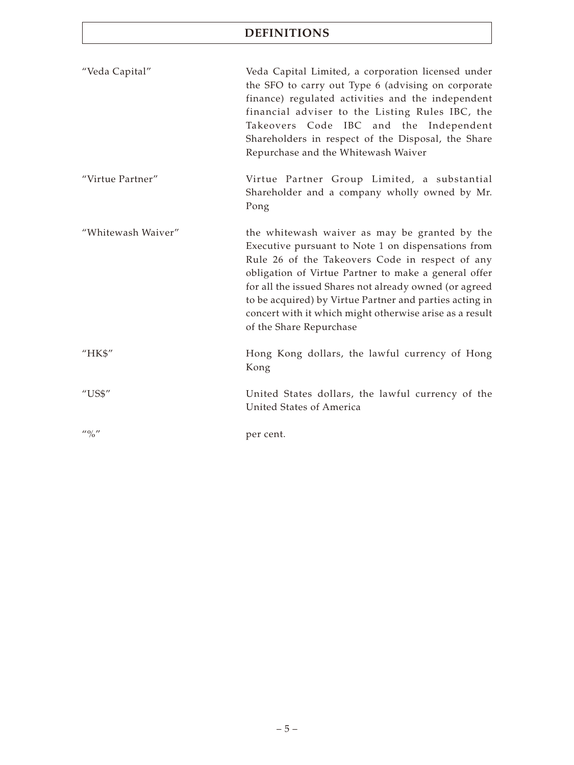# DEFINITIONS

| | |
|---|---|
| "Veda Capital" | Veda Capital Limited, a corporation licensed under the SFO to carry out Type 6 (advising on corporate finance) regulated activities and the independent financial adviser to the Listing Rules IBC, the Takeovers Code IBC and the Independent Shareholders in respect of the Disposal, the Share Repurchase and the Whitewash Waiver |
| "Virtue Partner" | Virtue Partner Group Limited, a substantial Shareholder and a company wholly owned by Mr. Pong |
| "Whitewash Waiver" | the whitewash waiver as may be granted by the Executive pursuant to Note 1 on dispensations from Rule 26 of the Takeovers Code in respect of any obligation of Virtue Partner to make a general offer for all the issued Shares not already owned (or agreed to be acquired) by Virtue Partner and parties acting in concert with it which might otherwise arise as a result of the Share Repurchase |
| "HK$" | Hong Kong dollars, the lawful currency of Hong Kong |
| "US$" | United States dollars, the lawful currency of the United States of America |
| "%" | per cent. |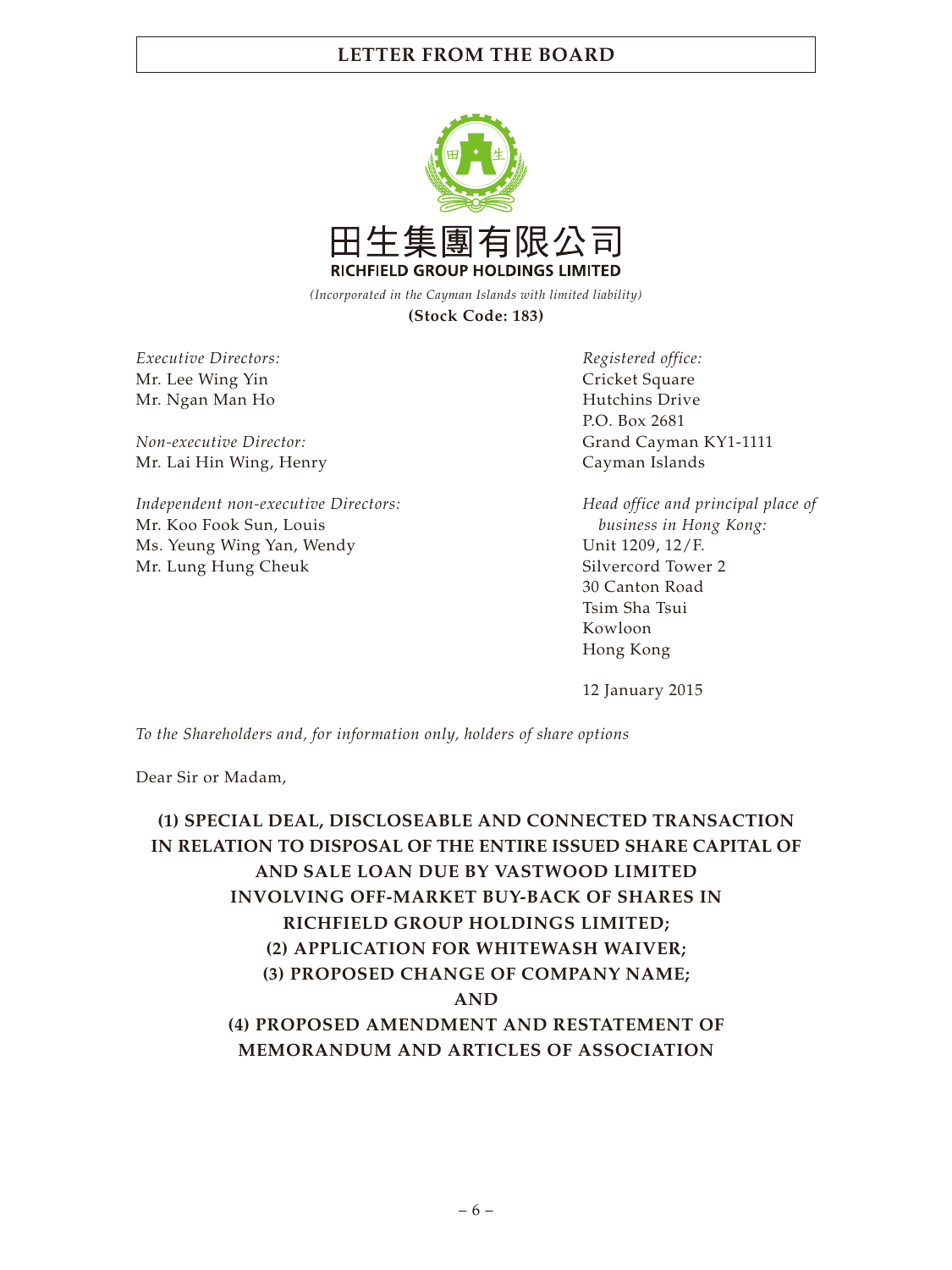田生集團有限公司
**RICHFIELD GROUP HOLDINGS LIMITED**

*(Incorporated in the Cayman Islands with limited liability)*

**(Stock Code: 183)**

*Executive Directors:*
Mr. Lee Wing Yin
Mr. Ngan Man Ho

*Non-executive Director:*
Mr. Lai Hin Wing, Henry

*Independent non-executive Directors:*
Mr. Koo Fook Sun, Louis
Ms. Yeung Wing Yan, Wendy
Mr. Lung Hung Cheuk

*Registered office:*
Cricket Square
Hutchins Drive
P.O. Box 2681
Grand Cayman KY1-1111
Cayman Islands

*Head office and principal place of business in Hong Kong:*
Unit 1209, 12/F.
Silvercord Tower 2
30 Canton Road
Tsim Sha Tsui
Kowloon
Hong Kong

12 January 2015

*To the Shareholders and, for information only, holders of share options*

Dear Sir or Madam,

**(1) SPECIAL DEAL, DISCLOSEABLE AND CONNECTED TRANSACTION IN RELATION TO DISPOSAL OF THE ENTIRE ISSUED SHARE CAPITAL OF AND SALE LOAN DUE BY VASTWOOD LIMITED INVOLVING OFF-MARKET BUY-BACK OF SHARES IN RICHFIELD GROUP HOLDINGS LIMITED;**
**(2) APPLICATION FOR WHITEWASH WAIVER;**
**(3) PROPOSED CHANGE OF COMPANY NAME;**
**AND**
**(4) PROPOSED AMENDMENT AND RESTATEMENT OF MEMORANDUM AND ARTICLES OF ASSOCIATION**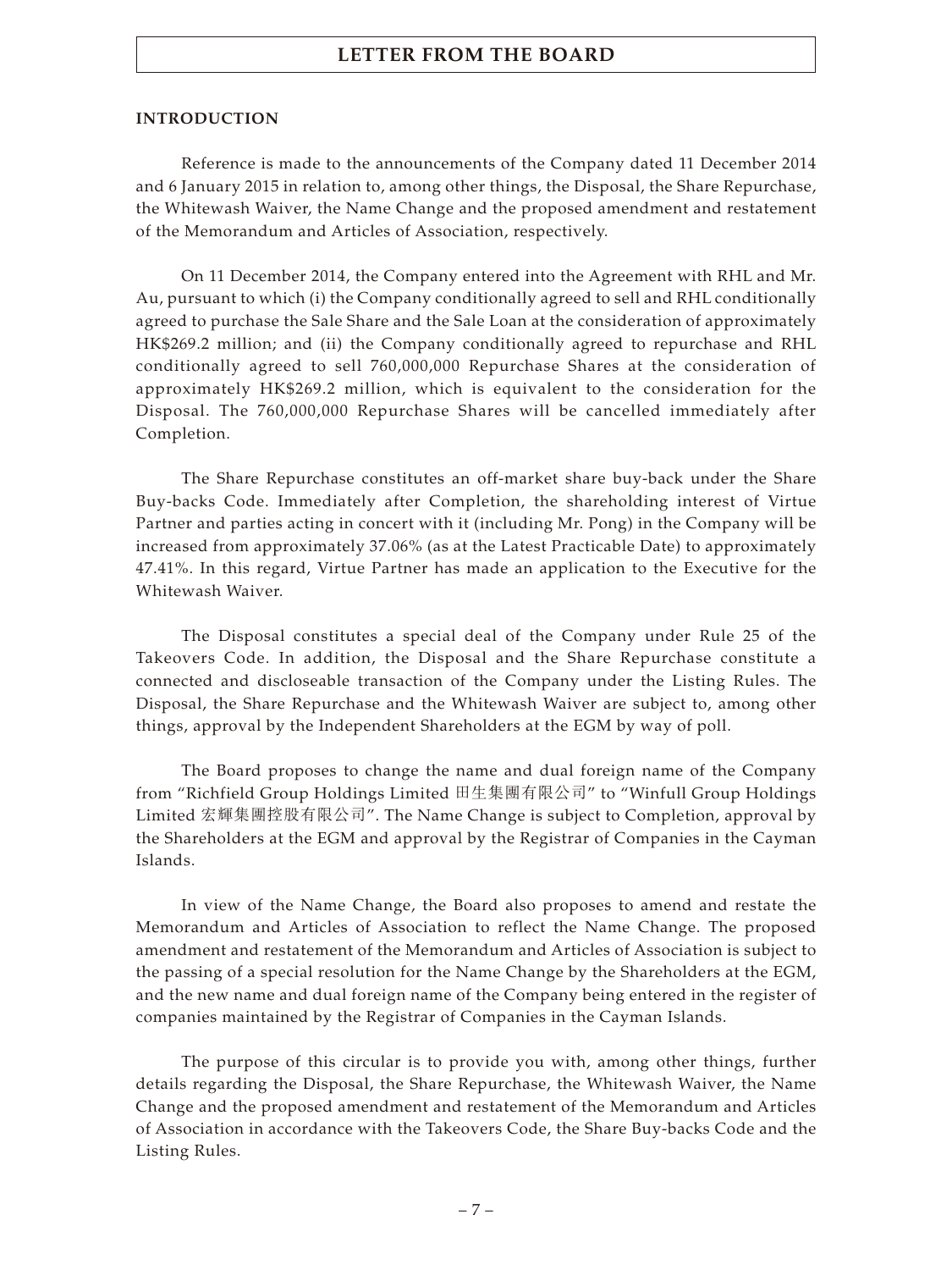## INTRODUCTION

Reference is made to the announcements of the Company dated 11 December 2014 and 6 January 2015 in relation to, among other things, the Disposal, the Share Repurchase, the Whitewash Waiver, the Name Change and the proposed amendment and restatement of the Memorandum and Articles of Association, respectively.

On 11 December 2014, the Company entered into the Agreement with RHL and Mr. Au, pursuant to which (i) the Company conditionally agreed to sell and RHL conditionally agreed to purchase the Sale Share and the Sale Loan at the consideration of approximately HK$269.2 million; and (ii) the Company conditionally agreed to repurchase and RHL conditionally agreed to sell 760,000,000 Repurchase Shares at the consideration of approximately HK$269.2 million, which is equivalent to the consideration for the Disposal. The 760,000,000 Repurchase Shares will be cancelled immediately after Completion.

The Share Repurchase constitutes an off-market share buy-back under the Share Buy-backs Code. Immediately after Completion, the shareholding interest of Virtue Partner and parties acting in concert with it (including Mr. Pong) in the Company will be increased from approximately 37.06% (as at the Latest Practicable Date) to approximately 47.41%. In this regard, Virtue Partner has made an application to the Executive for the Whitewash Waiver.

The Disposal constitutes a special deal of the Company under Rule 25 of the Takeovers Code. In addition, the Disposal and the Share Repurchase constitute a connected and discloseable transaction of the Company under the Listing Rules. The Disposal, the Share Repurchase and the Whitewash Waiver are subject to, among other things, approval by the Independent Shareholders at the EGM by way of poll.

The Board proposes to change the name and dual foreign name of the Company from "Richfield Group Holdings Limited 田生集團有限公司" to "Winfull Group Holdings Limited 宏輝集團控股有限公司". The Name Change is subject to Completion, approval by the Shareholders at the EGM and approval by the Registrar of Companies in the Cayman Islands.

In view of the Name Change, the Board also proposes to amend and restate the Memorandum and Articles of Association to reflect the Name Change. The proposed amendment and restatement of the Memorandum and Articles of Association is subject to the passing of a special resolution for the Name Change by the Shareholders at the EGM, and the new name and dual foreign name of the Company being entered in the register of companies maintained by the Registrar of Companies in the Cayman Islands.

The purpose of this circular is to provide you with, among other things, further details regarding the Disposal, the Share Repurchase, the Whitewash Waiver, the Name Change and the proposed amendment and restatement of the Memorandum and Articles of Association in accordance with the Takeovers Code, the Share Buy-backs Code and the Listing Rules.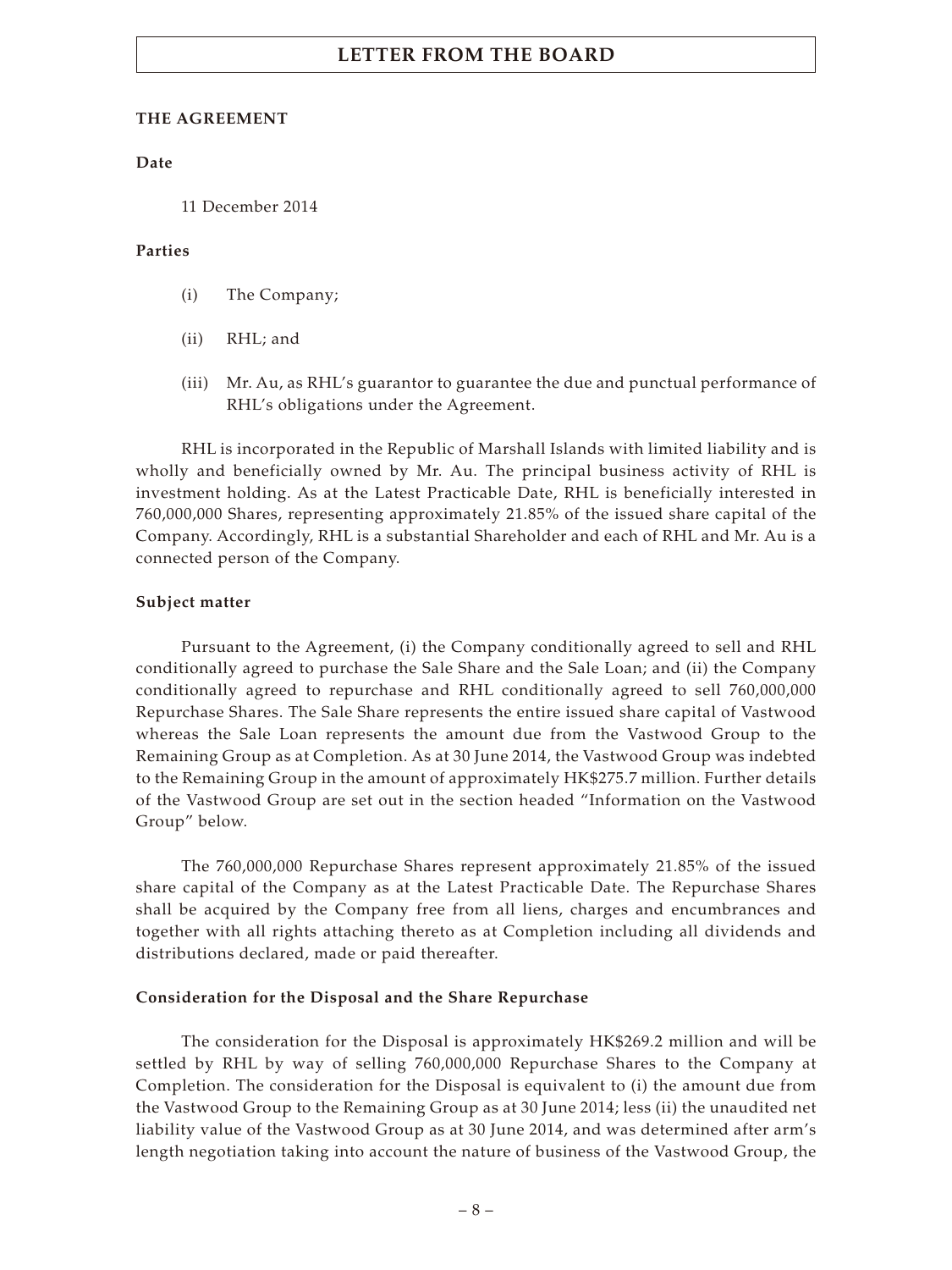### THE AGREEMENT

**Date**

11 December 2014

**Parties**

(i) The Company;

(ii) RHL; and

(iii) Mr. Au, as RHL's guarantor to guarantee the due and punctual performance of RHL's obligations under the Agreement.

RHL is incorporated in the Republic of Marshall Islands with limited liability and is wholly and beneficially owned by Mr. Au. The principal business activity of RHL is investment holding. As at the Latest Practicable Date, RHL is beneficially interested in 760,000,000 Shares, representing approximately 21.85% of the issued share capital of the Company. Accordingly, RHL is a substantial Shareholder and each of RHL and Mr. Au is a connected person of the Company.

**Subject matter**

Pursuant to the Agreement, (i) the Company conditionally agreed to sell and RHL conditionally agreed to purchase the Sale Share and the Sale Loan; and (ii) the Company conditionally agreed to repurchase and RHL conditionally agreed to sell 760,000,000 Repurchase Shares. The Sale Share represents the entire issued share capital of Vastwood whereas the Sale Loan represents the amount due from the Vastwood Group to the Remaining Group as at Completion. As at 30 June 2014, the Vastwood Group was indebted to the Remaining Group in the amount of approximately HK$275.7 million. Further details of the Vastwood Group are set out in the section headed "Information on the Vastwood Group" below.

The 760,000,000 Repurchase Shares represent approximately 21.85% of the issued share capital of the Company as at the Latest Practicable Date. The Repurchase Shares shall be acquired by the Company free from all liens, charges and encumbrances and together with all rights attaching thereto as at Completion including all dividends and distributions declared, made or paid thereafter.

**Consideration for the Disposal and the Share Repurchase**

The consideration for the Disposal is approximately HK$269.2 million and will be settled by RHL by way of selling 760,000,000 Repurchase Shares to the Company at Completion. The consideration for the Disposal is equivalent to (i) the amount due from the Vastwood Group to the Remaining Group as at 30 June 2014; less (ii) the unaudited net liability value of the Vastwood Group as at 30 June 2014, and was determined after arm's length negotiation taking into account the nature of business of the Vastwood Group, the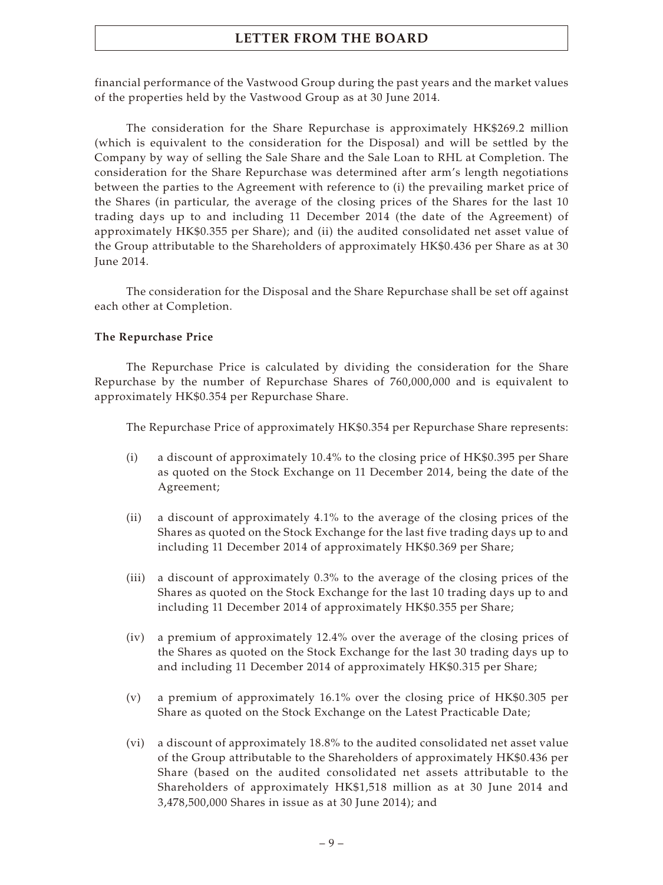financial performance of the Vastwood Group during the past years and the market values of the properties held by the Vastwood Group as at 30 June 2014.

The consideration for the Share Repurchase is approximately HK$269.2 million (which is equivalent to the consideration for the Disposal) and will be settled by the Company by way of selling the Sale Share and the Sale Loan to RHL at Completion. The consideration for the Share Repurchase was determined after arm's length negotiations between the parties to the Agreement with reference to (i) the prevailing market price of the Shares (in particular, the average of the closing prices of the Shares for the last 10 trading days up to and including 11 December 2014 (the date of the Agreement) of approximately HK$0.355 per Share); and (ii) the audited consolidated net asset value of the Group attributable to the Shareholders of approximately HK$0.436 per Share as at 30 June 2014.

The consideration for the Disposal and the Share Repurchase shall be set off against each other at Completion.

**The Repurchase Price**

The Repurchase Price is calculated by dividing the consideration for the Share Repurchase by the number of Repurchase Shares of 760,000,000 and is equivalent to approximately HK$0.354 per Repurchase Share.

The Repurchase Price of approximately HK$0.354 per Repurchase Share represents:

(i) a discount of approximately 10.4% to the closing price of HK$0.395 per Share as quoted on the Stock Exchange on 11 December 2014, being the date of the Agreement;

(ii) a discount of approximately 4.1% to the average of the closing prices of the Shares as quoted on the Stock Exchange for the last five trading days up to and including 11 December 2014 of approximately HK$0.369 per Share;

(iii) a discount of approximately 0.3% to the average of the closing prices of the Shares as quoted on the Stock Exchange for the last 10 trading days up to and including 11 December 2014 of approximately HK$0.355 per Share;

(iv) a premium of approximately 12.4% over the average of the closing prices of the Shares as quoted on the Stock Exchange for the last 30 trading days up to and including 11 December 2014 of approximately HK$0.315 per Share;

(v) a premium of approximately 16.1% over the closing price of HK$0.305 per Share as quoted on the Stock Exchange on the Latest Practicable Date;

(vi) a discount of approximately 18.8% to the audited consolidated net asset value of the Group attributable to the Shareholders of approximately HK$0.436 per Share (based on the audited consolidated net assets attributable to the Shareholders of approximately HK$1,518 million as at 30 June 2014 and 3,478,500,000 Shares in issue as at 30 June 2014); and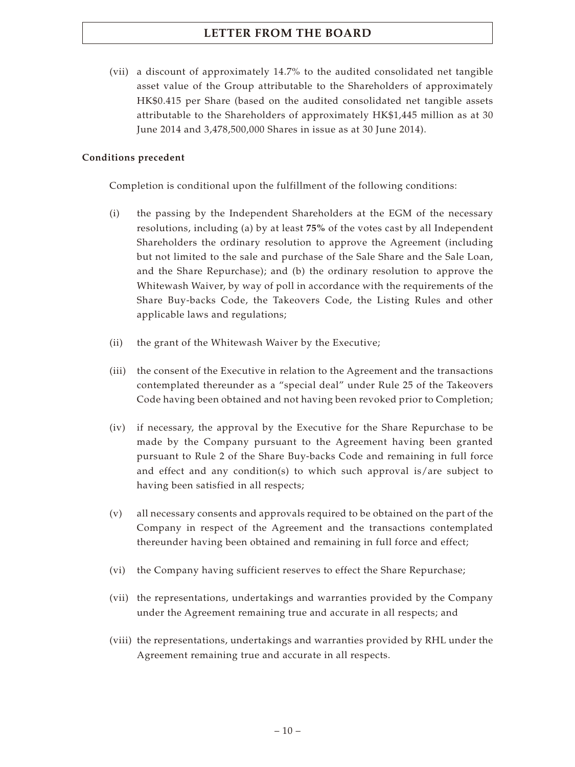(vii) a discount of approximately 14.7% to the audited consolidated net tangible asset value of the Group attributable to the Shareholders of approximately HK$0.415 per Share (based on the audited consolidated net tangible assets attributable to the Shareholders of approximately HK$1,445 million as at 30 June 2014 and 3,478,500,000 Shares in issue as at 30 June 2014).

**Conditions precedent**

Completion is conditional upon the fulfillment of the following conditions:

(i) the passing by the Independent Shareholders at the EGM of the necessary resolutions, including (a) by at least **75%** of the votes cast by all Independent Shareholders the ordinary resolution to approve the Agreement (including but not limited to the sale and purchase of the Sale Share and the Sale Loan, and the Share Repurchase); and (b) the ordinary resolution to approve the Whitewash Waiver, by way of poll in accordance with the requirements of the Share Buy-backs Code, the Takeovers Code, the Listing Rules and other applicable laws and regulations;

(ii) the grant of the Whitewash Waiver by the Executive;

(iii) the consent of the Executive in relation to the Agreement and the transactions contemplated thereunder as a "special deal" under Rule 25 of the Takeovers Code having been obtained and not having been revoked prior to Completion;

(iv) if necessary, the approval by the Executive for the Share Repurchase to be made by the Company pursuant to the Agreement having been granted pursuant to Rule 2 of the Share Buy-backs Code and remaining in full force and effect and any condition(s) to which such approval is/are subject to having been satisfied in all respects;

(v) all necessary consents and approvals required to be obtained on the part of the Company in respect of the Agreement and the transactions contemplated thereunder having been obtained and remaining in full force and effect;

(vi) the Company having sufficient reserves to effect the Share Repurchase;

(vii) the representations, undertakings and warranties provided by the Company under the Agreement remaining true and accurate in all respects; and

(viii) the representations, undertakings and warranties provided by RHL under the Agreement remaining true and accurate in all respects.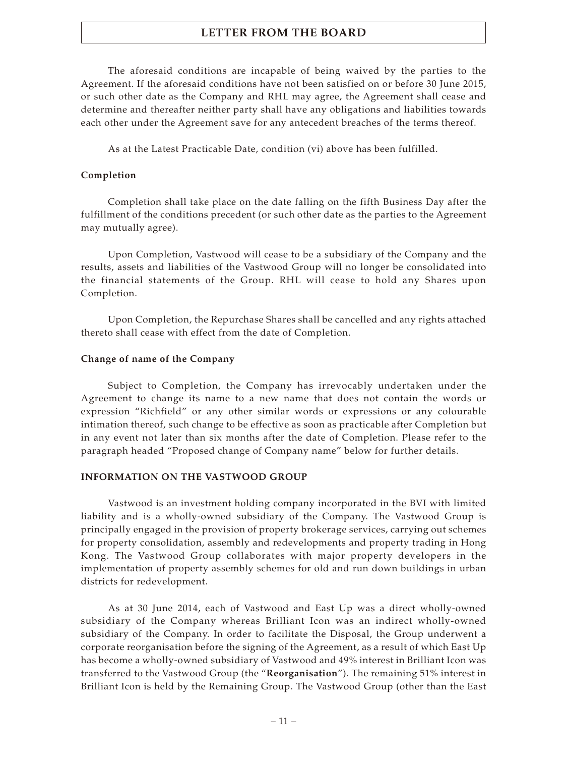The aforesaid conditions are incapable of being waived by the parties to the Agreement. If the aforesaid conditions have not been satisfied on or before 30 June 2015, or such other date as the Company and RHL may agree, the Agreement shall cease and determine and thereafter neither party shall have any obligations and liabilities towards each other under the Agreement save for any antecedent breaches of the terms thereof.

As at the Latest Practicable Date, condition (vi) above has been fulfilled.

**Completion**

Completion shall take place on the date falling on the fifth Business Day after the fulfillment of the conditions precedent (or such other date as the parties to the Agreement may mutually agree).

Upon Completion, Vastwood will cease to be a subsidiary of the Company and the results, assets and liabilities of the Vastwood Group will no longer be consolidated into the financial statements of the Group. RHL will cease to hold any Shares upon Completion.

Upon Completion, the Repurchase Shares shall be cancelled and any rights attached thereto shall cease with effect from the date of Completion.

**Change of name of the Company**

Subject to Completion, the Company has irrevocably undertaken under the Agreement to change its name to a new name that does not contain the words or expression "Richfield" or any other similar words or expressions or any colourable intimation thereof, such change to be effective as soon as practicable after Completion but in any event not later than six months after the date of Completion. Please refer to the paragraph headed "Proposed change of Company name" below for further details.

**INFORMATION ON THE VASTWOOD GROUP**

Vastwood is an investment holding company incorporated in the BVI with limited liability and is a wholly-owned subsidiary of the Company. The Vastwood Group is principally engaged in the provision of property brokerage services, carrying out schemes for property consolidation, assembly and redevelopments and property trading in Hong Kong. The Vastwood Group collaborates with major property developers in the implementation of property assembly schemes for old and run down buildings in urban districts for redevelopment.

As at 30 June 2014, each of Vastwood and East Up was a direct wholly-owned subsidiary of the Company whereas Brilliant Icon was an indirect wholly-owned subsidiary of the Company. In order to facilitate the Disposal, the Group underwent a corporate reorganisation before the signing of the Agreement, as a result of which East Up has become a wholly-owned subsidiary of Vastwood and 49% interest in Brilliant Icon was transferred to the Vastwood Group (the "**Reorganisation**"). The remaining 51% interest in Brilliant Icon is held by the Remaining Group. The Vastwood Group (other than the East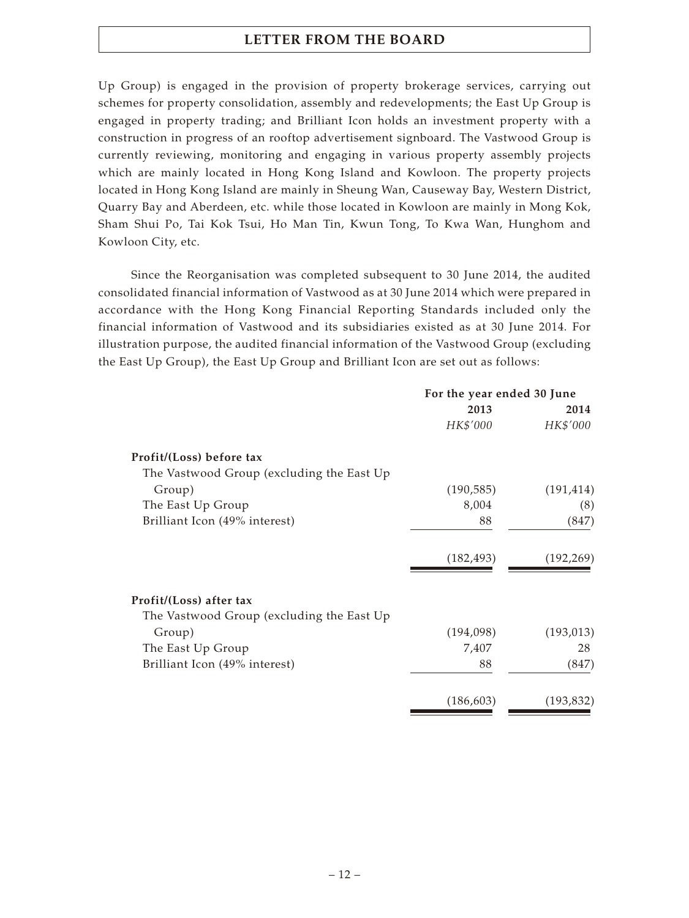Up Group) is engaged in the provision of property brokerage services, carrying out schemes for property consolidation, assembly and redevelopments; the East Up Group is engaged in property trading; and Brilliant Icon holds an investment property with a construction in progress of an rooftop advertisement signboard. The Vastwood Group is currently reviewing, monitoring and engaging in various property assembly projects which are mainly located in Hong Kong Island and Kowloon. The property projects located in Hong Kong Island are mainly in Sheung Wan, Causeway Bay, Western District, Quarry Bay and Aberdeen, etc. while those located in Kowloon are mainly in Mong Kok, Sham Shui Po, Tai Kok Tsui, Ho Man Tin, Kwun Tong, To Kwa Wan, Hunghom and Kowloon City, etc.

Since the Reorganisation was completed subsequent to 30 June 2014, the audited consolidated financial information of Vastwood as at 30 June 2014 which were prepared in accordance with the Hong Kong Financial Reporting Standards included only the financial information of Vastwood and its subsidiaries existed as at 30 June 2014. For illustration purpose, the audited financial information of the Vastwood Group (excluding the East Up Group), the East Up Group and Brilliant Icon are set out as follows:

| | For the year ended 30 June | |
|---|---|---|
| | 2013 | 2014 |
| | *HK$'000* | *HK$'000* |
| **Profit/(Loss) before tax** | | |
| The Vastwood Group (excluding the East Up Group) | (190,585) | (191,414) |
| The East Up Group | 8,004 | (8) |
| Brilliant Icon (49% interest) | 88 | (847) |
| | (182,493) | (192,269) |
| **Profit/(Loss) after tax** | | |
| The Vastwood Group (excluding the East Up Group) | (194,098) | (193,013) |
| The East Up Group | 7,407 | 28 |
| Brilliant Icon (49% interest) | 88 | (847) |
| | (186,603) | (193,832) |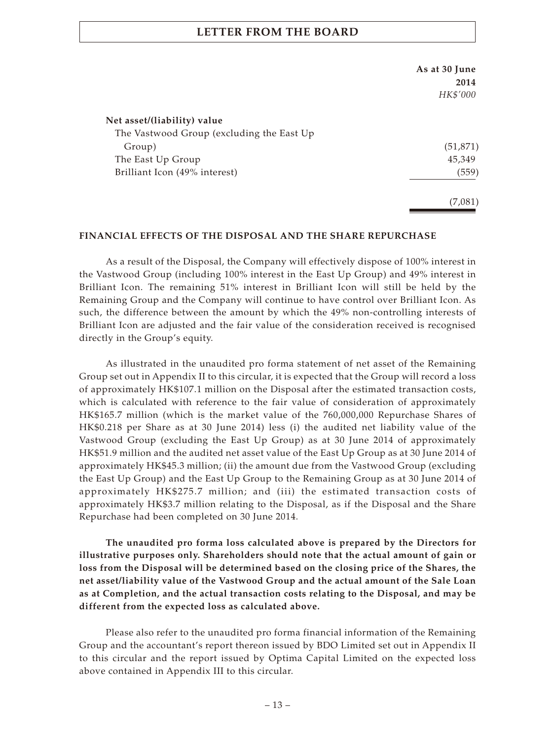| | As at 30 June 2014 |
|---|---|
| | *HK$'000* |
| **Net asset/(liability) value** | |
| The Vastwood Group (excluding the East Up Group) | (51,871) |
| The East Up Group | 45,349 |
| Brilliant Icon (49% interest) | (559) |
| | (7,081) |

## FINANCIAL EFFECTS OF THE DISPOSAL AND THE SHARE REPURCHASE

As a result of the Disposal, the Company will effectively dispose of 100% interest in the Vastwood Group (including 100% interest in the East Up Group) and 49% interest in Brilliant Icon. The remaining 51% interest in Brilliant Icon will still be held by the Remaining Group and the Company will continue to have control over Brilliant Icon. As such, the difference between the amount by which the 49% non-controlling interests of Brilliant Icon are adjusted and the fair value of the consideration received is recognised directly in the Group's equity.

As illustrated in the unaudited pro forma statement of net asset of the Remaining Group set out in Appendix II to this circular, it is expected that the Group will record a loss of approximately HK$107.1 million on the Disposal after the estimated transaction costs, which is calculated with reference to the fair value of consideration of approximately HK$165.7 million (which is the market value of the 760,000,000 Repurchase Shares of HK$0.218 per Share as at 30 June 2014) less (i) the audited net liability value of the Vastwood Group (excluding the East Up Group) as at 30 June 2014 of approximately HK$51.9 million and the audited net asset value of the East Up Group as at 30 June 2014 of approximately HK$45.3 million; (ii) the amount due from the Vastwood Group (excluding the East Up Group) and the East Up Group to the Remaining Group as at 30 June 2014 of approximately HK$275.7 million; and (iii) the estimated transaction costs of approximately HK$3.7 million relating to the Disposal, as if the Disposal and the Share Repurchase had been completed on 30 June 2014.

**The unaudited pro forma loss calculated above is prepared by the Directors for illustrative purposes only. Shareholders should note that the actual amount of gain or loss from the Disposal will be determined based on the closing price of the Shares, the net asset/liability value of the Vastwood Group and the actual amount of the Sale Loan as at Completion, and the actual transaction costs relating to the Disposal, and may be different from the expected loss as calculated above.**

Please also refer to the unaudited pro forma financial information of the Remaining Group and the accountant's report thereon issued by BDO Limited set out in Appendix II to this circular and the report issued by Optima Capital Limited on the expected loss above contained in Appendix III to this circular.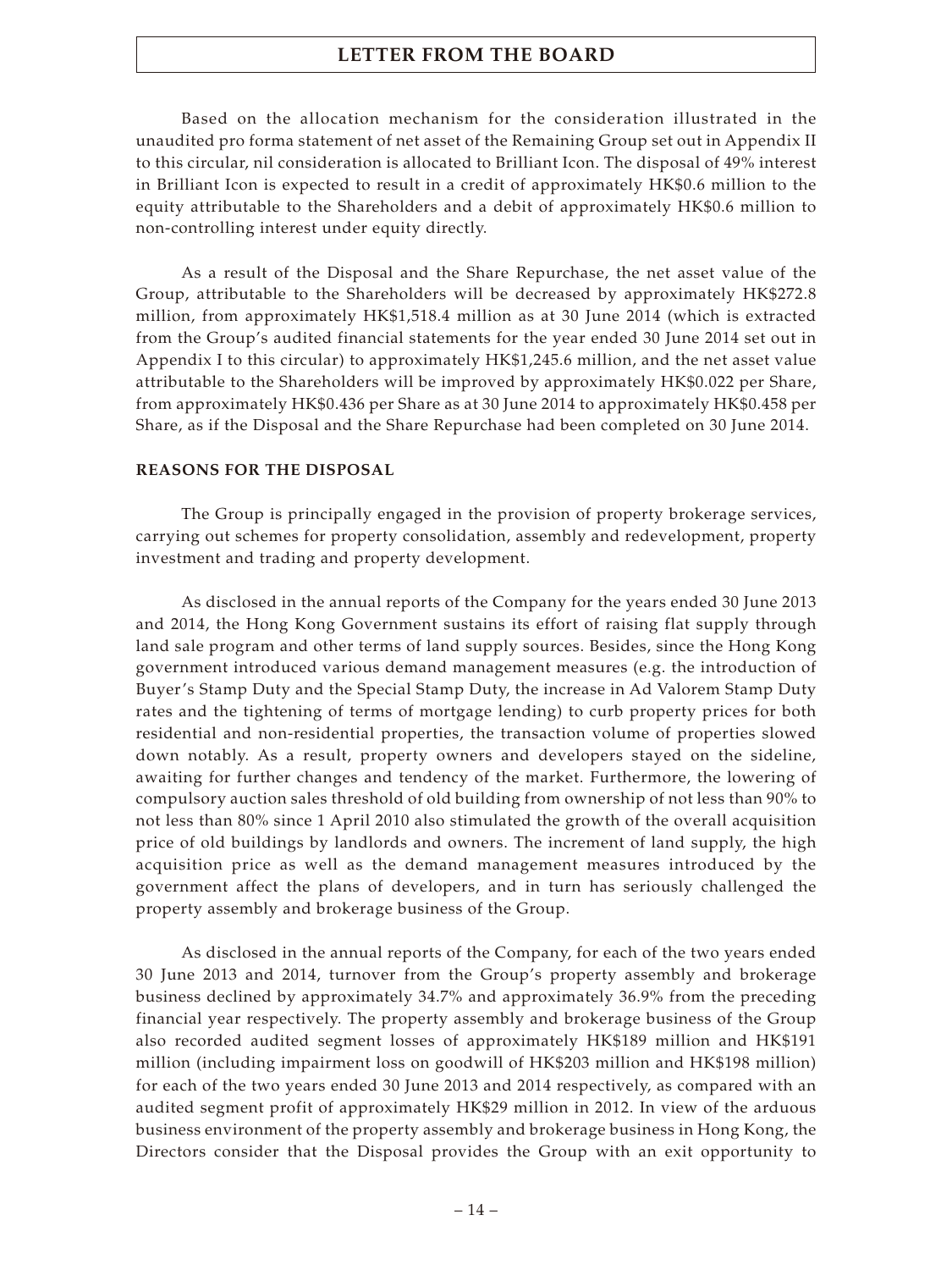Based on the allocation mechanism for the consideration illustrated in the unaudited pro forma statement of net asset of the Remaining Group set out in Appendix II to this circular, nil consideration is allocated to Brilliant Icon. The disposal of 49% interest in Brilliant Icon is expected to result in a credit of approximately HK$0.6 million to the equity attributable to the Shareholders and a debit of approximately HK$0.6 million to non-controlling interest under equity directly.

As a result of the Disposal and the Share Repurchase, the net asset value of the Group, attributable to the Shareholders will be decreased by approximately HK$272.8 million, from approximately HK$1,518.4 million as at 30 June 2014 (which is extracted from the Group's audited financial statements for the year ended 30 June 2014 set out in Appendix I to this circular) to approximately HK$1,245.6 million, and the net asset value attributable to the Shareholders will be improved by approximately HK$0.022 per Share, from approximately HK$0.436 per Share as at 30 June 2014 to approximately HK$0.458 per Share, as if the Disposal and the Share Repurchase had been completed on 30 June 2014.

## REASONS FOR THE DISPOSAL

The Group is principally engaged in the provision of property brokerage services, carrying out schemes for property consolidation, assembly and redevelopment, property investment and trading and property development.

As disclosed in the annual reports of the Company for the years ended 30 June 2013 and 2014, the Hong Kong Government sustains its effort of raising flat supply through land sale program and other terms of land supply sources. Besides, since the Hong Kong government introduced various demand management measures (e.g. the introduction of Buyer's Stamp Duty and the Special Stamp Duty, the increase in Ad Valorem Stamp Duty rates and the tightening of terms of mortgage lending) to curb property prices for both residential and non-residential properties, the transaction volume of properties slowed down notably. As a result, property owners and developers stayed on the sideline, awaiting for further changes and tendency of the market. Furthermore, the lowering of compulsory auction sales threshold of old building from ownership of not less than 90% to not less than 80% since 1 April 2010 also stimulated the growth of the overall acquisition price of old buildings by landlords and owners. The increment of land supply, the high acquisition price as well as the demand management measures introduced by the government affect the plans of developers, and in turn has seriously challenged the property assembly and brokerage business of the Group.

As disclosed in the annual reports of the Company, for each of the two years ended 30 June 2013 and 2014, turnover from the Group's property assembly and brokerage business declined by approximately 34.7% and approximately 36.9% from the preceding financial year respectively. The property assembly and brokerage business of the Group also recorded audited segment losses of approximately HK$189 million and HK$191 million (including impairment loss on goodwill of HK$203 million and HK$198 million) for each of the two years ended 30 June 2013 and 2014 respectively, as compared with an audited segment profit of approximately HK$29 million in 2012. In view of the arduous business environment of the property assembly and brokerage business in Hong Kong, the Directors consider that the Disposal provides the Group with an exit opportunity to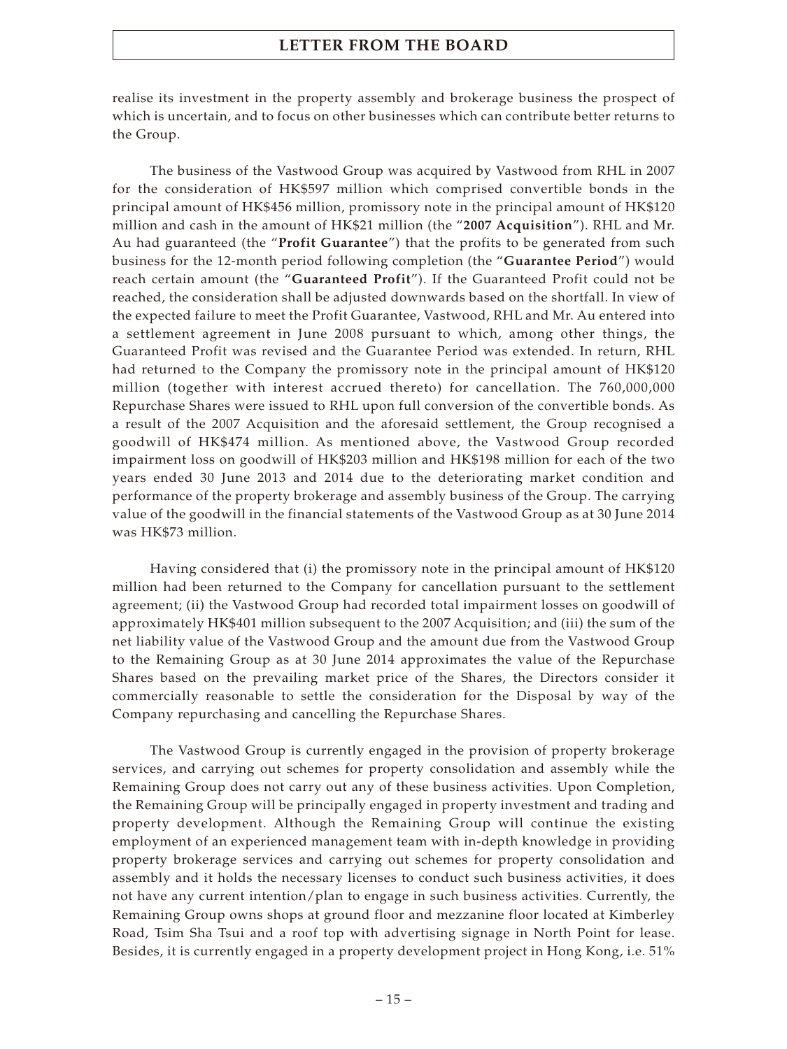realise its investment in the property assembly and brokerage business the prospect of which is uncertain, and to focus on other businesses which can contribute better returns to the Group.

The business of the Vastwood Group was acquired by Vastwood from RHL in 2007 for the consideration of HK$597 million which comprised convertible bonds in the principal amount of HK$456 million, promissory note in the principal amount of HK$120 million and cash in the amount of HK$21 million (the "**2007 Acquisition**"). RHL and Mr. Au had guaranteed (the "**Profit Guarantee**") that the profits to be generated from such business for the 12-month period following completion (the "**Guarantee Period**") would reach certain amount (the "**Guaranteed Profit**"). If the Guaranteed Profit could not be reached, the consideration shall be adjusted downwards based on the shortfall. In view of the expected failure to meet the Profit Guarantee, Vastwood, RHL and Mr. Au entered into a settlement agreement in June 2008 pursuant to which, among other things, the Guaranteed Profit was revised and the Guarantee Period was extended. In return, RHL had returned to the Company the promissory note in the principal amount of HK$120 million (together with interest accrued thereto) for cancellation. The 760,000,000 Repurchase Shares were issued to RHL upon full conversion of the convertible bonds. As a result of the 2007 Acquisition and the aforesaid settlement, the Group recognised a goodwill of HK$474 million. As mentioned above, the Vastwood Group recorded impairment loss on goodwill of HK$203 million and HK$198 million for each of the two years ended 30 June 2013 and 2014 due to the deteriorating market condition and performance of the property brokerage and assembly business of the Group. The carrying value of the goodwill in the financial statements of the Vastwood Group as at 30 June 2014 was HK$73 million.

Having considered that (i) the promissory note in the principal amount of HK$120 million had been returned to the Company for cancellation pursuant to the settlement agreement; (ii) the Vastwood Group had recorded total impairment losses on goodwill of approximately HK$401 million subsequent to the 2007 Acquisition; and (iii) the sum of the net liability value of the Vastwood Group and the amount due from the Vastwood Group to the Remaining Group as at 30 June 2014 approximates the value of the Repurchase Shares based on the prevailing market price of the Shares, the Directors consider it commercially reasonable to settle the consideration for the Disposal by way of the Company repurchasing and cancelling the Repurchase Shares.

The Vastwood Group is currently engaged in the provision of property brokerage services, and carrying out schemes for property consolidation and assembly while the Remaining Group does not carry out any of these business activities. Upon Completion, the Remaining Group will be principally engaged in property investment and trading and property development. Although the Remaining Group will continue the existing employment of an experienced management team with in-depth knowledge in providing property brokerage services and carrying out schemes for property consolidation and assembly and it holds the necessary licenses to conduct such business activities, it does not have any current intention/plan to engage in such business activities. Currently, the Remaining Group owns shops at ground floor and mezzanine floor located at Kimberley Road, Tsim Sha Tsui and a roof top with advertising signage in North Point for lease. Besides, it is currently engaged in a property development project in Hong Kong, i.e. 51%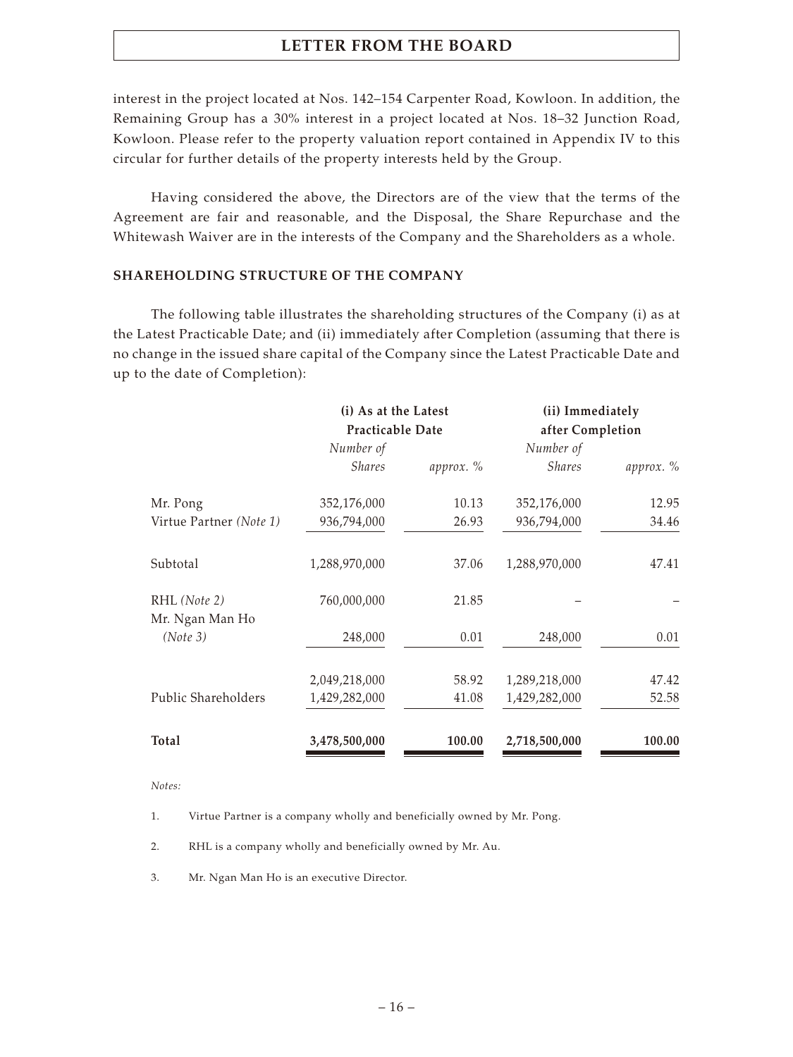interest in the project located at Nos. 142–154 Carpenter Road, Kowloon. In addition, the Remaining Group has a 30% interest in a project located at Nos. 18–32 Junction Road, Kowloon. Please refer to the property valuation report contained in Appendix IV to this circular for further details of the property interests held by the Group.

Having considered the above, the Directors are of the view that the terms of the Agreement are fair and reasonable, and the Disposal, the Share Repurchase and the Whitewash Waiver are in the interests of the Company and the Shareholders as a whole.

## SHAREHOLDING STRUCTURE OF THE COMPANY

The following table illustrates the shareholding structures of the Company (i) as at the Latest Practicable Date; and (ii) immediately after Completion (assuming that there is no change in the issued share capital of the Company since the Latest Practicable Date and up to the date of Completion):

| | (i) As at the Latest Practicable Date | | (ii) Immediately after Completion | |
|---|---|---|---|---|
| | *Number of Shares* | *approx. %* | *Number of Shares* | *approx. %* |
| Mr. Pong | 352,176,000 | 10.13 | 352,176,000 | 12.95 |
| Virtue Partner *(Note 1)* | 936,794,000 | 26.93 | 936,794,000 | 34.46 |
| Subtotal | 1,288,970,000 | 37.06 | 1,288,970,000 | 47.41 |
| RHL *(Note 2)* | 760,000,000 | 21.85 | – | – |
| Mr. Ngan Man Ho *(Note 3)* | 248,000 | 0.01 | 248,000 | 0.01 |
| | 2,049,218,000 | 58.92 | 1,289,218,000 | 47.42 |
| Public Shareholders | 1,429,282,000 | 41.08 | 1,429,282,000 | 52.58 |
| **Total** | **3,478,500,000** | **100.00** | **2,718,500,000** | **100.00** |

*Notes:*

1. Virtue Partner is a company wholly and beneficially owned by Mr. Pong.

2. RHL is a company wholly and beneficially owned by Mr. Au.

3. Mr. Ngan Man Ho is an executive Director.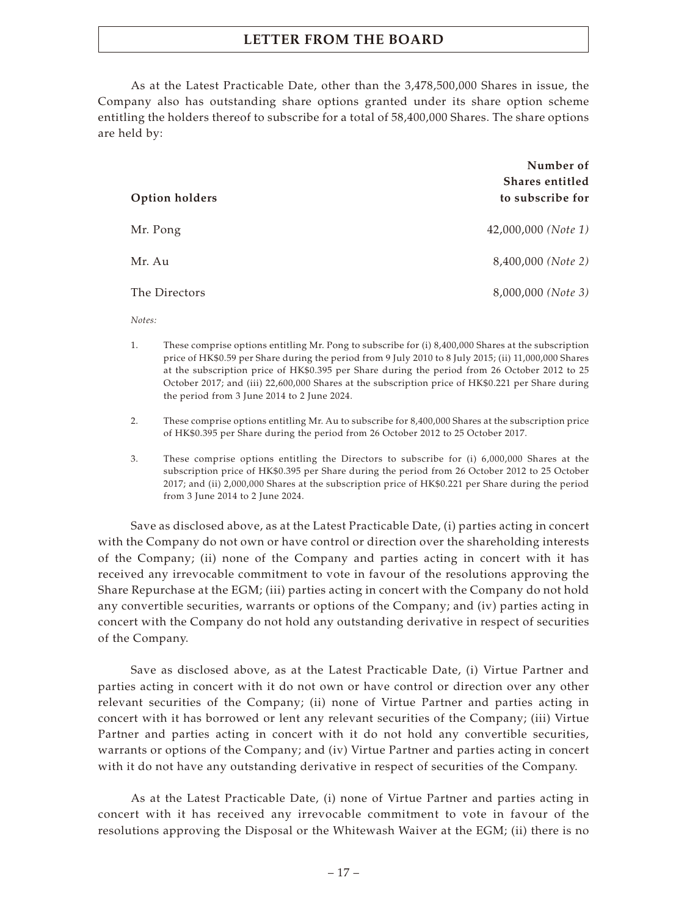As at the Latest Practicable Date, other than the 3,478,500,000 Shares in issue, the Company also has outstanding share options granted under its share option scheme entitling the holders thereof to subscribe for a total of 58,400,000 Shares. The share options are held by:

| Option holders | Number of Shares entitled to subscribe for |
|---|---|
| Mr. Pong | 42,000,000 *(Note 1)* |
| Mr. Au | 8,400,000 *(Note 2)* |
| The Directors | 8,000,000 *(Note 3)* |

*Notes:*

1. These comprise options entitling Mr. Pong to subscribe for (i) 8,400,000 Shares at the subscription price of HK$0.59 per Share during the period from 9 July 2010 to 8 July 2015; (ii) 11,000,000 Shares at the subscription price of HK$0.395 per Share during the period from 26 October 2012 to 25 October 2017; and (iii) 22,600,000 Shares at the subscription price of HK$0.221 per Share during the period from 3 June 2014 to 2 June 2024.

2. These comprise options entitling Mr. Au to subscribe for 8,400,000 Shares at the subscription price of HK$0.395 per Share during the period from 26 October 2012 to 25 October 2017.

3. These comprise options entitling the Directors to subscribe for (i) 6,000,000 Shares at the subscription price of HK$0.395 per Share during the period from 26 October 2012 to 25 October 2017; and (ii) 2,000,000 Shares at the subscription price of HK$0.221 per Share during the period from 3 June 2014 to 2 June 2024.

Save as disclosed above, as at the Latest Practicable Date, (i) parties acting in concert with the Company do not own or have control or direction over the shareholding interests of the Company; (ii) none of the Company and parties acting in concert with it has received any irrevocable commitment to vote in favour of the resolutions approving the Share Repurchase at the EGM; (iii) parties acting in concert with the Company do not hold any convertible securities, warrants or options of the Company; and (iv) parties acting in concert with the Company do not hold any outstanding derivative in respect of securities of the Company.

Save as disclosed above, as at the Latest Practicable Date, (i) Virtue Partner and parties acting in concert with it do not own or have control or direction over any other relevant securities of the Company; (ii) none of Virtue Partner and parties acting in concert with it has borrowed or lent any relevant securities of the Company; (iii) Virtue Partner and parties acting in concert with it do not hold any convertible securities, warrants or options of the Company; and (iv) Virtue Partner and parties acting in concert with it do not have any outstanding derivative in respect of securities of the Company.

As at the Latest Practicable Date, (i) none of Virtue Partner and parties acting in concert with it has received any irrevocable commitment to vote in favour of the resolutions approving the Disposal or the Whitewash Waiver at the EGM; (ii) there is no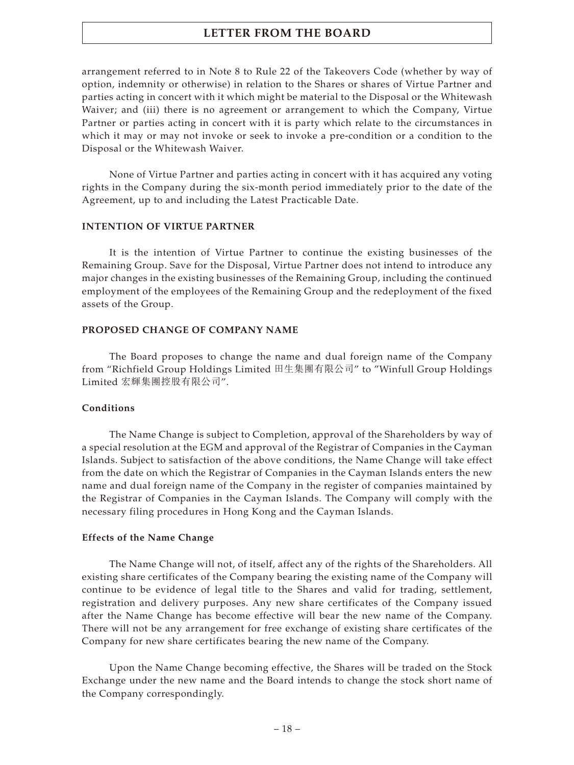arrangement referred to in Note 8 to Rule 22 of the Takeovers Code (whether by way of option, indemnity or otherwise) in relation to the Shares or shares of Virtue Partner and parties acting in concert with it which might be material to the Disposal or the Whitewash Waiver; and (iii) there is no agreement or arrangement to which the Company, Virtue Partner or parties acting in concert with it is party which relate to the circumstances in which it may or may not invoke or seek to invoke a pre-condition or a condition to the Disposal or the Whitewash Waiver.

None of Virtue Partner and parties acting in concert with it has acquired any voting rights in the Company during the six-month period immediately prior to the date of the Agreement, up to and including the Latest Practicable Date.

## INTENTION OF VIRTUE PARTNER

It is the intention of Virtue Partner to continue the existing businesses of the Remaining Group. Save for the Disposal, Virtue Partner does not intend to introduce any major changes in the existing businesses of the Remaining Group, including the continued employment of the employees of the Remaining Group and the redeployment of the fixed assets of the Group.

## PROPOSED CHANGE OF COMPANY NAME

The Board proposes to change the name and dual foreign name of the Company from "Richfield Group Holdings Limited 田生集團有限公司" to "Winfull Group Holdings Limited 宏輝集團控股有限公司".

### Conditions

The Name Change is subject to Completion, approval of the Shareholders by way of a special resolution at the EGM and approval of the Registrar of Companies in the Cayman Islands. Subject to satisfaction of the above conditions, the Name Change will take effect from the date on which the Registrar of Companies in the Cayman Islands enters the new name and dual foreign name of the Company in the register of companies maintained by the Registrar of Companies in the Cayman Islands. The Company will comply with the necessary filing procedures in Hong Kong and the Cayman Islands.

### Effects of the Name Change

The Name Change will not, of itself, affect any of the rights of the Shareholders. All existing share certificates of the Company bearing the existing name of the Company will continue to be evidence of legal title to the Shares and valid for trading, settlement, registration and delivery purposes. Any new share certificates of the Company issued after the Name Change has become effective will bear the new name of the Company. There will not be any arrangement for free exchange of existing share certificates of the Company for new share certificates bearing the new name of the Company.

Upon the Name Change becoming effective, the Shares will be traded on the Stock Exchange under the new name and the Board intends to change the stock short name of the Company correspondingly.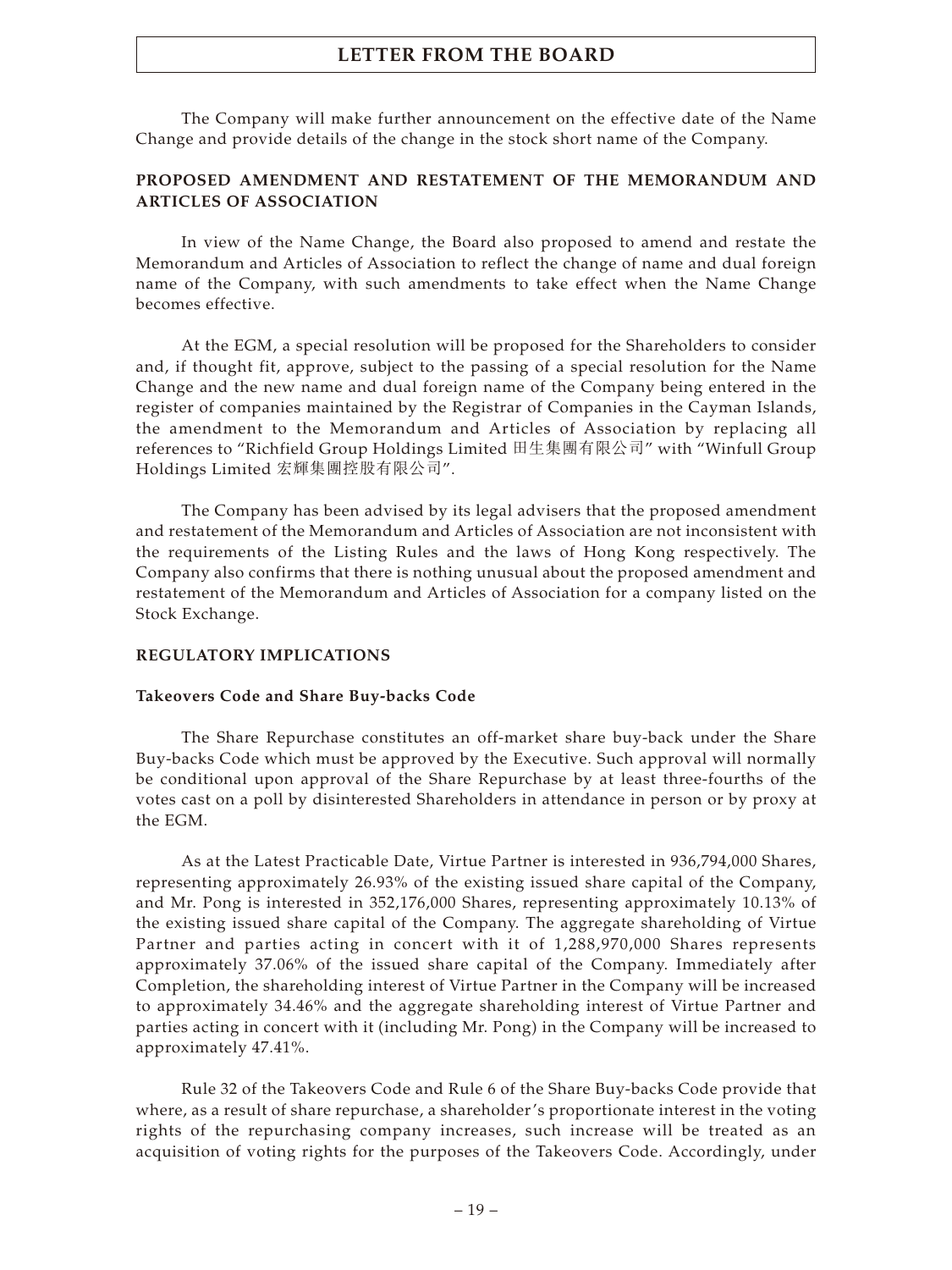The Company will make further announcement on the effective date of the Name Change and provide details of the change in the stock short name of the Company.

## PROPOSED AMENDMENT AND RESTATEMENT OF THE MEMORANDUM AND ARTICLES OF ASSOCIATION

In view of the Name Change, the Board also proposed to amend and restate the Memorandum and Articles of Association to reflect the change of name and dual foreign name of the Company, with such amendments to take effect when the Name Change becomes effective.

At the EGM, a special resolution will be proposed for the Shareholders to consider and, if thought fit, approve, subject to the passing of a special resolution for the Name Change and the new name and dual foreign name of the Company being entered in the register of companies maintained by the Registrar of Companies in the Cayman Islands, the amendment to the Memorandum and Articles of Association by replacing all references to "Richfield Group Holdings Limited 田生集團有限公司" with "Winfull Group Holdings Limited 宏輝集團控股有限公司".

The Company has been advised by its legal advisers that the proposed amendment and restatement of the Memorandum and Articles of Association are not inconsistent with the requirements of the Listing Rules and the laws of Hong Kong respectively. The Company also confirms that there is nothing unusual about the proposed amendment and restatement of the Memorandum and Articles of Association for a company listed on the Stock Exchange.

## REGULATORY IMPLICATIONS

### Takeovers Code and Share Buy-backs Code

The Share Repurchase constitutes an off-market share buy-back under the Share Buy-backs Code which must be approved by the Executive. Such approval will normally be conditional upon approval of the Share Repurchase by at least three-fourths of the votes cast on a poll by disinterested Shareholders in attendance in person or by proxy at the EGM.

As at the Latest Practicable Date, Virtue Partner is interested in 936,794,000 Shares, representing approximately 26.93% of the existing issued share capital of the Company, and Mr. Pong is interested in 352,176,000 Shares, representing approximately 10.13% of the existing issued share capital of the Company. The aggregate shareholding of Virtue Partner and parties acting in concert with it of 1,288,970,000 Shares represents approximately 37.06% of the issued share capital of the Company. Immediately after Completion, the shareholding interest of Virtue Partner in the Company will be increased to approximately 34.46% and the aggregate shareholding interest of Virtue Partner and parties acting in concert with it (including Mr. Pong) in the Company will be increased to approximately 47.41%.

Rule 32 of the Takeovers Code and Rule 6 of the Share Buy-backs Code provide that where, as a result of share repurchase, a shareholder's proportionate interest in the voting rights of the repurchasing company increases, such increase will be treated as an acquisition of voting rights for the purposes of the Takeovers Code. Accordingly, under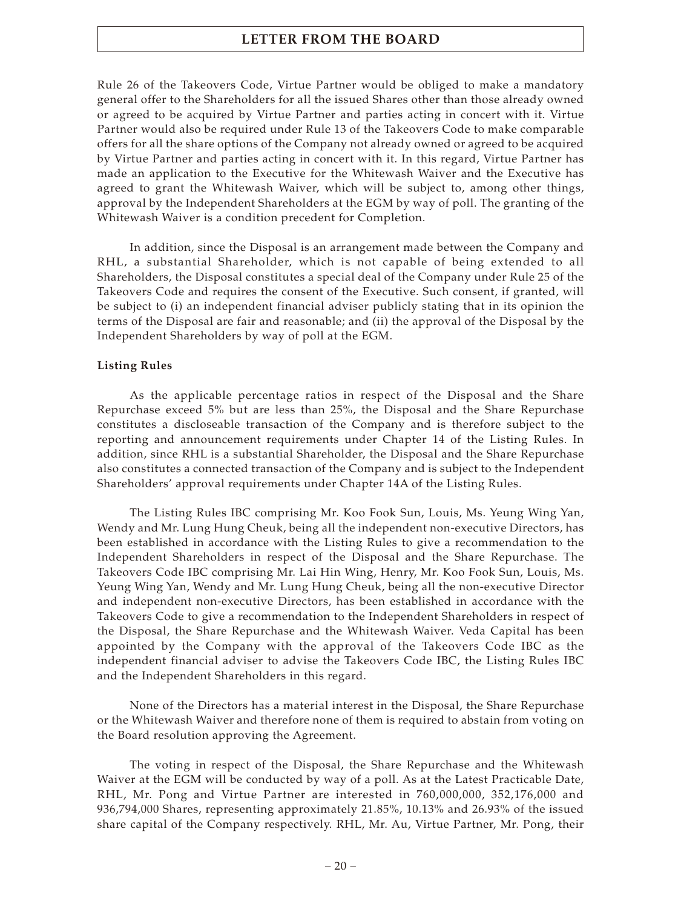Rule 26 of the Takeovers Code, Virtue Partner would be obliged to make a mandatory general offer to the Shareholders for all the issued Shares other than those already owned or agreed to be acquired by Virtue Partner and parties acting in concert with it. Virtue Partner would also be required under Rule 13 of the Takeovers Code to make comparable offers for all the share options of the Company not already owned or agreed to be acquired by Virtue Partner and parties acting in concert with it. In this regard, Virtue Partner has made an application to the Executive for the Whitewash Waiver and the Executive has agreed to grant the Whitewash Waiver, which will be subject to, among other things, approval by the Independent Shareholders at the EGM by way of poll. The granting of the Whitewash Waiver is a condition precedent for Completion.

In addition, since the Disposal is an arrangement made between the Company and RHL, a substantial Shareholder, which is not capable of being extended to all Shareholders, the Disposal constitutes a special deal of the Company under Rule 25 of the Takeovers Code and requires the consent of the Executive. Such consent, if granted, will be subject to (i) an independent financial adviser publicly stating that in its opinion the terms of the Disposal are fair and reasonable; and (ii) the approval of the Disposal by the Independent Shareholders by way of poll at the EGM.

**Listing Rules**

As the applicable percentage ratios in respect of the Disposal and the Share Repurchase exceed 5% but are less than 25%, the Disposal and the Share Repurchase constitutes a discloseable transaction of the Company and is therefore subject to the reporting and announcement requirements under Chapter 14 of the Listing Rules. In addition, since RHL is a substantial Shareholder, the Disposal and the Share Repurchase also constitutes a connected transaction of the Company and is subject to the Independent Shareholders' approval requirements under Chapter 14A of the Listing Rules.

The Listing Rules IBC comprising Mr. Koo Fook Sun, Louis, Ms. Yeung Wing Yan, Wendy and Mr. Lung Hung Cheuk, being all the independent non-executive Directors, has been established in accordance with the Listing Rules to give a recommendation to the Independent Shareholders in respect of the Disposal and the Share Repurchase. The Takeovers Code IBC comprising Mr. Lai Hin Wing, Henry, Mr. Koo Fook Sun, Louis, Ms. Yeung Wing Yan, Wendy and Mr. Lung Hung Cheuk, being all the non-executive Director and independent non-executive Directors, has been established in accordance with the Takeovers Code to give a recommendation to the Independent Shareholders in respect of the Disposal, the Share Repurchase and the Whitewash Waiver. Veda Capital has been appointed by the Company with the approval of the Takeovers Code IBC as the independent financial adviser to advise the Takeovers Code IBC, the Listing Rules IBC and the Independent Shareholders in this regard.

None of the Directors has a material interest in the Disposal, the Share Repurchase or the Whitewash Waiver and therefore none of them is required to abstain from voting on the Board resolution approving the Agreement.

The voting in respect of the Disposal, the Share Repurchase and the Whitewash Waiver at the EGM will be conducted by way of a poll. As at the Latest Practicable Date, RHL, Mr. Pong and Virtue Partner are interested in 760,000,000, 352,176,000 and 936,794,000 Shares, representing approximately 21.85%, 10.13% and 26.93% of the issued share capital of the Company respectively. RHL, Mr. Au, Virtue Partner, Mr. Pong, their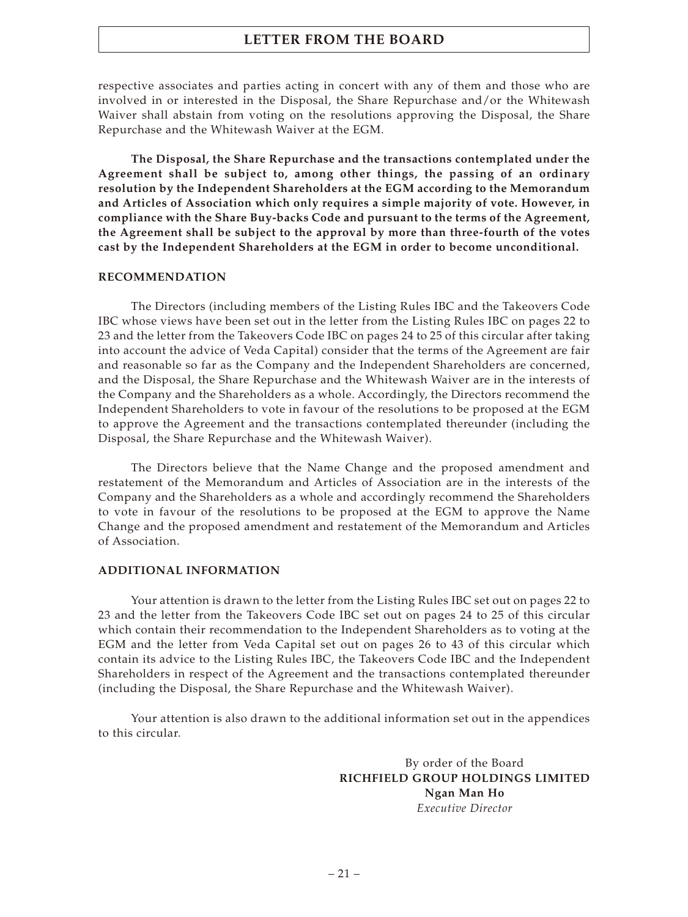respective associates and parties acting in concert with any of them and those who are involved in or interested in the Disposal, the Share Repurchase and/or the Whitewash Waiver shall abstain from voting on the resolutions approving the Disposal, the Share Repurchase and the Whitewash Waiver at the EGM.

**The Disposal, the Share Repurchase and the transactions contemplated under the Agreement shall be subject to, among other things, the passing of an ordinary resolution by the Independent Shareholders at the EGM according to the Memorandum and Articles of Association which only requires a simple majority of vote. However, in compliance with the Share Buy-backs Code and pursuant to the terms of the Agreement, the Agreement shall be subject to the approval by more than three-fourth of the votes cast by the Independent Shareholders at the EGM in order to become unconditional.**

## RECOMMENDATION

The Directors (including members of the Listing Rules IBC and the Takeovers Code IBC whose views have been set out in the letter from the Listing Rules IBC on pages 22 to 23 and the letter from the Takeovers Code IBC on pages 24 to 25 of this circular after taking into account the advice of Veda Capital) consider that the terms of the Agreement are fair and reasonable so far as the Company and the Independent Shareholders are concerned, and the Disposal, the Share Repurchase and the Whitewash Waiver are in the interests of the Company and the Shareholders as a whole. Accordingly, the Directors recommend the Independent Shareholders to vote in favour of the resolutions to be proposed at the EGM to approve the Agreement and the transactions contemplated thereunder (including the Disposal, the Share Repurchase and the Whitewash Waiver).

The Directors believe that the Name Change and the proposed amendment and restatement of the Memorandum and Articles of Association are in the interests of the Company and the Shareholders as a whole and accordingly recommend the Shareholders to vote in favour of the resolutions to be proposed at the EGM to approve the Name Change and the proposed amendment and restatement of the Memorandum and Articles of Association.

## ADDITIONAL INFORMATION

Your attention is drawn to the letter from the Listing Rules IBC set out on pages 22 to 23 and the letter from the Takeovers Code IBC set out on pages 24 to 25 of this circular which contain their recommendation to the Independent Shareholders as to voting at the EGM and the letter from Veda Capital set out on pages 26 to 43 of this circular which contain its advice to the Listing Rules IBC, the Takeovers Code IBC and the Independent Shareholders in respect of the Agreement and the transactions contemplated thereunder (including the Disposal, the Share Repurchase and the Whitewash Waiver).

Your attention is also drawn to the additional information set out in the appendices to this circular.

By order of the Board
**RICHFIELD GROUP HOLDINGS LIMITED**
**Ngan Man Ho**
*Executive Director*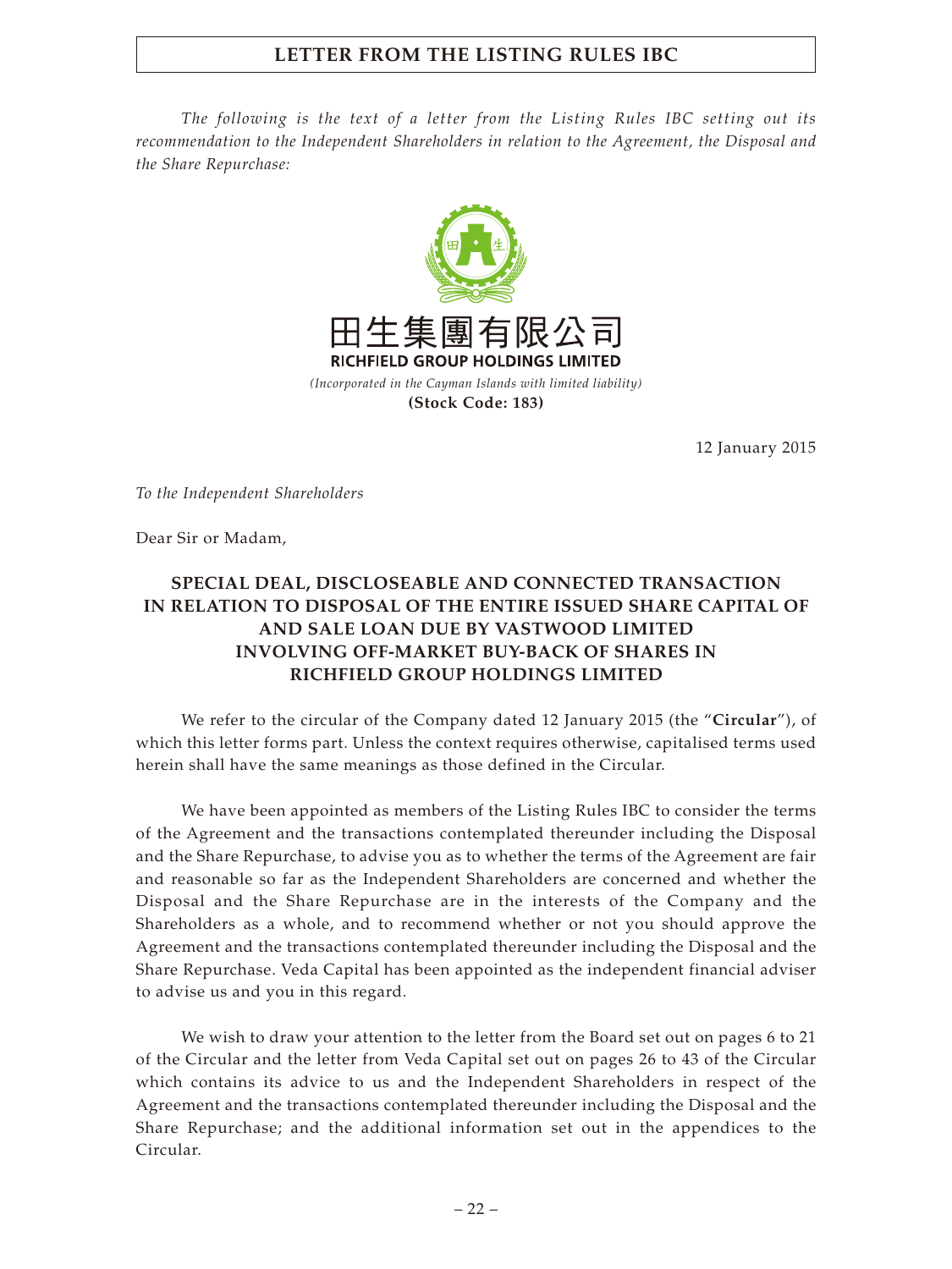# LETTER FROM THE LISTING RULES IBC

*The following is the text of a letter from the Listing Rules IBC setting out its recommendation to the Independent Shareholders in relation to the Agreement, the Disposal and the Share Repurchase:*

田生集團有限公司
**RICHFIELD GROUP HOLDINGS LIMITED**
*(Incorporated in the Cayman Islands with limited liability)*
**(Stock Code: 183)**

12 January 2015

*To the Independent Shareholders*

Dear Sir or Madam,

**SPECIAL DEAL, DISCLOSEABLE AND CONNECTED TRANSACTION IN RELATION TO DISPOSAL OF THE ENTIRE ISSUED SHARE CAPITAL OF AND SALE LOAN DUE BY VASTWOOD LIMITED INVOLVING OFF-MARKET BUY-BACK OF SHARES IN RICHFIELD GROUP HOLDINGS LIMITED**

We refer to the circular of the Company dated 12 January 2015 (the "**Circular**"), of which this letter forms part. Unless the context requires otherwise, capitalised terms used herein shall have the same meanings as those defined in the Circular.

We have been appointed as members of the Listing Rules IBC to consider the terms of the Agreement and the transactions contemplated thereunder including the Disposal and the Share Repurchase, to advise you as to whether the terms of the Agreement are fair and reasonable so far as the Independent Shareholders are concerned and whether the Disposal and the Share Repurchase are in the interests of the Company and the Shareholders as a whole, and to recommend whether or not you should approve the Agreement and the transactions contemplated thereunder including the Disposal and the Share Repurchase. Veda Capital has been appointed as the independent financial adviser to advise us and you in this regard.

We wish to draw your attention to the letter from the Board set out on pages 6 to 21 of the Circular and the letter from Veda Capital set out on pages 26 to 43 of the Circular which contains its advice to us and the Independent Shareholders in respect of the Agreement and the transactions contemplated thereunder including the Disposal and the Share Repurchase; and the additional information set out in the appendices to the Circular.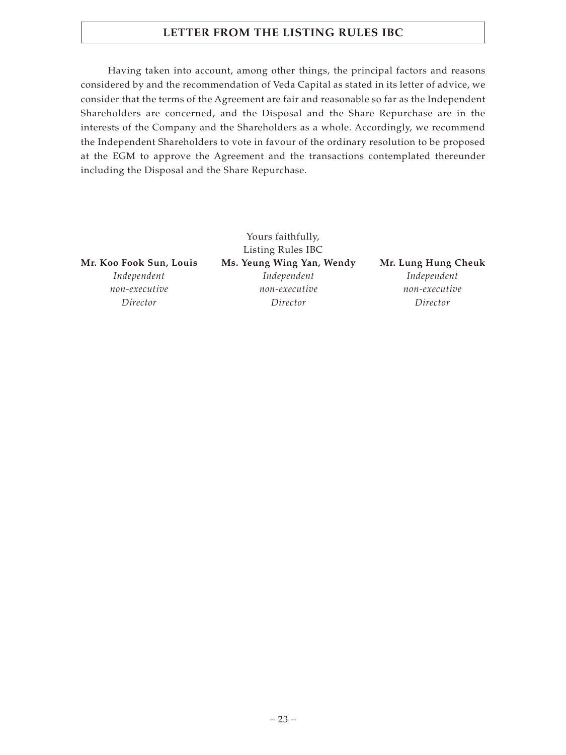Having taken into account, among other things, the principal factors and reasons considered by and the recommendation of Veda Capital as stated in its letter of advice, we consider that the terms of the Agreement are fair and reasonable so far as the Independent Shareholders are concerned, and the Disposal and the Share Repurchase are in the interests of the Company and the Shareholders as a whole. Accordingly, we recommend the Independent Shareholders to vote in favour of the ordinary resolution to be proposed at the EGM to approve the Agreement and the transactions contemplated thereunder including the Disposal and the Share Repurchase.

Yours faithfully,
Listing Rules IBC

| **Mr. Koo Fook Sun, Louis** | **Ms. Yeung Wing Yan, Wendy** | **Mr. Lung Hung Cheuk** |
|---|---|---|
| *Independent non-executive Director* | *Independent non-executive Director* | *Independent non-executive Director* |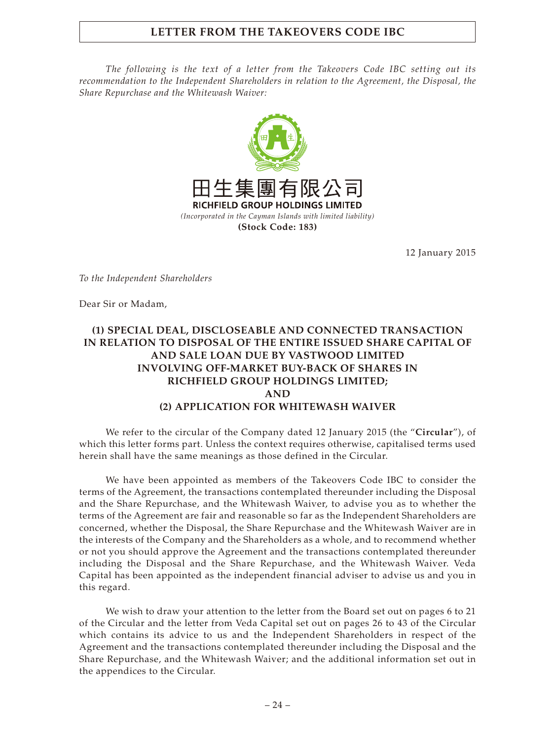# LETTER FROM THE TAKEOVERS CODE IBC

*The following is the text of a letter from the Takeovers Code IBC setting out its recommendation to the Independent Shareholders in relation to the Agreement, the Disposal, the Share Repurchase and the Whitewash Waiver:*

田生集團有限公司
**RICHFIELD GROUP HOLDINGS LIMITED**
*(Incorporated in the Cayman Islands with limited liability)*
**(Stock Code: 183)**

12 January 2015

*To the Independent Shareholders*

Dear Sir or Madam,

**(1) SPECIAL DEAL, DISCLOSEABLE AND CONNECTED TRANSACTION IN RELATION TO DISPOSAL OF THE ENTIRE ISSUED SHARE CAPITAL OF AND SALE LOAN DUE BY VASTWOOD LIMITED INVOLVING OFF-MARKET BUY-BACK OF SHARES IN RICHFIELD GROUP HOLDINGS LIMITED;**
**AND**
**(2) APPLICATION FOR WHITEWASH WAIVER**

We refer to the circular of the Company dated 12 January 2015 (the "**Circular**"), of which this letter forms part. Unless the context requires otherwise, capitalised terms used herein shall have the same meanings as those defined in the Circular.

We have been appointed as members of the Takeovers Code IBC to consider the terms of the Agreement, the transactions contemplated thereunder including the Disposal and the Share Repurchase, and the Whitewash Waiver, to advise you as to whether the terms of the Agreement are fair and reasonable so far as the Independent Shareholders are concerned, whether the Disposal, the Share Repurchase and the Whitewash Waiver are in the interests of the Company and the Shareholders as a whole, and to recommend whether or not you should approve the Agreement and the transactions contemplated thereunder including the Disposal and the Share Repurchase, and the Whitewash Waiver. Veda Capital has been appointed as the independent financial adviser to advise us and you in this regard.

We wish to draw your attention to the letter from the Board set out on pages 6 to 21 of the Circular and the letter from Veda Capital set out on pages 26 to 43 of the Circular which contains its advice to us and the Independent Shareholders in respect of the Agreement and the transactions contemplated thereunder including the Disposal and the Share Repurchase, and the Whitewash Waiver; and the additional information set out in the appendices to the Circular.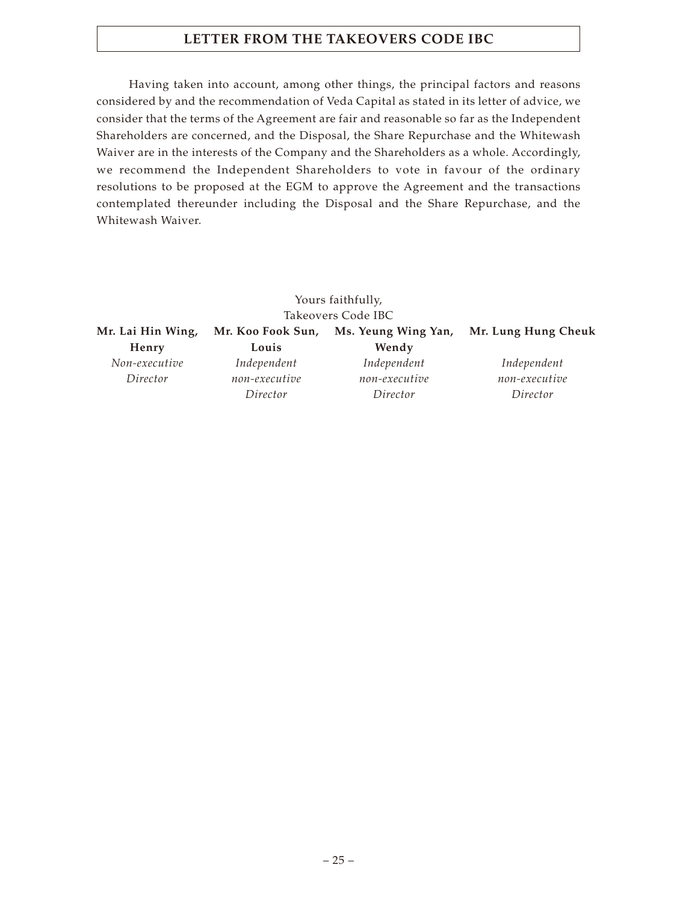# LETTER FROM THE TAKEOVERS CODE IBC

Having taken into account, among other things, the principal factors and reasons considered by and the recommendation of Veda Capital as stated in its letter of advice, we consider that the terms of the Agreement are fair and reasonable so far as the Independent Shareholders are concerned, and the Disposal, the Share Repurchase and the Whitewash Waiver are in the interests of the Company and the Shareholders as a whole. Accordingly, we recommend the Independent Shareholders to vote in favour of the ordinary resolutions to be proposed at the EGM to approve the Agreement and the transactions contemplated thereunder including the Disposal and the Share Repurchase, and the Whitewash Waiver.

Yours faithfully,
Takeovers Code IBC

| **Mr. Lai Hin Wing, Henry** | **Mr. Koo Fook Sun, Louis** | **Ms. Yeung Wing Yan, Wendy** | **Mr. Lung Hung Cheuk** |
|---|---|---|---|
| *Non-executive Director* | *Independent non-executive Director* | *Independent non-executive Director* | *Independent non-executive Director* |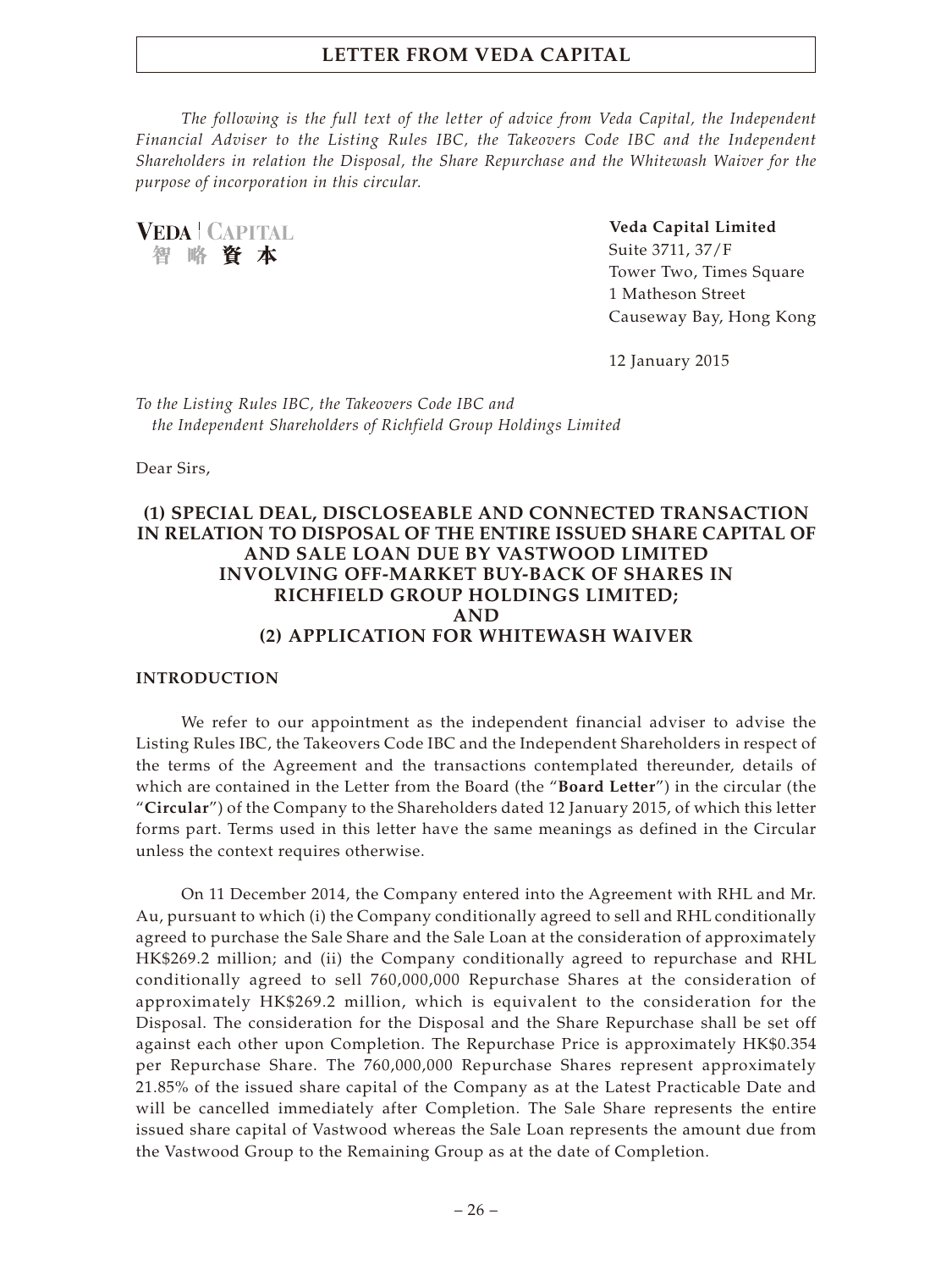# LETTER FROM VEDA CAPITAL

*The following is the full text of the letter of advice from Veda Capital, the Independent Financial Adviser to the Listing Rules IBC, the Takeovers Code IBC and the Independent Shareholders in relation the Disposal, the Share Repurchase and the Whitewash Waiver for the purpose of incorporation in this circular.*

**VEDA | CAPITAL**
**智略資本**

**Veda Capital Limited**
Suite 3711, 37/F
Tower Two, Times Square
1 Matheson Street
Causeway Bay, Hong Kong

12 January 2015

*To the Listing Rules IBC, the Takeovers Code IBC and the Independent Shareholders of Richfield Group Holdings Limited*

Dear Sirs,

## (1) SPECIAL DEAL, DISCLOSEABLE AND CONNECTED TRANSACTION IN RELATION TO DISPOSAL OF THE ENTIRE ISSUED SHARE CAPITAL OF AND SALE LOAN DUE BY VASTWOOD LIMITED INVOLVING OFF-MARKET BUY-BACK OF SHARES IN RICHFIELD GROUP HOLDINGS LIMITED; AND (2) APPLICATION FOR WHITEWASH WAIVER

### INTRODUCTION

We refer to our appointment as the independent financial adviser to advise the Listing Rules IBC, the Takeovers Code IBC and the Independent Shareholders in respect of the terms of the Agreement and the transactions contemplated thereunder, details of which are contained in the Letter from the Board (the "**Board Letter**") in the circular (the "**Circular**") of the Company to the Shareholders dated 12 January 2015, of which this letter forms part. Terms used in this letter have the same meanings as defined in the Circular unless the context requires otherwise.

On 11 December 2014, the Company entered into the Agreement with RHL and Mr. Au, pursuant to which (i) the Company conditionally agreed to sell and RHL conditionally agreed to purchase the Sale Share and the Sale Loan at the consideration of approximately HK$269.2 million; and (ii) the Company conditionally agreed to repurchase and RHL conditionally agreed to sell 760,000,000 Repurchase Shares at the consideration of approximately HK$269.2 million, which is equivalent to the consideration for the Disposal. The consideration for the Disposal and the Share Repurchase shall be set off against each other upon Completion. The Repurchase Price is approximately HK$0.354 per Repurchase Share. The 760,000,000 Repurchase Shares represent approximately 21.85% of the issued share capital of the Company as at the Latest Practicable Date and will be cancelled immediately after Completion. The Sale Share represents the entire issued share capital of Vastwood whereas the Sale Loan represents the amount due from the Vastwood Group to the Remaining Group as at the date of Completion.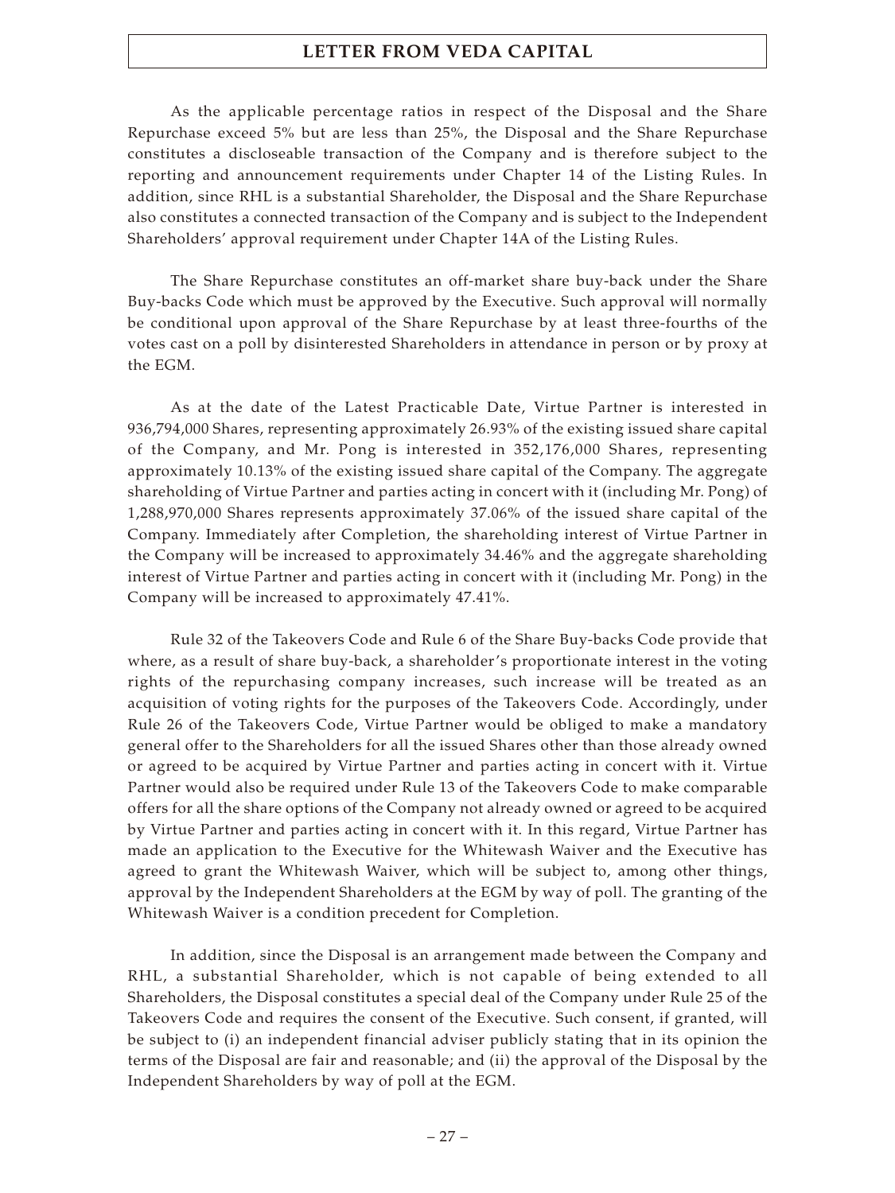As the applicable percentage ratios in respect of the Disposal and the Share Repurchase exceed 5% but are less than 25%, the Disposal and the Share Repurchase constitutes a discloseable transaction of the Company and is therefore subject to the reporting and announcement requirements under Chapter 14 of the Listing Rules. In addition, since RHL is a substantial Shareholder, the Disposal and the Share Repurchase also constitutes a connected transaction of the Company and is subject to the Independent Shareholders' approval requirement under Chapter 14A of the Listing Rules.

The Share Repurchase constitutes an off-market share buy-back under the Share Buy-backs Code which must be approved by the Executive. Such approval will normally be conditional upon approval of the Share Repurchase by at least three-fourths of the votes cast on a poll by disinterested Shareholders in attendance in person or by proxy at the EGM.

As at the date of the Latest Practicable Date, Virtue Partner is interested in 936,794,000 Shares, representing approximately 26.93% of the existing issued share capital of the Company, and Mr. Pong is interested in 352,176,000 Shares, representing approximately 10.13% of the existing issued share capital of the Company. The aggregate shareholding of Virtue Partner and parties acting in concert with it (including Mr. Pong) of 1,288,970,000 Shares represents approximately 37.06% of the issued share capital of the Company. Immediately after Completion, the shareholding interest of Virtue Partner in the Company will be increased to approximately 34.46% and the aggregate shareholding interest of Virtue Partner and parties acting in concert with it (including Mr. Pong) in the Company will be increased to approximately 47.41%.

Rule 32 of the Takeovers Code and Rule 6 of the Share Buy-backs Code provide that where, as a result of share buy-back, a shareholder's proportionate interest in the voting rights of the repurchasing company increases, such increase will be treated as an acquisition of voting rights for the purposes of the Takeovers Code. Accordingly, under Rule 26 of the Takeovers Code, Virtue Partner would be obliged to make a mandatory general offer to the Shareholders for all the issued Shares other than those already owned or agreed to be acquired by Virtue Partner and parties acting in concert with it. Virtue Partner would also be required under Rule 13 of the Takeovers Code to make comparable offers for all the share options of the Company not already owned or agreed to be acquired by Virtue Partner and parties acting in concert with it. In this regard, Virtue Partner has made an application to the Executive for the Whitewash Waiver and the Executive has agreed to grant the Whitewash Waiver, which will be subject to, among other things, approval by the Independent Shareholders at the EGM by way of poll. The granting of the Whitewash Waiver is a condition precedent for Completion.

In addition, since the Disposal is an arrangement made between the Company and RHL, a substantial Shareholder, which is not capable of being extended to all Shareholders, the Disposal constitutes a special deal of the Company under Rule 25 of the Takeovers Code and requires the consent of the Executive. Such consent, if granted, will be subject to (i) an independent financial adviser publicly stating that in its opinion the terms of the Disposal are fair and reasonable; and (ii) the approval of the Disposal by the Independent Shareholders by way of poll at the EGM.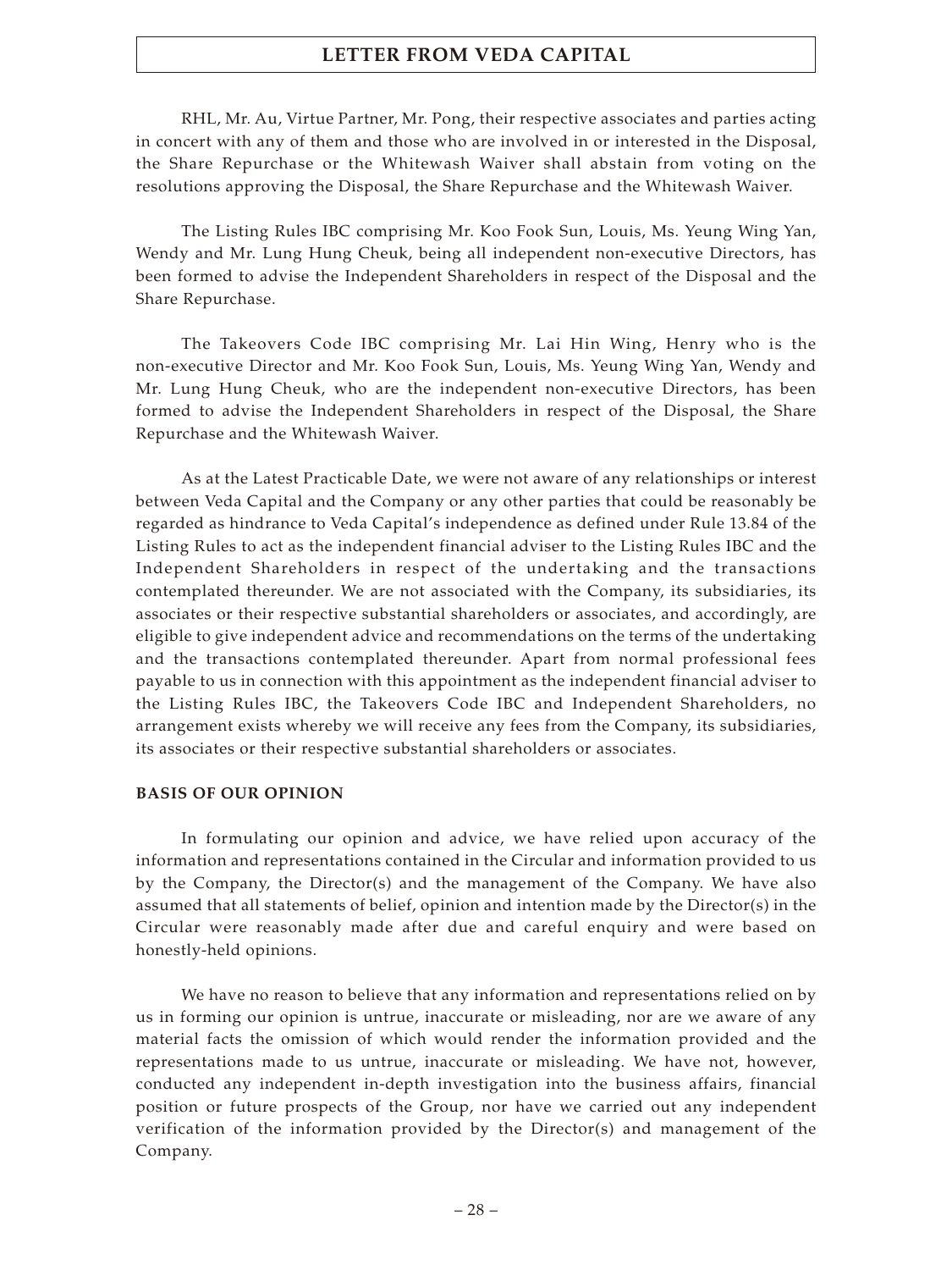RHL, Mr. Au, Virtue Partner, Mr. Pong, their respective associates and parties acting in concert with any of them and those who are involved in or interested in the Disposal, the Share Repurchase or the Whitewash Waiver shall abstain from voting on the resolutions approving the Disposal, the Share Repurchase and the Whitewash Waiver.

The Listing Rules IBC comprising Mr. Koo Fook Sun, Louis, Ms. Yeung Wing Yan, Wendy and Mr. Lung Hung Cheuk, being all independent non-executive Directors, has been formed to advise the Independent Shareholders in respect of the Disposal and the Share Repurchase.

The Takeovers Code IBC comprising Mr. Lai Hin Wing, Henry who is the non-executive Director and Mr. Koo Fook Sun, Louis, Ms. Yeung Wing Yan, Wendy and Mr. Lung Hung Cheuk, who are the independent non-executive Directors, has been formed to advise the Independent Shareholders in respect of the Disposal, the Share Repurchase and the Whitewash Waiver.

As at the Latest Practicable Date, we were not aware of any relationships or interest between Veda Capital and the Company or any other parties that could be reasonably be regarded as hindrance to Veda Capital's independence as defined under Rule 13.84 of the Listing Rules to act as the independent financial adviser to the Listing Rules IBC and the Independent Shareholders in respect of the undertaking and the transactions contemplated thereunder. We are not associated with the Company, its subsidiaries, its associates or their respective substantial shareholders or associates, and accordingly, are eligible to give independent advice and recommendations on the terms of the undertaking and the transactions contemplated thereunder. Apart from normal professional fees payable to us in connection with this appointment as the independent financial adviser to the Listing Rules IBC, the Takeovers Code IBC and Independent Shareholders, no arrangement exists whereby we will receive any fees from the Company, its subsidiaries, its associates or their respective substantial shareholders or associates.

**BASIS OF OUR OPINION**

In formulating our opinion and advice, we have relied upon accuracy of the information and representations contained in the Circular and information provided to us by the Company, the Director(s) and the management of the Company. We have also assumed that all statements of belief, opinion and intention made by the Director(s) in the Circular were reasonably made after due and careful enquiry and were based on honestly-held opinions.

We have no reason to believe that any information and representations relied on by us in forming our opinion is untrue, inaccurate or misleading, nor are we aware of any material facts the omission of which would render the information provided and the representations made to us untrue, inaccurate or misleading. We have not, however, conducted any independent in-depth investigation into the business affairs, financial position or future prospects of the Group, nor have we carried out any independent verification of the information provided by the Director(s) and management of the Company.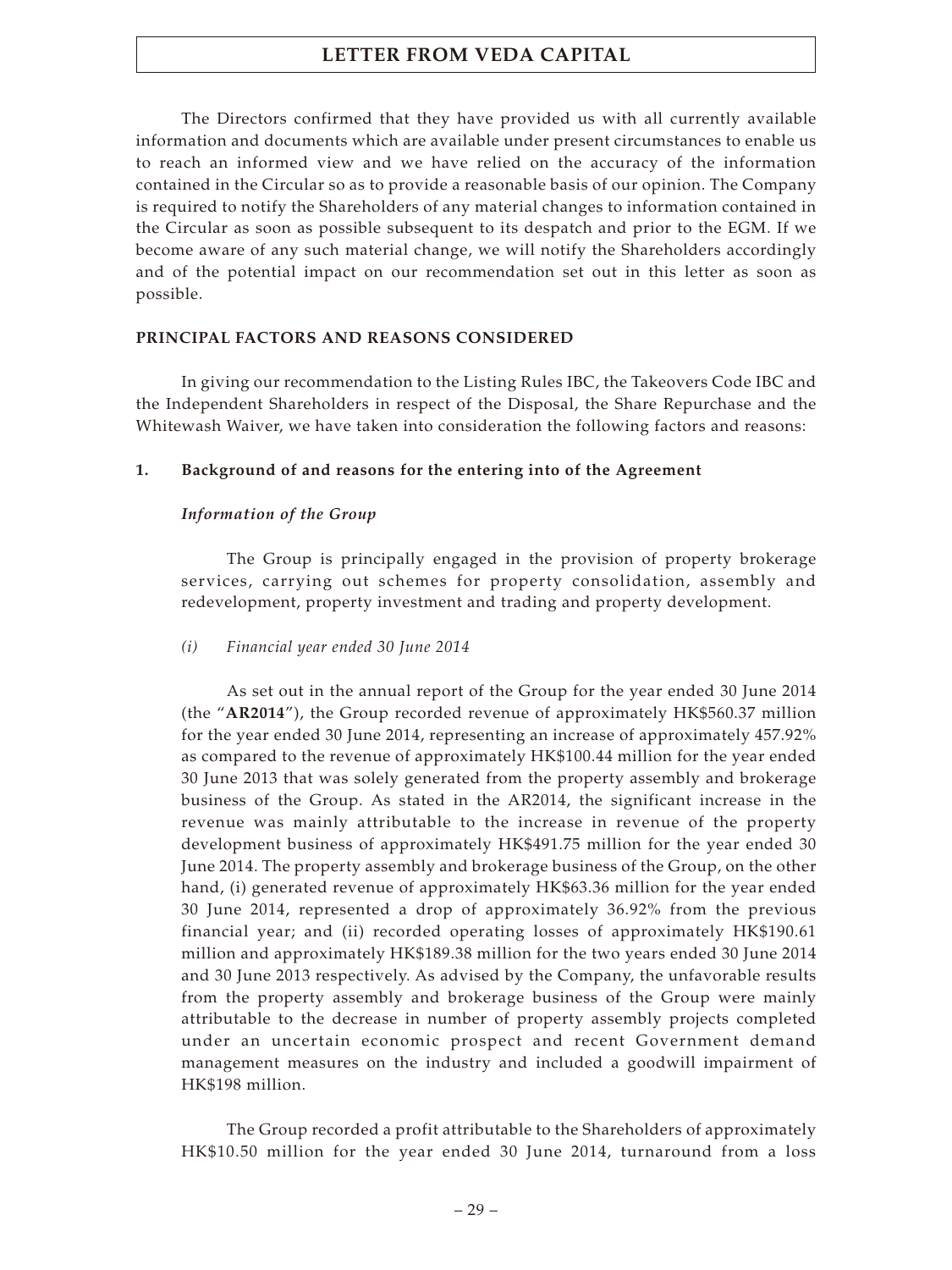The Directors confirmed that they have provided us with all currently available information and documents which are available under present circumstances to enable us to reach an informed view and we have relied on the accuracy of the information contained in the Circular so as to provide a reasonable basis of our opinion. The Company is required to notify the Shareholders of any material changes to information contained in the Circular as soon as possible subsequent to its despatch and prior to the EGM. If we become aware of any such material change, we will notify the Shareholders accordingly and of the potential impact on our recommendation set out in this letter as soon as possible.

## PRINCIPAL FACTORS AND REASONS CONSIDERED

In giving our recommendation to the Listing Rules IBC, the Takeovers Code IBC and the Independent Shareholders in respect of the Disposal, the Share Repurchase and the Whitewash Waiver, we have taken into consideration the following factors and reasons:

### 1. Background of and reasons for the entering into of the Agreement

#### *Information of the Group*

The Group is principally engaged in the provision of property brokerage services, carrying out schemes for property consolidation, assembly and redevelopment, property investment and trading and property development.

*(i) Financial year ended 30 June 2014*

As set out in the annual report of the Group for the year ended 30 June 2014 (the "**AR2014**"), the Group recorded revenue of approximately HK$560.37 million for the year ended 30 June 2014, representing an increase of approximately 457.92% as compared to the revenue of approximately HK$100.44 million for the year ended 30 June 2013 that was solely generated from the property assembly and brokerage business of the Group. As stated in the AR2014, the significant increase in the revenue was mainly attributable to the increase in revenue of the property development business of approximately HK$491.75 million for the year ended 30 June 2014. The property assembly and brokerage business of the Group, on the other hand, (i) generated revenue of approximately HK$63.36 million for the year ended 30 June 2014, represented a drop of approximately 36.92% from the previous financial year; and (ii) recorded operating losses of approximately HK$190.61 million and approximately HK$189.38 million for the two years ended 30 June 2014 and 30 June 2013 respectively. As advised by the Company, the unfavorable results from the property assembly and brokerage business of the Group were mainly attributable to the decrease in number of property assembly projects completed under an uncertain economic prospect and recent Government demand management measures on the industry and included a goodwill impairment of HK$198 million.

The Group recorded a profit attributable to the Shareholders of approximately HK$10.50 million for the year ended 30 June 2014, turnaround from a loss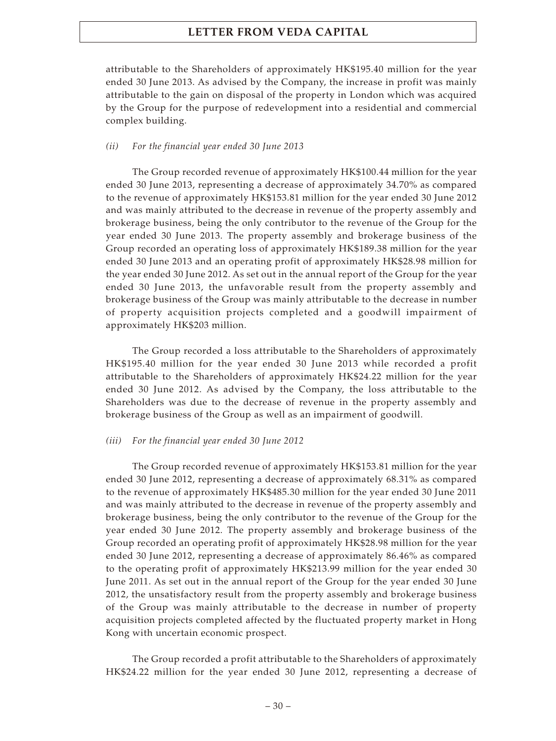attributable to the Shareholders of approximately HK$195.40 million for the year ended 30 June 2013. As advised by the Company, the increase in profit was mainly attributable to the gain on disposal of the property in London which was acquired by the Group for the purpose of redevelopment into a residential and commercial complex building.

*(ii) For the financial year ended 30 June 2013*

The Group recorded revenue of approximately HK$100.44 million for the year ended 30 June 2013, representing a decrease of approximately 34.70% as compared to the revenue of approximately HK$153.81 million for the year ended 30 June 2012 and was mainly attributed to the decrease in revenue of the property assembly and brokerage business, being the only contributor to the revenue of the Group for the year ended 30 June 2013. The property assembly and brokerage business of the Group recorded an operating loss of approximately HK$189.38 million for the year ended 30 June 2013 and an operating profit of approximately HK$28.98 million for the year ended 30 June 2012. As set out in the annual report of the Group for the year ended 30 June 2013, the unfavorable result from the property assembly and brokerage business of the Group was mainly attributable to the decrease in number of property acquisition projects completed and a goodwill impairment of approximately HK$203 million.

The Group recorded a loss attributable to the Shareholders of approximately HK$195.40 million for the year ended 30 June 2013 while recorded a profit attributable to the Shareholders of approximately HK$24.22 million for the year ended 30 June 2012. As advised by the Company, the loss attributable to the Shareholders was due to the decrease of revenue in the property assembly and brokerage business of the Group as well as an impairment of goodwill.

*(iii) For the financial year ended 30 June 2012*

The Group recorded revenue of approximately HK$153.81 million for the year ended 30 June 2012, representing a decrease of approximately 68.31% as compared to the revenue of approximately HK$485.30 million for the year ended 30 June 2011 and was mainly attributed to the decrease in revenue of the property assembly and brokerage business, being the only contributor to the revenue of the Group for the year ended 30 June 2012. The property assembly and brokerage business of the Group recorded an operating profit of approximately HK$28.98 million for the year ended 30 June 2012, representing a decrease of approximately 86.46% as compared to the operating profit of approximately HK$213.99 million for the year ended 30 June 2011. As set out in the annual report of the Group for the year ended 30 June 2012, the unsatisfactory result from the property assembly and brokerage business of the Group was mainly attributable to the decrease in number of property acquisition projects completed affected by the fluctuated property market in Hong Kong with uncertain economic prospect.

The Group recorded a profit attributable to the Shareholders of approximately HK$24.22 million for the year ended 30 June 2012, representing a decrease of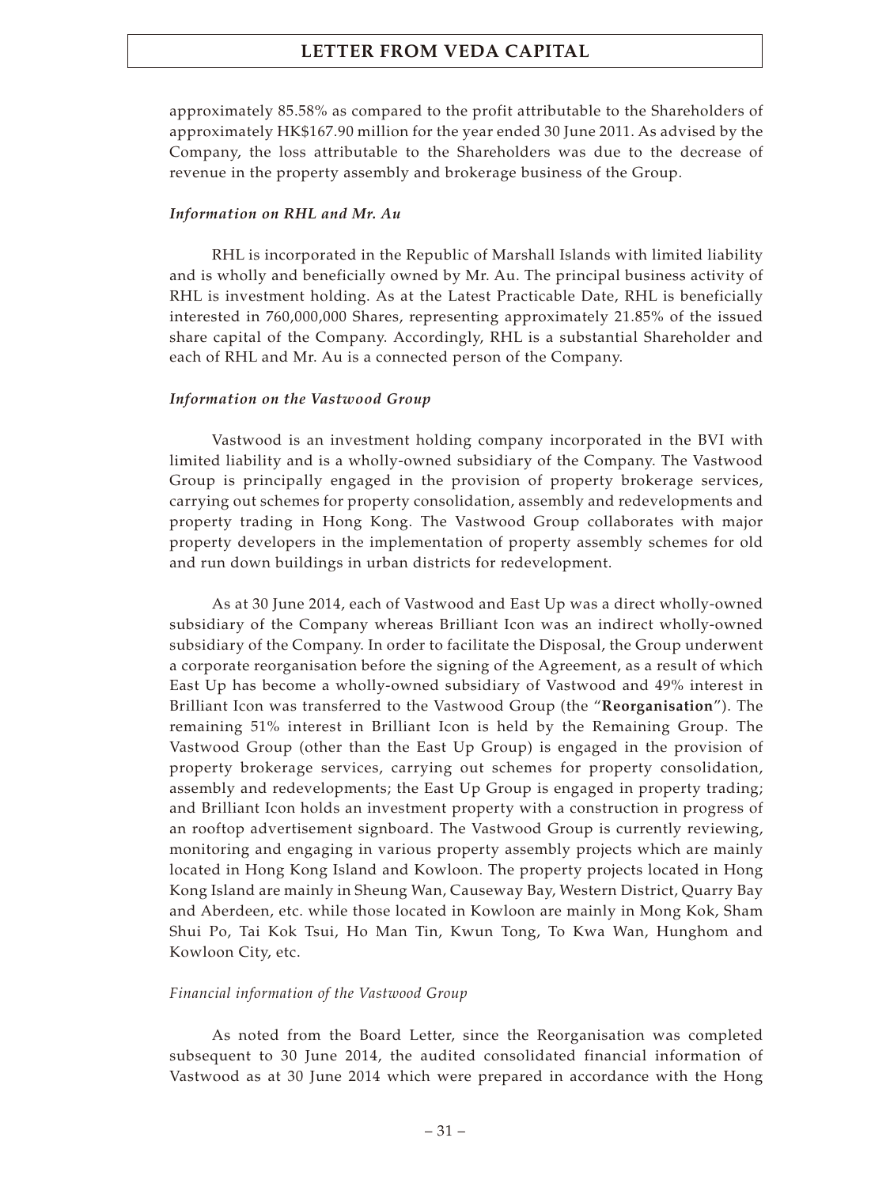approximately 85.58% as compared to the profit attributable to the Shareholders of approximately HK$167.90 million for the year ended 30 June 2011. As advised by the Company, the loss attributable to the Shareholders was due to the decrease of revenue in the property assembly and brokerage business of the Group.

*Information on RHL and Mr. Au*

RHL is incorporated in the Republic of Marshall Islands with limited liability and is wholly and beneficially owned by Mr. Au. The principal business activity of RHL is investment holding. As at the Latest Practicable Date, RHL is beneficially interested in 760,000,000 Shares, representing approximately 21.85% of the issued share capital of the Company. Accordingly, RHL is a substantial Shareholder and each of RHL and Mr. Au is a connected person of the Company.

*Information on the Vastwood Group*

Vastwood is an investment holding company incorporated in the BVI with limited liability and is a wholly-owned subsidiary of the Company. The Vastwood Group is principally engaged in the provision of property brokerage services, carrying out schemes for property consolidation, assembly and redevelopments and property trading in Hong Kong. The Vastwood Group collaborates with major property developers in the implementation of property assembly schemes for old and run down buildings in urban districts for redevelopment.

As at 30 June 2014, each of Vastwood and East Up was a direct wholly-owned subsidiary of the Company whereas Brilliant Icon was an indirect wholly-owned subsidiary of the Company. In order to facilitate the Disposal, the Group underwent a corporate reorganisation before the signing of the Agreement, as a result of which East Up has become a wholly-owned subsidiary of Vastwood and 49% interest in Brilliant Icon was transferred to the Vastwood Group (the "**Reorganisation**"). The remaining 51% interest in Brilliant Icon is held by the Remaining Group. The Vastwood Group (other than the East Up Group) is engaged in the provision of property brokerage services, carrying out schemes for property consolidation, assembly and redevelopments; the East Up Group is engaged in property trading; and Brilliant Icon holds an investment property with a construction in progress of an rooftop advertisement signboard. The Vastwood Group is currently reviewing, monitoring and engaging in various property assembly projects which are mainly located in Hong Kong Island and Kowloon. The property projects located in Hong Kong Island are mainly in Sheung Wan, Causeway Bay, Western District, Quarry Bay and Aberdeen, etc. while those located in Kowloon are mainly in Mong Kok, Sham Shui Po, Tai Kok Tsui, Ho Man Tin, Kwun Tong, To Kwa Wan, Hunghom and Kowloon City, etc.

*Financial information of the Vastwood Group*

As noted from the Board Letter, since the Reorganisation was completed subsequent to 30 June 2014, the audited consolidated financial information of Vastwood as at 30 June 2014 which were prepared in accordance with the Hong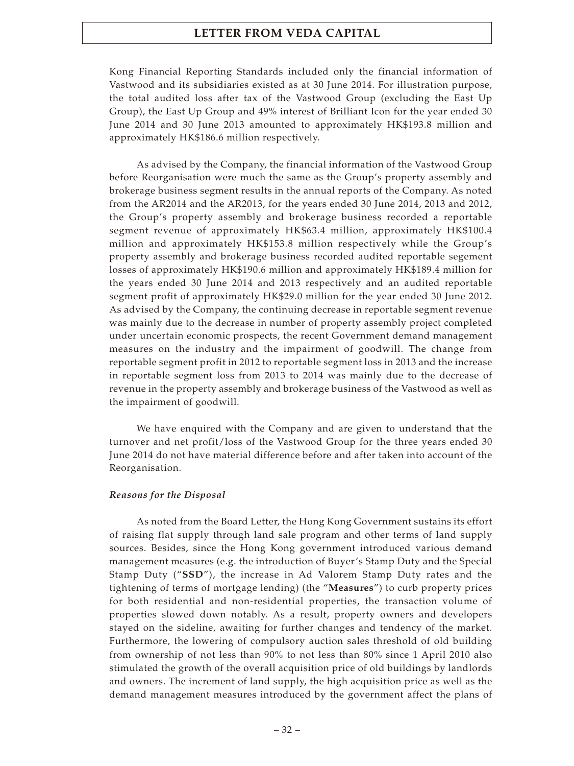Kong Financial Reporting Standards included only the financial information of Vastwood and its subsidiaries existed as at 30 June 2014. For illustration purpose, the total audited loss after tax of the Vastwood Group (excluding the East Up Group), the East Up Group and 49% interest of Brilliant Icon for the year ended 30 June 2014 and 30 June 2013 amounted to approximately HK$193.8 million and approximately HK$186.6 million respectively.

As advised by the Company, the financial information of the Vastwood Group before Reorganisation were much the same as the Group's property assembly and brokerage business segment results in the annual reports of the Company. As noted from the AR2014 and the AR2013, for the years ended 30 June 2014, 2013 and 2012, the Group's property assembly and brokerage business recorded a reportable segment revenue of approximately HK$63.4 million, approximately HK$100.4 million and approximately HK$153.8 million respectively while the Group's property assembly and brokerage business recorded audited reportable segement losses of approximately HK$190.6 million and approximately HK$189.4 million for the years ended 30 June 2014 and 2013 respectively and an audited reportable segment profit of approximately HK$29.0 million for the year ended 30 June 2012. As advised by the Company, the continuing decrease in reportable segment revenue was mainly due to the decrease in number of property assembly project completed under uncertain economic prospects, the recent Government demand management measures on the industry and the impairment of goodwill. The change from reportable segment profit in 2012 to reportable segment loss in 2013 and the increase in reportable segment loss from 2013 to 2014 was mainly due to the decrease of revenue in the property assembly and brokerage business of the Vastwood as well as the impairment of goodwill.

We have enquired with the Company and are given to understand that the turnover and net profit/loss of the Vastwood Group for the three years ended 30 June 2014 do not have material difference before and after taken into account of the Reorganisation.

***Reasons for the Disposal***

As noted from the Board Letter, the Hong Kong Government sustains its effort of raising flat supply through land sale program and other terms of land supply sources. Besides, since the Hong Kong government introduced various demand management measures (e.g. the introduction of Buyer's Stamp Duty and the Special Stamp Duty ("**SSD**"), the increase in Ad Valorem Stamp Duty rates and the tightening of terms of mortgage lending) (the "**Measures**") to curb property prices for both residential and non-residential properties, the transaction volume of properties slowed down notably. As a result, property owners and developers stayed on the sideline, awaiting for further changes and tendency of the market. Furthermore, the lowering of compulsory auction sales threshold of old building from ownership of not less than 90% to not less than 80% since 1 April 2010 also stimulated the growth of the overall acquisition price of old buildings by landlords and owners. The increment of land supply, the high acquisition price as well as the demand management measures introduced by the government affect the plans of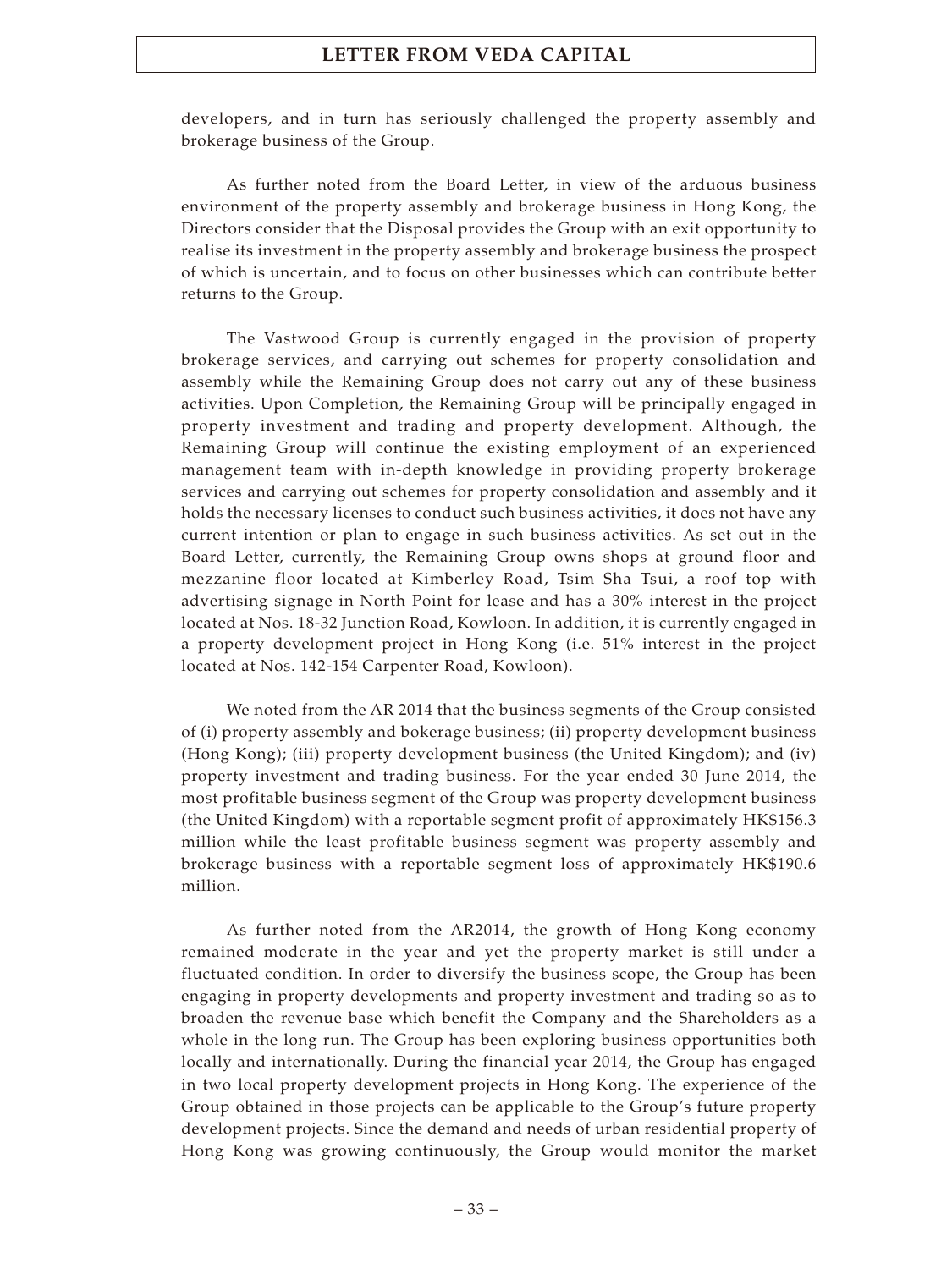developers, and in turn has seriously challenged the property assembly and brokerage business of the Group.

As further noted from the Board Letter, in view of the arduous business environment of the property assembly and brokerage business in Hong Kong, the Directors consider that the Disposal provides the Group with an exit opportunity to realise its investment in the property assembly and brokerage business the prospect of which is uncertain, and to focus on other businesses which can contribute better returns to the Group.

The Vastwood Group is currently engaged in the provision of property brokerage services, and carrying out schemes for property consolidation and assembly while the Remaining Group does not carry out any of these business activities. Upon Completion, the Remaining Group will be principally engaged in property investment and trading and property development. Although, the Remaining Group will continue the existing employment of an experienced management team with in-depth knowledge in providing property brokerage services and carrying out schemes for property consolidation and assembly and it holds the necessary licenses to conduct such business activities, it does not have any current intention or plan to engage in such business activities. As set out in the Board Letter, currently, the Remaining Group owns shops at ground floor and mezzanine floor located at Kimberley Road, Tsim Sha Tsui, a roof top with advertising signage in North Point for lease and has a 30% interest in the project located at Nos. 18-32 Junction Road, Kowloon. In addition, it is currently engaged in a property development project in Hong Kong (i.e. 51% interest in the project located at Nos. 142-154 Carpenter Road, Kowloon).

We noted from the AR 2014 that the business segments of the Group consisted of (i) property assembly and bokerage business; (ii) property development business (Hong Kong); (iii) property development business (the United Kingdom); and (iv) property investment and trading business. For the year ended 30 June 2014, the most profitable business segment of the Group was property development business (the United Kingdom) with a reportable segment profit of approximately HK$156.3 million while the least profitable business segment was property assembly and brokerage business with a reportable segment loss of approximately HK$190.6 million.

As further noted from the AR2014, the growth of Hong Kong economy remained moderate in the year and yet the property market is still under a fluctuated condition. In order to diversify the business scope, the Group has been engaging in property developments and property investment and trading so as to broaden the revenue base which benefit the Company and the Shareholders as a whole in the long run. The Group has been exploring business opportunities both locally and internationally. During the financial year 2014, the Group has engaged in two local property development projects in Hong Kong. The experience of the Group obtained in those projects can be applicable to the Group's future property development projects. Since the demand and needs of urban residential property of Hong Kong was growing continuously, the Group would monitor the market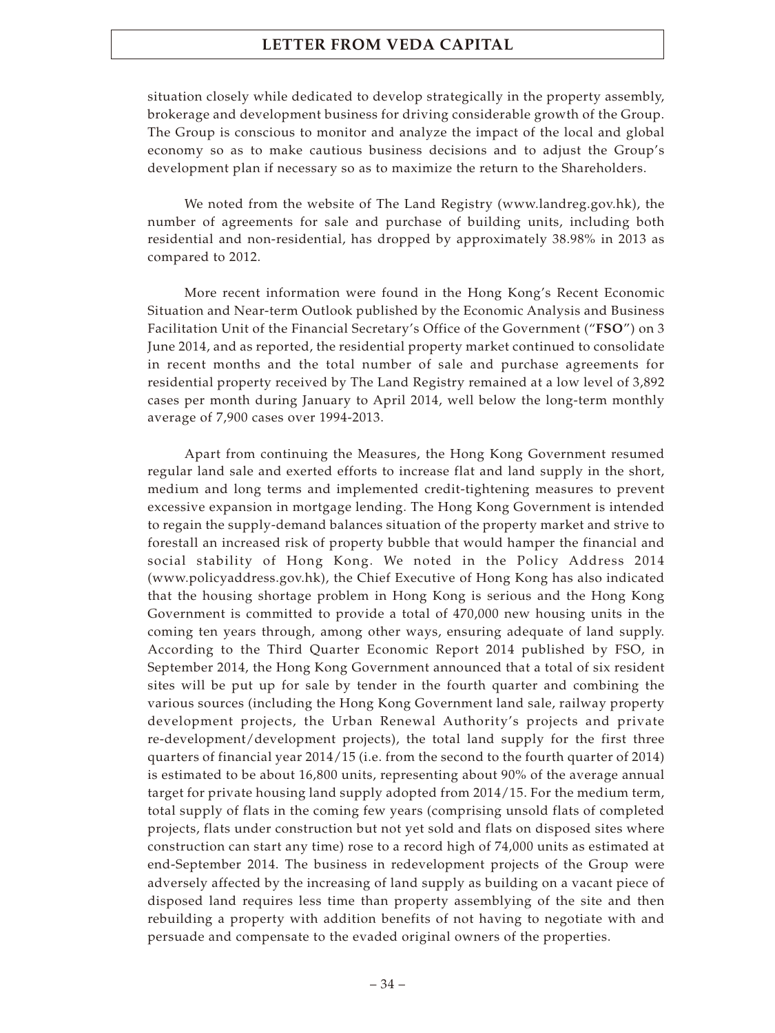situation closely while dedicated to develop strategically in the property assembly, brokerage and development business for driving considerable growth of the Group. The Group is conscious to monitor and analyze the impact of the local and global economy so as to make cautious business decisions and to adjust the Group's development plan if necessary so as to maximize the return to the Shareholders.

We noted from the website of The Land Registry (www.landreg.gov.hk), the number of agreements for sale and purchase of building units, including both residential and non-residential, has dropped by approximately 38.98% in 2013 as compared to 2012.

More recent information were found in the Hong Kong's Recent Economic Situation and Near-term Outlook published by the Economic Analysis and Business Facilitation Unit of the Financial Secretary's Office of the Government ("**FSO**") on 3 June 2014, and as reported, the residential property market continued to consolidate in recent months and the total number of sale and purchase agreements for residential property received by The Land Registry remained at a low level of 3,892 cases per month during January to April 2014, well below the long-term monthly average of 7,900 cases over 1994-2013.

Apart from continuing the Measures, the Hong Kong Government resumed regular land sale and exerted efforts to increase flat and land supply in the short, medium and long terms and implemented credit-tightening measures to prevent excessive expansion in mortgage lending. The Hong Kong Government is intended to regain the supply-demand balances situation of the property market and strive to forestall an increased risk of property bubble that would hamper the financial and social stability of Hong Kong. We noted in the Policy Address 2014 (www.policyaddress.gov.hk), the Chief Executive of Hong Kong has also indicated that the housing shortage problem in Hong Kong is serious and the Hong Kong Government is committed to provide a total of 470,000 new housing units in the coming ten years through, among other ways, ensuring adequate of land supply. According to the Third Quarter Economic Report 2014 published by FSO, in September 2014, the Hong Kong Government announced that a total of six resident sites will be put up for sale by tender in the fourth quarter and combining the various sources (including the Hong Kong Government land sale, railway property development projects, the Urban Renewal Authority's projects and private re-development/development projects), the total land supply for the first three quarters of financial year 2014/15 (i.e. from the second to the fourth quarter of 2014) is estimated to be about 16,800 units, representing about 90% of the average annual target for private housing land supply adopted from 2014/15. For the medium term, total supply of flats in the coming few years (comprising unsold flats of completed projects, flats under construction but not yet sold and flats on disposed sites where construction can start any time) rose to a record high of 74,000 units as estimated at end-September 2014. The business in redevelopment projects of the Group were adversely affected by the increasing of land supply as building on a vacant piece of disposed land requires less time than property assemblying of the site and then rebuilding a property with addition benefits of not having to negotiate with and persuade and compensate to the evaded original owners of the properties.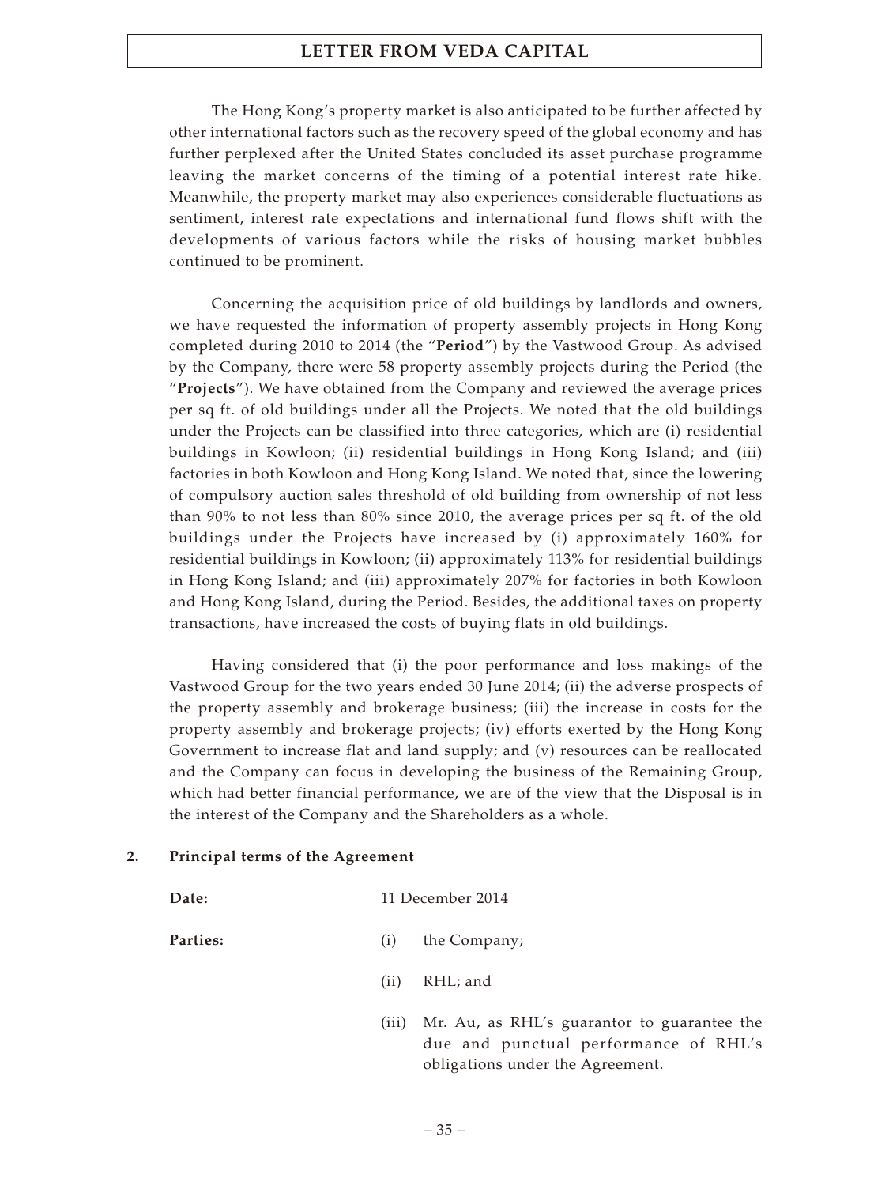The Hong Kong's property market is also anticipated to be further affected by other international factors such as the recovery speed of the global economy and has further perplexed after the United States concluded its asset purchase programme leaving the market concerns of the timing of a potential interest rate hike. Meanwhile, the property market may also experiences considerable fluctuations as sentiment, interest rate expectations and international fund flows shift with the developments of various factors while the risks of housing market bubbles continued to be prominent.

Concerning the acquisition price of old buildings by landlords and owners, we have requested the information of property assembly projects in Hong Kong completed during 2010 to 2014 (the "**Period**") by the Vastwood Group. As advised by the Company, there were 58 property assembly projects during the Period (the "**Projects**"). We have obtained from the Company and reviewed the average prices per sq ft. of old buildings under all the Projects. We noted that the old buildings under the Projects can be classified into three categories, which are (i) residential buildings in Kowloon; (ii) residential buildings in Hong Kong Island; and (iii) factories in both Kowloon and Hong Kong Island. We noted that, since the lowering of compulsory auction sales threshold of old building from ownership of not less than 90% to not less than 80% since 2010, the average prices per sq ft. of the old buildings under the Projects have increased by (i) approximately 160% for residential buildings in Kowloon; (ii) approximately 113% for residential buildings in Hong Kong Island; and (iii) approximately 207% for factories in both Kowloon and Hong Kong Island, during the Period. Besides, the additional taxes on property transactions, have increased the costs of buying flats in old buildings.

Having considered that (i) the poor performance and loss makings of the Vastwood Group for the two years ended 30 June 2014; (ii) the adverse prospects of the property assembly and brokerage business; (iii) the increase in costs for the property assembly and brokerage projects; (iv) efforts exerted by the Hong Kong Government to increase flat and land supply; and (v) resources can be reallocated and the Company can focus in developing the business of the Remaining Group, which had better financial performance, we are of the view that the Disposal is in the interest of the Company and the Shareholders as a whole.

**2. Principal terms of the Agreement**

**Date:** 11 December 2014

**Parties:**

(i) the Company;

(ii) RHL; and

(iii) Mr. Au, as RHL's guarantor to guarantee the due and punctual performance of RHL's obligations under the Agreement.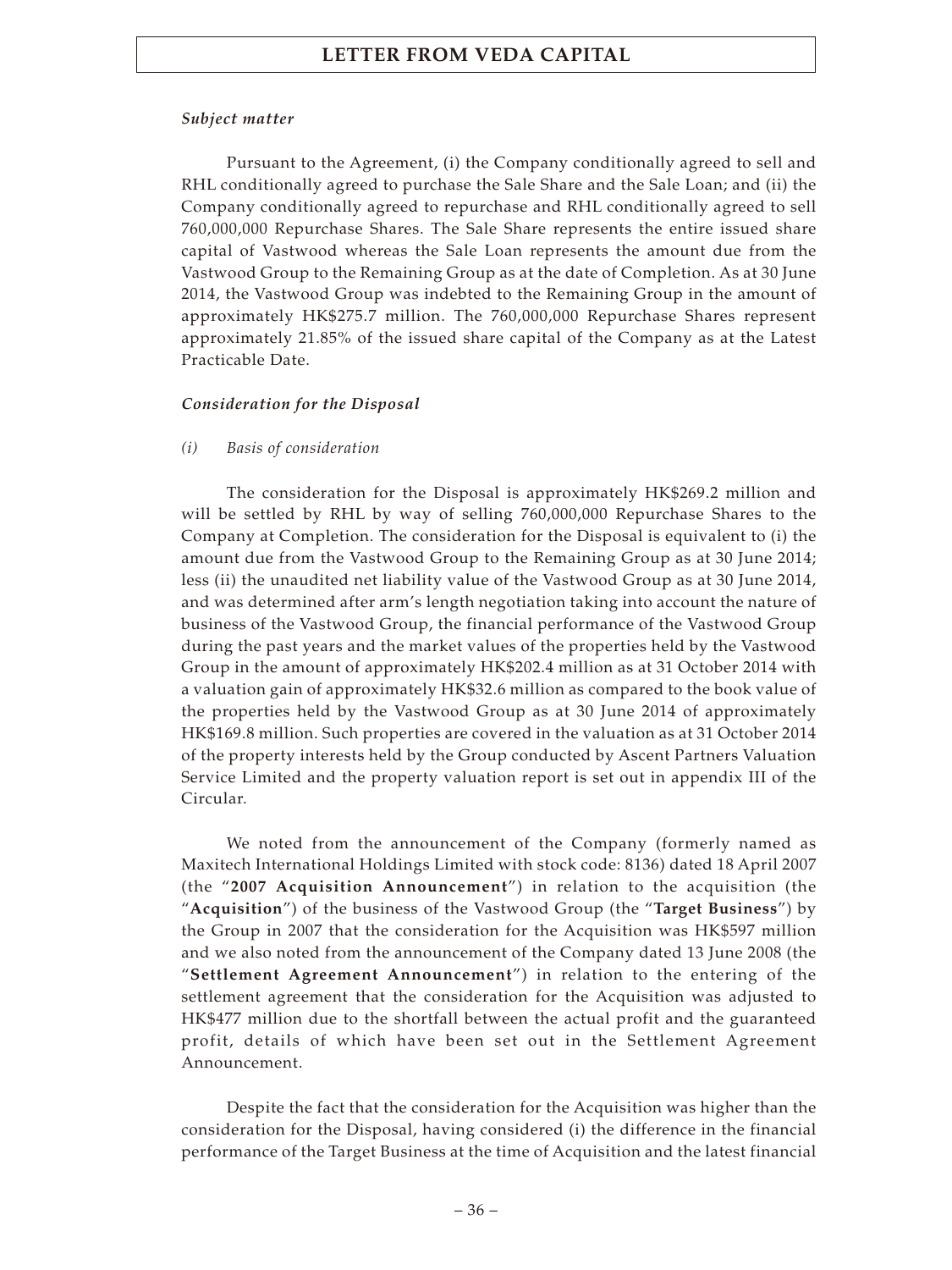*Subject matter*

Pursuant to the Agreement, (i) the Company conditionally agreed to sell and RHL conditionally agreed to purchase the Sale Share and the Sale Loan; and (ii) the Company conditionally agreed to repurchase and RHL conditionally agreed to sell 760,000,000 Repurchase Shares. The Sale Share represents the entire issued share capital of Vastwood whereas the Sale Loan represents the amount due from the Vastwood Group to the Remaining Group as at the date of Completion. As at 30 June 2014, the Vastwood Group was indebted to the Remaining Group in the amount of approximately HK$275.7 million. The 760,000,000 Repurchase Shares represent approximately 21.85% of the issued share capital of the Company as at the Latest Practicable Date.

*Consideration for the Disposal*

*(i) Basis of consideration*

The consideration for the Disposal is approximately HK$269.2 million and will be settled by RHL by way of selling 760,000,000 Repurchase Shares to the Company at Completion. The consideration for the Disposal is equivalent to (i) the amount due from the Vastwood Group to the Remaining Group as at 30 June 2014; less (ii) the unaudited net liability value of the Vastwood Group as at 30 June 2014, and was determined after arm's length negotiation taking into account the nature of business of the Vastwood Group, the financial performance of the Vastwood Group during the past years and the market values of the properties held by the Vastwood Group in the amount of approximately HK$202.4 million as at 31 October 2014 with a valuation gain of approximately HK$32.6 million as compared to the book value of the properties held by the Vastwood Group as at 30 June 2014 of approximately HK$169.8 million. Such properties are covered in the valuation as at 31 October 2014 of the property interests held by the Group conducted by Ascent Partners Valuation Service Limited and the property valuation report is set out in appendix III of the Circular.

We noted from the announcement of the Company (formerly named as Maxitech International Holdings Limited with stock code: 8136) dated 18 April 2007 (the "**2007 Acquisition Announcement**") in relation to the acquisition (the "**Acquisition**") of the business of the Vastwood Group (the "**Target Business**") by the Group in 2007 that the consideration for the Acquisition was HK$597 million and we also noted from the announcement of the Company dated 13 June 2008 (the "**Settlement Agreement Announcement**") in relation to the entering of the settlement agreement that the consideration for the Acquisition was adjusted to HK$477 million due to the shortfall between the actual profit and the guaranteed profit, details of which have been set out in the Settlement Agreement Announcement.

Despite the fact that the consideration for the Acquisition was higher than the consideration for the Disposal, having considered (i) the difference in the financial performance of the Target Business at the time of Acquisition and the latest financial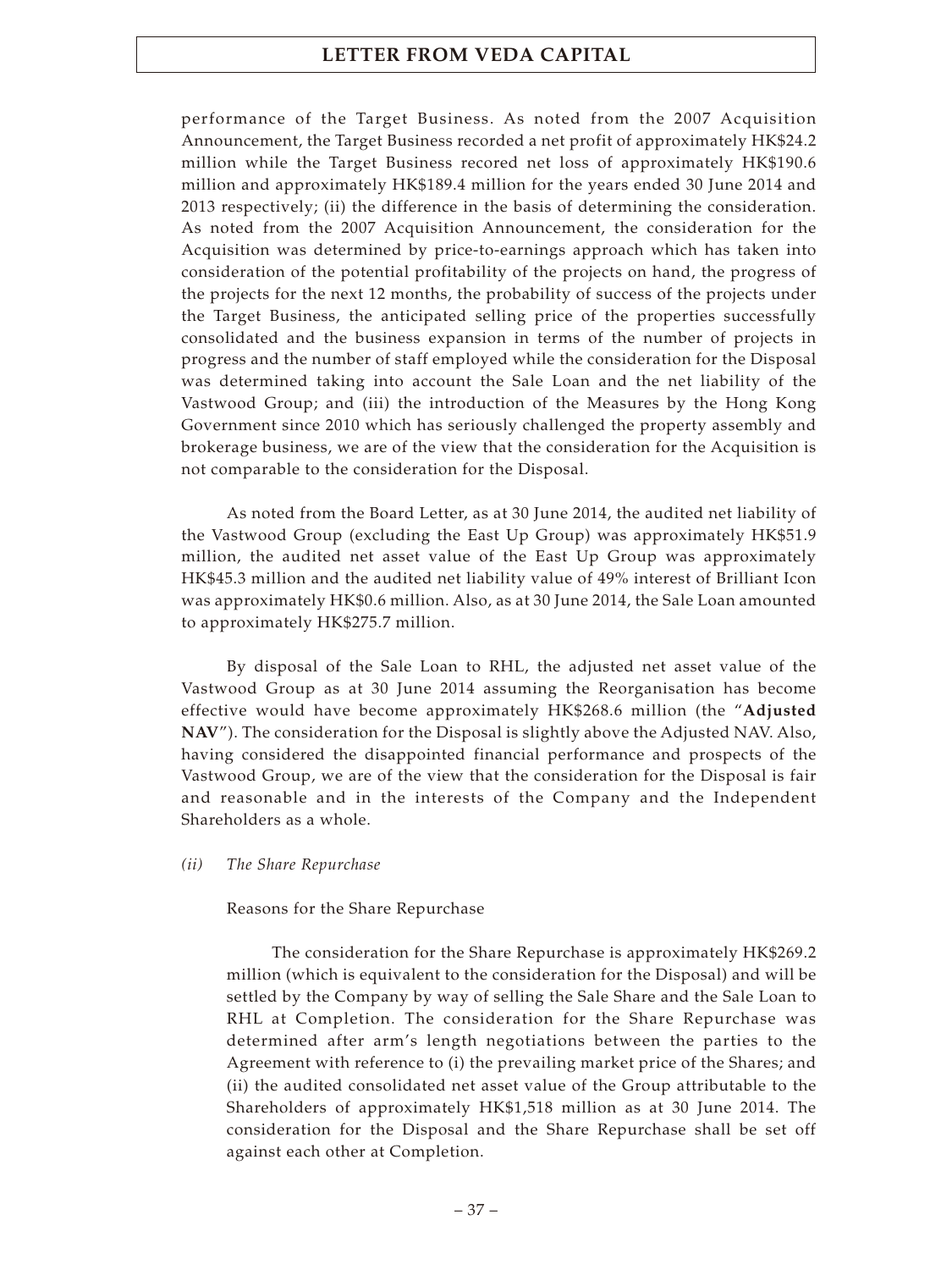performance of the Target Business. As noted from the 2007 Acquisition Announcement, the Target Business recorded a net profit of approximately HK$24.2 million while the Target Business recored net loss of approximately HK$190.6 million and approximately HK$189.4 million for the years ended 30 June 2014 and 2013 respectively; (ii) the difference in the basis of determining the consideration. As noted from the 2007 Acquisition Announcement, the consideration for the Acquisition was determined by price-to-earnings approach which has taken into consideration of the potential profitability of the projects on hand, the progress of the projects for the next 12 months, the probability of success of the projects under the Target Business, the anticipated selling price of the properties successfully consolidated and the business expansion in terms of the number of projects in progress and the number of staff employed while the consideration for the Disposal was determined taking into account the Sale Loan and the net liability of the Vastwood Group; and (iii) the introduction of the Measures by the Hong Kong Government since 2010 which has seriously challenged the property assembly and brokerage business, we are of the view that the consideration for the Acquisition is not comparable to the consideration for the Disposal.

As noted from the Board Letter, as at 30 June 2014, the audited net liability of the Vastwood Group (excluding the East Up Group) was approximately HK$51.9 million, the audited net asset value of the East Up Group was approximately HK$45.3 million and the audited net liability value of 49% interest of Brilliant Icon was approximately HK$0.6 million. Also, as at 30 June 2014, the Sale Loan amounted to approximately HK$275.7 million.

By disposal of the Sale Loan to RHL, the adjusted net asset value of the Vastwood Group as at 30 June 2014 assuming the Reorganisation has become effective would have become approximately HK$268.6 million (the "**Adjusted NAV**"). The consideration for the Disposal is slightly above the Adjusted NAV. Also, having considered the disappointed financial performance and prospects of the Vastwood Group, we are of the view that the consideration for the Disposal is fair and reasonable and in the interests of the Company and the Independent Shareholders as a whole.

*(ii) The Share Repurchase*

Reasons for the Share Repurchase

The consideration for the Share Repurchase is approximately HK$269.2 million (which is equivalent to the consideration for the Disposal) and will be settled by the Company by way of selling the Sale Share and the Sale Loan to RHL at Completion. The consideration for the Share Repurchase was determined after arm's length negotiations between the parties to the Agreement with reference to (i) the prevailing market price of the Shares; and (ii) the audited consolidated net asset value of the Group attributable to the Shareholders of approximately HK$1,518 million as at 30 June 2014. The consideration for the Disposal and the Share Repurchase shall be set off against each other at Completion.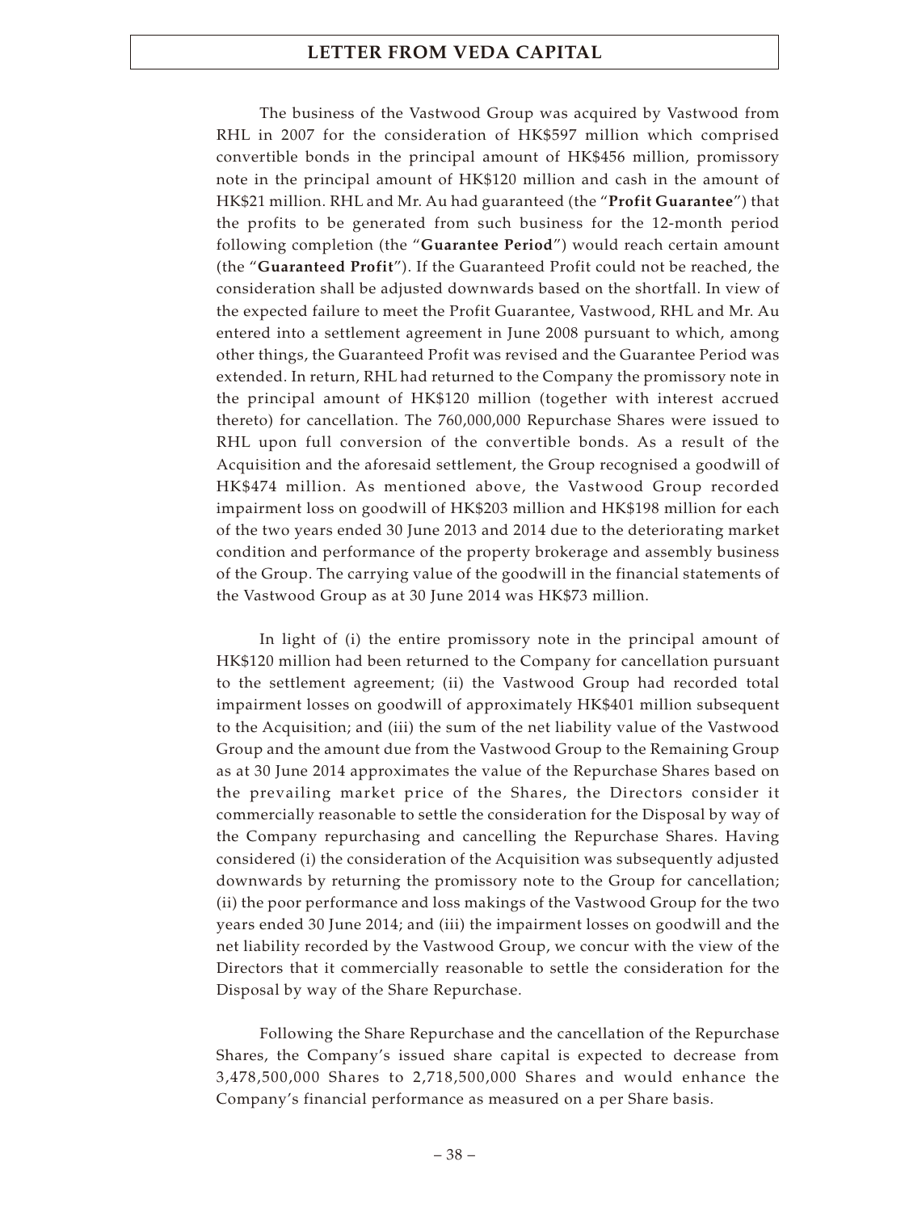The business of the Vastwood Group was acquired by Vastwood from RHL in 2007 for the consideration of HK$597 million which comprised convertible bonds in the principal amount of HK$456 million, promissory note in the principal amount of HK$120 million and cash in the amount of HK$21 million. RHL and Mr. Au had guaranteed (the "**Profit Guarantee**") that the profits to be generated from such business for the 12-month period following completion (the "**Guarantee Period**") would reach certain amount (the "**Guaranteed Profit**"). If the Guaranteed Profit could not be reached, the consideration shall be adjusted downwards based on the shortfall. In view of the expected failure to meet the Profit Guarantee, Vastwood, RHL and Mr. Au entered into a settlement agreement in June 2008 pursuant to which, among other things, the Guaranteed Profit was revised and the Guarantee Period was extended. In return, RHL had returned to the Company the promissory note in the principal amount of HK$120 million (together with interest accrued thereto) for cancellation. The 760,000,000 Repurchase Shares were issued to RHL upon full conversion of the convertible bonds. As a result of the Acquisition and the aforesaid settlement, the Group recognised a goodwill of HK$474 million. As mentioned above, the Vastwood Group recorded impairment loss on goodwill of HK$203 million and HK$198 million for each of the two years ended 30 June 2013 and 2014 due to the deteriorating market condition and performance of the property brokerage and assembly business of the Group. The carrying value of the goodwill in the financial statements of the Vastwood Group as at 30 June 2014 was HK$73 million.

In light of (i) the entire promissory note in the principal amount of HK$120 million had been returned to the Company for cancellation pursuant to the settlement agreement; (ii) the Vastwood Group had recorded total impairment losses on goodwill of approximately HK$401 million subsequent to the Acquisition; and (iii) the sum of the net liability value of the Vastwood Group and the amount due from the Vastwood Group to the Remaining Group as at 30 June 2014 approximates the value of the Repurchase Shares based on the prevailing market price of the Shares, the Directors consider it commercially reasonable to settle the consideration for the Disposal by way of the Company repurchasing and cancelling the Repurchase Shares. Having considered (i) the consideration of the Acquisition was subsequently adjusted downwards by returning the promissory note to the Group for cancellation; (ii) the poor performance and loss makings of the Vastwood Group for the two years ended 30 June 2014; and (iii) the impairment losses on goodwill and the net liability recorded by the Vastwood Group, we concur with the view of the Directors that it commercially reasonable to settle the consideration for the Disposal by way of the Share Repurchase.

Following the Share Repurchase and the cancellation of the Repurchase Shares, the Company's issued share capital is expected to decrease from 3,478,500,000 Shares to 2,718,500,000 Shares and would enhance the Company's financial performance as measured on a per Share basis.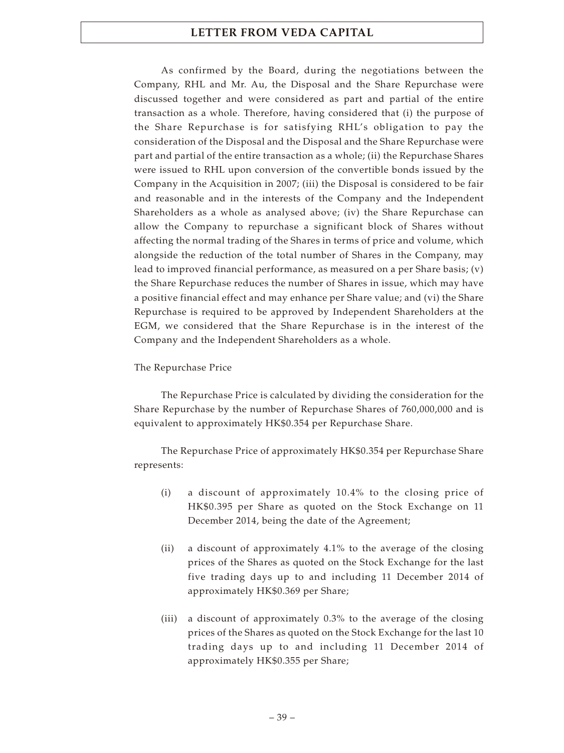As confirmed by the Board, during the negotiations between the Company, RHL and Mr. Au, the Disposal and the Share Repurchase were discussed together and were considered as part and partial of the entire transaction as a whole. Therefore, having considered that (i) the purpose of the Share Repurchase is for satisfying RHL's obligation to pay the consideration of the Disposal and the Disposal and the Share Repurchase were part and partial of the entire transaction as a whole; (ii) the Repurchase Shares were issued to RHL upon conversion of the convertible bonds issued by the Company in the Acquisition in 2007; (iii) the Disposal is considered to be fair and reasonable and in the interests of the Company and the Independent Shareholders as a whole as analysed above; (iv) the Share Repurchase can allow the Company to repurchase a significant block of Shares without affecting the normal trading of the Shares in terms of price and volume, which alongside the reduction of the total number of Shares in the Company, may lead to improved financial performance, as measured on a per Share basis; (v) the Share Repurchase reduces the number of Shares in issue, which may have a positive financial effect and may enhance per Share value; and (vi) the Share Repurchase is required to be approved by Independent Shareholders at the EGM, we considered that the Share Repurchase is in the interest of the Company and the Independent Shareholders as a whole.

The Repurchase Price

The Repurchase Price is calculated by dividing the consideration for the Share Repurchase by the number of Repurchase Shares of 760,000,000 and is equivalent to approximately HK$0.354 per Repurchase Share.

The Repurchase Price of approximately HK$0.354 per Repurchase Share represents:

(i) a discount of approximately 10.4% to the closing price of HK$0.395 per Share as quoted on the Stock Exchange on 11 December 2014, being the date of the Agreement;

(ii) a discount of approximately 4.1% to the average of the closing prices of the Shares as quoted on the Stock Exchange for the last five trading days up to and including 11 December 2014 of approximately HK$0.369 per Share;

(iii) a discount of approximately 0.3% to the average of the closing prices of the Shares as quoted on the Stock Exchange for the last 10 trading days up to and including 11 December 2014 of approximately HK$0.355 per Share;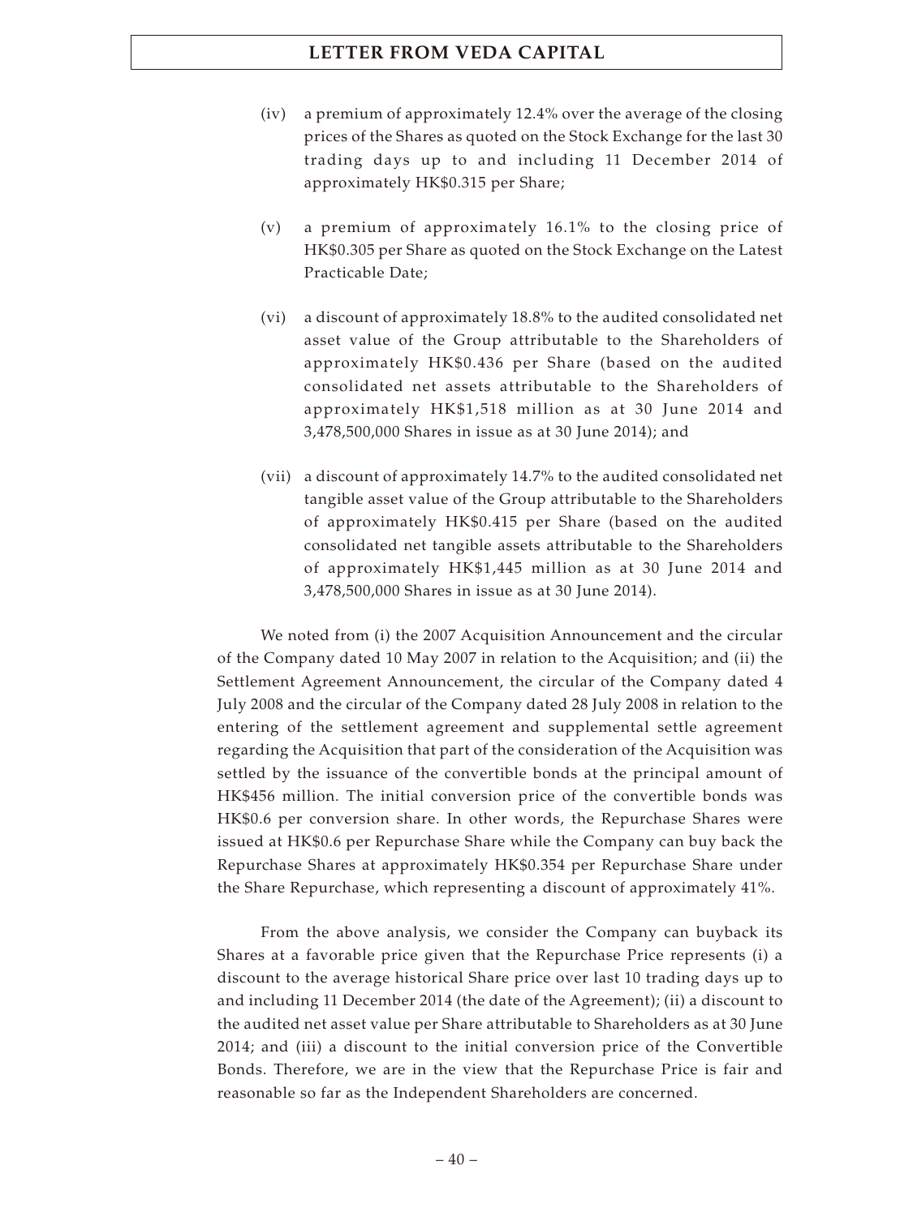(iv) a premium of approximately 12.4% over the average of the closing prices of the Shares as quoted on the Stock Exchange for the last 30 trading days up to and including 11 December 2014 of approximately HK$0.315 per Share;

(v) a premium of approximately 16.1% to the closing price of HK$0.305 per Share as quoted on the Stock Exchange on the Latest Practicable Date;

(vi) a discount of approximately 18.8% to the audited consolidated net asset value of the Group attributable to the Shareholders of approximately HK$0.436 per Share (based on the audited consolidated net assets attributable to the Shareholders of approximately HK$1,518 million as at 30 June 2014 and 3,478,500,000 Shares in issue as at 30 June 2014); and

(vii) a discount of approximately 14.7% to the audited consolidated net tangible asset value of the Group attributable to the Shareholders of approximately HK$0.415 per Share (based on the audited consolidated net tangible assets attributable to the Shareholders of approximately HK$1,445 million as at 30 June 2014 and 3,478,500,000 Shares in issue as at 30 June 2014).

We noted from (i) the 2007 Acquisition Announcement and the circular of the Company dated 10 May 2007 in relation to the Acquisition; and (ii) the Settlement Agreement Announcement, the circular of the Company dated 4 July 2008 and the circular of the Company dated 28 July 2008 in relation to the entering of the settlement agreement and supplemental settle agreement regarding the Acquisition that part of the consideration of the Acquisition was settled by the issuance of the convertible bonds at the principal amount of HK$456 million. The initial conversion price of the convertible bonds was HK$0.6 per conversion share. In other words, the Repurchase Shares were issued at HK$0.6 per Repurchase Share while the Company can buy back the Repurchase Shares at approximately HK$0.354 per Repurchase Share under the Share Repurchase, which representing a discount of approximately 41%.

From the above analysis, we consider the Company can buyback its Shares at a favorable price given that the Repurchase Price represents (i) a discount to the average historical Share price over last 10 trading days up to and including 11 December 2014 (the date of the Agreement); (ii) a discount to the audited net asset value per Share attributable to Shareholders as at 30 June 2014; and (iii) a discount to the initial conversion price of the Convertible Bonds. Therefore, we are in the view that the Repurchase Price is fair and reasonable so far as the Independent Shareholders are concerned.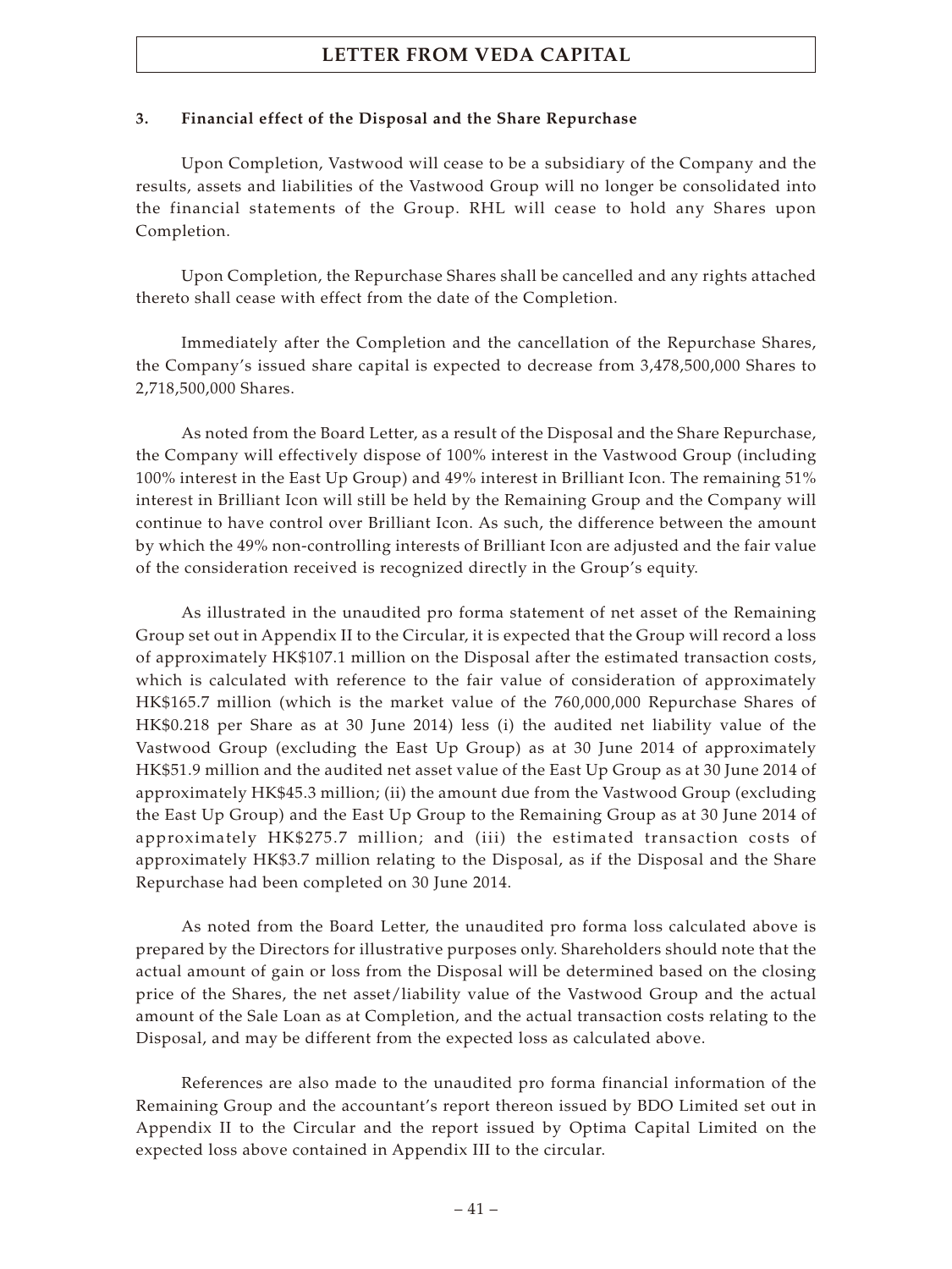### 3. Financial effect of the Disposal and the Share Repurchase

Upon Completion, Vastwood will cease to be a subsidiary of the Company and the results, assets and liabilities of the Vastwood Group will no longer be consolidated into the financial statements of the Group. RHL will cease to hold any Shares upon Completion.

Upon Completion, the Repurchase Shares shall be cancelled and any rights attached thereto shall cease with effect from the date of the Completion.

Immediately after the Completion and the cancellation of the Repurchase Shares, the Company's issued share capital is expected to decrease from 3,478,500,000 Shares to 2,718,500,000 Shares.

As noted from the Board Letter, as a result of the Disposal and the Share Repurchase, the Company will effectively dispose of 100% interest in the Vastwood Group (including 100% interest in the East Up Group) and 49% interest in Brilliant Icon. The remaining 51% interest in Brilliant Icon will still be held by the Remaining Group and the Company will continue to have control over Brilliant Icon. As such, the difference between the amount by which the 49% non-controlling interests of Brilliant Icon are adjusted and the fair value of the consideration received is recognized directly in the Group's equity.

As illustrated in the unaudited pro forma statement of net asset of the Remaining Group set out in Appendix II to the Circular, it is expected that the Group will record a loss of approximately HK$107.1 million on the Disposal after the estimated transaction costs, which is calculated with reference to the fair value of consideration of approximately HK$165.7 million (which is the market value of the 760,000,000 Repurchase Shares of HK$0.218 per Share as at 30 June 2014) less (i) the audited net liability value of the Vastwood Group (excluding the East Up Group) as at 30 June 2014 of approximately HK$51.9 million and the audited net asset value of the East Up Group as at 30 June 2014 of approximately HK$45.3 million; (ii) the amount due from the Vastwood Group (excluding the East Up Group) and the East Up Group to the Remaining Group as at 30 June 2014 of approximately HK$275.7 million; and (iii) the estimated transaction costs of approximately HK$3.7 million relating to the Disposal, as if the Disposal and the Share Repurchase had been completed on 30 June 2014.

As noted from the Board Letter, the unaudited pro forma loss calculated above is prepared by the Directors for illustrative purposes only. Shareholders should note that the actual amount of gain or loss from the Disposal will be determined based on the closing price of the Shares, the net asset/liability value of the Vastwood Group and the actual amount of the Sale Loan as at Completion, and the actual transaction costs relating to the Disposal, and may be different from the expected loss as calculated above.

References are also made to the unaudited pro forma financial information of the Remaining Group and the accountant's report thereon issued by BDO Limited set out in Appendix II to the Circular and the report issued by Optima Capital Limited on the expected loss above contained in Appendix III to the circular.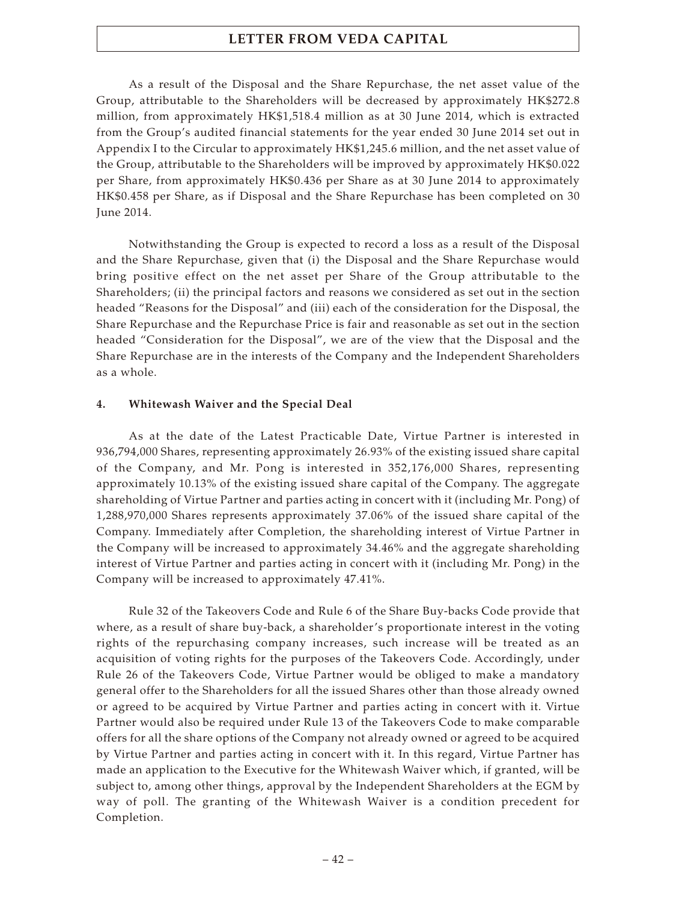As a result of the Disposal and the Share Repurchase, the net asset value of the Group, attributable to the Shareholders will be decreased by approximately HK$272.8 million, from approximately HK$1,518.4 million as at 30 June 2014, which is extracted from the Group's audited financial statements for the year ended 30 June 2014 set out in Appendix I to the Circular to approximately HK$1,245.6 million, and the net asset value of the Group, attributable to the Shareholders will be improved by approximately HK$0.022 per Share, from approximately HK$0.436 per Share as at 30 June 2014 to approximately HK$0.458 per Share, as if Disposal and the Share Repurchase has been completed on 30 June 2014.

Notwithstanding the Group is expected to record a loss as a result of the Disposal and the Share Repurchase, given that (i) the Disposal and the Share Repurchase would bring positive effect on the net asset per Share of the Group attributable to the Shareholders; (ii) the principal factors and reasons we considered as set out in the section headed "Reasons for the Disposal" and (iii) each of the consideration for the Disposal, the Share Repurchase and the Repurchase Price is fair and reasonable as set out in the section headed "Consideration for the Disposal", we are of the view that the Disposal and the Share Repurchase are in the interests of the Company and the Independent Shareholders as a whole.

**4. Whitewash Waiver and the Special Deal**

As at the date of the Latest Practicable Date, Virtue Partner is interested in 936,794,000 Shares, representing approximately 26.93% of the existing issued share capital of the Company, and Mr. Pong is interested in 352,176,000 Shares, representing approximately 10.13% of the existing issued share capital of the Company. The aggregate shareholding of Virtue Partner and parties acting in concert with it (including Mr. Pong) of 1,288,970,000 Shares represents approximately 37.06% of the issued share capital of the Company. Immediately after Completion, the shareholding interest of Virtue Partner in the Company will be increased to approximately 34.46% and the aggregate shareholding interest of Virtue Partner and parties acting in concert with it (including Mr. Pong) in the Company will be increased to approximately 47.41%.

Rule 32 of the Takeovers Code and Rule 6 of the Share Buy-backs Code provide that where, as a result of share buy-back, a shareholder's proportionate interest in the voting rights of the repurchasing company increases, such increase will be treated as an acquisition of voting rights for the purposes of the Takeovers Code. Accordingly, under Rule 26 of the Takeovers Code, Virtue Partner would be obliged to make a mandatory general offer to the Shareholders for all the issued Shares other than those already owned or agreed to be acquired by Virtue Partner and parties acting in concert with it. Virtue Partner would also be required under Rule 13 of the Takeovers Code to make comparable offers for all the share options of the Company not already owned or agreed to be acquired by Virtue Partner and parties acting in concert with it. In this regard, Virtue Partner has made an application to the Executive for the Whitewash Waiver which, if granted, will be subject to, among other things, approval by the Independent Shareholders at the EGM by way of poll. The granting of the Whitewash Waiver is a condition precedent for Completion.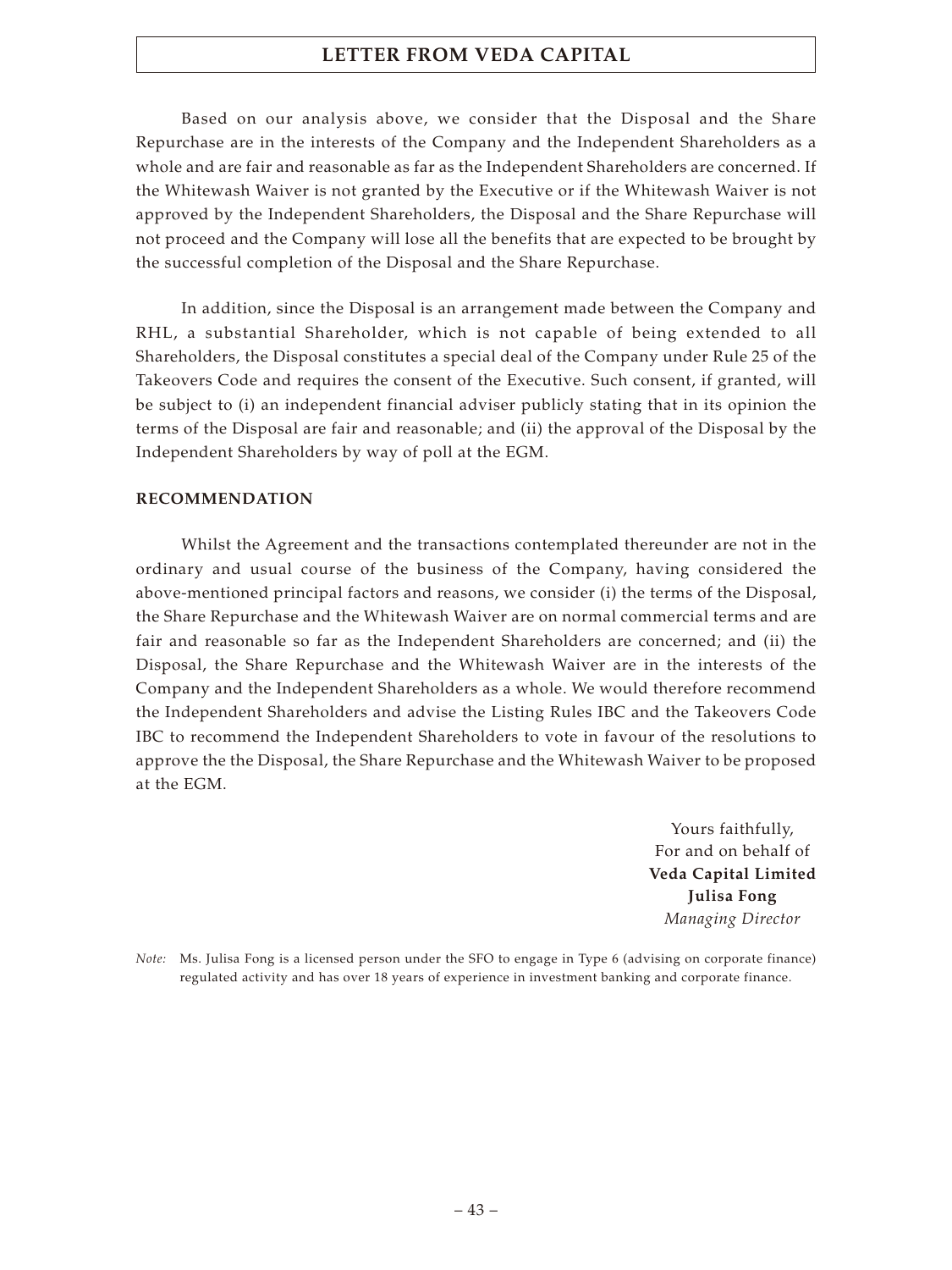Based on our analysis above, we consider that the Disposal and the Share Repurchase are in the interests of the Company and the Independent Shareholders as a whole and are fair and reasonable as far as the Independent Shareholders are concerned. If the Whitewash Waiver is not granted by the Executive or if the Whitewash Waiver is not approved by the Independent Shareholders, the Disposal and the Share Repurchase will not proceed and the Company will lose all the benefits that are expected to be brought by the successful completion of the Disposal and the Share Repurchase.

In addition, since the Disposal is an arrangement made between the Company and RHL, a substantial Shareholder, which is not capable of being extended to all Shareholders, the Disposal constitutes a special deal of the Company under Rule 25 of the Takeovers Code and requires the consent of the Executive. Such consent, if granted, will be subject to (i) an independent financial adviser publicly stating that in its opinion the terms of the Disposal are fair and reasonable; and (ii) the approval of the Disposal by the Independent Shareholders by way of poll at the EGM.

**RECOMMENDATION**

Whilst the Agreement and the transactions contemplated thereunder are not in the ordinary and usual course of the business of the Company, having considered the above-mentioned principal factors and reasons, we consider (i) the terms of the Disposal, the Share Repurchase and the Whitewash Waiver are on normal commercial terms and are fair and reasonable so far as the Independent Shareholders are concerned; and (ii) the Disposal, the Share Repurchase and the Whitewash Waiver are in the interests of the Company and the Independent Shareholders as a whole. We would therefore recommend the Independent Shareholders and advise the Listing Rules IBC and the Takeovers Code IBC to recommend the Independent Shareholders to vote in favour of the resolutions to approve the the Disposal, the Share Repurchase and the Whitewash Waiver to be proposed at the EGM.

Yours faithfully,
For and on behalf of
**Veda Capital Limited**
**Julisa Fong**
*Managing Director*

*Note:* Ms. Julisa Fong is a licensed person under the SFO to engage in Type 6 (advising on corporate finance) regulated activity and has over 18 years of experience in investment banking and corporate finance.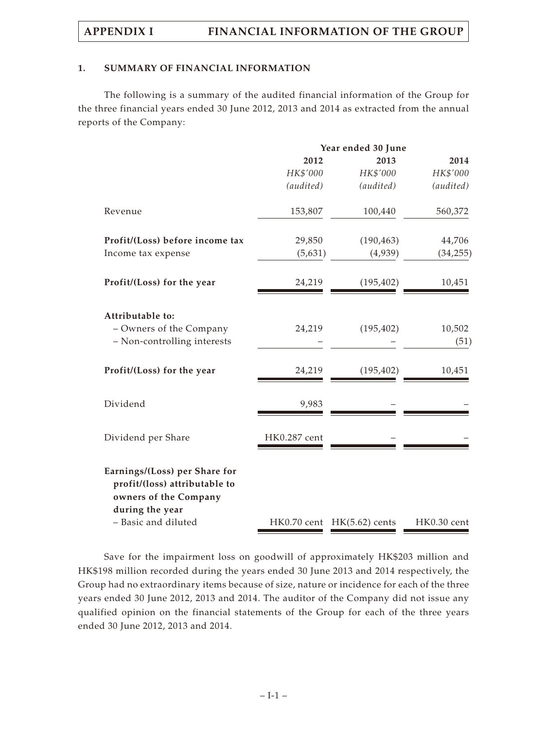## 1. SUMMARY OF FINANCIAL INFORMATION

The following is a summary of the audited financial information of the Group for the three financial years ended 30 June 2012, 2013 and 2014 as extracted from the annual reports of the Company:

| | Year ended 30 June | | |
|---|---|---|---|
| | 2012 | 2013 | 2014 |
| | *HK$'000* | *HK$'000* | *HK$'000* |
| | *(audited)* | *(audited)* | *(audited)* |
| Revenue | 153,807 | 100,440 | 560,372 |
| **Profit/(Loss) before income tax** | 29,850 | (190,463) | 44,706 |
| Income tax expense | (5,631) | (4,939) | (34,255) |
| **Profit/(Loss) for the year** | 24,219 | (195,402) | 10,451 |
| **Attributable to:** | | | |
| – Owners of the Company | 24,219 | (195,402) | 10,502 |
| – Non-controlling interests | – | – | (51) |
| **Profit/(Loss) for the year** | 24,219 | (195,402) | 10,451 |
| Dividend | 9,983 | – | – |
| Dividend per Share | HK0.287 cent | – | – |
| **Earnings/(Loss) per Share for profit/(loss) attributable to owners of the Company during the year** | | | |
| – Basic and diluted | HK0.70 cent | HK(5.62) cents | HK0.30 cent |

Save for the impairment loss on goodwill of approximately HK$203 million and HK$198 million recorded during the years ended 30 June 2013 and 2014 respectively, the Group had no extraordinary items because of size, nature or incidence for each of the three years ended 30 June 2012, 2013 and 2014. The auditor of the Company did not issue any qualified opinion on the financial statements of the Group for each of the three years ended 30 June 2012, 2013 and 2014.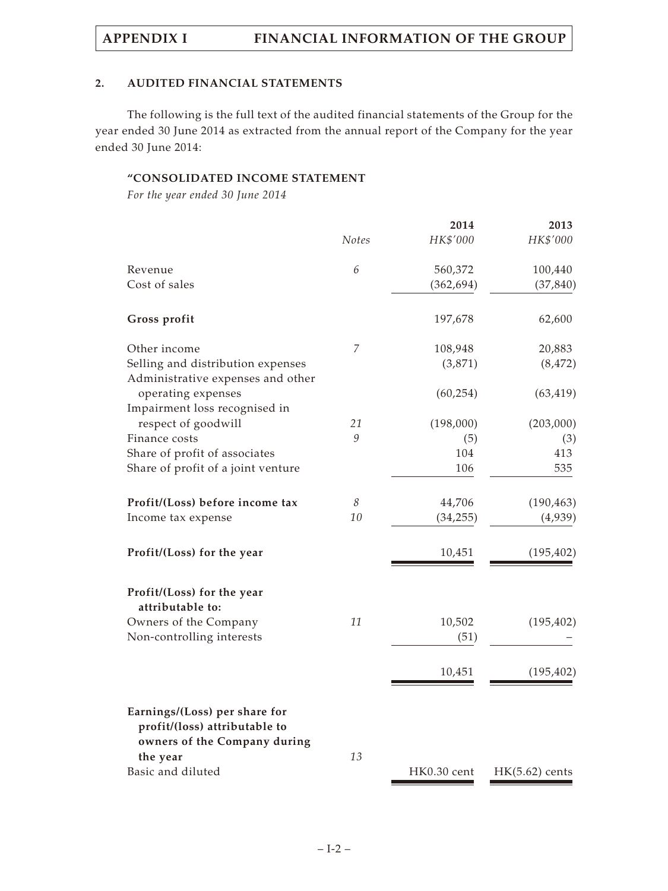## 2. AUDITED FINANCIAL STATEMENTS

The following is the full text of the audited financial statements of the Group for the year ended 30 June 2014 as extracted from the annual report of the Company for the year ended 30 June 2014:

### "CONSOLIDATED INCOME STATEMENT

*For the year ended 30 June 2014*

| | *Notes* | 2014 *HK$'000* | 2013 *HK$'000* |
|---|---|---|---|
| Revenue | 6 | 560,372 | 100,440 |
| Cost of sales | | (362,694) | (37,840) |
| **Gross profit** | | 197,678 | 62,600 |
| Other income | 7 | 108,948 | 20,883 |
| Selling and distribution expenses | | (3,871) | (8,472) |
| Administrative expenses and other operating expenses | | (60,254) | (63,419) |
| Impairment loss recognised in respect of goodwill | 21 | (198,000) | (203,000) |
| Finance costs | 9 | (5) | (3) |
| Share of profit of associates | | 104 | 413 |
| Share of profit of a joint venture | | 106 | 535 |
| **Profit/(Loss) before income tax** | 8 | 44,706 | (190,463) |
| Income tax expense | 10 | (34,255) | (4,939) |
| **Profit/(Loss) for the year** | | 10,451 | (195,402) |
| **Profit/(Loss) for the year attributable to:** | | | |
| Owners of the Company | 11 | 10,502 | (195,402) |
| Non-controlling interests | | (51) | – |
| | | 10,451 | (195,402) |
| **Earnings/(Loss) per share for profit/(loss) attributable to owners of the Company during the year** | 13 | | |
| Basic and diluted | | HK0.30 cent | HK(5.62) cents |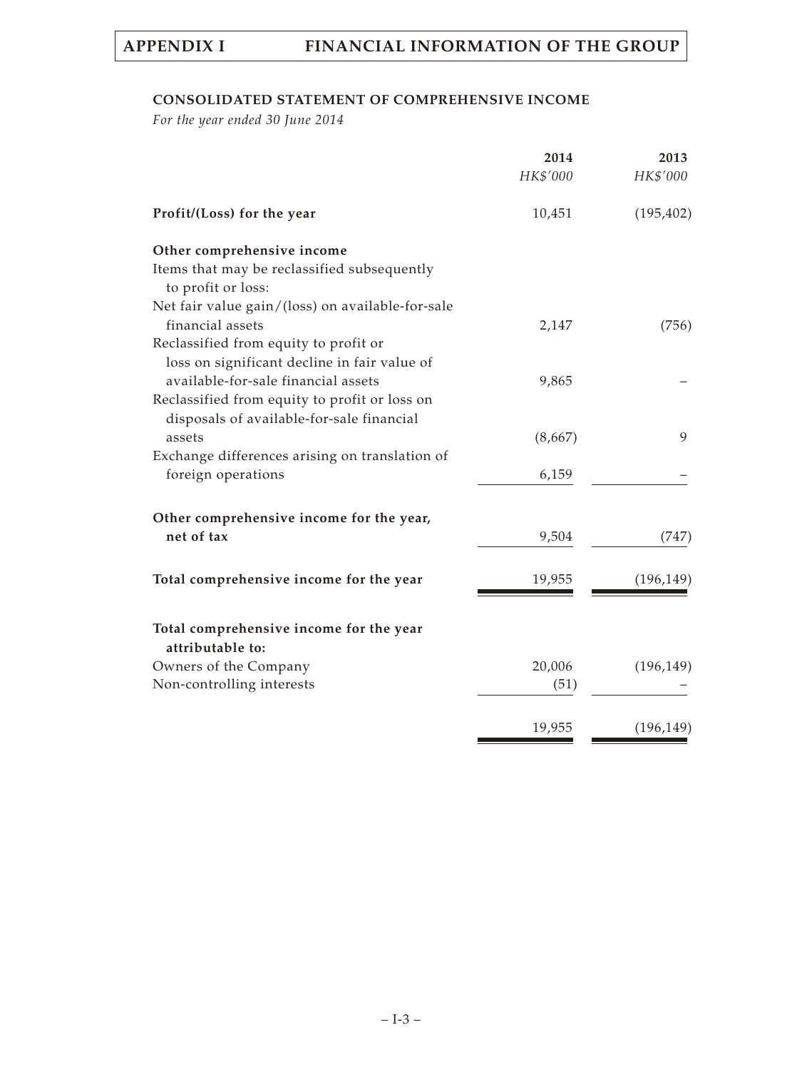**CONSOLIDATED STATEMENT OF COMPREHENSIVE INCOME**

*For the year ended 30 June 2014*

| | 2014 | 2013 |
|---|---|---|
| | *HK$'000* | *HK$'000* |
| **Profit/(Loss) for the year** | 10,451 | (195,402) |
| **Other comprehensive income** | | |
| Items that may be reclassified subsequently to profit or loss: | | |
| Net fair value gain/(loss) on available-for-sale financial assets | 2,147 | (756) |
| Reclassified from equity to profit or loss on significant decline in fair value of available-for-sale financial assets | 9,865 | – |
| Reclassified from equity to profit or loss on disposals of available-for-sale financial assets | (8,667) | 9 |
| Exchange differences arising on translation of foreign operations | 6,159 | – |
| **Other comprehensive income for the year, net of tax** | 9,504 | (747) |
| **Total comprehensive income for the year** | 19,955 | (196,149) |
| **Total comprehensive income for the year attributable to:** | | |
| Owners of the Company | 20,006 | (196,149) |
| Non-controlling interests | (51) | – |
| | 19,955 | (196,149) |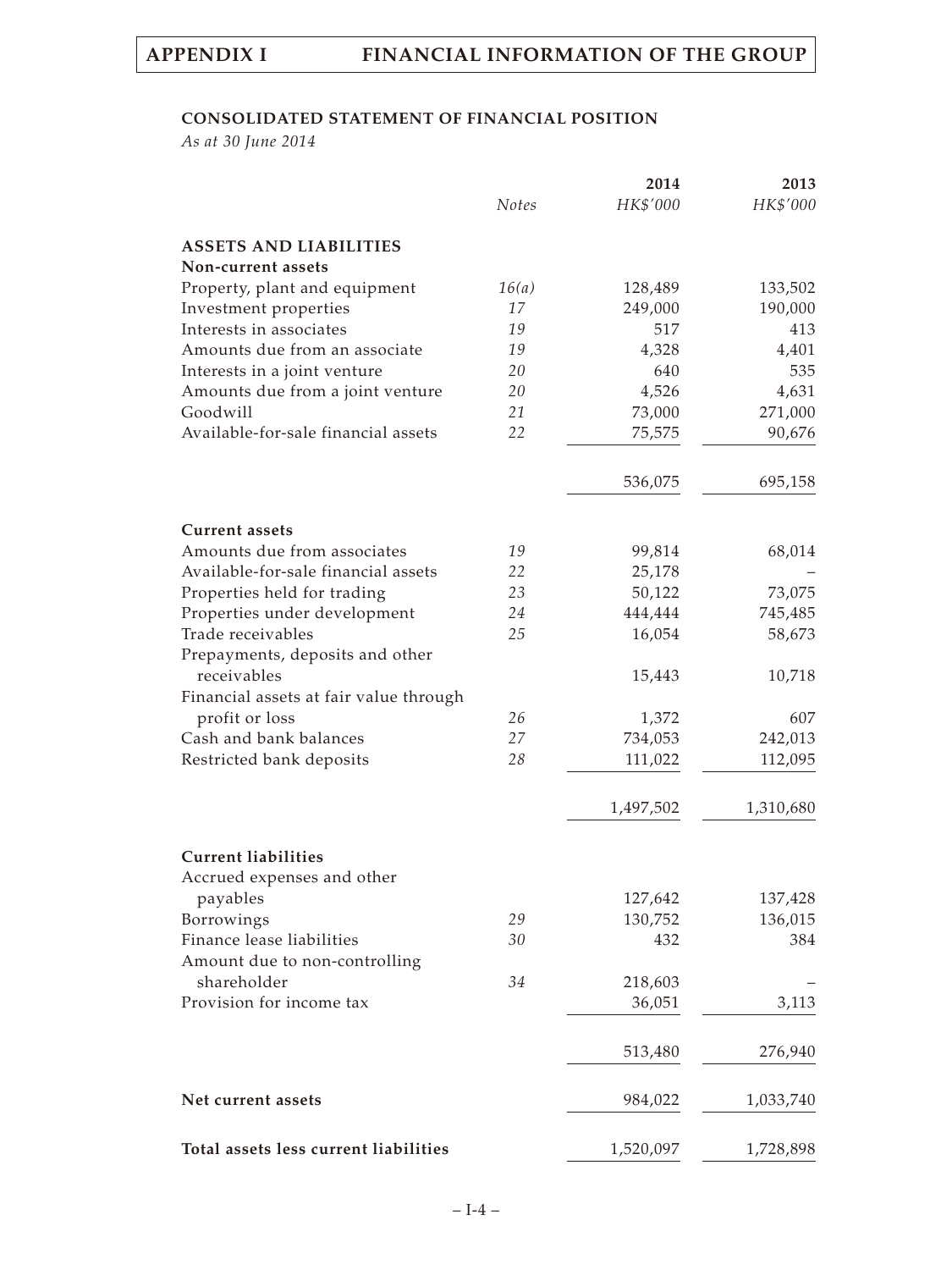## CONSOLIDATED STATEMENT OF FINANCIAL POSITION

*As at 30 June 2014*

| | Notes | 2014 HK$'000 | 2013 HK$'000 |
|---|---|---|---|
| **ASSETS AND LIABILITIES** | | | |
| **Non-current assets** | | | |
| Property, plant and equipment | 16(a) | 128,489 | 133,502 |
| Investment properties | 17 | 249,000 | 190,000 |
| Interests in associates | 19 | 517 | 413 |
| Amounts due from an associate | 19 | 4,328 | 4,401 |
| Interests in a joint venture | 20 | 640 | 535 |
| Amounts due from a joint venture | 20 | 4,526 | 4,631 |
| Goodwill | 21 | 73,000 | 271,000 |
| Available-for-sale financial assets | 22 | 75,575 | 90,676 |
| | | 536,075 | 695,158 |
| **Current assets** | | | |
| Amounts due from associates | 19 | 99,814 | 68,014 |
| Available-for-sale financial assets | 22 | 25,178 | – |
| Properties held for trading | 23 | 50,122 | 73,075 |
| Properties under development | 24 | 444,444 | 745,485 |
| Trade receivables | 25 | 16,054 | 58,673 |
| Prepayments, deposits and other receivables | | 15,443 | 10,718 |
| Financial assets at fair value through profit or loss | 26 | 1,372 | 607 |
| Cash and bank balances | 27 | 734,053 | 242,013 |
| Restricted bank deposits | 28 | 111,022 | 112,095 |
| | | 1,497,502 | 1,310,680 |
| **Current liabilities** | | | |
| Accrued expenses and other payables | | 127,642 | 137,428 |
| Borrowings | 29 | 130,752 | 136,015 |
| Finance lease liabilities | 30 | 432 | 384 |
| Amount due to non-controlling shareholder | 34 | 218,603 | – |
| Provision for income tax | | 36,051 | 3,113 |
| | | 513,480 | 276,940 |
| **Net current assets** | | 984,022 | 1,033,740 |
| **Total assets less current liabilities** | | 1,520,097 | 1,728,898 |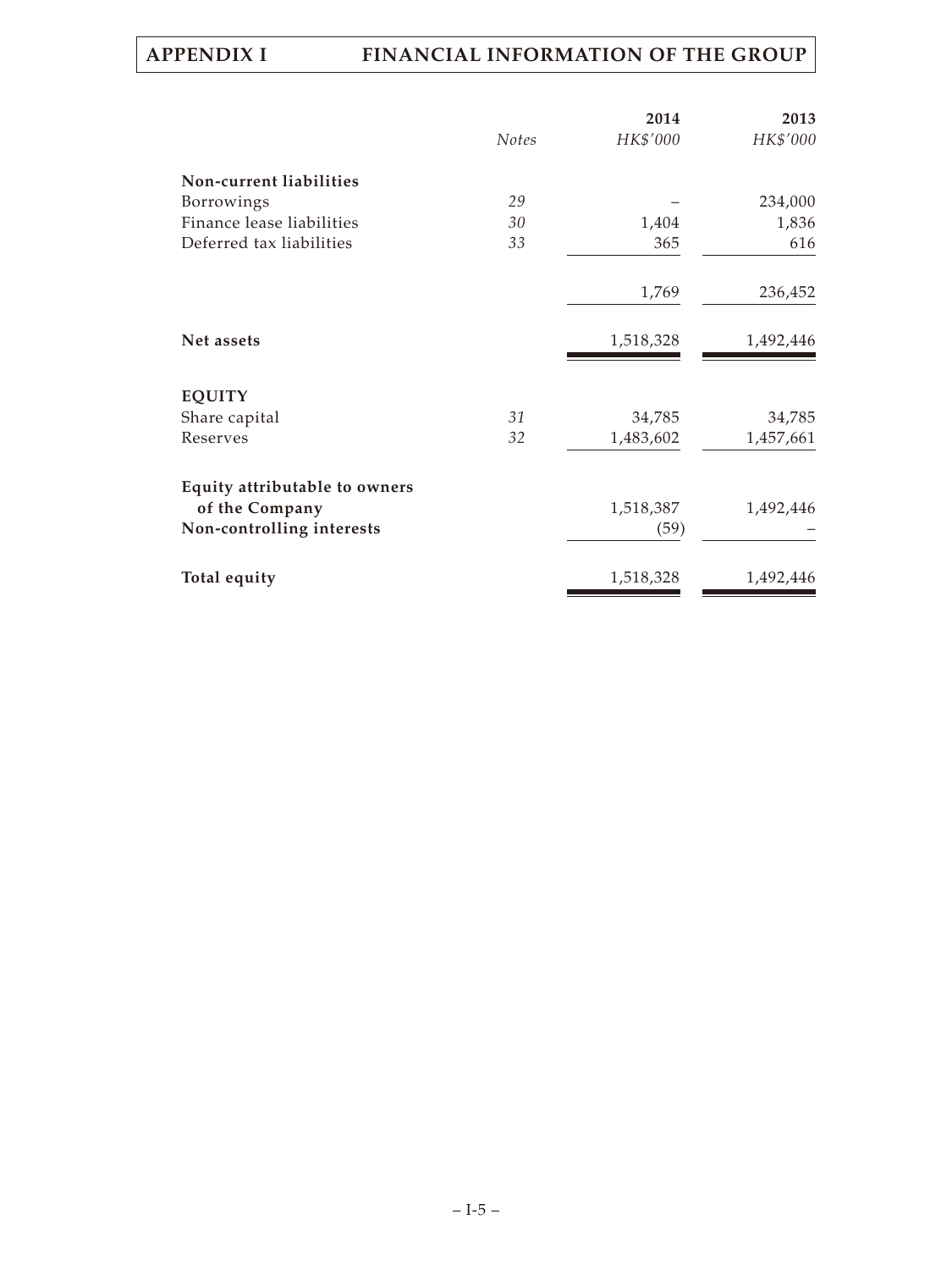| | Notes | 2014 HK$'000 | 2013 HK$'000 |
|---|---|---|---|
| **Non-current liabilities** | | | |
| Borrowings | 29 | – | 234,000 |
| Finance lease liabilities | 30 | 1,404 | 1,836 |
| Deferred tax liabilities | 33 | 365 | 616 |
| | | 1,769 | 236,452 |
| **Net assets** | | 1,518,328 | 1,492,446 |
| **EQUITY** | | | |
| Share capital | 31 | 34,785 | 34,785 |
| Reserves | 32 | 1,483,602 | 1,457,661 |
| **Equity attributable to owners of the Company** | | 1,518,387 | 1,492,446 |
| **Non-controlling interests** | | (59) | – |
| **Total equity** | | 1,518,328 | 1,492,446 |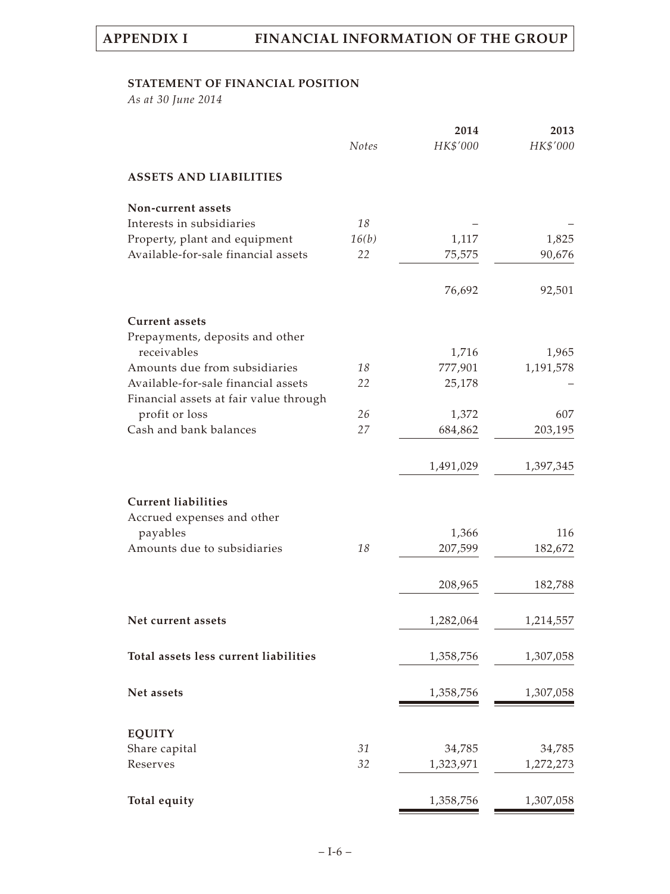## STATEMENT OF FINANCIAL POSITION

*As at 30 June 2014*

| | Notes | 2014 HK$'000 | 2013 HK$'000 |
|---|---|---|---|
| **ASSETS AND LIABILITIES** | | | |
| **Non-current assets** | | | |
| Interests in subsidiaries | 18 | – | – |
| Property, plant and equipment | 16(b) | 1,117 | 1,825 |
| Available-for-sale financial assets | 22 | 75,575 | 90,676 |
| | | 76,692 | 92,501 |
| **Current assets** | | | |
| Prepayments, deposits and other receivables | | 1,716 | 1,965 |
| Amounts due from subsidiaries | 18 | 777,901 | 1,191,578 |
| Available-for-sale financial assets | 22 | 25,178 | – |
| Financial assets at fair value through profit or loss | 26 | 1,372 | 607 |
| Cash and bank balances | 27 | 684,862 | 203,195 |
| | | 1,491,029 | 1,397,345 |
| **Current liabilities** | | | |
| Accrued expenses and other payables | | 1,366 | 116 |
| Amounts due to subsidiaries | 18 | 207,599 | 182,672 |
| | | 208,965 | 182,788 |
| **Net current assets** | | 1,282,064 | 1,214,557 |
| **Total assets less current liabilities** | | 1,358,756 | 1,307,058 |
| **Net assets** | | 1,358,756 | 1,307,058 |
| **EQUITY** | | | |
| Share capital | 31 | 34,785 | 34,785 |
| Reserves | 32 | 1,323,971 | 1,272,273 |
| **Total equity** | | 1,358,756 | 1,307,058 |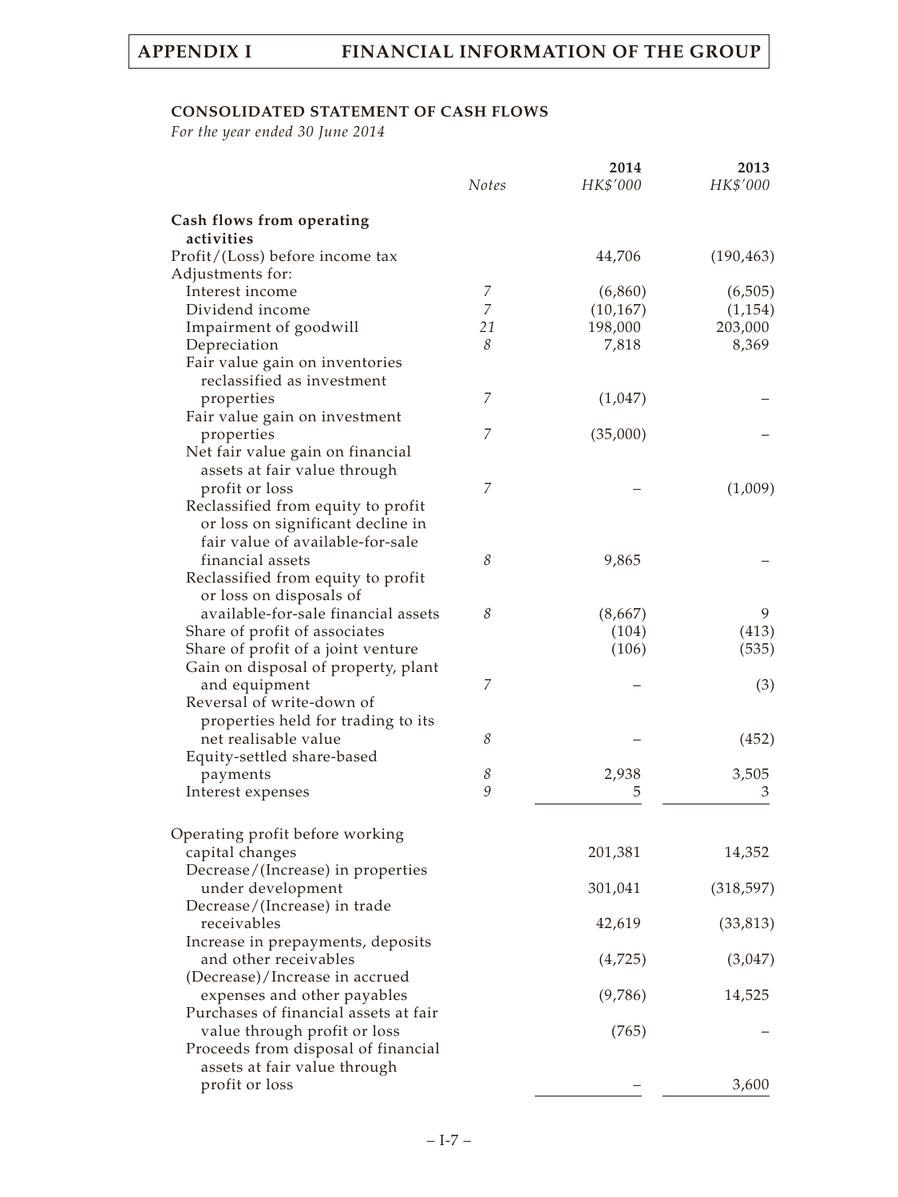## CONSOLIDATED STATEMENT OF CASH FLOWS

*For the year ended 30 June 2014*

| | *Notes* | **2014** *HK$'000* | **2013** *HK$'000* |
|---|---|---|---|
| **Cash flows from operating activities** | | | |
| Profit/(Loss) before income tax | | 44,706 | (190,463) |
| Adjustments for: | | | |
| Interest income | *7* | (6,860) | (6,505) |
| Dividend income | *7* | (10,167) | (1,154) |
| Impairment of goodwill | *21* | 198,000 | 203,000 |
| Depreciation | *8* | 7,818 | 8,369 |
| Fair value gain on inventories reclassified as investment properties | *7* | (1,047) | – |
| Fair value gain on investment properties | *7* | (35,000) | – |
| Net fair value gain on financial assets at fair value through profit or loss | *7* | – | (1,009) |
| Reclassified from equity to profit or loss on significant decline in fair value of available-for-sale financial assets | *8* | 9,865 | – |
| Reclassified from equity to profit or loss on disposals of available-for-sale financial assets | *8* | (8,667) | 9 |
| Share of profit of associates | | (104) | (413) |
| Share of profit of a joint venture | | (106) | (535) |
| Gain on disposal of property, plant and equipment | *7* | – | (3) |
| Reversal of write-down of properties held for trading to its net realisable value | *8* | – | (452) |
| Equity-settled share-based payments | *8* | 2,938 | 3,505 |
| Interest expenses | *9* | 5 | 3 |
| Operating profit before working capital changes | | 201,381 | 14,352 |
| Decrease/(Increase) in properties under development | | 301,041 | (318,597) |
| Decrease/(Increase) in trade receivables | | 42,619 | (33,813) |
| Increase in prepayments, deposits and other receivables | | (4,725) | (3,047) |
| (Decrease)/Increase in accrued expenses and other payables | | (9,786) | 14,525 |
| Purchases of financial assets at fair value through profit or loss | | (765) | – |
| Proceeds from disposal of financial assets at fair value through profit or loss | | – | 3,600 |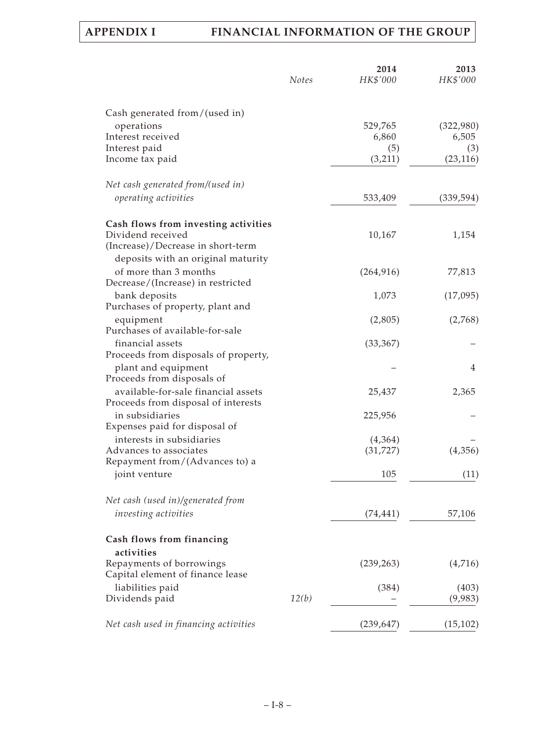| | Notes | 2014 HK$'000 | 2013 HK$'000 |
|---|---|---|---|
| Cash generated from/(used in) operations | | 529,765 | (322,980) |
| Interest received | | 6,860 | 6,505 |
| Interest paid | | (5) | (3) |
| Income tax paid | | (3,211) | (23,116) |
| *Net cash generated from/(used in) operating activities* | | 533,409 | (339,594) |
| **Cash flows from investing activities** | | | |
| Dividend received | | 10,167 | 1,154 |
| (Increase)/Decrease in short-term deposits with an original maturity of more than 3 months | | (264,916) | 77,813 |
| Decrease/(Increase) in restricted bank deposits | | 1,073 | (17,095) |
| Purchases of property, plant and equipment | | (2,805) | (2,768) |
| Purchases of available-for-sale financial assets | | (33,367) | – |
| Proceeds from disposals of property, plant and equipment | | – | 4 |
| Proceeds from disposals of available-for-sale financial assets | | 25,437 | 2,365 |
| Proceeds from disposal of interests in subsidiaries | | 225,956 | – |
| Expenses paid for disposal of interests in subsidiaries | | (4,364) | – |
| Advances to associates | | (31,727) | (4,356) |
| Repayment from/(Advances to) a joint venture | | 105 | (11) |
| *Net cash (used in)/generated from investing activities* | | (74,441) | 57,106 |
| **Cash flows from financing activities** | | | |
| Repayments of borrowings | | (239,263) | (4,716) |
| Capital element of finance lease liabilities paid | | (384) | (403) |
| Dividends paid | 12(b) | – | (9,983) |
| *Net cash used in financing activities* | | (239,647) | (15,102) |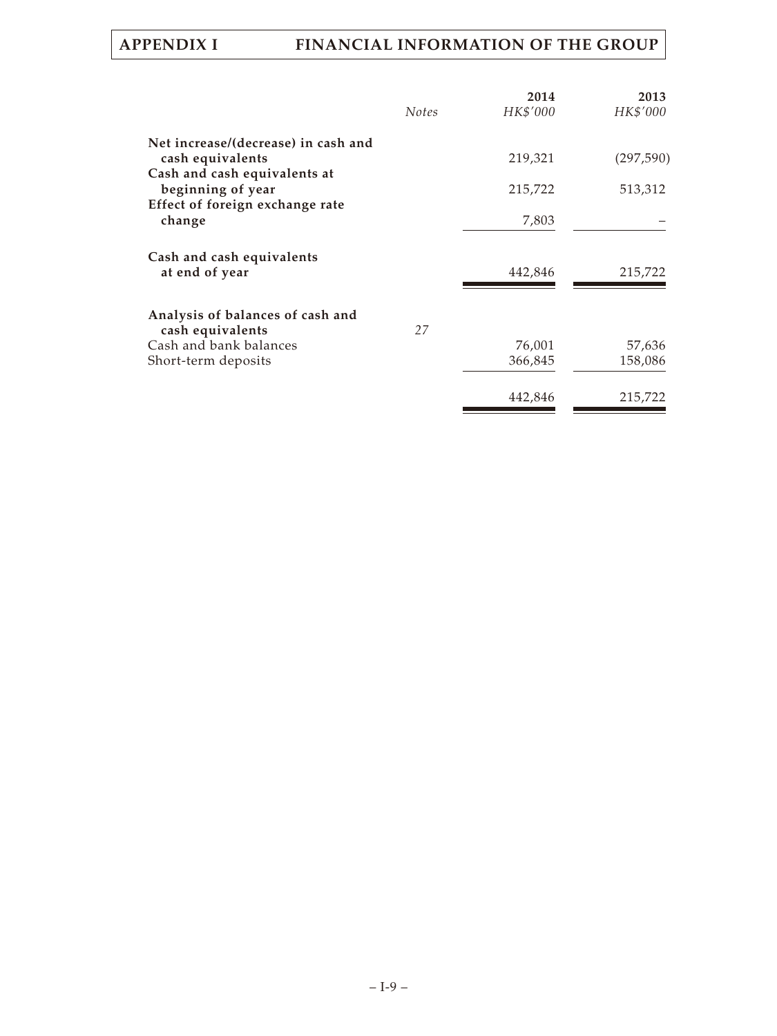| | Notes | 2014<br>HK$'000 | 2013<br>HK$'000 |
|---|---|---|---|
| **Net increase/(decrease) in cash and cash equivalents** | | 219,321 | (297,590) |
| **Cash and cash equivalents at beginning of year** | | 215,722 | 513,312 |
| **Effect of foreign exchange rate change** | | 7,803 | – |
| **Cash and cash equivalents at end of year** | | 442,846 | 215,722 |
| **Analysis of balances of cash and cash equivalents** | *27* | | |
| Cash and bank balances | | 76,001 | 57,636 |
| Short-term deposits | | 366,845 | 158,086 |
| | | 442,846 | 215,722 |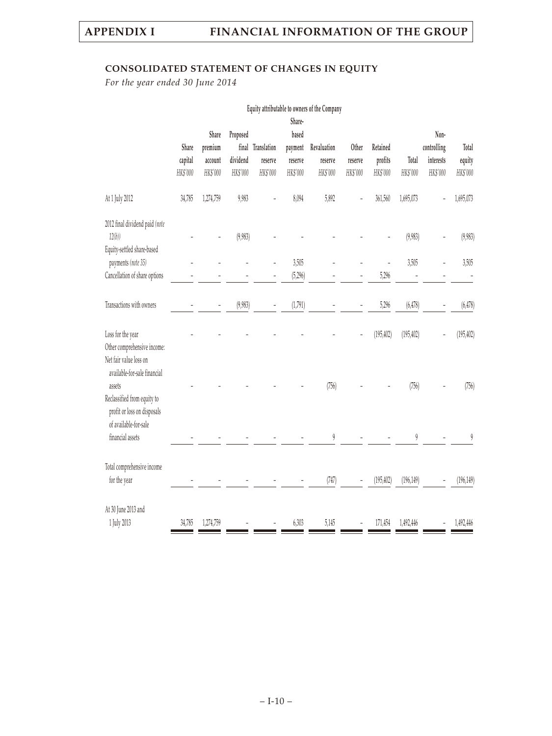## CONSOLIDATED STATEMENT OF CHANGES IN EQUITY

*For the year ended 30 June 2014*

| | Equity attributable to owners of the Company | | | | | | | | | | |
|---|---|---|---|---|---|---|---|---|---|---|---|
| | Share capital | Share premium account | Proposed final dividend | Translation reserve | Share-based payment reserve | Revaluation reserve | Other reserve | Retained profits | Total | Non-controlling interests | Total equity |
| | *HK$'000* | *HK$'000* | *HK$'000* | *HK$'000* | *HK$'000* | *HK$'000* | *HK$'000* | *HK$'000* | *HK$'000* | *HK$'000* | *HK$'000* |
| At 1 July 2012 | 34,785 | 1,274,759 | 9,983 | – | 8,094 | 5,892 | – | 361,560 | 1,695,073 | – | 1,695,073 |
| 2012 final dividend paid *(note 12(b))* | – | – | (9,983) | – | – | – | – | – | (9,983) | – | (9,983) |
| Equity-settled share-based payments *(note 35)* | – | – | – | – | 3,505 | – | – | – | 3,505 | – | 3,505 |
| Cancellation of share options | – | – | – | – | (5,296) | – | – | 5,296 | – | – | – |
| Transactions with owners | – | – | (9,983) | – | (1,791) | – | – | 5,296 | (6,478) | – | (6,478) |
| Loss for the year | – | – | – | – | – | – | – | (195,402) | (195,402) | – | (195,402) |
| Other comprehensive income: | | | | | | | | | | | |
| Net fair value loss on available-for-sale financial assets | – | – | – | – | – | (756) | – | – | (756) | – | (756) |
| Reclassified from equity to profit or loss on disposals of available-for-sale financial assets | – | – | – | – | – | 9 | – | – | 9 | – | 9 |
| Total comprehensive income for the year | – | – | – | – | – | (747) | – | (195,402) | (196,149) | – | (196,149) |
| At 30 June 2013 and 1 July 2013 | 34,785 | 1,274,759 | – | – | 6,303 | 5,145 | – | 171,454 | 1,492,446 | – | 1,492,446 |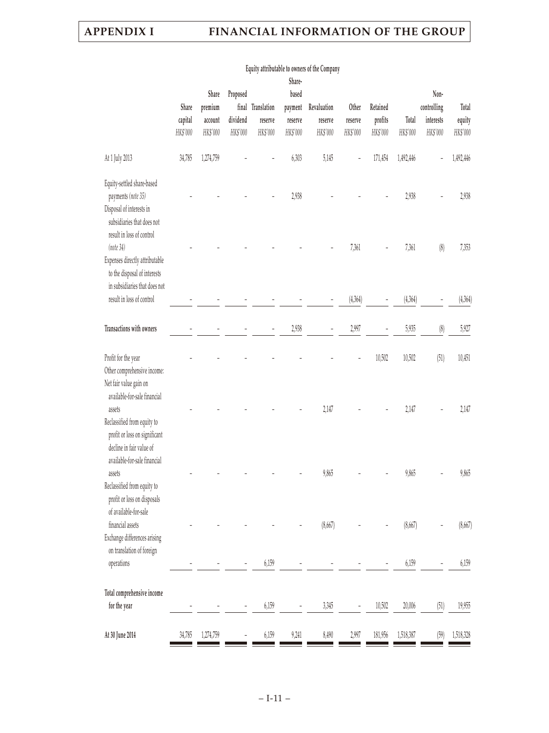| | Equity attributable to owners of the Company | | | | | | | | | | |
|---|---|---|---|---|---|---|---|---|---|---|---|
| | Share capital | Share premium account | Proposed final dividend | Translation reserve | Share-based payment reserve | Revaluation reserve | Other reserve | Retained profits | Total | Non-controlling interests | Total equity |
| | *HK$'000* | *HK$'000* | *HK$'000* | *HK$'000* | *HK$'000* | *HK$'000* | *HK$'000* | *HK$'000* | *HK$'000* | *HK$'000* | *HK$'000* |
| At 1 July 2013 | 34,785 | 1,274,759 | – | – | 6,303 | 5,145 | – | 171,454 | 1,492,446 | – | 1,492,446 |
| Equity-settled share-based payments *(note 35)* | – | – | – | – | 2,938 | – | – | – | 2,938 | – | 2,938 |
| Disposal of interests in subsidiaries that does not result in loss of control *(note 34)* | – | – | – | – | – | – | 7,361 | – | 7,361 | (8) | 7,353 |
| Expenses directly attributable to the disposal of interests in subsidiaries that does not result in loss of control | – | – | – | – | – | – | (4,364) | – | (4,364) | – | (4,364) |
| **Transactions with owners** | – | – | – | – | 2,938 | – | 2,997 | – | 5,935 | (8) | 5,927 |
| Profit for the year | – | – | – | – | – | – | – | 10,502 | 10,502 | (51) | 10,451 |
| Other comprehensive income: | | | | | | | | | | | |
| Net fair value gain on available-for-sale financial assets | – | – | – | – | – | 2,147 | – | – | 2,147 | – | 2,147 |
| Reclassified from equity to profit or loss on significant decline in fair value of available-for-sale financial assets | – | – | – | – | – | 9,865 | – | – | 9,865 | – | 9,865 |
| Reclassified from equity to profit or loss on disposals of available-for-sale financial assets | – | – | – | – | – | (8,667) | – | – | (8,667) | – | (8,667) |
| Exchange differences arising on translation of foreign operations | – | – | – | 6,159 | – | – | – | – | 6,159 | – | 6,159 |
| **Total comprehensive income for the year** | – | – | – | 6,159 | – | 3,345 | – | 10,502 | 20,006 | (51) | 19,955 |
| **At 30 June 2014** | 34,785 | 1,274,759 | – | 6,159 | 9,241 | 8,490 | 2,997 | 181,956 | 1,518,387 | (59) | 1,518,328 |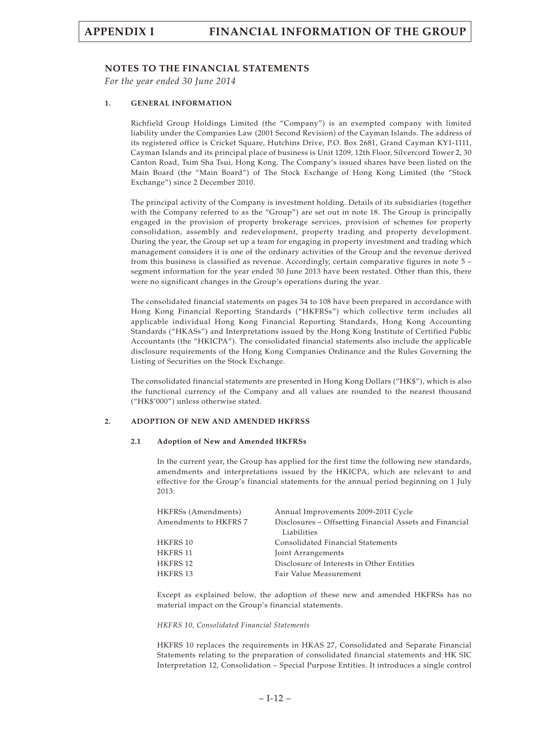## NOTES TO THE FINANCIAL STATEMENTS

*For the year ended 30 June 2014*

### 1. GENERAL INFORMATION

Richfield Group Holdings Limited (the "Company") is an exempted company with limited liability under the Companies Law (2001 Second Revision) of the Cayman Islands. The address of its registered office is Cricket Square, Hutchins Drive, P.O. Box 2681, Grand Cayman KY1-1111, Cayman Islands and its principal place of business is Unit 1209, 12th Floor, Silvercord Tower 2, 30 Canton Road, Tsim Sha Tsui, Hong Kong. The Company's issued shares have been listed on the Main Board (the "Main Board") of The Stock Exchange of Hong Kong Limited (the "Stock Exchange") since 2 December 2010.

The principal activity of the Company is investment holding. Details of its subsidiaries (together with the Company referred to as the "Group") are set out in note 18. The Group is principally engaged in the provision of property brokerage services, provision of schemes for property consolidation, assembly and redevelopment, property trading and property development. During the year, the Group set up a team for engaging in property investment and trading which management considers it is one of the ordinary activities of the Group and the revenue derived from this business is classified as revenue. Accordingly, certain comparative figures in note 5 – segment information for the year ended 30 June 2013 have been restated. Other than this, there were no significant changes in the Group's operations during the year.

The consolidated financial statements on pages 34 to 108 have been prepared in accordance with Hong Kong Financial Reporting Standards ("HKFRSs") which collective term includes all applicable individual Hong Kong Financial Reporting Standards, Hong Kong Accounting Standards ("HKASs") and Interpretations issued by the Hong Kong Institute of Certified Public Accountants (the "HKICPA"). The consolidated financial statements also include the applicable disclosure requirements of the Hong Kong Companies Ordinance and the Rules Governing the Listing of Securities on the Stock Exchange.

The consolidated financial statements are presented in Hong Kong Dollars ("HK$"), which is also the functional currency of the Company and all values are rounded to the nearest thousand ("HK$'000") unless otherwise stated.

### 2. ADOPTION OF NEW AND AMENDED HKFRSS

#### 2.1 Adoption of New and Amended HKFRSs

In the current year, the Group has applied for the first time the following new standards, amendments and interpretations issued by the HKICPA, which are relevant to and effective for the Group's financial statements for the annual period beginning on 1 July 2013:

| | |
|---|---|
| HKFRSs (Amendments) | Annual Improvements 2009-2011 Cycle |
| Amendments to HKFRS 7 | Disclosures – Offsetting Financial Assets and Financial Liabilities |
| HKFRS 10 | Consolidated Financial Statements |
| HKFRS 11 | Joint Arrangements |
| HKFRS 12 | Disclosure of Interests in Other Entities |
| HKFRS 13 | Fair Value Measurement |

Except as explained below, the adoption of these new and amended HKFRSs has no material impact on the Group's financial statements.

*HKFRS 10, Consolidated Financial Statements*

HKFRS 10 replaces the requirements in HKAS 27, Consolidated and Separate Financial Statements relating to the preparation of consolidated financial statements and HK SIC Interpretation 12, Consolidation – Special Purpose Entities. It introduces a single control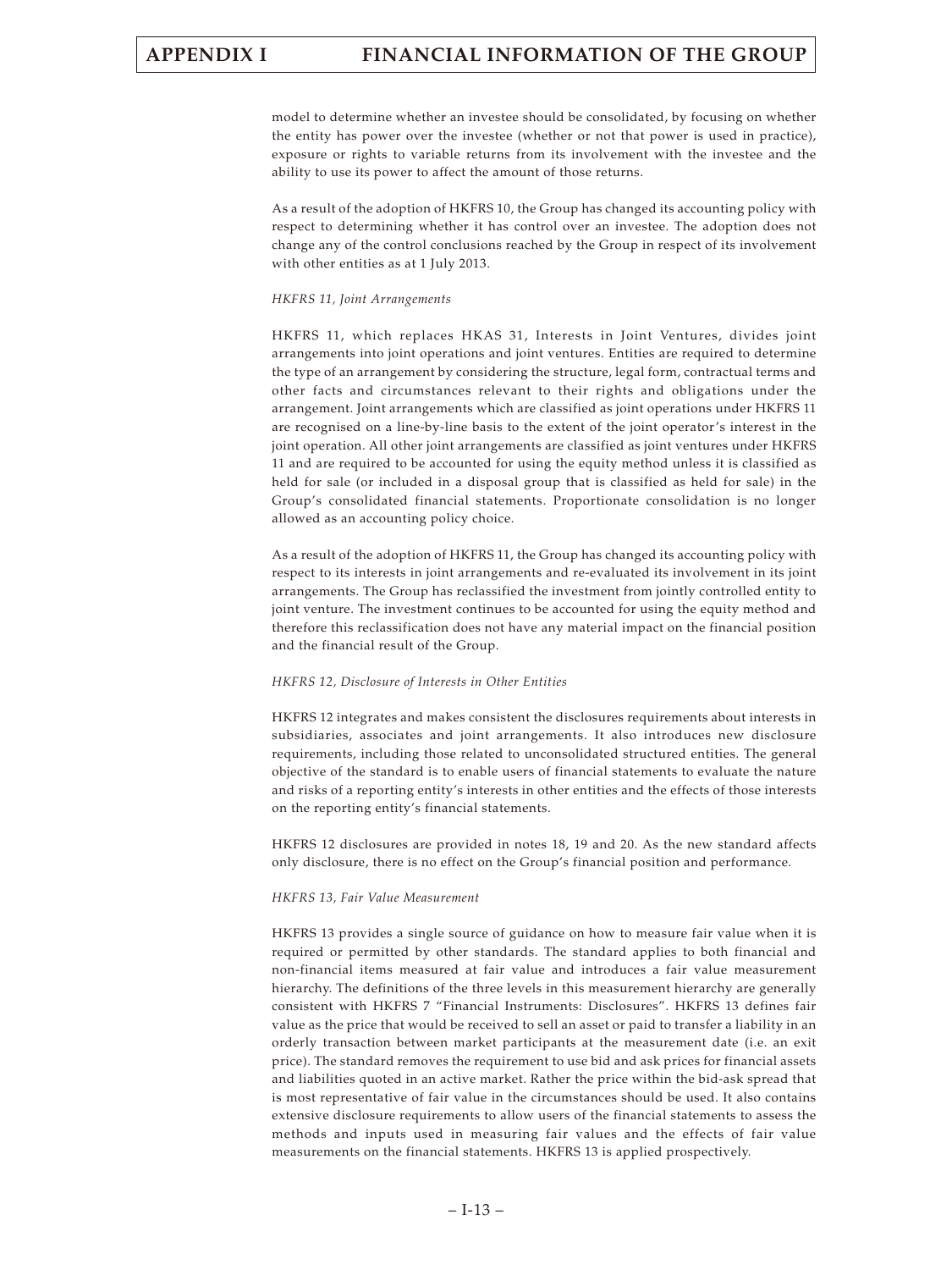model to determine whether an investee should be consolidated, by focusing on whether the entity has power over the investee (whether or not that power is used in practice), exposure or rights to variable returns from its involvement with the investee and the ability to use its power to affect the amount of those returns.

As a result of the adoption of HKFRS 10, the Group has changed its accounting policy with respect to determining whether it has control over an investee. The adoption does not change any of the control conclusions reached by the Group in respect of its involvement with other entities as at 1 July 2013.

*HKFRS 11, Joint Arrangements*

HKFRS 11, which replaces HKAS 31, Interests in Joint Ventures, divides joint arrangements into joint operations and joint ventures. Entities are required to determine the type of an arrangement by considering the structure, legal form, contractual terms and other facts and circumstances relevant to their rights and obligations under the arrangement. Joint arrangements which are classified as joint operations under HKFRS 11 are recognised on a line-by-line basis to the extent of the joint operator's interest in the joint operation. All other joint arrangements are classified as joint ventures under HKFRS 11 and are required to be accounted for using the equity method unless it is classified as held for sale (or included in a disposal group that is classified as held for sale) in the Group's consolidated financial statements. Proportionate consolidation is no longer allowed as an accounting policy choice.

As a result of the adoption of HKFRS 11, the Group has changed its accounting policy with respect to its interests in joint arrangements and re-evaluated its involvement in its joint arrangements. The Group has reclassified the investment from jointly controlled entity to joint venture. The investment continues to be accounted for using the equity method and therefore this reclassification does not have any material impact on the financial position and the financial result of the Group.

*HKFRS 12, Disclosure of Interests in Other Entities*

HKFRS 12 integrates and makes consistent the disclosures requirements about interests in subsidiaries, associates and joint arrangements. It also introduces new disclosure requirements, including those related to unconsolidated structured entities. The general objective of the standard is to enable users of financial statements to evaluate the nature and risks of a reporting entity's interests in other entities and the effects of those interests on the reporting entity's financial statements.

HKFRS 12 disclosures are provided in notes 18, 19 and 20. As the new standard affects only disclosure, there is no effect on the Group's financial position and performance.

*HKFRS 13, Fair Value Measurement*

HKFRS 13 provides a single source of guidance on how to measure fair value when it is required or permitted by other standards. The standard applies to both financial and non-financial items measured at fair value and introduces a fair value measurement hierarchy. The definitions of the three levels in this measurement hierarchy are generally consistent with HKFRS 7 "Financial Instruments: Disclosures". HKFRS 13 defines fair value as the price that would be received to sell an asset or paid to transfer a liability in an orderly transaction between market participants at the measurement date (i.e. an exit price). The standard removes the requirement to use bid and ask prices for financial assets and liabilities quoted in an active market. Rather the price within the bid-ask spread that is most representative of fair value in the circumstances should be used. It also contains extensive disclosure requirements to allow users of the financial statements to assess the methods and inputs used in measuring fair values and the effects of fair value measurements on the financial statements. HKFRS 13 is applied prospectively.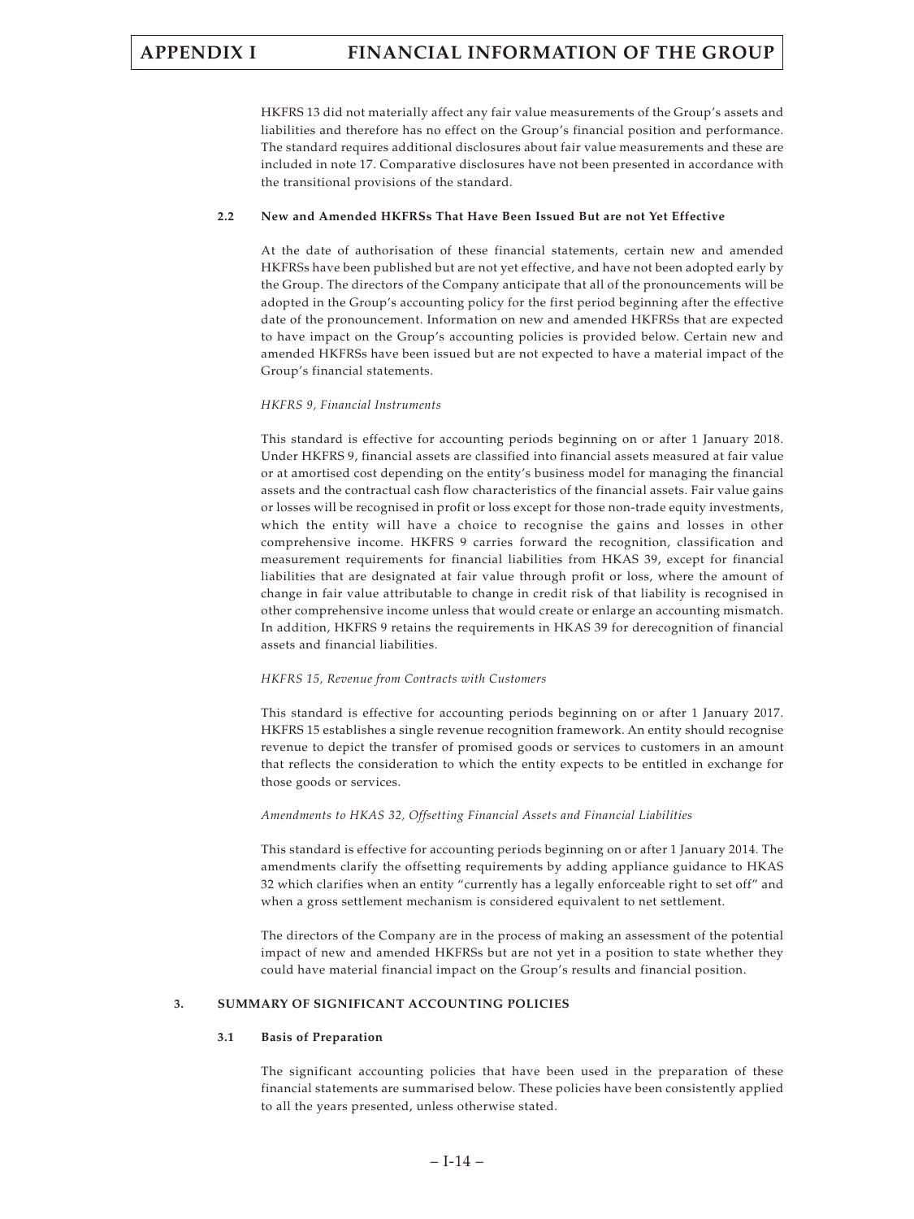HKFRS 13 did not materially affect any fair value measurements of the Group's assets and liabilities and therefore has no effect on the Group's financial position and performance. The standard requires additional disclosures about fair value measurements and these are included in note 17. Comparative disclosures have not been presented in accordance with the transitional provisions of the standard.

### 2.2 New and Amended HKFRSs That Have Been Issued But are not Yet Effective

At the date of authorisation of these financial statements, certain new and amended HKFRSs have been published but are not yet effective, and have not been adopted early by the Group. The directors of the Company anticipate that all of the pronouncements will be adopted in the Group's accounting policy for the first period beginning after the effective date of the pronouncement. Information on new and amended HKFRSs that are expected to have impact on the Group's accounting policies is provided below. Certain new and amended HKFRSs have been issued but are not expected to have a material impact of the Group's financial statements.

*HKFRS 9, Financial Instruments*

This standard is effective for accounting periods beginning on or after 1 January 2018. Under HKFRS 9, financial assets are classified into financial assets measured at fair value or at amortised cost depending on the entity's business model for managing the financial assets and the contractual cash flow characteristics of the financial assets. Fair value gains or losses will be recognised in profit or loss except for those non-trade equity investments, which the entity will have a choice to recognise the gains and losses in other comprehensive income. HKFRS 9 carries forward the recognition, classification and measurement requirements for financial liabilities from HKAS 39, except for financial liabilities that are designated at fair value through profit or loss, where the amount of change in fair value attributable to change in credit risk of that liability is recognised in other comprehensive income unless that would create or enlarge an accounting mismatch. In addition, HKFRS 9 retains the requirements in HKAS 39 for derecognition of financial assets and financial liabilities.

*HKFRS 15, Revenue from Contracts with Customers*

This standard is effective for accounting periods beginning on or after 1 January 2017. HKFRS 15 establishes a single revenue recognition framework. An entity should recognise revenue to depict the transfer of promised goods or services to customers in an amount that reflects the consideration to which the entity expects to be entitled in exchange for those goods or services.

*Amendments to HKAS 32, Offsetting Financial Assets and Financial Liabilities*

This standard is effective for accounting periods beginning on or after 1 January 2014. The amendments clarify the offsetting requirements by adding appliance guidance to HKAS 32 which clarifies when an entity "currently has a legally enforceable right to set off" and when a gross settlement mechanism is considered equivalent to net settlement.

The directors of the Company are in the process of making an assessment of the potential impact of new and amended HKFRSs but are not yet in a position to state whether they could have material financial impact on the Group's results and financial position.

## 3. SUMMARY OF SIGNIFICANT ACCOUNTING POLICIES

### 3.1 Basis of Preparation

The significant accounting policies that have been used in the preparation of these financial statements are summarised below. These policies have been consistently applied to all the years presented, unless otherwise stated.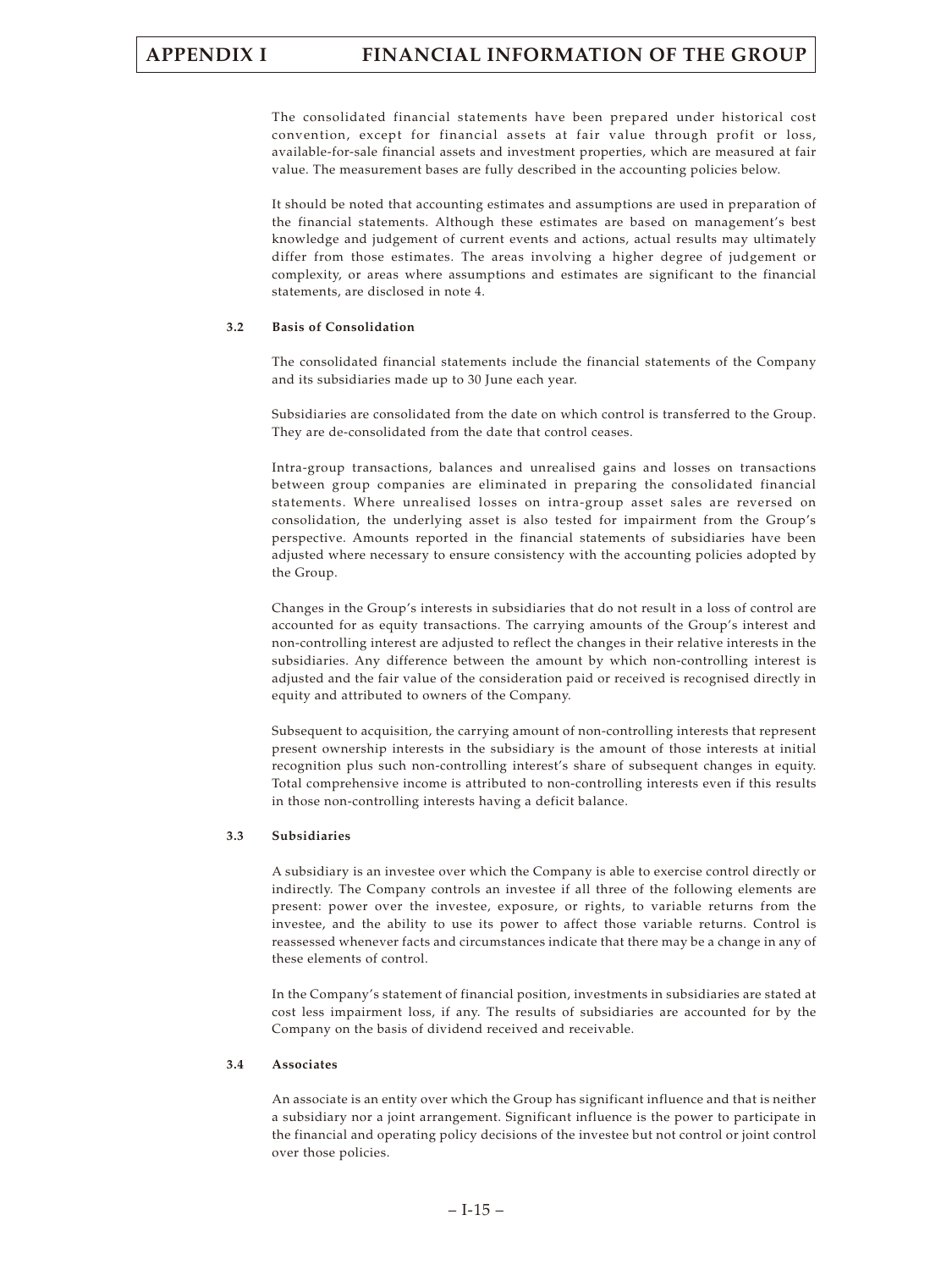The consolidated financial statements have been prepared under historical cost convention, except for financial assets at fair value through profit or loss, available-for-sale financial assets and investment properties, which are measured at fair value. The measurement bases are fully described in the accounting policies below.

It should be noted that accounting estimates and assumptions are used in preparation of the financial statements. Although these estimates are based on management's best knowledge and judgement of current events and actions, actual results may ultimately differ from those estimates. The areas involving a higher degree of judgement or complexity, or areas where assumptions and estimates are significant to the financial statements, are disclosed in note 4.

### 3.2 Basis of Consolidation

The consolidated financial statements include the financial statements of the Company and its subsidiaries made up to 30 June each year.

Subsidiaries are consolidated from the date on which control is transferred to the Group. They are de-consolidated from the date that control ceases.

Intra-group transactions, balances and unrealised gains and losses on transactions between group companies are eliminated in preparing the consolidated financial statements. Where unrealised losses on intra-group asset sales are reversed on consolidation, the underlying asset is also tested for impairment from the Group's perspective. Amounts reported in the financial statements of subsidiaries have been adjusted where necessary to ensure consistency with the accounting policies adopted by the Group.

Changes in the Group's interests in subsidiaries that do not result in a loss of control are accounted for as equity transactions. The carrying amounts of the Group's interest and non-controlling interest are adjusted to reflect the changes in their relative interests in the subsidiaries. Any difference between the amount by which non-controlling interest is adjusted and the fair value of the consideration paid or received is recognised directly in equity and attributed to owners of the Company.

Subsequent to acquisition, the carrying amount of non-controlling interests that represent present ownership interests in the subsidiary is the amount of those interests at initial recognition plus such non-controlling interest's share of subsequent changes in equity. Total comprehensive income is attributed to non-controlling interests even if this results in those non-controlling interests having a deficit balance.

### 3.3 Subsidiaries

A subsidiary is an investee over which the Company is able to exercise control directly or indirectly. The Company controls an investee if all three of the following elements are present: power over the investee, exposure, or rights, to variable returns from the investee, and the ability to use its power to affect those variable returns. Control is reassessed whenever facts and circumstances indicate that there may be a change in any of these elements of control.

In the Company's statement of financial position, investments in subsidiaries are stated at cost less impairment loss, if any. The results of subsidiaries are accounted for by the Company on the basis of dividend received and receivable.

### 3.4 Associates

An associate is an entity over which the Group has significant influence and that is neither a subsidiary nor a joint arrangement. Significant influence is the power to participate in the financial and operating policy decisions of the investee but not control or joint control over those policies.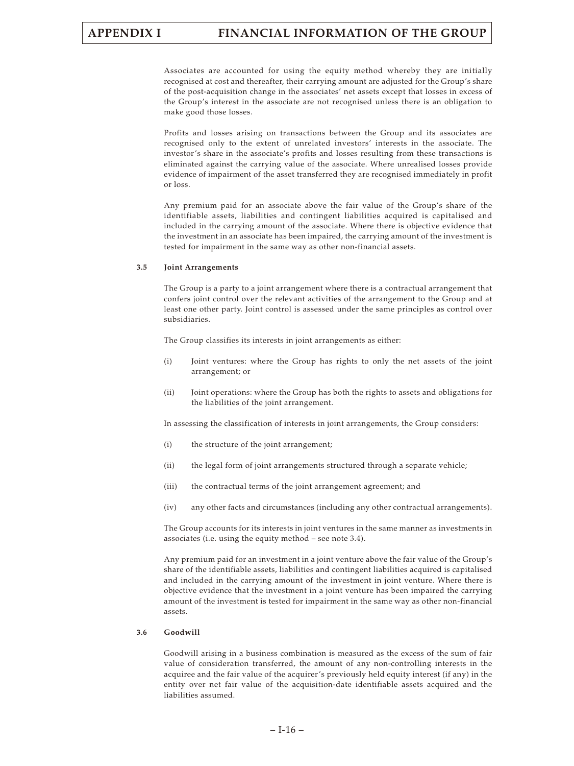Associates are accounted for using the equity method whereby they are initially recognised at cost and thereafter, their carrying amount are adjusted for the Group's share of the post-acquisition change in the associates' net assets except that losses in excess of the Group's interest in the associate are not recognised unless there is an obligation to make good those losses.

Profits and losses arising on transactions between the Group and its associates are recognised only to the extent of unrelated investors' interests in the associate. The investor's share in the associate's profits and losses resulting from these transactions is eliminated against the carrying value of the associate. Where unrealised losses provide evidence of impairment of the asset transferred they are recognised immediately in profit or loss.

Any premium paid for an associate above the fair value of the Group's share of the identifiable assets, liabilities and contingent liabilities acquired is capitalised and included in the carrying amount of the associate. Where there is objective evidence that the investment in an associate has been impaired, the carrying amount of the investment is tested for impairment in the same way as other non-financial assets.

### 3.5 Joint Arrangements

The Group is a party to a joint arrangement where there is a contractual arrangement that confers joint control over the relevant activities of the arrangement to the Group and at least one other party. Joint control is assessed under the same principles as control over subsidiaries.

The Group classifies its interests in joint arrangements as either:

(i) Joint ventures: where the Group has rights to only the net assets of the joint arrangement; or

(ii) Joint operations: where the Group has both the rights to assets and obligations for the liabilities of the joint arrangement.

In assessing the classification of interests in joint arrangements, the Group considers:

(i) the structure of the joint arrangement;

(ii) the legal form of joint arrangements structured through a separate vehicle;

(iii) the contractual terms of the joint arrangement agreement; and

(iv) any other facts and circumstances (including any other contractual arrangements).

The Group accounts for its interests in joint ventures in the same manner as investments in associates (i.e. using the equity method – see note 3.4).

Any premium paid for an investment in a joint venture above the fair value of the Group's share of the identifiable assets, liabilities and contingent liabilities acquired is capitalised and included in the carrying amount of the investment in joint venture. Where there is objective evidence that the investment in a joint venture has been impaired the carrying amount of the investment is tested for impairment in the same way as other non-financial assets.

### 3.6 Goodwill

Goodwill arising in a business combination is measured as the excess of the sum of fair value of consideration transferred, the amount of any non-controlling interests in the acquiree and the fair value of the acquirer's previously held equity interest (if any) in the entity over net fair value of the acquisition-date identifiable assets acquired and the liabilities assumed.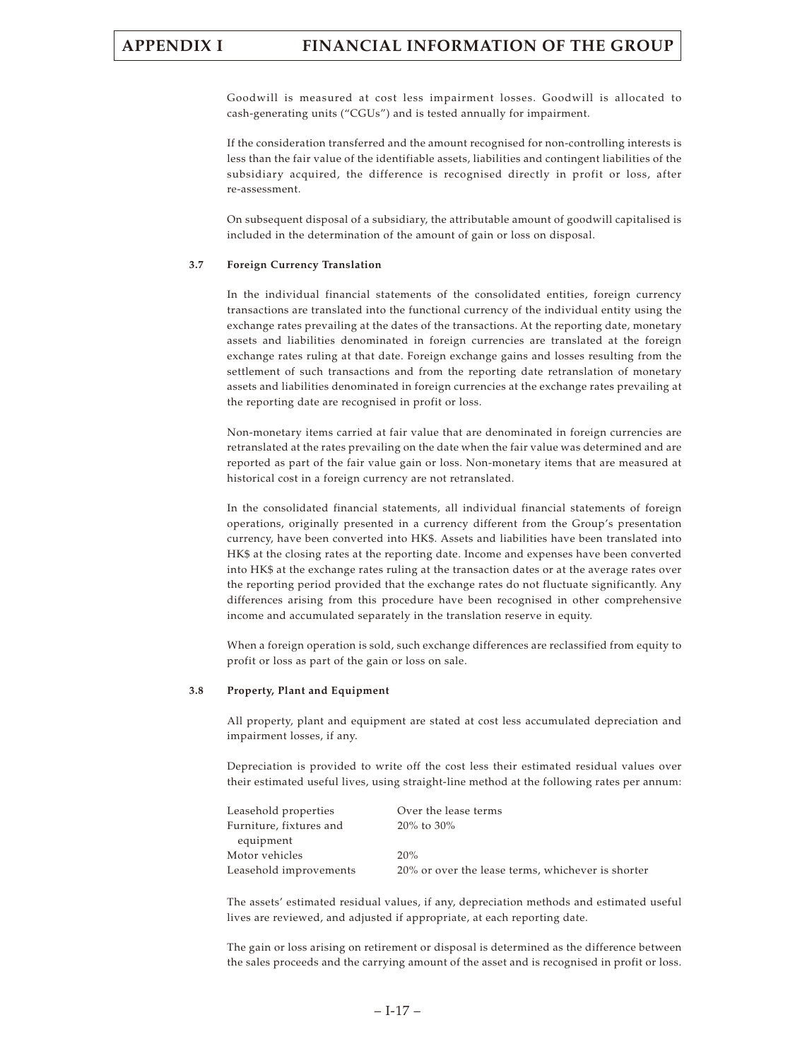Goodwill is measured at cost less impairment losses. Goodwill is allocated to cash-generating units ("CGUs") and is tested annually for impairment.

If the consideration transferred and the amount recognised for non-controlling interests is less than the fair value of the identifiable assets, liabilities and contingent liabilities of the subsidiary acquired, the difference is recognised directly in profit or loss, after re-assessment.

On subsequent disposal of a subsidiary, the attributable amount of goodwill capitalised is included in the determination of the amount of gain or loss on disposal.

### 3.7 Foreign Currency Translation

In the individual financial statements of the consolidated entities, foreign currency transactions are translated into the functional currency of the individual entity using the exchange rates prevailing at the dates of the transactions. At the reporting date, monetary assets and liabilities denominated in foreign currencies are translated at the foreign exchange rates ruling at that date. Foreign exchange gains and losses resulting from the settlement of such transactions and from the reporting date retranslation of monetary assets and liabilities denominated in foreign currencies at the exchange rates prevailing at the reporting date are recognised in profit or loss.

Non-monetary items carried at fair value that are denominated in foreign currencies are retranslated at the rates prevailing on the date when the fair value was determined and are reported as part of the fair value gain or loss. Non-monetary items that are measured at historical cost in a foreign currency are not retranslated.

In the consolidated financial statements, all individual financial statements of foreign operations, originally presented in a currency different from the Group's presentation currency, have been converted into HK$. Assets and liabilities have been translated into HK$ at the closing rates at the reporting date. Income and expenses have been converted into HK$ at the exchange rates ruling at the transaction dates or at the average rates over the reporting period provided that the exchange rates do not fluctuate significantly. Any differences arising from this procedure have been recognised in other comprehensive income and accumulated separately in the translation reserve in equity.

When a foreign operation is sold, such exchange differences are reclassified from equity to profit or loss as part of the gain or loss on sale.

### 3.8 Property, Plant and Equipment

All property, plant and equipment are stated at cost less accumulated depreciation and impairment losses, if any.

Depreciation is provided to write off the cost less their estimated residual values over their estimated useful lives, using straight-line method at the following rates per annum:

| | |
|---|---|
| Leasehold properties | Over the lease terms |
| Furniture, fixtures and equipment | 20% to 30% |
| Motor vehicles | 20% |
| Leasehold improvements | 20% or over the lease terms, whichever is shorter |

The assets' estimated residual values, if any, depreciation methods and estimated useful lives are reviewed, and adjusted if appropriate, at each reporting date.

The gain or loss arising on retirement or disposal is determined as the difference between the sales proceeds and the carrying amount of the asset and is recognised in profit or loss.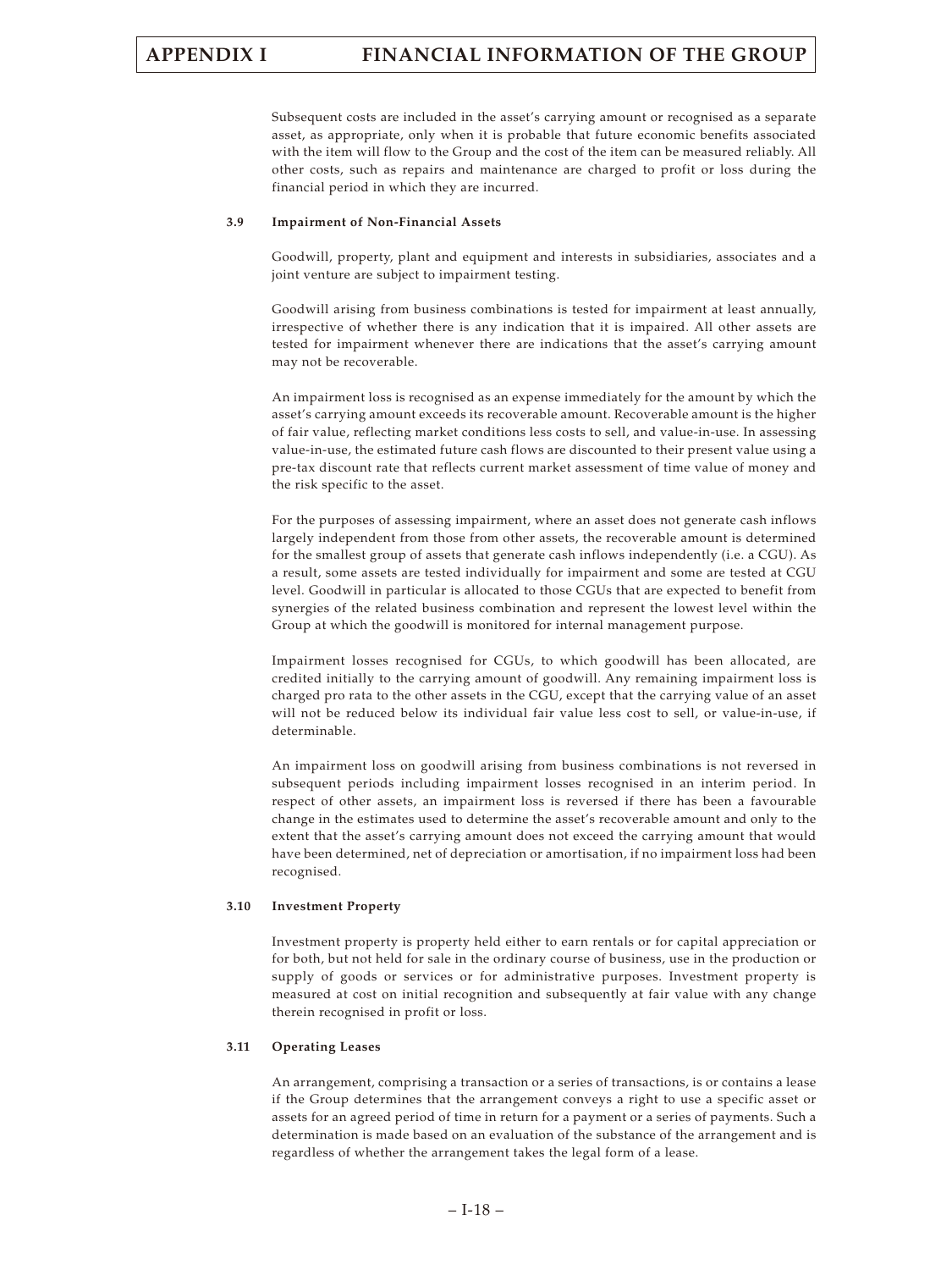Subsequent costs are included in the asset's carrying amount or recognised as a separate asset, as appropriate, only when it is probable that future economic benefits associated with the item will flow to the Group and the cost of the item can be measured reliably. All other costs, such as repairs and maintenance are charged to profit or loss during the financial period in which they are incurred.

### 3.9 Impairment of Non-Financial Assets

Goodwill, property, plant and equipment and interests in subsidiaries, associates and a joint venture are subject to impairment testing.

Goodwill arising from business combinations is tested for impairment at least annually, irrespective of whether there is any indication that it is impaired. All other assets are tested for impairment whenever there are indications that the asset's carrying amount may not be recoverable.

An impairment loss is recognised as an expense immediately for the amount by which the asset's carrying amount exceeds its recoverable amount. Recoverable amount is the higher of fair value, reflecting market conditions less costs to sell, and value-in-use. In assessing value-in-use, the estimated future cash flows are discounted to their present value using a pre-tax discount rate that reflects current market assessment of time value of money and the risk specific to the asset.

For the purposes of assessing impairment, where an asset does not generate cash inflows largely independent from those from other assets, the recoverable amount is determined for the smallest group of assets that generate cash inflows independently (i.e. a CGU). As a result, some assets are tested individually for impairment and some are tested at CGU level. Goodwill in particular is allocated to those CGUs that are expected to benefit from synergies of the related business combination and represent the lowest level within the Group at which the goodwill is monitored for internal management purpose.

Impairment losses recognised for CGUs, to which goodwill has been allocated, are credited initially to the carrying amount of goodwill. Any remaining impairment loss is charged pro rata to the other assets in the CGU, except that the carrying value of an asset will not be reduced below its individual fair value less cost to sell, or value-in-use, if determinable.

An impairment loss on goodwill arising from business combinations is not reversed in subsequent periods including impairment losses recognised in an interim period. In respect of other assets, an impairment loss is reversed if there has been a favourable change in the estimates used to determine the asset's recoverable amount and only to the extent that the asset's carrying amount does not exceed the carrying amount that would have been determined, net of depreciation or amortisation, if no impairment loss had been recognised.

### 3.10 Investment Property

Investment property is property held either to earn rentals or for capital appreciation or for both, but not held for sale in the ordinary course of business, use in the production or supply of goods or services or for administrative purposes. Investment property is measured at cost on initial recognition and subsequently at fair value with any change therein recognised in profit or loss.

### 3.11 Operating Leases

An arrangement, comprising a transaction or a series of transactions, is or contains a lease if the Group determines that the arrangement conveys a right to use a specific asset or assets for an agreed period of time in return for a payment or a series of payments. Such a determination is made based on an evaluation of the substance of the arrangement and is regardless of whether the arrangement takes the legal form of a lease.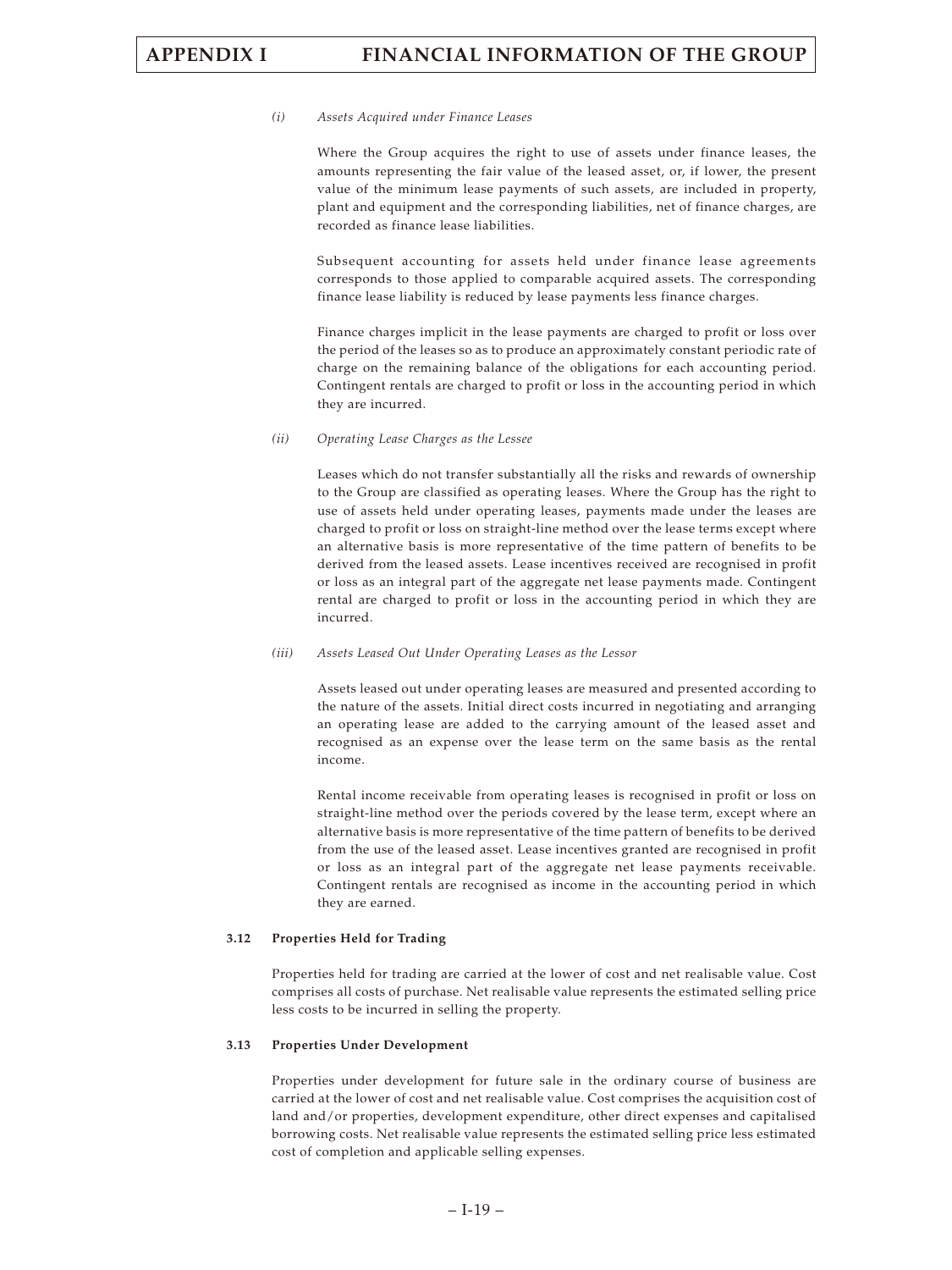*(i) Assets Acquired under Finance Leases*

Where the Group acquires the right to use of assets under finance leases, the amounts representing the fair value of the leased asset, or, if lower, the present value of the minimum lease payments of such assets, are included in property, plant and equipment and the corresponding liabilities, net of finance charges, are recorded as finance lease liabilities.

Subsequent accounting for assets held under finance lease agreements corresponds to those applied to comparable acquired assets. The corresponding finance lease liability is reduced by lease payments less finance charges.

Finance charges implicit in the lease payments are charged to profit or loss over the period of the leases so as to produce an approximately constant periodic rate of charge on the remaining balance of the obligations for each accounting period. Contingent rentals are charged to profit or loss in the accounting period in which they are incurred.

*(ii) Operating Lease Charges as the Lessee*

Leases which do not transfer substantially all the risks and rewards of ownership to the Group are classified as operating leases. Where the Group has the right to use of assets held under operating leases, payments made under the leases are charged to profit or loss on straight-line method over the lease terms except where an alternative basis is more representative of the time pattern of benefits to be derived from the leased assets. Lease incentives received are recognised in profit or loss as an integral part of the aggregate net lease payments made. Contingent rental are charged to profit or loss in the accounting period in which they are incurred.

*(iii) Assets Leased Out Under Operating Leases as the Lessor*

Assets leased out under operating leases are measured and presented according to the nature of the assets. Initial direct costs incurred in negotiating and arranging an operating lease are added to the carrying amount of the leased asset and recognised as an expense over the lease term on the same basis as the rental income.

Rental income receivable from operating leases is recognised in profit or loss on straight-line method over the periods covered by the lease term, except where an alternative basis is more representative of the time pattern of benefits to be derived from the use of the leased asset. Lease incentives granted are recognised in profit or loss as an integral part of the aggregate net lease payments receivable. Contingent rentals are recognised as income in the accounting period in which they are earned.

**3.12 Properties Held for Trading**

Properties held for trading are carried at the lower of cost and net realisable value. Cost comprises all costs of purchase. Net realisable value represents the estimated selling price less costs to be incurred in selling the property.

**3.13 Properties Under Development**

Properties under development for future sale in the ordinary course of business are carried at the lower of cost and net realisable value. Cost comprises the acquisition cost of land and/or properties, development expenditure, other direct expenses and capitalised borrowing costs. Net realisable value represents the estimated selling price less estimated cost of completion and applicable selling expenses.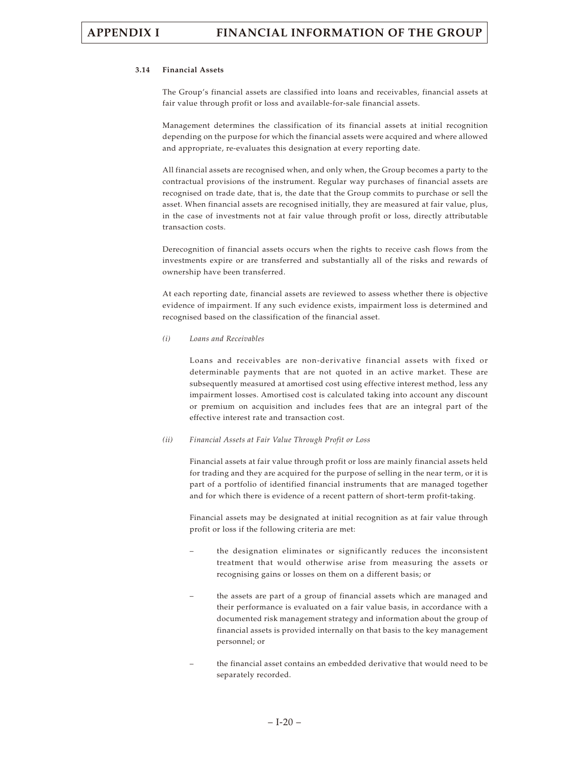### 3.14 Financial Assets

The Group's financial assets are classified into loans and receivables, financial assets at fair value through profit or loss and available-for-sale financial assets.

Management determines the classification of its financial assets at initial recognition depending on the purpose for which the financial assets were acquired and where allowed and appropriate, re-evaluates this designation at every reporting date.

All financial assets are recognised when, and only when, the Group becomes a party to the contractual provisions of the instrument. Regular way purchases of financial assets are recognised on trade date, that is, the date that the Group commits to purchase or sell the asset. When financial assets are recognised initially, they are measured at fair value, plus, in the case of investments not at fair value through profit or loss, directly attributable transaction costs.

Derecognition of financial assets occurs when the rights to receive cash flows from the investments expire or are transferred and substantially all of the risks and rewards of ownership have been transferred.

At each reporting date, financial assets are reviewed to assess whether there is objective evidence of impairment. If any such evidence exists, impairment loss is determined and recognised based on the classification of the financial asset.

*(i) Loans and Receivables*

Loans and receivables are non-derivative financial assets with fixed or determinable payments that are not quoted in an active market. These are subsequently measured at amortised cost using effective interest method, less any impairment losses. Amortised cost is calculated taking into account any discount or premium on acquisition and includes fees that are an integral part of the effective interest rate and transaction cost.

*(ii) Financial Assets at Fair Value Through Profit or Loss*

Financial assets at fair value through profit or loss are mainly financial assets held for trading and they are acquired for the purpose of selling in the near term, or it is part of a portfolio of identified financial instruments that are managed together and for which there is evidence of a recent pattern of short-term profit-taking.

Financial assets may be designated at initial recognition as at fair value through profit or loss if the following criteria are met:

- the designation eliminates or significantly reduces the inconsistent treatment that would otherwise arise from measuring the assets or recognising gains or losses on them on a different basis; or
- the assets are part of a group of financial assets which are managed and their performance is evaluated on a fair value basis, in accordance with a documented risk management strategy and information about the group of financial assets is provided internally on that basis to the key management personnel; or
- the financial asset contains an embedded derivative that would need to be separately recorded.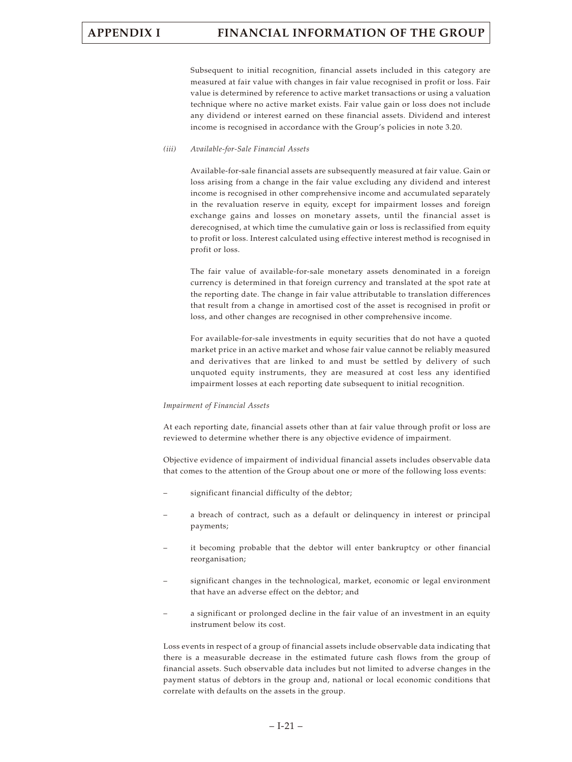Subsequent to initial recognition, financial assets included in this category are measured at fair value with changes in fair value recognised in profit or loss. Fair value is determined by reference to active market transactions or using a valuation technique where no active market exists. Fair value gain or loss does not include any dividend or interest earned on these financial assets. Dividend and interest income is recognised in accordance with the Group's policies in note 3.20.

*(iii) Available-for-Sale Financial Assets*

Available-for-sale financial assets are subsequently measured at fair value. Gain or loss arising from a change in the fair value excluding any dividend and interest income is recognised in other comprehensive income and accumulated separately in the revaluation reserve in equity, except for impairment losses and foreign exchange gains and losses on monetary assets, until the financial asset is derecognised, at which time the cumulative gain or loss is reclassified from equity to profit or loss. Interest calculated using effective interest method is recognised in profit or loss.

The fair value of available-for-sale monetary assets denominated in a foreign currency is determined in that foreign currency and translated at the spot rate at the reporting date. The change in fair value attributable to translation differences that result from a change in amortised cost of the asset is recognised in profit or loss, and other changes are recognised in other comprehensive income.

For available-for-sale investments in equity securities that do not have a quoted market price in an active market and whose fair value cannot be reliably measured and derivatives that are linked to and must be settled by delivery of such unquoted equity instruments, they are measured at cost less any identified impairment losses at each reporting date subsequent to initial recognition.

*Impairment of Financial Assets*

At each reporting date, financial assets other than at fair value through profit or loss are reviewed to determine whether there is any objective evidence of impairment.

Objective evidence of impairment of individual financial assets includes observable data that comes to the attention of the Group about one or more of the following loss events:

- significant financial difficulty of the debtor;
- a breach of contract, such as a default or delinquency in interest or principal payments;
- it becoming probable that the debtor will enter bankruptcy or other financial reorganisation;
- significant changes in the technological, market, economic or legal environment that have an adverse effect on the debtor; and
- a significant or prolonged decline in the fair value of an investment in an equity instrument below its cost.

Loss events in respect of a group of financial assets include observable data indicating that there is a measurable decrease in the estimated future cash flows from the group of financial assets. Such observable data includes but not limited to adverse changes in the payment status of debtors in the group and, national or local economic conditions that correlate with defaults on the assets in the group.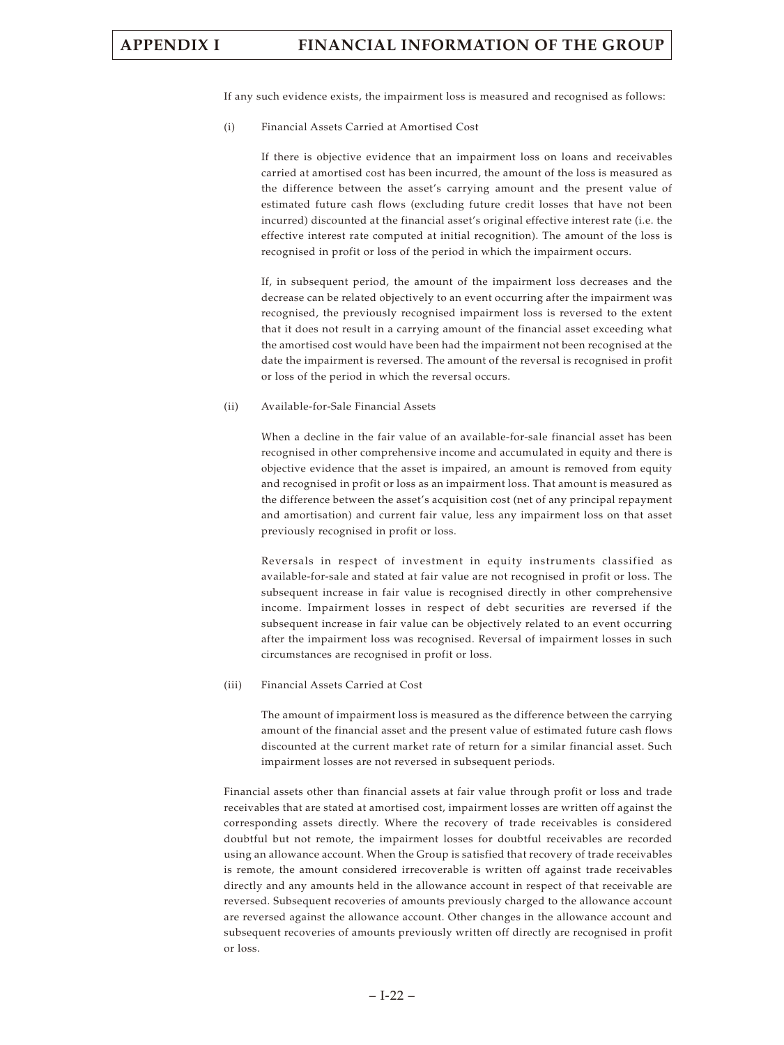If any such evidence exists, the impairment loss is measured and recognised as follows:

(i) Financial Assets Carried at Amortised Cost

If there is objective evidence that an impairment loss on loans and receivables carried at amortised cost has been incurred, the amount of the loss is measured as the difference between the asset's carrying amount and the present value of estimated future cash flows (excluding future credit losses that have not been incurred) discounted at the financial asset's original effective interest rate (i.e. the effective interest rate computed at initial recognition). The amount of the loss is recognised in profit or loss of the period in which the impairment occurs.

If, in subsequent period, the amount of the impairment loss decreases and the decrease can be related objectively to an event occurring after the impairment was recognised, the previously recognised impairment loss is reversed to the extent that it does not result in a carrying amount of the financial asset exceeding what the amortised cost would have been had the impairment not been recognised at the date the impairment is reversed. The amount of the reversal is recognised in profit or loss of the period in which the reversal occurs.

(ii) Available-for-Sale Financial Assets

When a decline in the fair value of an available-for-sale financial asset has been recognised in other comprehensive income and accumulated in equity and there is objective evidence that the asset is impaired, an amount is removed from equity and recognised in profit or loss as an impairment loss. That amount is measured as the difference between the asset's acquisition cost (net of any principal repayment and amortisation) and current fair value, less any impairment loss on that asset previously recognised in profit or loss.

Reversals in respect of investment in equity instruments classified as available-for-sale and stated at fair value are not recognised in profit or loss. The subsequent increase in fair value is recognised directly in other comprehensive income. Impairment losses in respect of debt securities are reversed if the subsequent increase in fair value can be objectively related to an event occurring after the impairment loss was recognised. Reversal of impairment losses in such circumstances are recognised in profit or loss.

(iii) Financial Assets Carried at Cost

The amount of impairment loss is measured as the difference between the carrying amount of the financial asset and the present value of estimated future cash flows discounted at the current market rate of return for a similar financial asset. Such impairment losses are not reversed in subsequent periods.

Financial assets other than financial assets at fair value through profit or loss and trade receivables that are stated at amortised cost, impairment losses are written off against the corresponding assets directly. Where the recovery of trade receivables is considered doubtful but not remote, the impairment losses for doubtful receivables are recorded using an allowance account. When the Group is satisfied that recovery of trade receivables is remote, the amount considered irrecoverable is written off against trade receivables directly and any amounts held in the allowance account in respect of that receivable are reversed. Subsequent recoveries of amounts previously charged to the allowance account are reversed against the allowance account. Other changes in the allowance account and subsequent recoveries of amounts previously written off directly are recognised in profit or loss.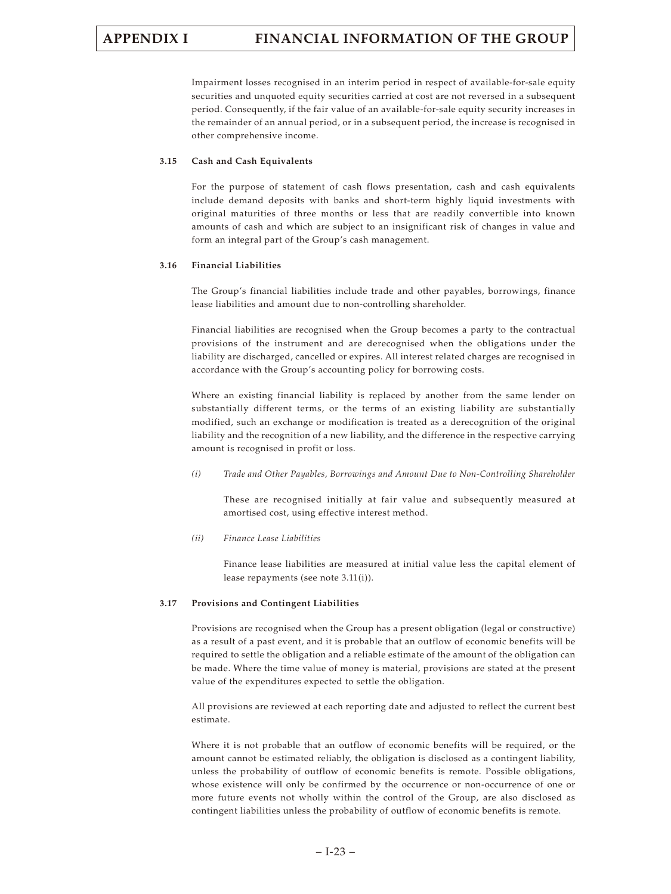Impairment losses recognised in an interim period in respect of available-for-sale equity securities and unquoted equity securities carried at cost are not reversed in a subsequent period. Consequently, if the fair value of an available-for-sale equity security increases in the remainder of an annual period, or in a subsequent period, the increase is recognised in other comprehensive income.

### 3.15 Cash and Cash Equivalents

For the purpose of statement of cash flows presentation, cash and cash equivalents include demand deposits with banks and short-term highly liquid investments with original maturities of three months or less that are readily convertible into known amounts of cash and which are subject to an insignificant risk of changes in value and form an integral part of the Group's cash management.

### 3.16 Financial Liabilities

The Group's financial liabilities include trade and other payables, borrowings, finance lease liabilities and amount due to non-controlling shareholder.

Financial liabilities are recognised when the Group becomes a party to the contractual provisions of the instrument and are derecognised when the obligations under the liability are discharged, cancelled or expires. All interest related charges are recognised in accordance with the Group's accounting policy for borrowing costs.

Where an existing financial liability is replaced by another from the same lender on substantially different terms, or the terms of an existing liability are substantially modified, such an exchange or modification is treated as a derecognition of the original liability and the recognition of a new liability, and the difference in the respective carrying amount is recognised in profit or loss.

*(i) Trade and Other Payables, Borrowings and Amount Due to Non-Controlling Shareholder*

These are recognised initially at fair value and subsequently measured at amortised cost, using effective interest method.

*(ii) Finance Lease Liabilities*

Finance lease liabilities are measured at initial value less the capital element of lease repayments (see note 3.11(i)).

### 3.17 Provisions and Contingent Liabilities

Provisions are recognised when the Group has a present obligation (legal or constructive) as a result of a past event, and it is probable that an outflow of economic benefits will be required to settle the obligation and a reliable estimate of the amount of the obligation can be made. Where the time value of money is material, provisions are stated at the present value of the expenditures expected to settle the obligation.

All provisions are reviewed at each reporting date and adjusted to reflect the current best estimate.

Where it is not probable that an outflow of economic benefits will be required, or the amount cannot be estimated reliably, the obligation is disclosed as a contingent liability, unless the probability of outflow of economic benefits is remote. Possible obligations, whose existence will only be confirmed by the occurrence or non-occurrence of one or more future events not wholly within the control of the Group, are also disclosed as contingent liabilities unless the probability of outflow of economic benefits is remote.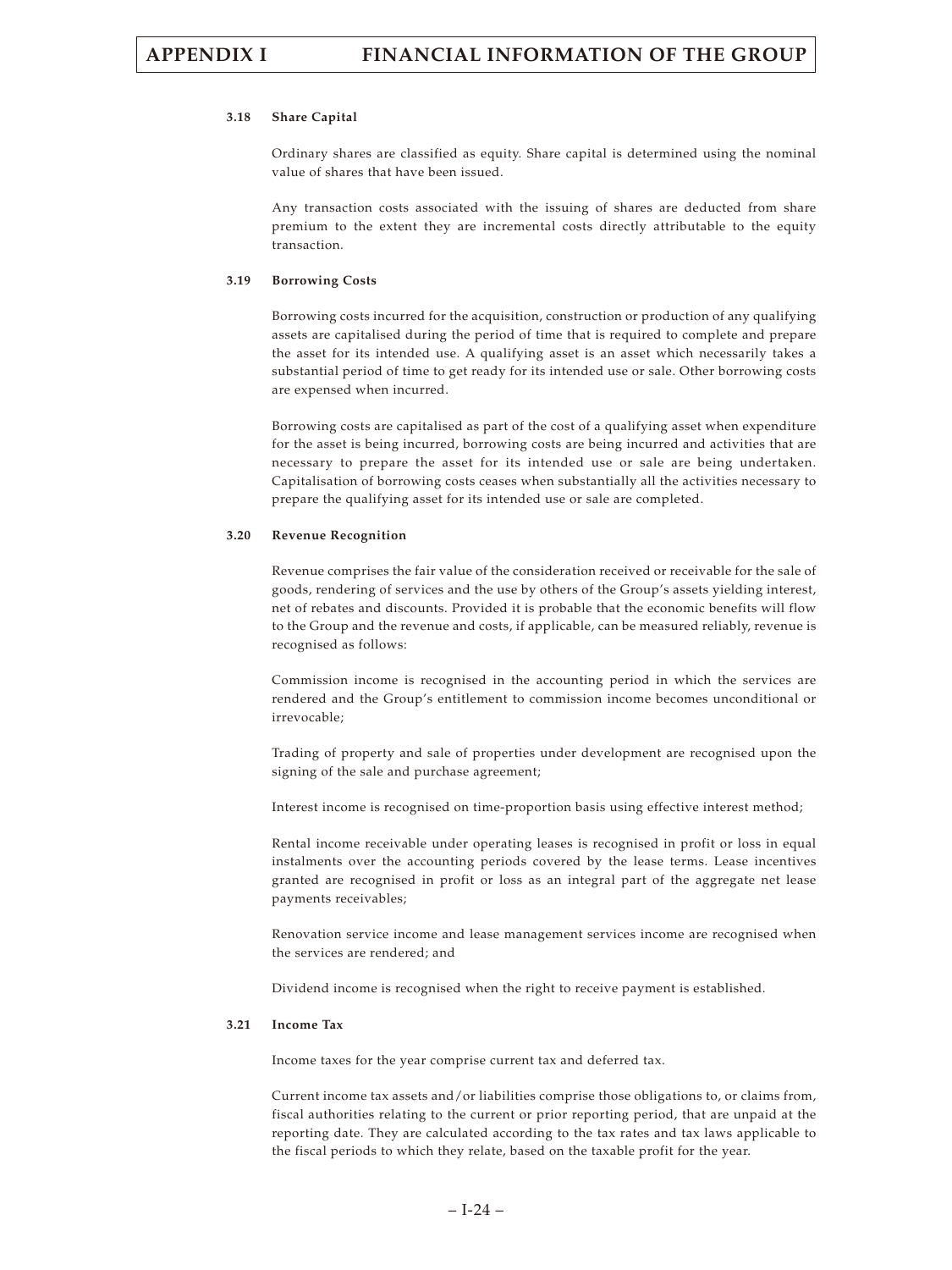### 3.18 Share Capital

Ordinary shares are classified as equity. Share capital is determined using the nominal value of shares that have been issued.

Any transaction costs associated with the issuing of shares are deducted from share premium to the extent they are incremental costs directly attributable to the equity transaction.

### 3.19 Borrowing Costs

Borrowing costs incurred for the acquisition, construction or production of any qualifying assets are capitalised during the period of time that is required to complete and prepare the asset for its intended use. A qualifying asset is an asset which necessarily takes a substantial period of time to get ready for its intended use or sale. Other borrowing costs are expensed when incurred.

Borrowing costs are capitalised as part of the cost of a qualifying asset when expenditure for the asset is being incurred, borrowing costs are being incurred and activities that are necessary to prepare the asset for its intended use or sale are being undertaken. Capitalisation of borrowing costs ceases when substantially all the activities necessary to prepare the qualifying asset for its intended use or sale are completed.

### 3.20 Revenue Recognition

Revenue comprises the fair value of the consideration received or receivable for the sale of goods, rendering of services and the use by others of the Group's assets yielding interest, net of rebates and discounts. Provided it is probable that the economic benefits will flow to the Group and the revenue and costs, if applicable, can be measured reliably, revenue is recognised as follows:

Commission income is recognised in the accounting period in which the services are rendered and the Group's entitlement to commission income becomes unconditional or irrevocable;

Trading of property and sale of properties under development are recognised upon the signing of the sale and purchase agreement;

Interest income is recognised on time-proportion basis using effective interest method;

Rental income receivable under operating leases is recognised in profit or loss in equal instalments over the accounting periods covered by the lease terms. Lease incentives granted are recognised in profit or loss as an integral part of the aggregate net lease payments receivables;

Renovation service income and lease management services income are recognised when the services are rendered; and

Dividend income is recognised when the right to receive payment is established.

### 3.21 Income Tax

Income taxes for the year comprise current tax and deferred tax.

Current income tax assets and/or liabilities comprise those obligations to, or claims from, fiscal authorities relating to the current or prior reporting period, that are unpaid at the reporting date. They are calculated according to the tax rates and tax laws applicable to the fiscal periods to which they relate, based on the taxable profit for the year.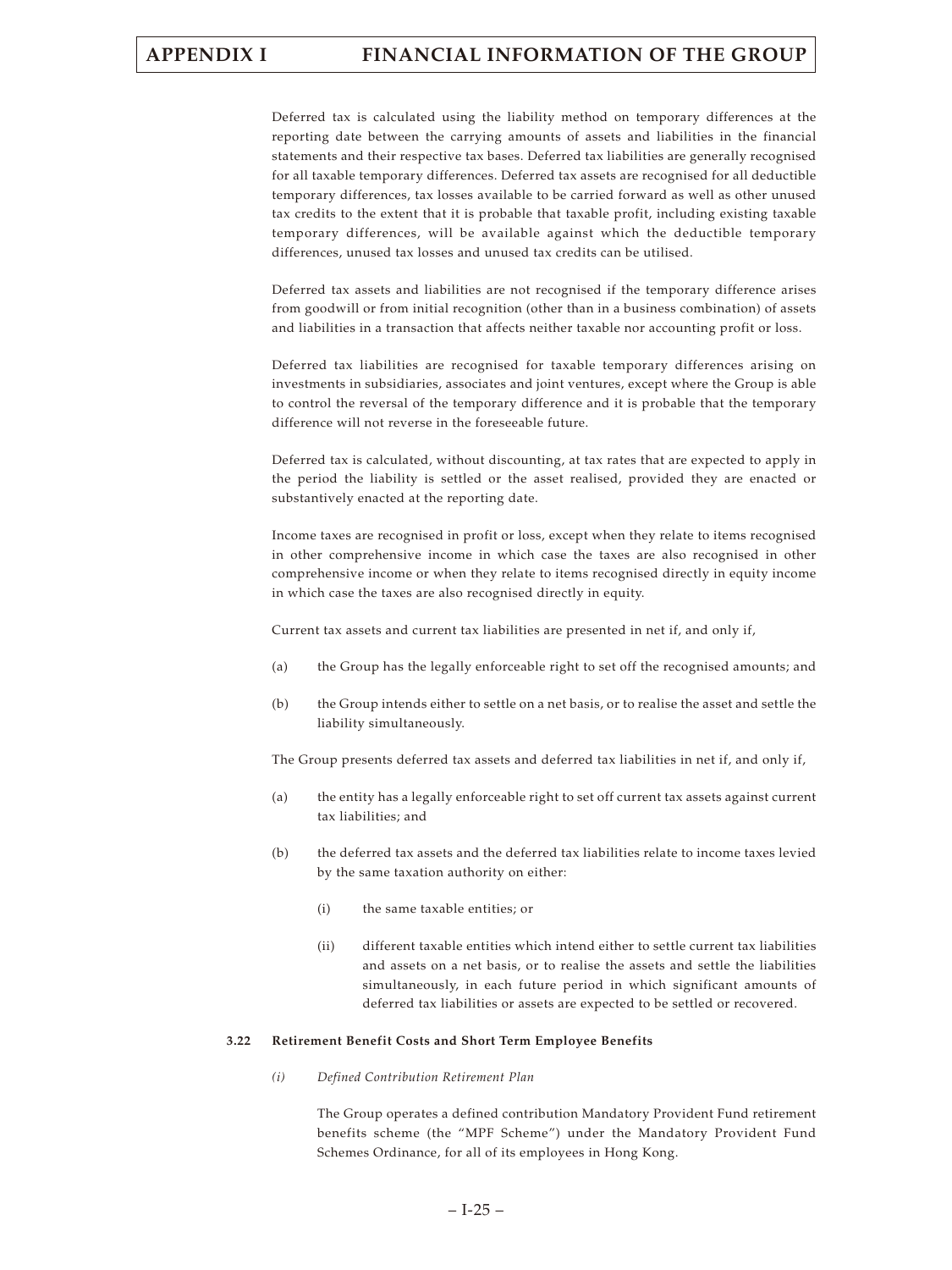Deferred tax is calculated using the liability method on temporary differences at the reporting date between the carrying amounts of assets and liabilities in the financial statements and their respective tax bases. Deferred tax liabilities are generally recognised for all taxable temporary differences. Deferred tax assets are recognised for all deductible temporary differences, tax losses available to be carried forward as well as other unused tax credits to the extent that it is probable that taxable profit, including existing taxable temporary differences, will be available against which the deductible temporary differences, unused tax losses and unused tax credits can be utilised.

Deferred tax assets and liabilities are not recognised if the temporary difference arises from goodwill or from initial recognition (other than in a business combination) of assets and liabilities in a transaction that affects neither taxable nor accounting profit or loss.

Deferred tax liabilities are recognised for taxable temporary differences arising on investments in subsidiaries, associates and joint ventures, except where the Group is able to control the reversal of the temporary difference and it is probable that the temporary difference will not reverse in the foreseeable future.

Deferred tax is calculated, without discounting, at tax rates that are expected to apply in the period the liability is settled or the asset realised, provided they are enacted or substantively enacted at the reporting date.

Income taxes are recognised in profit or loss, except when they relate to items recognised in other comprehensive income in which case the taxes are also recognised in other comprehensive income or when they relate to items recognised directly in equity income in which case the taxes are also recognised directly in equity.

Current tax assets and current tax liabilities are presented in net if, and only if,

(a) the Group has the legally enforceable right to set off the recognised amounts; and

(b) the Group intends either to settle on a net basis, or to realise the asset and settle the liability simultaneously.

The Group presents deferred tax assets and deferred tax liabilities in net if, and only if,

(a) the entity has a legally enforceable right to set off current tax assets against current tax liabilities; and

(b) the deferred tax assets and the deferred tax liabilities relate to income taxes levied by the same taxation authority on either:

   (i) the same taxable entities; or

   (ii) different taxable entities which intend either to settle current tax liabilities and assets on a net basis, or to realise the assets and settle the liabilities simultaneously, in each future period in which significant amounts of deferred tax liabilities or assets are expected to be settled or recovered.

**3.22 Retirement Benefit Costs and Short Term Employee Benefits**

*(i) Defined Contribution Retirement Plan*

The Group operates a defined contribution Mandatory Provident Fund retirement benefits scheme (the "MPF Scheme") under the Mandatory Provident Fund Schemes Ordinance, for all of its employees in Hong Kong.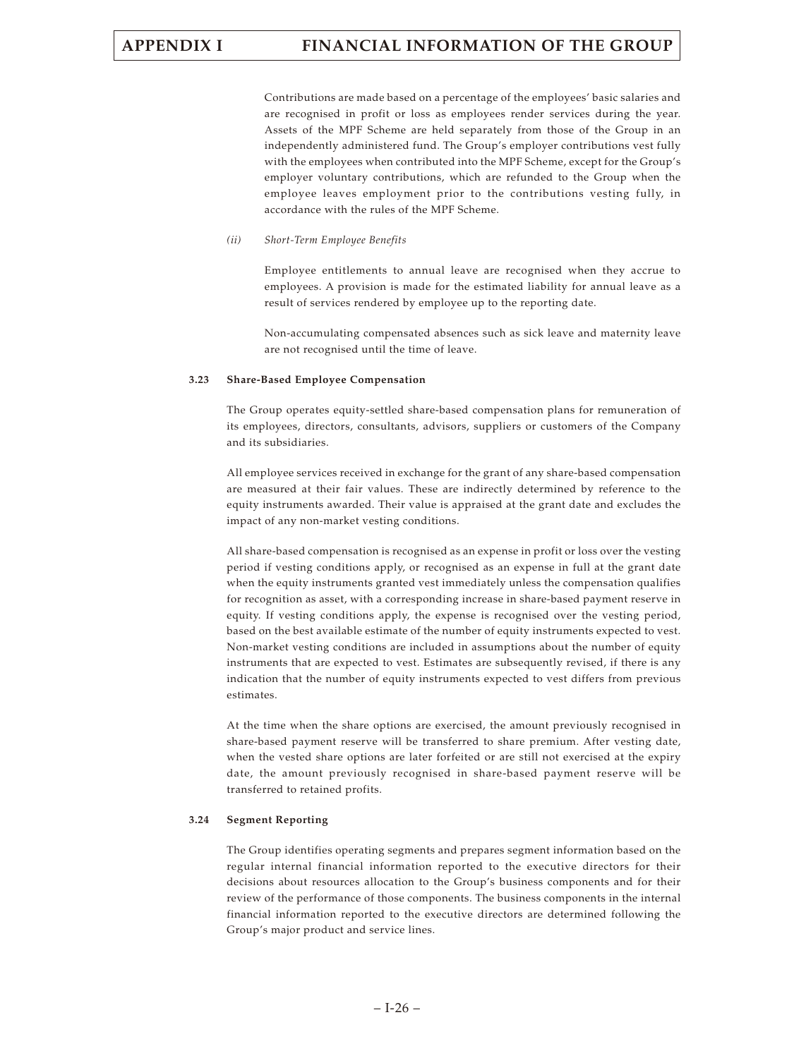Contributions are made based on a percentage of the employees' basic salaries and are recognised in profit or loss as employees render services during the year. Assets of the MPF Scheme are held separately from those of the Group in an independently administered fund. The Group's employer contributions vest fully with the employees when contributed into the MPF Scheme, except for the Group's employer voluntary contributions, which are refunded to the Group when the employee leaves employment prior to the contributions vesting fully, in accordance with the rules of the MPF Scheme.

*(ii) Short-Term Employee Benefits*

Employee entitlements to annual leave are recognised when they accrue to employees. A provision is made for the estimated liability for annual leave as a result of services rendered by employee up to the reporting date.

Non-accumulating compensated absences such as sick leave and maternity leave are not recognised until the time of leave.

**3.23 Share-Based Employee Compensation**

The Group operates equity-settled share-based compensation plans for remuneration of its employees, directors, consultants, advisors, suppliers or customers of the Company and its subsidiaries.

All employee services received in exchange for the grant of any share-based compensation are measured at their fair values. These are indirectly determined by reference to the equity instruments awarded. Their value is appraised at the grant date and excludes the impact of any non-market vesting conditions.

All share-based compensation is recognised as an expense in profit or loss over the vesting period if vesting conditions apply, or recognised as an expense in full at the grant date when the equity instruments granted vest immediately unless the compensation qualifies for recognition as asset, with a corresponding increase in share-based payment reserve in equity. If vesting conditions apply, the expense is recognised over the vesting period, based on the best available estimate of the number of equity instruments expected to vest. Non-market vesting conditions are included in assumptions about the number of equity instruments that are expected to vest. Estimates are subsequently revised, if there is any indication that the number of equity instruments expected to vest differs from previous estimates.

At the time when the share options are exercised, the amount previously recognised in share-based payment reserve will be transferred to share premium. After vesting date, when the vested share options are later forfeited or are still not exercised at the expiry date, the amount previously recognised in share-based payment reserve will be transferred to retained profits.

**3.24 Segment Reporting**

The Group identifies operating segments and prepares segment information based on the regular internal financial information reported to the executive directors for their decisions about resources allocation to the Group's business components and for their review of the performance of those components. The business components in the internal financial information reported to the executive directors are determined following the Group's major product and service lines.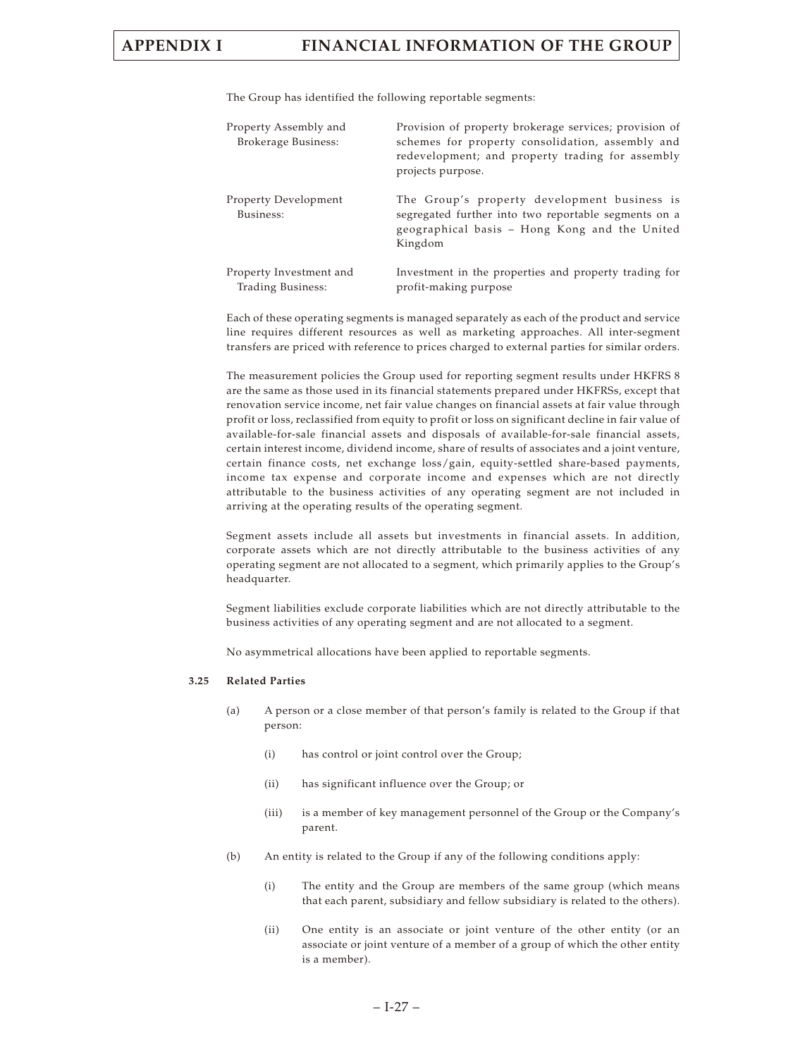The Group has identified the following reportable segments:

| | |
|---|---|
| Property Assembly and Brokerage Business: | Provision of property brokerage services; provision of schemes for property consolidation, assembly and redevelopment; and property trading for assembly projects purpose. |
| Property Development Business: | The Group's property development business is segregated further into two reportable segments on a geographical basis – Hong Kong and the United Kingdom |
| Property Investment and Trading Business: | Investment in the properties and property trading for profit-making purpose |

Each of these operating segments is managed separately as each of the product and service line requires different resources as well as marketing approaches. All inter-segment transfers are priced with reference to prices charged to external parties for similar orders.

The measurement policies the Group used for reporting segment results under HKFRS 8 are the same as those used in its financial statements prepared under HKFRSs, except that renovation service income, net fair value changes on financial assets at fair value through profit or loss, reclassified from equity to profit or loss on significant decline in fair value of available-for-sale financial assets and disposals of available-for-sale financial assets, certain interest income, dividend income, share of results of associates and a joint venture, certain finance costs, net exchange loss/gain, equity-settled share-based payments, income tax expense and corporate income and expenses which are not directly attributable to the business activities of any operating segment are not included in arriving at the operating results of the operating segment.

Segment assets include all assets but investments in financial assets. In addition, corporate assets which are not directly attributable to the business activities of any operating segment are not allocated to a segment, which primarily applies to the Group's headquarter.

Segment liabilities exclude corporate liabilities which are not directly attributable to the business activities of any operating segment and are not allocated to a segment.

No asymmetrical allocations have been applied to reportable segments.

### 3.25 Related Parties

(a) A person or a close member of that person's family is related to the Group if that person:

  (i) has control or joint control over the Group;

  (ii) has significant influence over the Group; or

  (iii) is a member of key management personnel of the Group or the Company's parent.

(b) An entity is related to the Group if any of the following conditions apply:

  (i) The entity and the Group are members of the same group (which means that each parent, subsidiary and fellow subsidiary is related to the others).

  (ii) One entity is an associate or joint venture of the other entity (or an associate or joint venture of a member of a group of which the other entity is a member).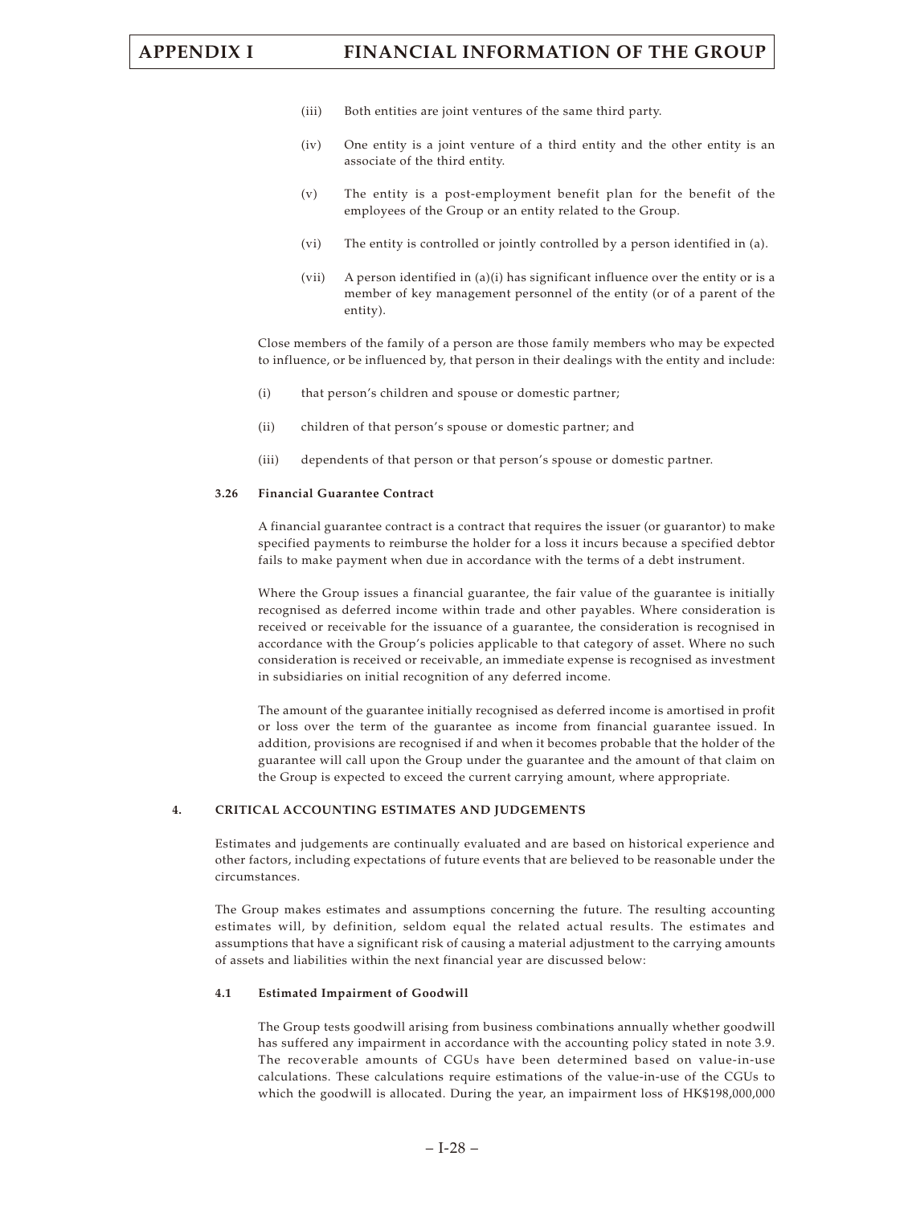(iii) Both entities are joint ventures of the same third party.

(iv) One entity is a joint venture of a third entity and the other entity is an associate of the third entity.

(v) The entity is a post-employment benefit plan for the benefit of the employees of the Group or an entity related to the Group.

(vi) The entity is controlled or jointly controlled by a person identified in (a).

(vii) A person identified in (a)(i) has significant influence over the entity or is a member of key management personnel of the entity (or of a parent of the entity).

Close members of the family of a person are those family members who may be expected to influence, or be influenced by, that person in their dealings with the entity and include:

(i) that person's children and spouse or domestic partner;

(ii) children of that person's spouse or domestic partner; and

(iii) dependents of that person or that person's spouse or domestic partner.

#### 3.26 Financial Guarantee Contract

A financial guarantee contract is a contract that requires the issuer (or guarantor) to make specified payments to reimburse the holder for a loss it incurs because a specified debtor fails to make payment when due in accordance with the terms of a debt instrument.

Where the Group issues a financial guarantee, the fair value of the guarantee is initially recognised as deferred income within trade and other payables. Where consideration is received or receivable for the issuance of a guarantee, the consideration is recognised in accordance with the Group's policies applicable to that category of asset. Where no such consideration is received or receivable, an immediate expense is recognised as investment in subsidiaries on initial recognition of any deferred income.

The amount of the guarantee initially recognised as deferred income is amortised in profit or loss over the term of the guarantee as income from financial guarantee issued. In addition, provisions are recognised if and when it becomes probable that the holder of the guarantee will call upon the Group under the guarantee and the amount of that claim on the Group is expected to exceed the current carrying amount, where appropriate.

### 4. CRITICAL ACCOUNTING ESTIMATES AND JUDGEMENTS

Estimates and judgements are continually evaluated and are based on historical experience and other factors, including expectations of future events that are believed to be reasonable under the circumstances.

The Group makes estimates and assumptions concerning the future. The resulting accounting estimates will, by definition, seldom equal the related actual results. The estimates and assumptions that have a significant risk of causing a material adjustment to the carrying amounts of assets and liabilities within the next financial year are discussed below:

#### 4.1 Estimated Impairment of Goodwill

The Group tests goodwill arising from business combinations annually whether goodwill has suffered any impairment in accordance with the accounting policy stated in note 3.9. The recoverable amounts of CGUs have been determined based on value-in-use calculations. These calculations require estimations of the value-in-use of the CGUs to which the goodwill is allocated. During the year, an impairment loss of HK$198,000,000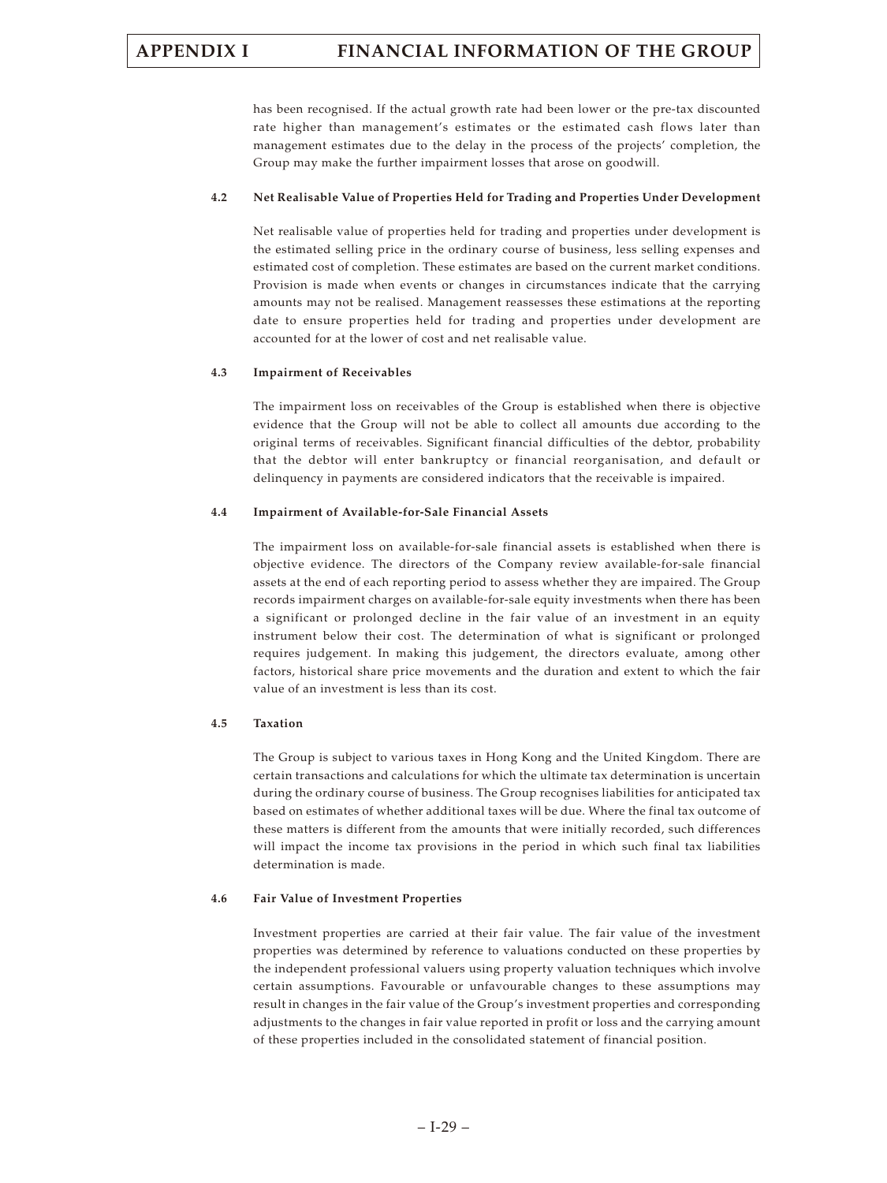has been recognised. If the actual growth rate had been lower or the pre-tax discounted rate higher than management's estimates or the estimated cash flows later than management estimates due to the delay in the process of the projects' completion, the Group may make the further impairment losses that arose on goodwill.

#### 4.2 Net Realisable Value of Properties Held for Trading and Properties Under Development

Net realisable value of properties held for trading and properties under development is the estimated selling price in the ordinary course of business, less selling expenses and estimated cost of completion. These estimates are based on the current market conditions. Provision is made when events or changes in circumstances indicate that the carrying amounts may not be realised. Management reassesses these estimations at the reporting date to ensure properties held for trading and properties under development are accounted for at the lower of cost and net realisable value.

#### 4.3 Impairment of Receivables

The impairment loss on receivables of the Group is established when there is objective evidence that the Group will not be able to collect all amounts due according to the original terms of receivables. Significant financial difficulties of the debtor, probability that the debtor will enter bankruptcy or financial reorganisation, and default or delinquency in payments are considered indicators that the receivable is impaired.

#### 4.4 Impairment of Available-for-Sale Financial Assets

The impairment loss on available-for-sale financial assets is established when there is objective evidence. The directors of the Company review available-for-sale financial assets at the end of each reporting period to assess whether they are impaired. The Group records impairment charges on available-for-sale equity investments when there has been a significant or prolonged decline in the fair value of an investment in an equity instrument below their cost. The determination of what is significant or prolonged requires judgement. In making this judgement, the directors evaluate, among other factors, historical share price movements and the duration and extent to which the fair value of an investment is less than its cost.

#### 4.5 Taxation

The Group is subject to various taxes in Hong Kong and the United Kingdom. There are certain transactions and calculations for which the ultimate tax determination is uncertain during the ordinary course of business. The Group recognises liabilities for anticipated tax based on estimates of whether additional taxes will be due. Where the final tax outcome of these matters is different from the amounts that were initially recorded, such differences will impact the income tax provisions in the period in which such final tax liabilities determination is made.

#### 4.6 Fair Value of Investment Properties

Investment properties are carried at their fair value. The fair value of the investment properties was determined by reference to valuations conducted on these properties by the independent professional valuers using property valuation techniques which involve certain assumptions. Favourable or unfavourable changes to these assumptions may result in changes in the fair value of the Group's investment properties and corresponding adjustments to the changes in fair value reported in profit or loss and the carrying amount of these properties included in the consolidated statement of financial position.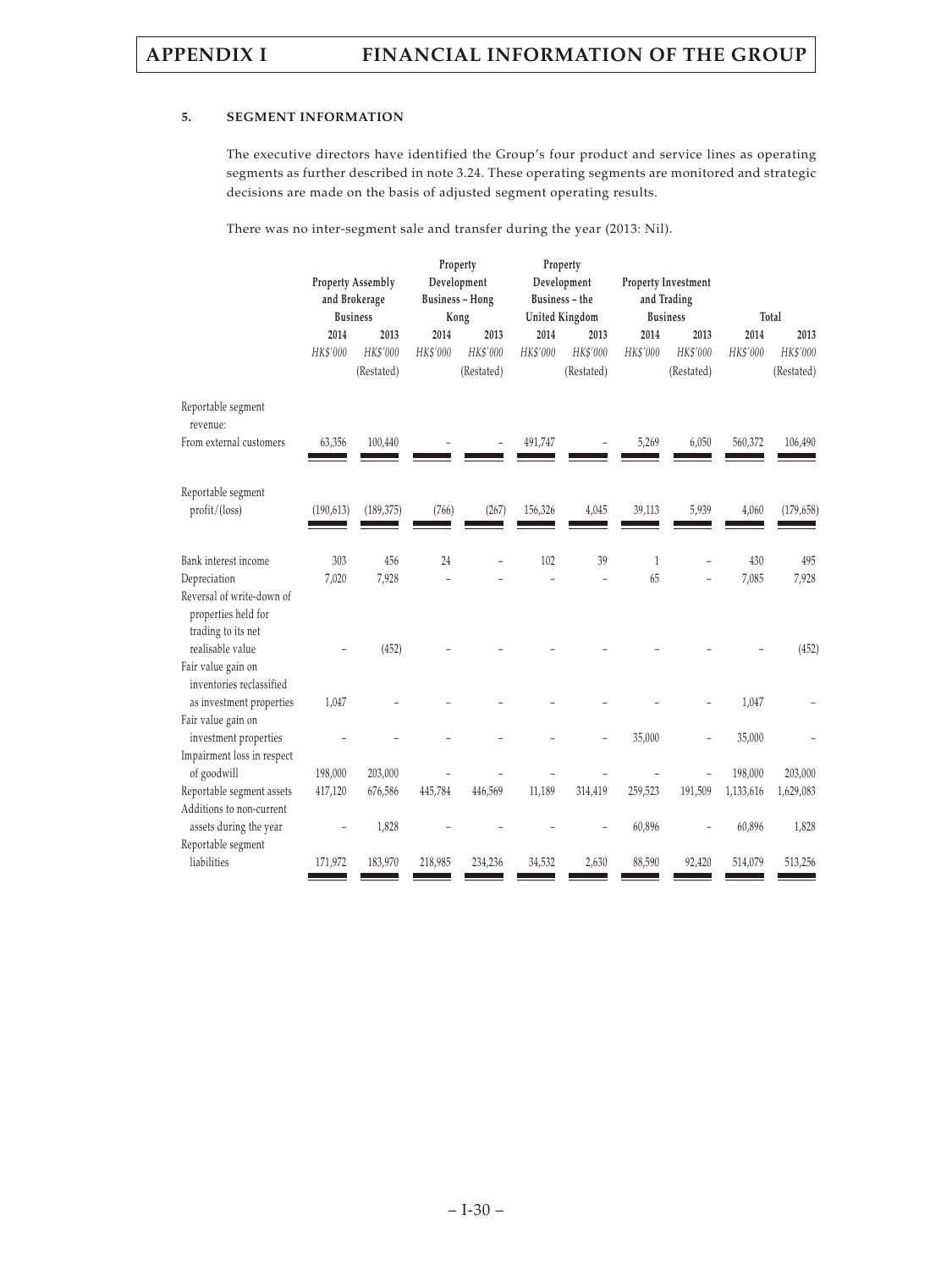### 5. SEGMENT INFORMATION

The executive directors have identified the Group's four product and service lines as operating segments as further described in note 3.24. These operating segments are monitored and strategic decisions are made on the basis of adjusted segment operating results.

There was no inter-segment sale and transfer during the year (2013: Nil).

| | Property Assembly and Brokerage Business | | Property Development Business – Hong Kong | | Property Development Business – the United Kingdom | | Property Investment and Trading Business | | Total | |
|---|---|---|---|---|---|---|---|---|---|---|
| | 2014 | 2013 | 2014 | 2013 | 2014 | 2013 | 2014 | 2013 | 2014 | 2013 |
| | *HK$'000* | *HK$'000* | *HK$'000* | *HK$'000* | *HK$'000* | *HK$'000* | *HK$'000* | *HK$'000* | *HK$'000* | *HK$'000* |
| | | (Restated) | | (Restated) | | (Restated) | | (Restated) | | (Restated) |
| Reportable segment revenue: | | | | | | | | | | |
| From external customers | 63,356 | 100,440 | – | – | 491,747 | – | 5,269 | 6,050 | 560,372 | 106,490 |
| Reportable segment profit/(loss) | (190,613) | (189,375) | (766) | (267) | 156,326 | 4,045 | 39,113 | 5,939 | 4,060 | (179,658) |
| Bank interest income | 303 | 456 | 24 | – | 102 | 39 | 1 | – | 430 | 495 |
| Depreciation | 7,020 | 7,928 | – | – | – | – | 65 | – | 7,085 | 7,928 |
| Reversal of write-down of properties held for trading to its net realisable value | – | (452) | – | – | – | – | – | – | – | (452) |
| Fair value gain on inventories reclassified as investment properties | 1,047 | – | – | – | – | – | – | – | 1,047 | – |
| Fair value gain on investment properties | – | – | – | – | – | – | 35,000 | – | 35,000 | – |
| Impairment loss in respect of goodwill | 198,000 | 203,000 | – | – | – | – | – | – | 198,000 | 203,000 |
| Reportable segment assets | 417,120 | 676,586 | 445,784 | 446,569 | 11,189 | 314,419 | 259,523 | 191,509 | 1,133,616 | 1,629,083 |
| Additions to non-current assets during the year | – | 1,828 | – | – | – | – | 60,896 | – | 60,896 | 1,828 |
| Reportable segment liabilities | 171,972 | 183,970 | 218,985 | 234,236 | 34,532 | 2,630 | 88,590 | 92,420 | 514,079 | 513,256 |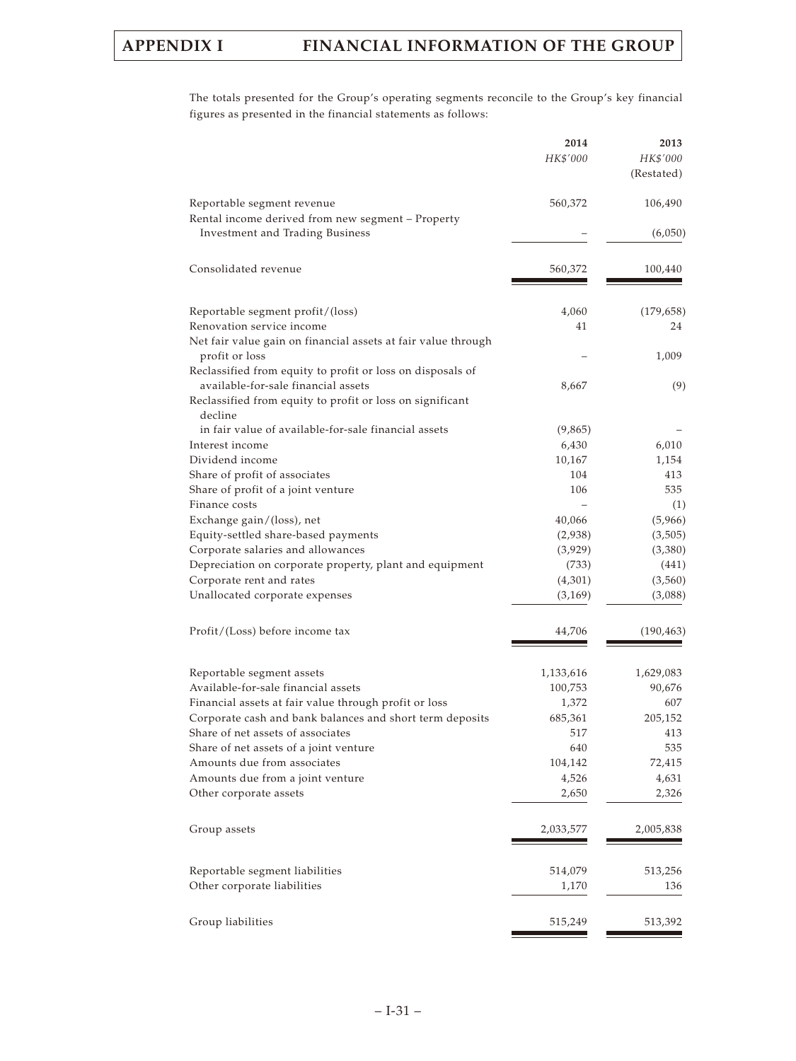The totals presented for the Group's operating segments reconcile to the Group's key financial figures as presented in the financial statements as follows:

| | 2014 | 2013 |
|---|---|---|
| | *HK$'000* | *HK$'000* |
| | | (Restated) |
| Reportable segment revenue | 560,372 | 106,490 |
| Rental income derived from new segment – Property Investment and Trading Business | – | (6,050) |
| Consolidated revenue | 560,372 | 100,440 |
| Reportable segment profit/(loss) | 4,060 | (179,658) |
| Renovation service income | 41 | 24 |
| Net fair value gain on financial assets at fair value through profit or loss | – | 1,009 |
| Reclassified from equity to profit or loss on disposals of available-for-sale financial assets | 8,667 | (9) |
| Reclassified from equity to profit or loss on significant decline in fair value of available-for-sale financial assets | (9,865) | – |
| Interest income | 6,430 | 6,010 |
| Dividend income | 10,167 | 1,154 |
| Share of profit of associates | 104 | 413 |
| Share of profit of a joint venture | 106 | 535 |
| Finance costs | – | (1) |
| Exchange gain/(loss), net | 40,066 | (5,966) |
| Equity-settled share-based payments | (2,938) | (3,505) |
| Corporate salaries and allowances | (3,929) | (3,380) |
| Depreciation on corporate property, plant and equipment | (733) | (441) |
| Corporate rent and rates | (4,301) | (3,560) |
| Unallocated corporate expenses | (3,169) | (3,088) |
| Profit/(Loss) before income tax | 44,706 | (190,463) |
| Reportable segment assets | 1,133,616 | 1,629,083 |
| Available-for-sale financial assets | 100,753 | 90,676 |
| Financial assets at fair value through profit or loss | 1,372 | 607 |
| Corporate cash and bank balances and short term deposits | 685,361 | 205,152 |
| Share of net assets of associates | 517 | 413 |
| Share of net assets of a joint venture | 640 | 535 |
| Amounts due from associates | 104,142 | 72,415 |
| Amounts due from a joint venture | 4,526 | 4,631 |
| Other corporate assets | 2,650 | 2,326 |
| Group assets | 2,033,577 | 2,005,838 |
| Reportable segment liabilities | 514,079 | 513,256 |
| Other corporate liabilities | 1,170 | 136 |
| Group liabilities | 515,249 | 513,392 |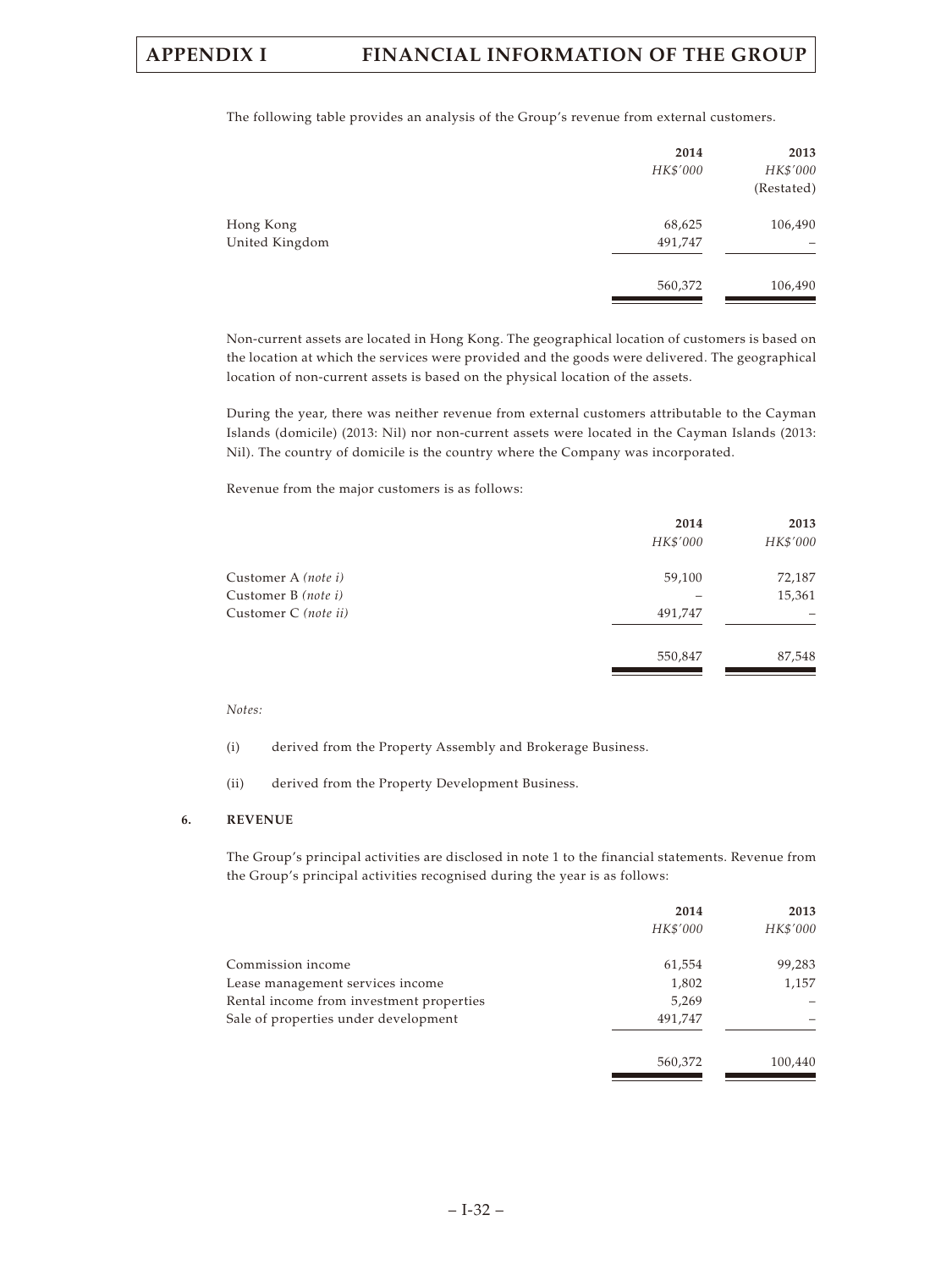The following table provides an analysis of the Group's revenue from external customers.

| | 2014 | 2013 |
|---|---|---|
| | *HK$'000* | *HK$'000* |
| | | (Restated) |
| Hong Kong | 68,625 | 106,490 |
| United Kingdom | 491,747 | – |
| | 560,372 | 106,490 |

Non-current assets are located in Hong Kong. The geographical location of customers is based on the location at which the services were provided and the goods were delivered. The geographical location of non-current assets is based on the physical location of the assets.

During the year, there was neither revenue from external customers attributable to the Cayman Islands (domicile) (2013: Nil) nor non-current assets were located in the Cayman Islands (2013: Nil). The country of domicile is the country where the Company was incorporated.

Revenue from the major customers is as follows:

| | 2014 | 2013 |
|---|---|---|
| | *HK$'000* | *HK$'000* |
| Customer A *(note i)* | 59,100 | 72,187 |
| Customer B *(note i)* | – | 15,361 |
| Customer C *(note ii)* | 491,747 | – |
| | 550,847 | 87,548 |

*Notes:*

(i) derived from the Property Assembly and Brokerage Business.

(ii) derived from the Property Development Business.

## 6. REVENUE

The Group's principal activities are disclosed in note 1 to the financial statements. Revenue from the Group's principal activities recognised during the year is as follows:

| | 2014 | 2013 |
|---|---|---|
| | *HK$'000* | *HK$'000* |
| Commission income | 61,554 | 99,283 |
| Lease management services income | 1,802 | 1,157 |
| Rental income from investment properties | 5,269 | – |
| Sale of properties under development | 491,747 | – |
| | 560,372 | 100,440 |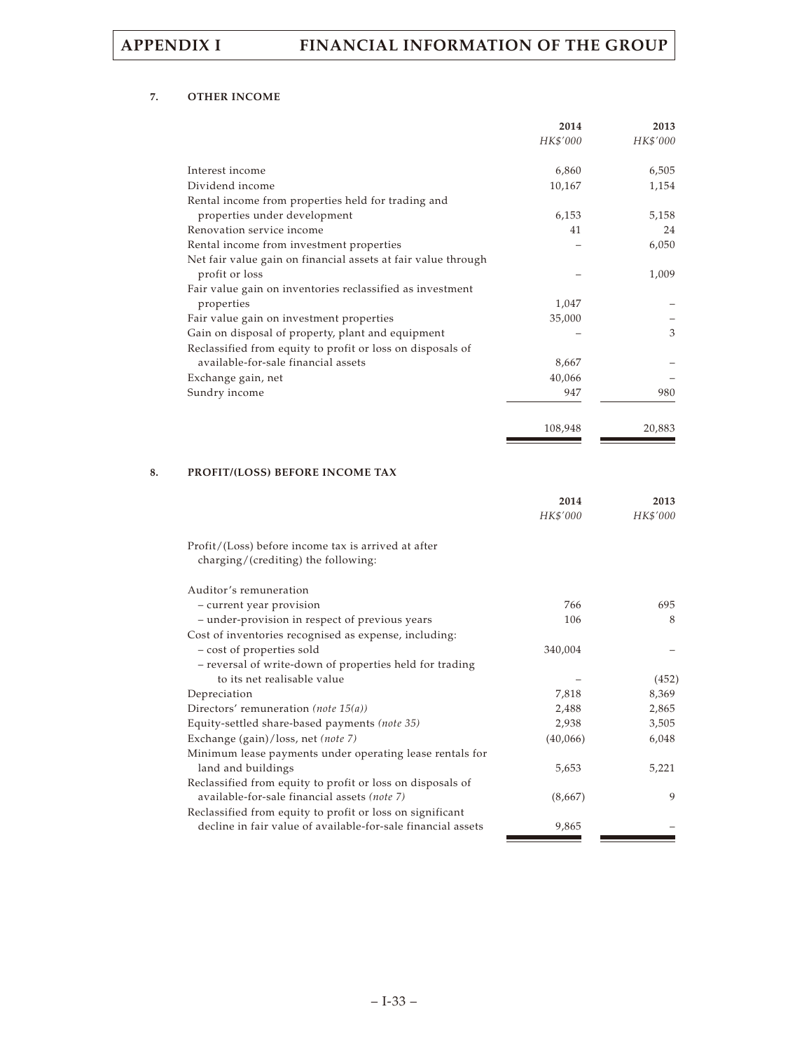### 7. OTHER INCOME

| | 2014 | 2013 |
|---|---|---|
| | *HK$'000* | *HK$'000* |
| Interest income | 6,860 | 6,505 |
| Dividend income | 10,167 | 1,154 |
| Rental income from properties held for trading and properties under development | 6,153 | 5,158 |
| Renovation service income | 41 | 24 |
| Rental income from investment properties | – | 6,050 |
| Net fair value gain on financial assets at fair value through profit or loss | – | 1,009 |
| Fair value gain on inventories reclassified as investment properties | 1,047 | – |
| Fair value gain on investment properties | 35,000 | – |
| Gain on disposal of property, plant and equipment | – | 3 |
| Reclassified from equity to profit or loss on disposals of available-for-sale financial assets | 8,667 | – |
| Exchange gain, net | 40,066 | – |
| Sundry income | 947 | 980 |
| | 108,948 | 20,883 |

### 8. PROFIT/(LOSS) BEFORE INCOME TAX

| | 2014 | 2013 |
|---|---|---|
| | *HK$'000* | *HK$'000* |
| Profit/(Loss) before income tax is arrived at after charging/(crediting) the following: | | |
| Auditor's remuneration | | |
| – current year provision | 766 | 695 |
| – under-provision in respect of previous years | 106 | 8 |
| Cost of inventories recognised as expense, including: | | |
| – cost of properties sold | 340,004 | – |
| – reversal of write-down of properties held for trading to its net realisable value | – | (452) |
| Depreciation | 7,818 | 8,369 |
| Directors' remuneration *(note 15(a))* | 2,488 | 2,865 |
| Equity-settled share-based payments *(note 35)* | 2,938 | 3,505 |
| Exchange (gain)/loss, net *(note 7)* | (40,066) | 6,048 |
| Minimum lease payments under operating lease rentals for land and buildings | 5,653 | 5,221 |
| Reclassified from equity to profit or loss on disposals of available-for-sale financial assets *(note 7)* | (8,667) | 9 |
| Reclassified from equity to profit or loss on significant decline in fair value of available-for-sale financial assets | 9,865 | – |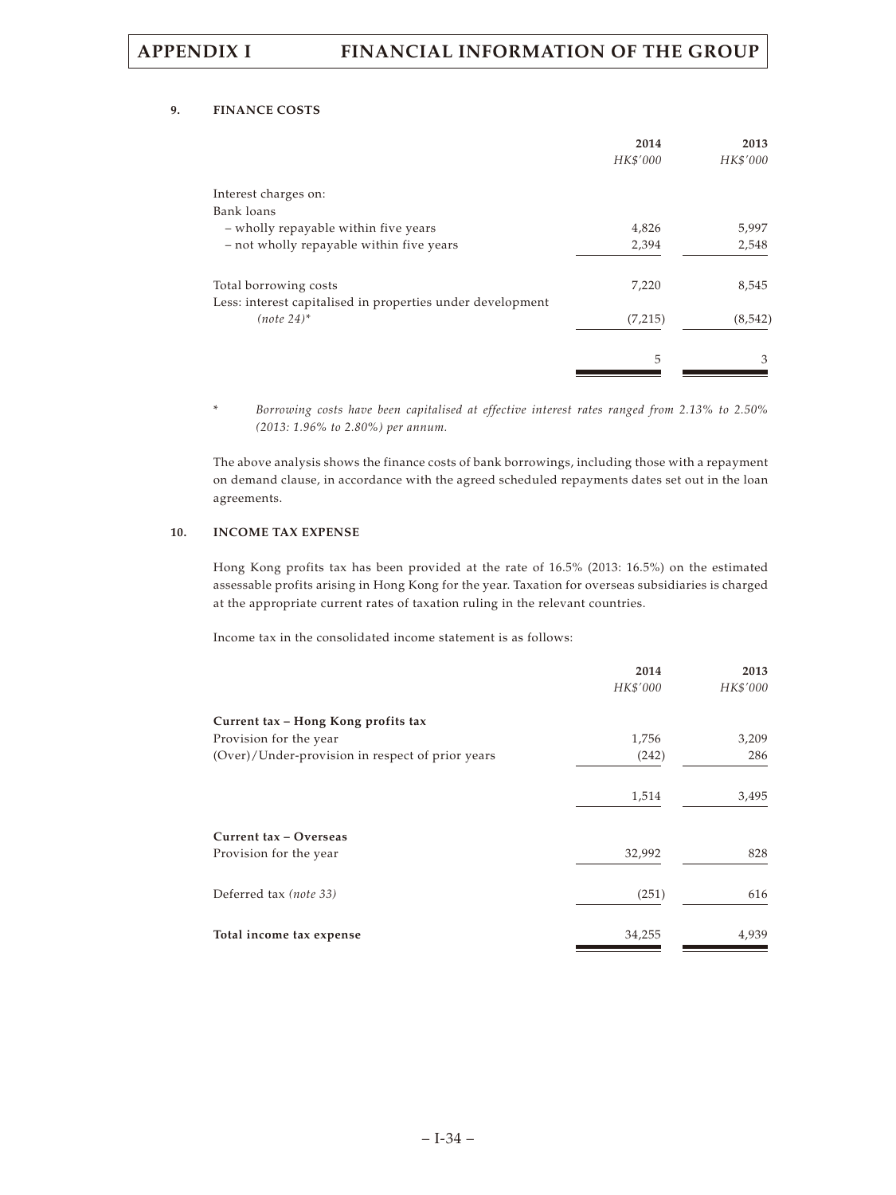### 9. FINANCE COSTS

| | 2014 | 2013 |
|---|---|---|
| | *HK$'000* | *HK$'000* |
| Interest charges on: | | |
| Bank loans | | |
| – wholly repayable within five years | 4,826 | 5,997 |
| – not wholly repayable within five years | 2,394 | 2,548 |
| Total borrowing costs | 7,220 | 8,545 |
| Less: interest capitalised in properties under development *(note 24)** | (7,215) | (8,542) |
| | 5 | 3 |

\* *Borrowing costs have been capitalised at effective interest rates ranged from 2.13% to 2.50% (2013: 1.96% to 2.80%) per annum.*

The above analysis shows the finance costs of bank borrowings, including those with a repayment on demand clause, in accordance with the agreed scheduled repayments dates set out in the loan agreements.

### 10. INCOME TAX EXPENSE

Hong Kong profits tax has been provided at the rate of 16.5% (2013: 16.5%) on the estimated assessable profits arising in Hong Kong for the year. Taxation for overseas subsidiaries is charged at the appropriate current rates of taxation ruling in the relevant countries.

Income tax in the consolidated income statement is as follows:

| | 2014 | 2013 |
|---|---|---|
| | *HK$'000* | *HK$'000* |
| **Current tax – Hong Kong profits tax** | | |
| Provision for the year | 1,756 | 3,209 |
| (Over)/Under-provision in respect of prior years | (242) | 286 |
| | 1,514 | 3,495 |
| **Current tax – Overseas** | | |
| Provision for the year | 32,992 | 828 |
| Deferred tax *(note 33)* | (251) | 616 |
| **Total income tax expense** | 34,255 | 4,939 |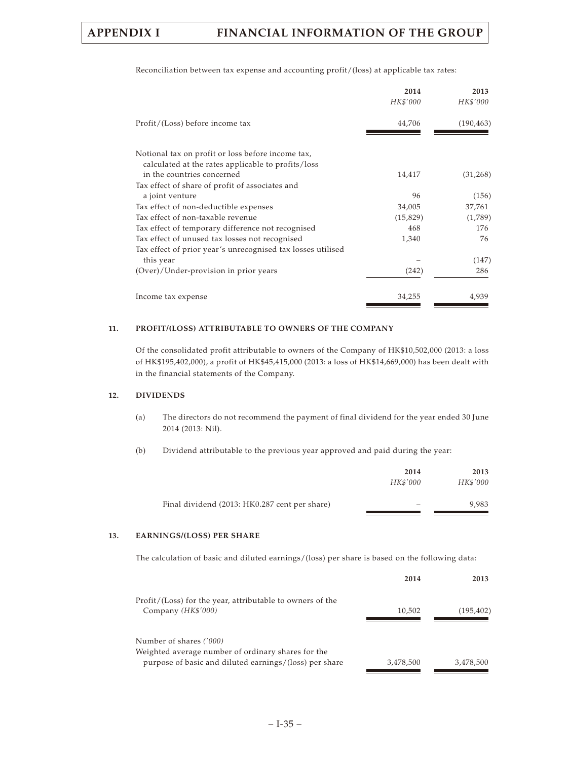Reconciliation between tax expense and accounting profit/(loss) at applicable tax rates:

| | 2014 | 2013 |
|---|---|---|
| | *HK$'000* | *HK$'000* |
| Profit/(Loss) before income tax | 44,706 | (190,463) |
| Notional tax on profit or loss before income tax, calculated at the rates applicable to profits/loss in the countries concerned | 14,417 | (31,268) |
| Tax effect of share of profit of associates and a joint venture | 96 | (156) |
| Tax effect of non-deductible expenses | 34,005 | 37,761 |
| Tax effect of non-taxable revenue | (15,829) | (1,789) |
| Tax effect of temporary difference not recognised | 468 | 176 |
| Tax effect of unused tax losses not recognised | 1,340 | 76 |
| Tax effect of prior year's unrecognised tax losses utilised this year | – | (147) |
| (Over)/Under-provision in prior years | (242) | 286 |
| Income tax expense | 34,255 | 4,939 |

## 11. PROFIT/(LOSS) ATTRIBUTABLE TO OWNERS OF THE COMPANY

Of the consolidated profit attributable to owners of the Company of HK$10,502,000 (2013: a loss of HK$195,402,000), a profit of HK$45,415,000 (2013: a loss of HK$14,669,000) has been dealt with in the financial statements of the Company.

## 12. DIVIDENDS

(a) The directors do not recommend the payment of final dividend for the year ended 30 June 2014 (2013: Nil).

(b) Dividend attributable to the previous year approved and paid during the year:

| | 2014 | 2013 |
|---|---|---|
| | *HK$'000* | *HK$'000* |
| Final dividend (2013: HK0.287 cent per share) | – | 9,983 |

## 13. EARNINGS/(LOSS) PER SHARE

The calculation of basic and diluted earnings/(loss) per share is based on the following data:

| | 2014 | 2013 |
|---|---|---|
| Profit/(Loss) for the year, attributable to owners of the Company *(HK$'000)* | 10,502 | (195,402) |
| Number of shares *('000)* | | |
| Weighted average number of ordinary shares for the purpose of basic and diluted earnings/(loss) per share | 3,478,500 | 3,478,500 |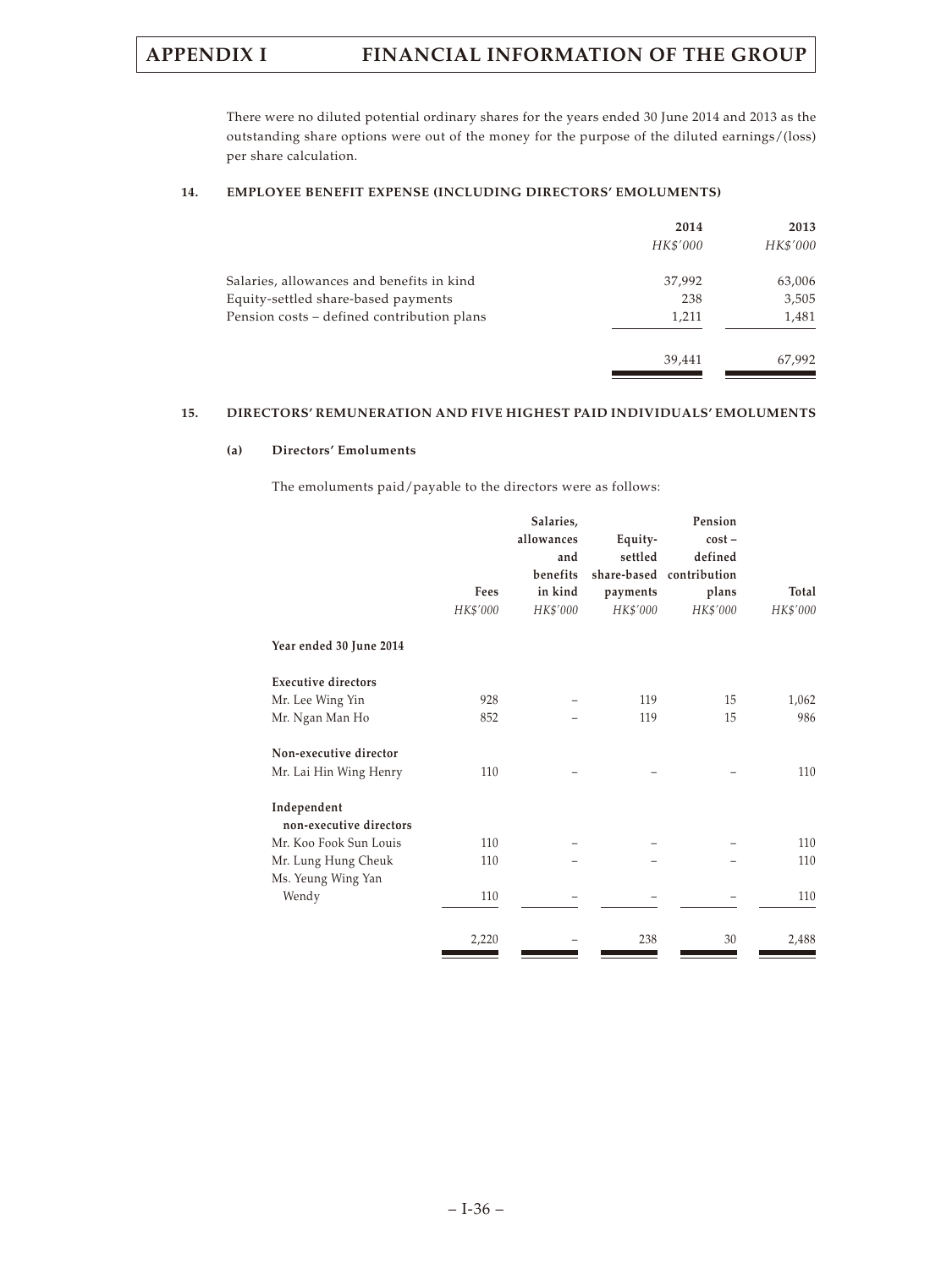There were no diluted potential ordinary shares for the years ended 30 June 2014 and 2013 as the outstanding share options were out of the money for the purpose of the diluted earnings/(loss) per share calculation.

### 14. EMPLOYEE BENEFIT EXPENSE (INCLUDING DIRECTORS' EMOLUMENTS)

| | 2014 | 2013 |
|---|---|---|
| | *HK$'000* | *HK$'000* |
| Salaries, allowances and benefits in kind | 37,992 | 63,006 |
| Equity-settled share-based payments | 238 | 3,505 |
| Pension costs – defined contribution plans | 1,211 | 1,481 |
| | 39,441 | 67,992 |

### 15. DIRECTORS' REMUNERATION AND FIVE HIGHEST PAID INDIVIDUALS' EMOLUMENTS

#### (a) Directors' Emoluments

The emoluments paid/payable to the directors were as follows:

| | Fees | Salaries, allowances and benefits in kind | Equity-settled share-based payments | Pension cost – defined contribution plans | Total |
|---|---|---|---|---|---|
| | *HK$'000* | *HK$'000* | *HK$'000* | *HK$'000* | *HK$'000* |
| **Year ended 30 June 2014** | | | | | |
| **Executive directors** | | | | | |
| Mr. Lee Wing Yin | 928 | – | 119 | 15 | 1,062 |
| Mr. Ngan Man Ho | 852 | – | 119 | 15 | 986 |
| **Non-executive director** | | | | | |
| Mr. Lai Hin Wing Henry | 110 | – | – | – | 110 |
| **Independent non-executive directors** | | | | | |
| Mr. Koo Fook Sun Louis | 110 | – | – | – | 110 |
| Mr. Lung Hung Cheuk | 110 | – | – | – | 110 |
| Ms. Yeung Wing Yan Wendy | 110 | – | – | – | 110 |
| | 2,220 | – | 238 | 30 | 2,488 |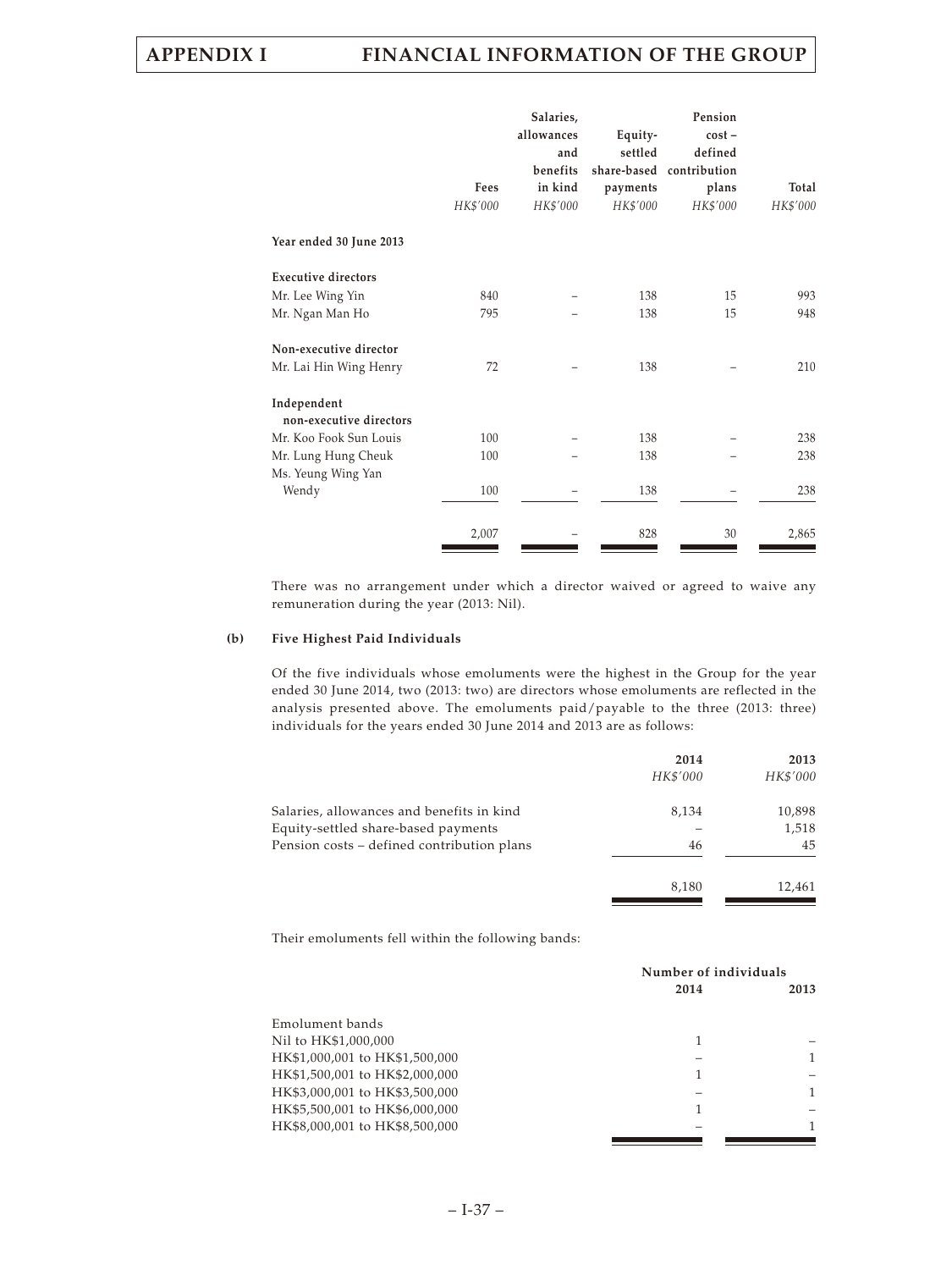| | Fees | Salaries, allowances and benefits in kind | Equity-settled share-based payments | Pension cost – defined contribution plans | Total |
|---|---|---|---|---|---|
| | HK$'000 | HK$'000 | HK$'000 | HK$'000 | HK$'000 |
| **Year ended 30 June 2013** | | | | | |
| **Executive directors** | | | | | |
| Mr. Lee Wing Yin | 840 | – | 138 | 15 | 993 |
| Mr. Ngan Man Ho | 795 | – | 138 | 15 | 948 |
| **Non-executive director** | | | | | |
| Mr. Lai Hin Wing Henry | 72 | – | 138 | – | 210 |
| **Independent non-executive directors** | | | | | |
| Mr. Koo Fook Sun Louis | 100 | – | 138 | – | 238 |
| Mr. Lung Hung Cheuk | 100 | – | 138 | – | 238 |
| Ms. Yeung Wing Yan Wendy | 100 | – | 138 | – | 238 |
| | 2,007 | – | 828 | 30 | 2,865 |

There was no arrangement under which a director waived or agreed to waive any remuneration during the year (2013: Nil).

**(b) Five Highest Paid Individuals**

Of the five individuals whose emoluments were the highest in the Group for the year ended 30 June 2014, two (2013: two) are directors whose emoluments are reflected in the analysis presented above. The emoluments paid/payable to the three (2013: three) individuals for the years ended 30 June 2014 and 2013 are as follows:

| | 2014 | 2013 |
|---|---|---|
| | HK$'000 | HK$'000 |
| Salaries, allowances and benefits in kind | 8,134 | 10,898 |
| Equity-settled share-based payments | – | 1,518 |
| Pension costs – defined contribution plans | 46 | 45 |
| | 8,180 | 12,461 |

Their emoluments fell within the following bands:

| | Number of individuals | |
|---|---|---|
| | 2014 | 2013 |
| Emolument bands | | |
| Nil to HK$1,000,000 | 1 | – |
| HK$1,000,001 to HK$1,500,000 | – | 1 |
| HK$1,500,001 to HK$2,000,000 | 1 | – |
| HK$3,000,001 to HK$3,500,000 | – | 1 |
| HK$5,500,001 to HK$6,000,000 | 1 | – |
| HK$8,000,001 to HK$8,500,000 | – | 1 |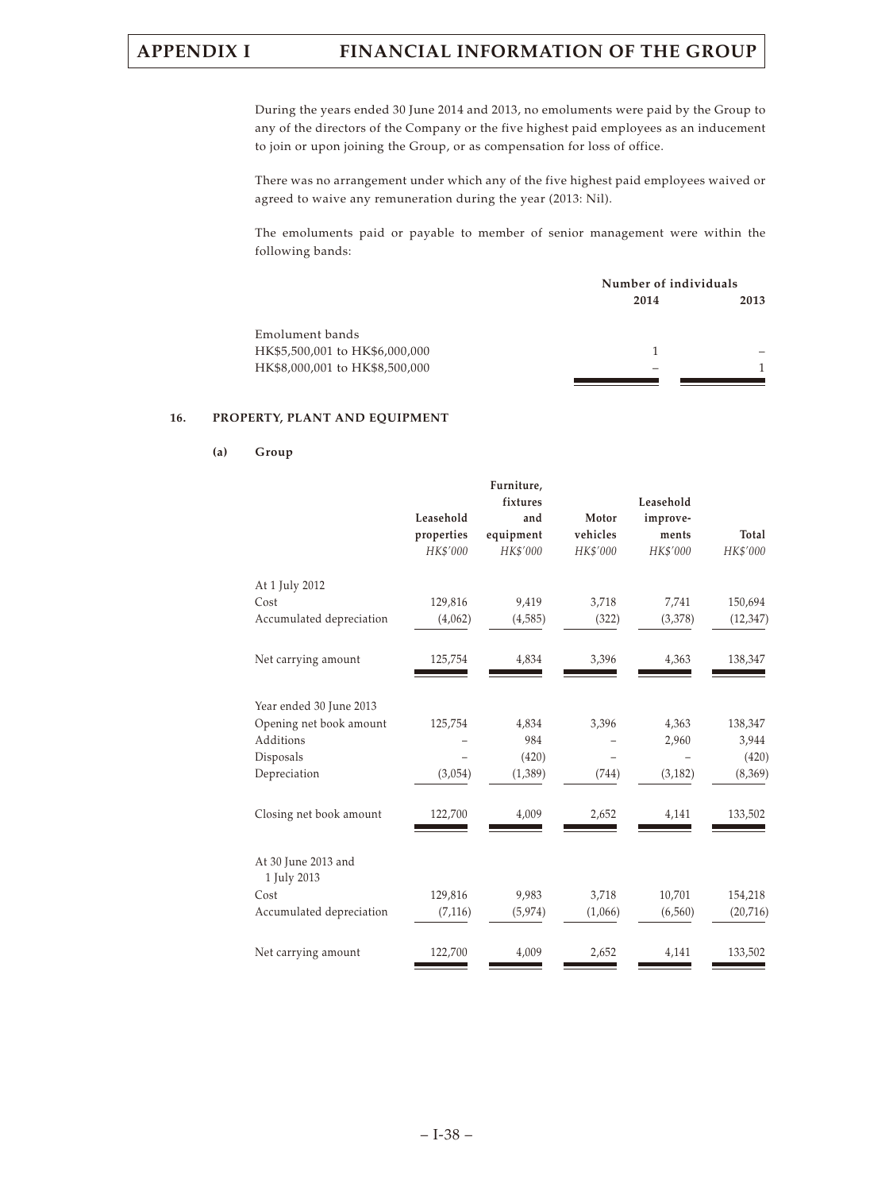During the years ended 30 June 2014 and 2013, no emoluments were paid by the Group to any of the directors of the Company or the five highest paid employees as an inducement to join or upon joining the Group, or as compensation for loss of office.

There was no arrangement under which any of the five highest paid employees waived or agreed to waive any remuneration during the year (2013: Nil).

The emoluments paid or payable to member of senior management were within the following bands:

| | Number of individuals | |
|---|---|---|
| | **2014** | **2013** |
| Emolument bands | | |
| HK$5,500,001 to HK$6,000,000 | 1 | – |
| HK$8,000,001 to HK$8,500,000 | – | 1 |

## 16. PROPERTY, PLANT AND EQUIPMENT

### (a) Group

| | Leasehold properties | Furniture, fixtures and equipment | Motor vehicles | Leasehold improve-ments | Total |
|---|---|---|---|---|---|
| | *HK$'000* | *HK$'000* | *HK$'000* | *HK$'000* | *HK$'000* |
| At 1 July 2012 | | | | | |
| Cost | 129,816 | 9,419 | 3,718 | 7,741 | 150,694 |
| Accumulated depreciation | (4,062) | (4,585) | (322) | (3,378) | (12,347) |
| Net carrying amount | 125,754 | 4,834 | 3,396 | 4,363 | 138,347 |
| Year ended 30 June 2013 | | | | | |
| Opening net book amount | 125,754 | 4,834 | 3,396 | 4,363 | 138,347 |
| Additions | – | 984 | – | 2,960 | 3,944 |
| Disposals | – | (420) | – | – | (420) |
| Depreciation | (3,054) | (1,389) | (744) | (3,182) | (8,369) |
| Closing net book amount | 122,700 | 4,009 | 2,652 | 4,141 | 133,502 |
| At 30 June 2013 and 1 July 2013 | | | | | |
| Cost | 129,816 | 9,983 | 3,718 | 10,701 | 154,218 |
| Accumulated depreciation | (7,116) | (5,974) | (1,066) | (6,560) | (20,716) |
| Net carrying amount | 122,700 | 4,009 | 2,652 | 4,141 | 133,502 |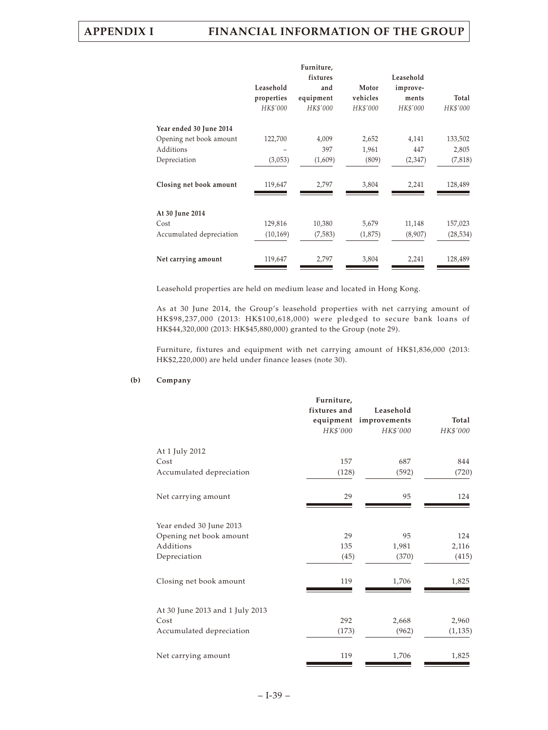| | Leasehold properties | Furniture, fixtures and equipment | Motor vehicles | Leasehold improvements | Total |
|---|---|---|---|---|---|
| | *HK$'000* | *HK$'000* | *HK$'000* | *HK$'000* | *HK$'000* |
| **Year ended 30 June 2014** | | | | | |
| Opening net book amount | 122,700 | 4,009 | 2,652 | 4,141 | 133,502 |
| Additions | – | 397 | 1,961 | 447 | 2,805 |
| Depreciation | (3,053) | (1,609) | (809) | (2,347) | (7,818) |
| **Closing net book amount** | 119,647 | 2,797 | 3,804 | 2,241 | 128,489 |
| **At 30 June 2014** | | | | | |
| Cost | 129,816 | 10,380 | 5,679 | 11,148 | 157,023 |
| Accumulated depreciation | (10,169) | (7,583) | (1,875) | (8,907) | (28,534) |
| **Net carrying amount** | 119,647 | 2,797 | 3,804 | 2,241 | 128,489 |

Leasehold properties are held on medium lease and located in Hong Kong.

As at 30 June 2014, the Group's leasehold properties with net carrying amount of HK$98,237,000 (2013: HK$100,618,000) were pledged to secure bank loans of HK$44,320,000 (2013: HK$45,880,000) granted to the Group (note 29).

Furniture, fixtures and equipment with net carrying amount of HK$1,836,000 (2013: HK$2,220,000) are held under finance leases (note 30).

**(b) Company**

| | Furniture, fixtures and equipment | Leasehold improvements | Total |
|---|---|---|---|
| | *HK$'000* | *HK$'000* | *HK$'000* |
| At 1 July 2012 | | | |
| Cost | 157 | 687 | 844 |
| Accumulated depreciation | (128) | (592) | (720) |
| Net carrying amount | 29 | 95 | 124 |
| Year ended 30 June 2013 | | | |
| Opening net book amount | 29 | 95 | 124 |
| Additions | 135 | 1,981 | 2,116 |
| Depreciation | (45) | (370) | (415) |
| Closing net book amount | 119 | 1,706 | 1,825 |
| At 30 June 2013 and 1 July 2013 | | | |
| Cost | 292 | 2,668 | 2,960 |
| Accumulated depreciation | (173) | (962) | (1,135) |
| Net carrying amount | 119 | 1,706 | 1,825 |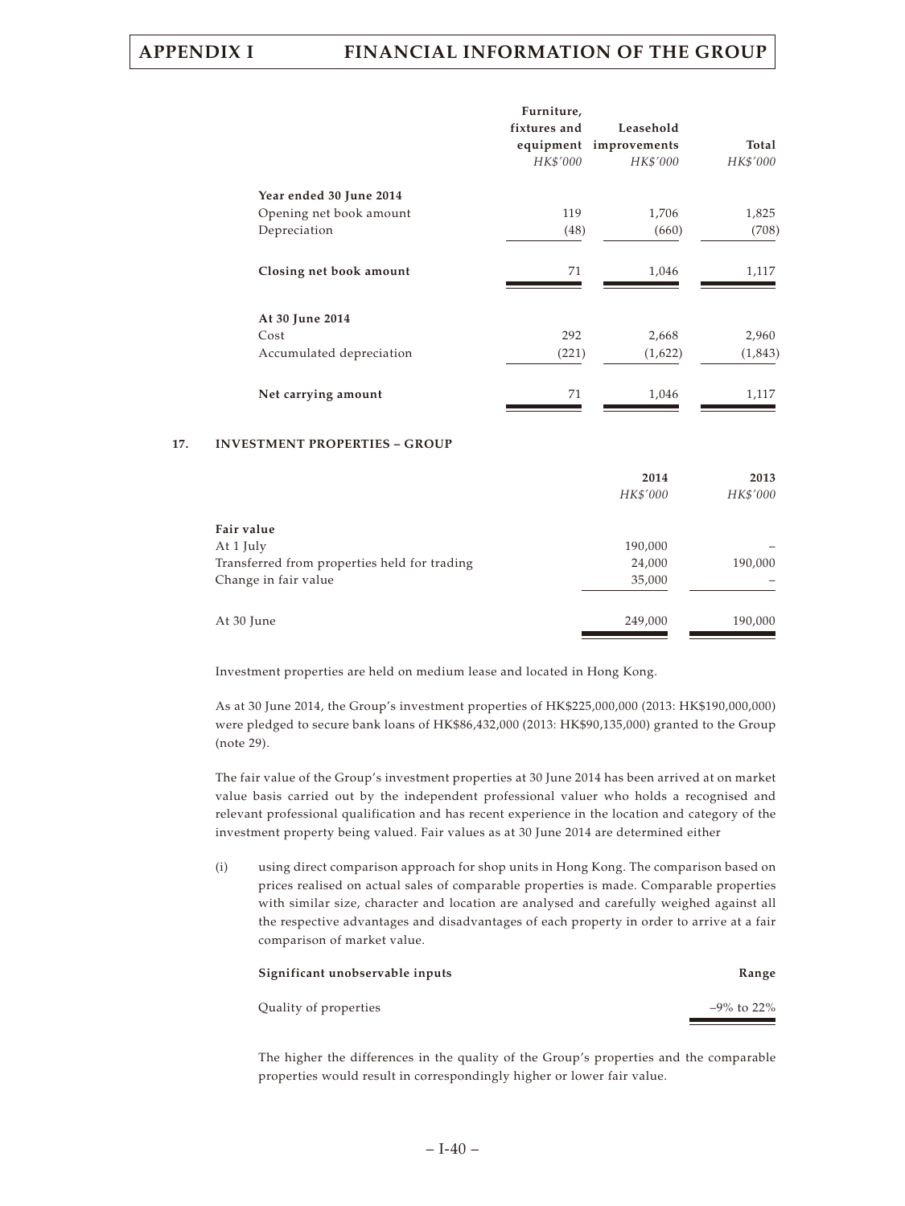| | Furniture, fixtures and equipment HK$'000 | Leasehold improvements HK$'000 | Total HK$'000 |
|---|---|---|---|
| **Year ended 30 June 2014** | | | |
| Opening net book amount | 119 | 1,706 | 1,825 |
| Depreciation | (48) | (660) | (708) |
| **Closing net book amount** | 71 | 1,046 | 1,117 |
| **At 30 June 2014** | | | |
| Cost | 292 | 2,668 | 2,960 |
| Accumulated depreciation | (221) | (1,622) | (1,843) |
| **Net carrying amount** | 71 | 1,046 | 1,117 |

## 17. INVESTMENT PROPERTIES – GROUP

| | 2014 HK$'000 | 2013 HK$'000 |
|---|---|---|
| **Fair value** | | |
| At 1 July | 190,000 | – |
| Transferred from properties held for trading | 24,000 | 190,000 |
| Change in fair value | 35,000 | – |
| At 30 June | 249,000 | 190,000 |

Investment properties are held on medium lease and located in Hong Kong.

As at 30 June 2014, the Group's investment properties of HK$225,000,000 (2013: HK$190,000,000) were pledged to secure bank loans of HK$86,432,000 (2013: HK$90,135,000) granted to the Group (note 29).

The fair value of the Group's investment properties at 30 June 2014 has been arrived at on market value basis carried out by the independent professional valuer who holds a recognised and relevant professional qualification and has recent experience in the location and category of the investment property being valued. Fair values as at 30 June 2014 are determined either

(i) using direct comparison approach for shop units in Hong Kong. The comparison based on prices realised on actual sales of comparable properties is made. Comparable properties with similar size, character and location are analysed and carefully weighed against all the respective advantages and disadvantages of each property in order to arrive at a fair comparison of market value.

| Significant unobservable inputs | Range |
|---|---|
| Quality of properties | –9% to 22% |

The higher the differences in the quality of the Group's properties and the comparable properties would result in correspondingly higher or lower fair value.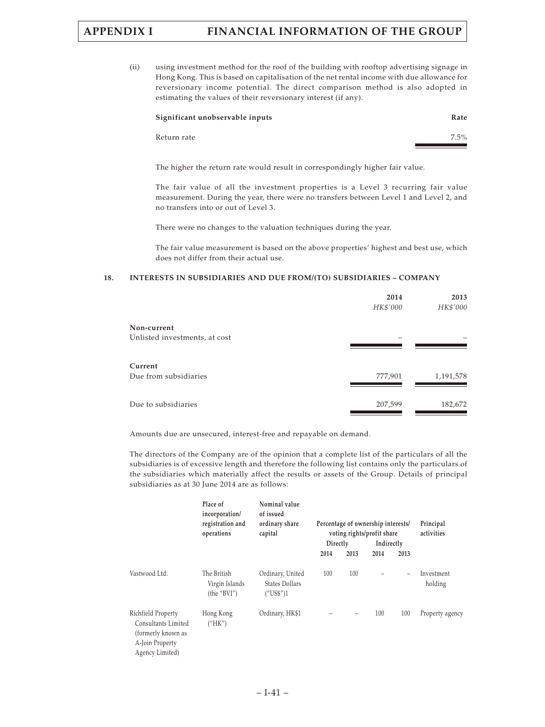(ii) using investment method for the roof of the building with rooftop advertising signage in Hong Kong. This is based on capitalisation of the net rental income with due allowance for reversionary income potential. The direct comparison method is also adopted in estimating the values of their reversionary interest (if any).

| Significant unobservable inputs | Rate |
|---|---|
| Return rate | 7.5% |

The higher the return rate would result in correspondingly higher fair value.

The fair value of all the investment properties is a Level 3 recurring fair value measurement. During the year, there were no transfers between Level 1 and Level 2, and no transfers into or out of Level 3.

There were no changes to the valuation techniques during the year.

The fair value measurement is based on the above properties' highest and best use, which does not differ from their actual use.

### 18. INTERESTS IN SUBSIDIARIES AND DUE FROM/(TO) SUBSIDIARIES – COMPANY

| | 2014 | 2013 |
|---|---|---|
| | *HK$'000* | *HK$'000* |
| **Non-current** | | |
| Unlisted investments, at cost | – | – |
| **Current** | | |
| Due from subsidiaries | 777,901 | 1,191,578 |
| Due to subsidiaries | 207,599 | 182,672 |

Amounts due are unsecured, interest-free and repayable on demand.

The directors of the Company are of the opinion that a complete list of the particulars of all the subsidiaries is of excessive length and therefore the following list contains only the particulars of the subsidiaries which materially affect the results or assets of the Group. Details of principal subsidiaries as at 30 June 2014 are as follows:

| | Place of incorporation/ registration and operations | Nominal value of issued ordinary share capital | Percentage of ownership interests/ voting rights/profit share | | | | Principal activities |
|---|---|---|---|---|---|---|---|
| | | | Directly | | Indirectly | | |
| | | | 2014 | 2013 | 2014 | 2013 | |
| Vastwood Ltd. | The British Virgin Islands (the "BVI") | Ordinary, United States Dollars ("US$")1 | 100 | 100 | – | – | Investment holding |
| Richfield Property Consultants Limited (formerly known as A-Join Property Agency Limited) | Hong Kong ("HK") | Ordinary, HK$1 | – | – | 100 | 100 | Property agency |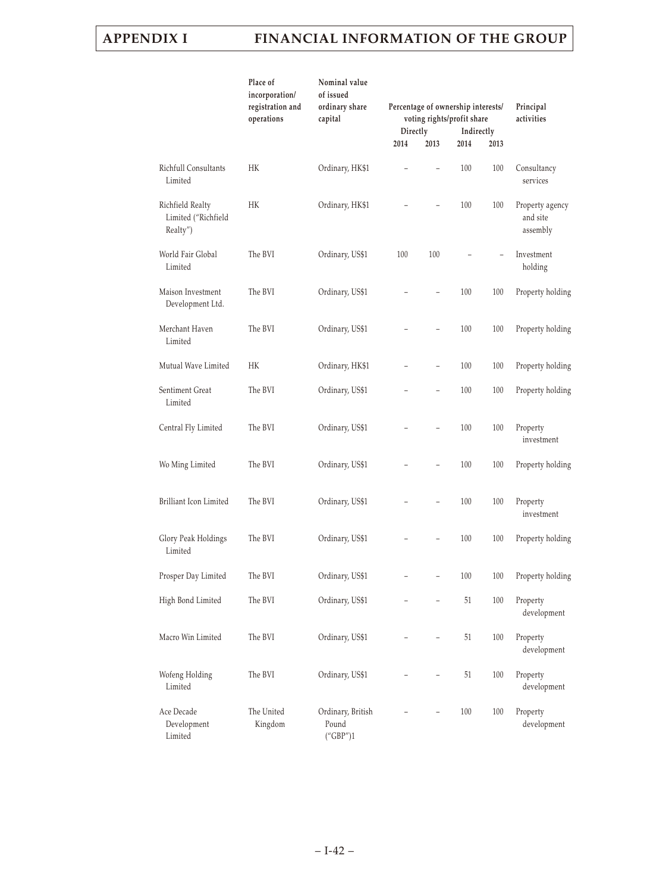| | Place of incorporation/ registration and operations | Nominal value of issued ordinary share capital | Percentage of ownership interests/ voting rights/profit share | | | | Principal activities |
|---|---|---|---|---|---|---|---|
| | | | Directly | | Indirectly | | |
| | | | 2014 | 2013 | 2014 | 2013 | |
| Richfull Consultants Limited | HK | Ordinary, HK$1 | – | – | 100 | 100 | Consultancy services |
| Richfield Realty Limited ("Richfield Realty") | HK | Ordinary, HK$1 | – | – | 100 | 100 | Property agency and site assembly |
| World Fair Global Limited | The BVI | Ordinary, US$1 | 100 | 100 | – | – | Investment holding |
| Maison Investment Development Ltd. | The BVI | Ordinary, US$1 | – | – | 100 | 100 | Property holding |
| Merchant Haven Limited | The BVI | Ordinary, US$1 | – | – | 100 | 100 | Property holding |
| Mutual Wave Limited | HK | Ordinary, HK$1 | – | – | 100 | 100 | Property holding |
| Sentiment Great Limited | The BVI | Ordinary, US$1 | – | – | 100 | 100 | Property holding |
| Central Fly Limited | The BVI | Ordinary, US$1 | – | – | 100 | 100 | Property investment |
| Wo Ming Limited | The BVI | Ordinary, US$1 | – | – | 100 | 100 | Property holding |
| Brilliant Icon Limited | The BVI | Ordinary, US$1 | – | – | 100 | 100 | Property investment |
| Glory Peak Holdings Limited | The BVI | Ordinary, US$1 | – | – | 100 | 100 | Property holding |
| Prosper Day Limited | The BVI | Ordinary, US$1 | – | – | 100 | 100 | Property holding |
| High Bond Limited | The BVI | Ordinary, US$1 | – | – | 51 | 100 | Property development |
| Macro Win Limited | The BVI | Ordinary, US$1 | – | – | 51 | 100 | Property development |
| Wofeng Holding Limited | The BVI | Ordinary, US$1 | – | – | 51 | 100 | Property development |
| Ace Decade Development Limited | The United Kingdom | Ordinary, British Pound ("GBP")1 | – | – | 100 | 100 | Property development |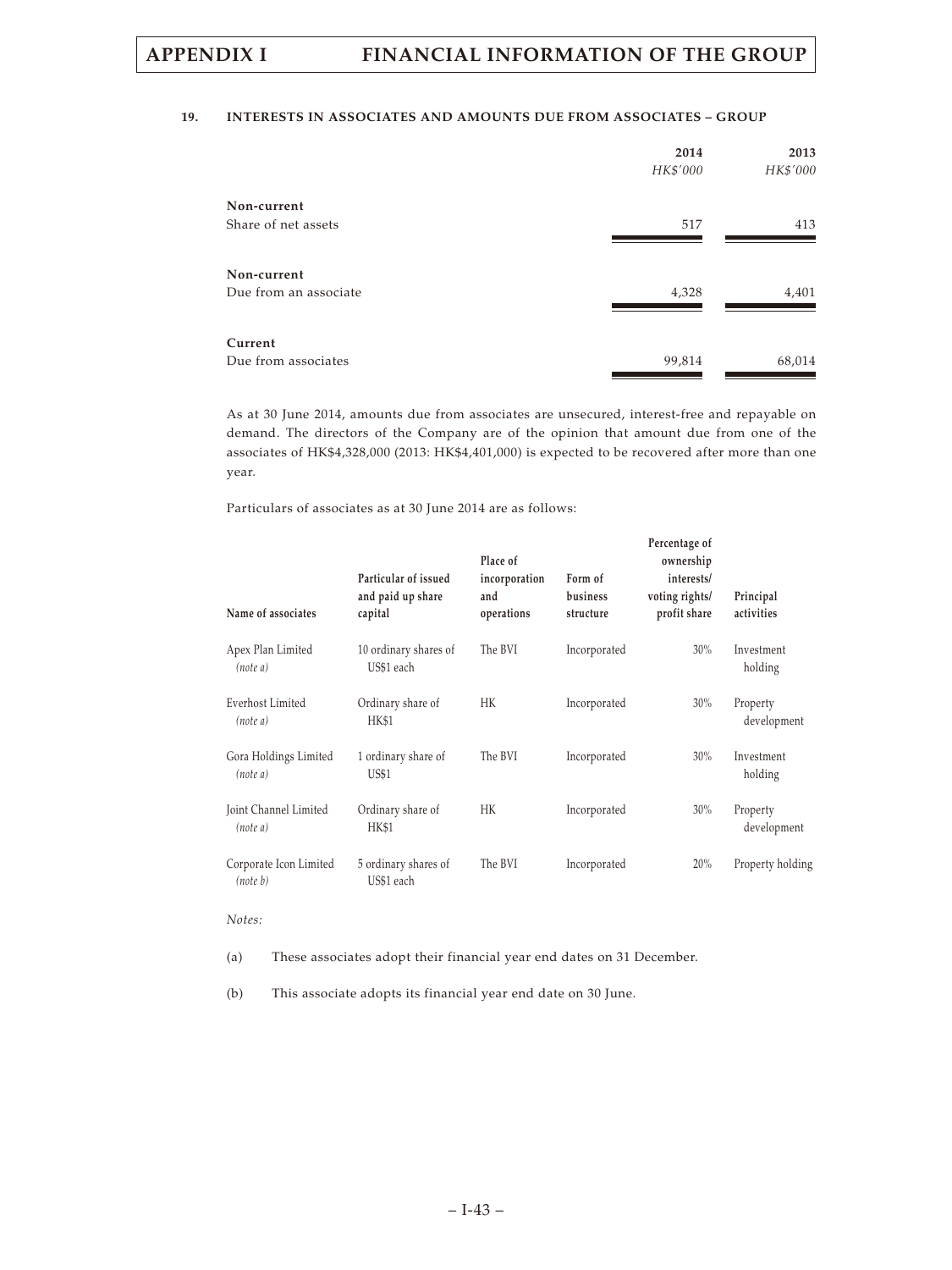## 19. INTERESTS IN ASSOCIATES AND AMOUNTS DUE FROM ASSOCIATES – GROUP

| | 2014 | 2013 |
|---|---|---|
| | *HK$'000* | *HK$'000* |
| **Non-current** | | |
| Share of net assets | 517 | 413 |
| **Non-current** | | |
| Due from an associate | 4,328 | 4,401 |
| **Current** | | |
| Due from associates | 99,814 | 68,014 |

As at 30 June 2014, amounts due from associates are unsecured, interest-free and repayable on demand. The directors of the Company are of the opinion that amount due from one of the associates of HK$4,328,000 (2013: HK$4,401,000) is expected to be recovered after more than one year.

Particulars of associates as at 30 June 2014 are as follows:

| Name of associates | Particular of issued and paid up share capital | Place of incorporation and operations | Form of business structure | Percentage of ownership interests/ voting rights/ profit share | Principal activities |
|---|---|---|---|---|---|
| Apex Plan Limited *(note a)* | 10 ordinary shares of US$1 each | The BVI | Incorporated | 30% | Investment holding |
| Everhost Limited *(note a)* | Ordinary share of HK$1 | HK | Incorporated | 30% | Property development |
| Gora Holdings Limited *(note a)* | 1 ordinary share of US$1 | The BVI | Incorporated | 30% | Investment holding |
| Joint Channel Limited *(note a)* | Ordinary share of HK$1 | HK | Incorporated | 30% | Property development |
| Corporate Icon Limited *(note b)* | 5 ordinary shares of US$1 each | The BVI | Incorporated | 20% | Property holding |

*Notes:*

(a) These associates adopt their financial year end dates on 31 December.

(b) This associate adopts its financial year end date on 30 June.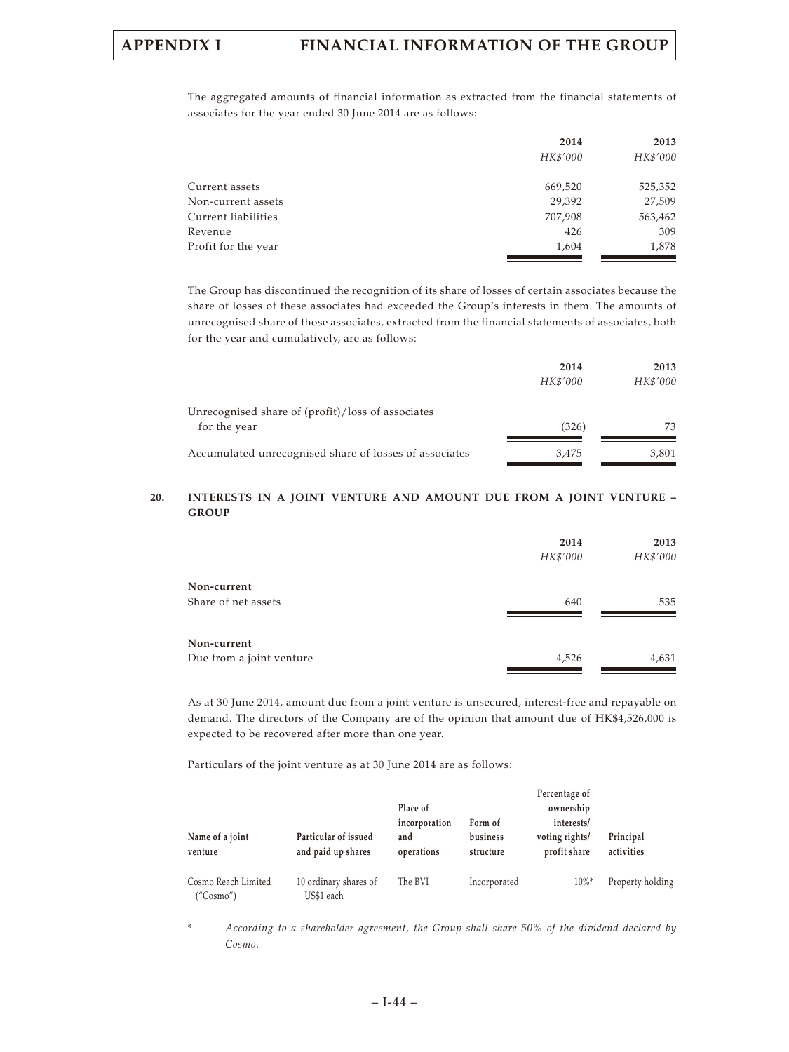The aggregated amounts of financial information as extracted from the financial statements of associates for the year ended 30 June 2014 are as follows:

| | 2014 | 2013 |
|---|---|---|
| | *HK$'000* | *HK$'000* |
| Current assets | 669,520 | 525,352 |
| Non-current assets | 29,392 | 27,509 |
| Current liabilities | 707,908 | 563,462 |
| Revenue | 426 | 309 |
| Profit for the year | 1,604 | 1,878 |

The Group has discontinued the recognition of its share of losses of certain associates because the share of losses of these associates had exceeded the Group's interests in them. The amounts of unrecognised share of those associates, extracted from the financial statements of associates, both for the year and cumulatively, are as follows:

| | 2014 | 2013 |
|---|---|---|
| | *HK$'000* | *HK$'000* |
| Unrecognised share of (profit)/loss of associates for the year | (326) | 73 |
| Accumulated unrecognised share of losses of associates | 3,475 | 3,801 |

## 20. INTERESTS IN A JOINT VENTURE AND AMOUNT DUE FROM A JOINT VENTURE – GROUP

| | 2014 | 2013 |
|---|---|---|
| | *HK$'000* | *HK$'000* |
| **Non-current** | | |
| Share of net assets | 640 | 535 |
| **Non-current** | | |
| Due from a joint venture | 4,526 | 4,631 |

As at 30 June 2014, amount due from a joint venture is unsecured, interest-free and repayable on demand. The directors of the Company are of the opinion that amount due of HK$4,526,000 is expected to be recovered after more than one year.

Particulars of the joint venture as at 30 June 2014 are as follows:

| Name of a joint venture | Particular of issued and paid up shares | Place of incorporation and operations | Form of business structure | Percentage of ownership interests/ voting rights/ profit share | Principal activities |
|---|---|---|---|---|---|
| Cosmo Reach Limited ("Cosmo") | 10 ordinary shares of US$1 each | The BVI | Incorporated | 10%* | Property holding |

\* *According to a shareholder agreement, the Group shall share 50% of the dividend declared by Cosmo.*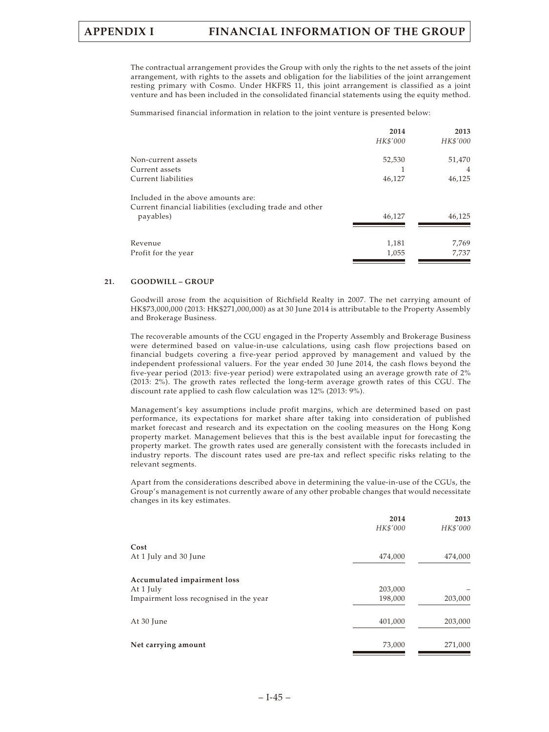The contractual arrangement provides the Group with only the rights to the net assets of the joint arrangement, with rights to the assets and obligation for the liabilities of the joint arrangement resting primary with Cosmo. Under HKFRS 11, this joint arrangement is classified as a joint venture and has been included in the consolidated financial statements using the equity method.

Summarised financial information in relation to the joint venture is presented below:

| | 2014 | 2013 |
|---|---|---|
| | *HK$'000* | *HK$'000* |
| Non-current assets | 52,530 | 51,470 |
| Current assets | 1 | 4 |
| Current liabilities | 46,127 | 46,125 |
| Included in the above amounts are: | | |
| Current financial liabilities (excluding trade and other payables) | 46,127 | 46,125 |
| Revenue | 1,181 | 7,769 |
| Profit for the year | 1,055 | 7,737 |

### 21. GOODWILL – GROUP

Goodwill arose from the acquisition of Richfield Realty in 2007. The net carrying amount of HK$73,000,000 (2013: HK$271,000,000) as at 30 June 2014 is attributable to the Property Assembly and Brokerage Business.

The recoverable amounts of the CGU engaged in the Property Assembly and Brokerage Business were determined based on value-in-use calculations, using cash flow projections based on financial budgets covering a five-year period approved by management and valued by the independent professional valuers. For the year ended 30 June 2014, the cash flows beyond the five-year period (2013: five-year period) were extrapolated using an average growth rate of 2% (2013: 2%). The growth rates reflected the long-term average growth rates of this CGU. The discount rate applied to cash flow calculation was 12% (2013: 9%).

Management's key assumptions include profit margins, which are determined based on past performance, its expectations for market share after taking into consideration of published market forecast and research and its expectation on the cooling measures on the Hong Kong property market. Management believes that this is the best available input for forecasting the property market. The growth rates used are generally consistent with the forecasts included in industry reports. The discount rates used are pre-tax and reflect specific risks relating to the relevant segments.

Apart from the considerations described above in determining the value-in-use of the CGUs, the Group's management is not currently aware of any other probable changes that would necessitate changes in its key estimates.

| | 2014 | 2013 |
|---|---|---|
| | *HK$'000* | *HK$'000* |
| **Cost** | | |
| At 1 July and 30 June | 474,000 | 474,000 |
| **Accumulated impairment loss** | | |
| At 1 July | 203,000 | – |
| Impairment loss recognised in the year | 198,000 | 203,000 |
| At 30 June | 401,000 | 203,000 |
| **Net carrying amount** | 73,000 | 271,000 |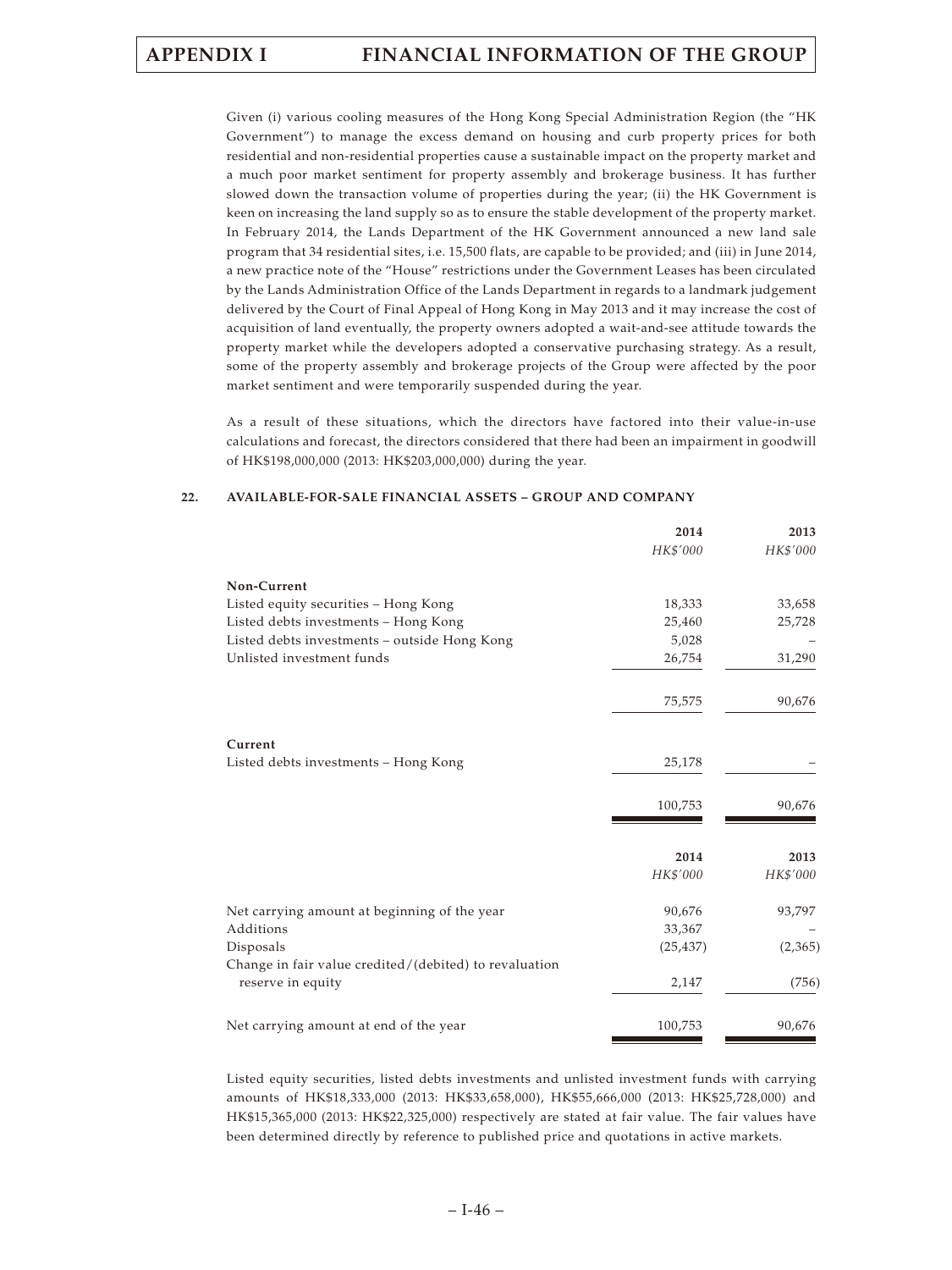Given (i) various cooling measures of the Hong Kong Special Administration Region (the "HK Government") to manage the excess demand on housing and curb property prices for both residential and non-residential properties cause a sustainable impact on the property market and a much poor market sentiment for property assembly and brokerage business. It has further slowed down the transaction volume of properties during the year; (ii) the HK Government is keen on increasing the land supply so as to ensure the stable development of the property market. In February 2014, the Lands Department of the HK Government announced a new land sale program that 34 residential sites, i.e. 15,500 flats, are capable to be provided; and (iii) in June 2014, a new practice note of the "House" restrictions under the Government Leases has been circulated by the Lands Administration Office of the Lands Department in regards to a landmark judgement delivered by the Court of Final Appeal of Hong Kong in May 2013 and it may increase the cost of acquisition of land eventually, the property owners adopted a wait-and-see attitude towards the property market while the developers adopted a conservative purchasing strategy. As a result, some of the property assembly and brokerage projects of the Group were affected by the poor market sentiment and were temporarily suspended during the year.

As a result of these situations, which the directors have factored into their value-in-use calculations and forecast, the directors considered that there had been an impairment in goodwill of HK$198,000,000 (2013: HK$203,000,000) during the year.

## 22. AVAILABLE-FOR-SALE FINANCIAL ASSETS – GROUP AND COMPANY

| | 2014 | 2013 |
|---|---|---|
| | *HK$'000* | *HK$'000* |
| **Non-Current** | | |
| Listed equity securities – Hong Kong | 18,333 | 33,658 |
| Listed debts investments – Hong Kong | 25,460 | 25,728 |
| Listed debts investments – outside Hong Kong | 5,028 | – |
| Unlisted investment funds | 26,754 | 31,290 |
| | 75,575 | 90,676 |
| **Current** | | |
| Listed debts investments – Hong Kong | 25,178 | – |
| | 100,753 | 90,676 |

| | 2014 | 2013 |
|---|---|---|
| | *HK$'000* | *HK$'000* |
| Net carrying amount at beginning of the year | 90,676 | 93,797 |
| Additions | 33,367 | – |
| Disposals | (25,437) | (2,365) |
| Change in fair value credited/(debited) to revaluation reserve in equity | 2,147 | (756) |
| Net carrying amount at end of the year | 100,753 | 90,676 |

Listed equity securities, listed debts investments and unlisted investment funds with carrying amounts of HK$18,333,000 (2013: HK$33,658,000), HK$55,666,000 (2013: HK$25,728,000) and HK$15,365,000 (2013: HK$22,325,000) respectively are stated at fair value. The fair values have been determined directly by reference to published price and quotations in active markets.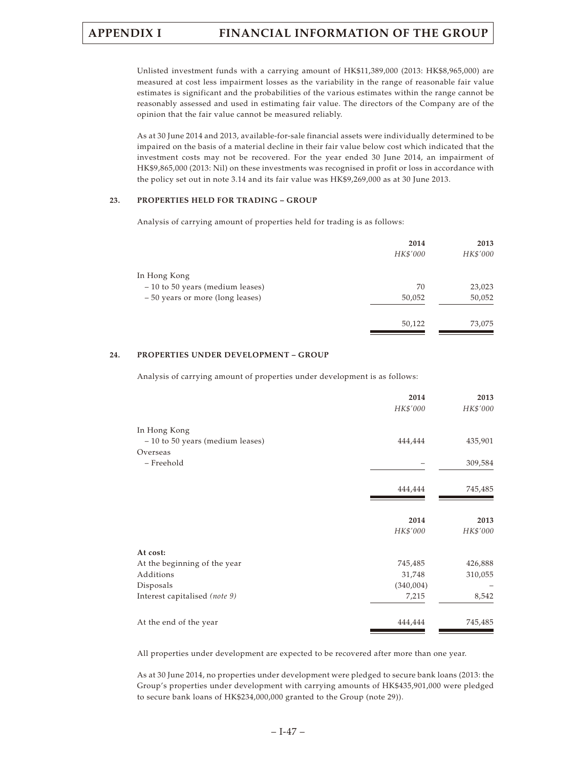Unlisted investment funds with a carrying amount of HK$11,389,000 (2013: HK$8,965,000) are measured at cost less impairment losses as the variability in the range of reasonable fair value estimates is significant and the probabilities of the various estimates within the range cannot be reasonably assessed and used in estimating fair value. The directors of the Company are of the opinion that the fair value cannot be measured reliably.

As at 30 June 2014 and 2013, available-for-sale financial assets were individually determined to be impaired on the basis of a material decline in their fair value below cost which indicated that the investment costs may not be recovered. For the year ended 30 June 2014, an impairment of HK$9,865,000 (2013: Nil) on these investments was recognised in profit or loss in accordance with the policy set out in note 3.14 and its fair value was HK$9,269,000 as at 30 June 2013.

## 23. PROPERTIES HELD FOR TRADING – GROUP

Analysis of carrying amount of properties held for trading is as follows:

| | 2014 | 2013 |
|---|---|---|
| | *HK$'000* | *HK$'000* |
| In Hong Kong | | |
| – 10 to 50 years (medium leases) | 70 | 23,023 |
| – 50 years or more (long leases) | 50,052 | 50,052 |
| | 50,122 | 73,075 |

## 24. PROPERTIES UNDER DEVELOPMENT – GROUP

Analysis of carrying amount of properties under development is as follows:

| | 2014 | 2013 |
|---|---|---|
| | *HK$'000* | *HK$'000* |
| In Hong Kong | | |
| – 10 to 50 years (medium leases) | 444,444 | 435,901 |
| Overseas | | |
| – Freehold | – | 309,584 |
| | 444,444 | 745,485 |

| | 2014 | 2013 |
|---|---|---|
| | *HK$'000* | *HK$'000* |
| **At cost:** | | |
| At the beginning of the year | 745,485 | 426,888 |
| Additions | 31,748 | 310,055 |
| Disposals | (340,004) | – |
| Interest capitalised *(note 9)* | 7,215 | 8,542 |
| At the end of the year | 444,444 | 745,485 |

All properties under development are expected to be recovered after more than one year.

As at 30 June 2014, no properties under development were pledged to secure bank loans (2013: the Group's properties under development with carrying amounts of HK$435,901,000 were pledged to secure bank loans of HK$234,000,000 granted to the Group (note 29)).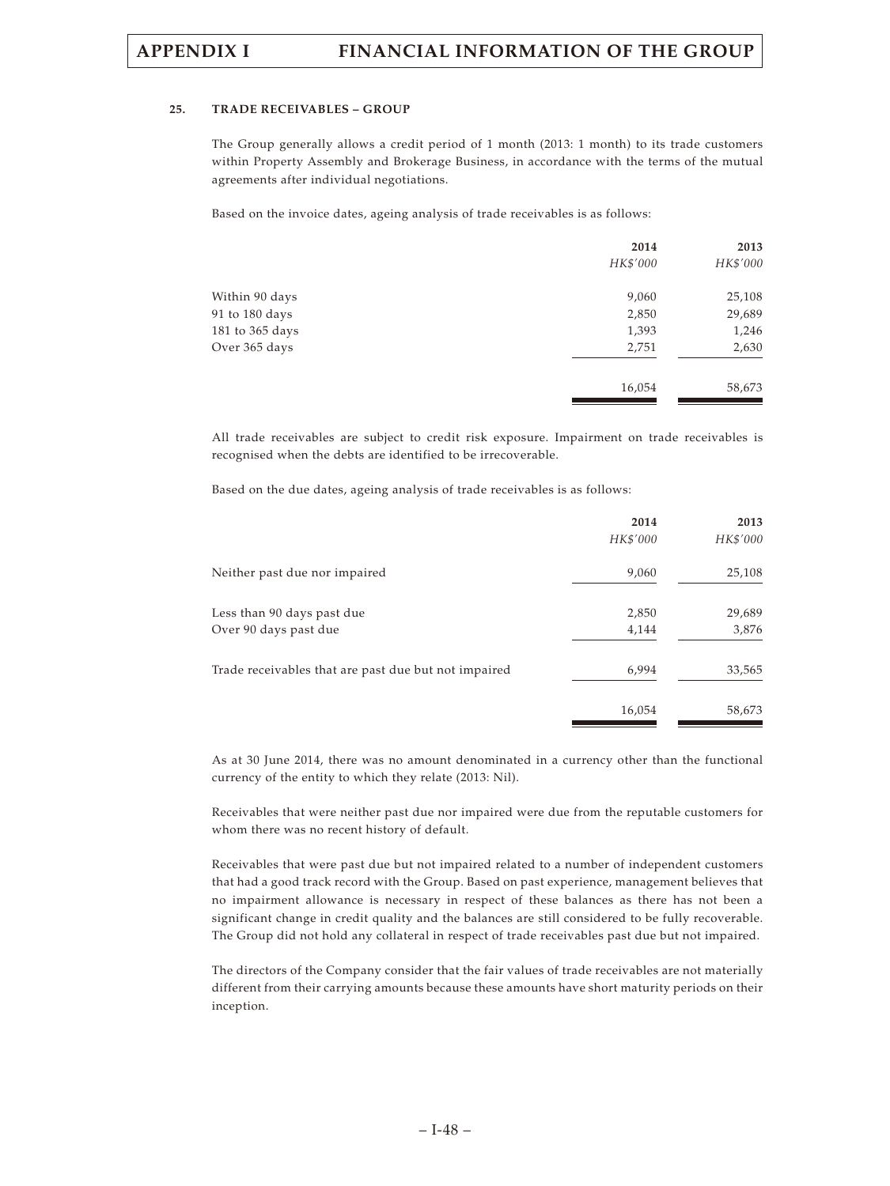## 25. TRADE RECEIVABLES – GROUP

The Group generally allows a credit period of 1 month (2013: 1 month) to its trade customers within Property Assembly and Brokerage Business, in accordance with the terms of the mutual agreements after individual negotiations.

Based on the invoice dates, ageing analysis of trade receivables is as follows:

| | 2014 | 2013 |
|---|---|---|
| | *HK$'000* | *HK$'000* |
| Within 90 days | 9,060 | 25,108 |
| 91 to 180 days | 2,850 | 29,689 |
| 181 to 365 days | 1,393 | 1,246 |
| Over 365 days | 2,751 | 2,630 |
| | 16,054 | 58,673 |

All trade receivables are subject to credit risk exposure. Impairment on trade receivables is recognised when the debts are identified to be irrecoverable.

Based on the due dates, ageing analysis of trade receivables is as follows:

| | 2014 | 2013 |
|---|---|---|
| | *HK$'000* | *HK$'000* |
| Neither past due nor impaired | 9,060 | 25,108 |
| Less than 90 days past due | 2,850 | 29,689 |
| Over 90 days past due | 4,144 | 3,876 |
| Trade receivables that are past due but not impaired | 6,994 | 33,565 |
| | 16,054 | 58,673 |

As at 30 June 2014, there was no amount denominated in a currency other than the functional currency of the entity to which they relate (2013: Nil).

Receivables that were neither past due nor impaired were due from the reputable customers for whom there was no recent history of default.

Receivables that were past due but not impaired related to a number of independent customers that had a good track record with the Group. Based on past experience, management believes that no impairment allowance is necessary in respect of these balances as there has not been a significant change in credit quality and the balances are still considered to be fully recoverable. The Group did not hold any collateral in respect of trade receivables past due but not impaired.

The directors of the Company consider that the fair values of trade receivables are not materially different from their carrying amounts because these amounts have short maturity periods on their inception.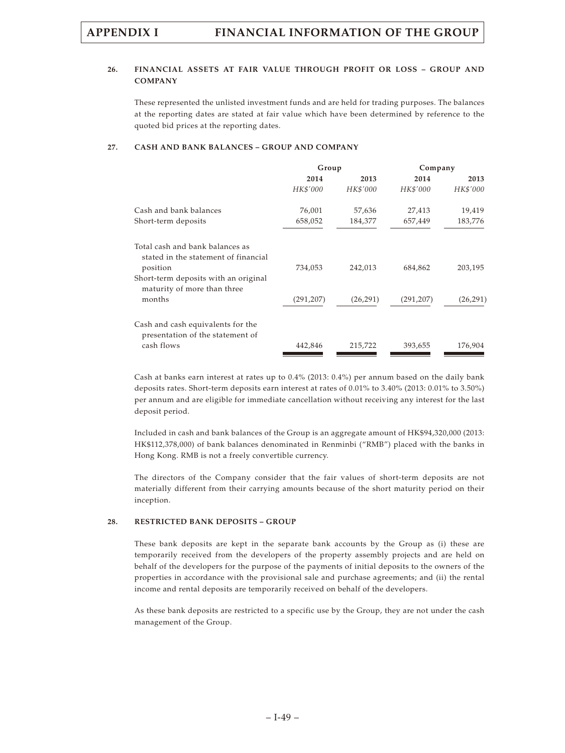### 26. FINANCIAL ASSETS AT FAIR VALUE THROUGH PROFIT OR LOSS – GROUP AND COMPANY

These represented the unlisted investment funds and are held for trading purposes. The balances at the reporting dates are stated at fair value which have been determined by reference to the quoted bid prices at the reporting dates.

### 27. CASH AND BANK BALANCES – GROUP AND COMPANY

| | Group | | Company | |
|---|---|---|---|---|
| | 2014 | 2013 | 2014 | 2013 |
| | *HK$'000* | *HK$'000* | *HK$'000* | *HK$'000* |
| Cash and bank balances | 76,001 | 57,636 | 27,413 | 19,419 |
| Short-term deposits | 658,052 | 184,377 | 657,449 | 183,776 |
| Total cash and bank balances as stated in the statement of financial position | 734,053 | 242,013 | 684,862 | 203,195 |
| Short-term deposits with an original maturity of more than three months | (291,207) | (26,291) | (291,207) | (26,291) |
| Cash and cash equivalents for the presentation of the statement of cash flows | 442,846 | 215,722 | 393,655 | 176,904 |

Cash at banks earn interest at rates up to 0.4% (2013: 0.4%) per annum based on the daily bank deposits rates. Short-term deposits earn interest at rates of 0.01% to 3.40% (2013: 0.01% to 3.50%) per annum and are eligible for immediate cancellation without receiving any interest for the last deposit period.

Included in cash and bank balances of the Group is an aggregate amount of HK$94,320,000 (2013: HK$112,378,000) of bank balances denominated in Renminbi ("RMB") placed with the banks in Hong Kong. RMB is not a freely convertible currency.

The directors of the Company consider that the fair values of short-term deposits are not materially different from their carrying amounts because of the short maturity period on their inception.

### 28. RESTRICTED BANK DEPOSITS – GROUP

These bank deposits are kept in the separate bank accounts by the Group as (i) these are temporarily received from the developers of the property assembly projects and are held on behalf of the developers for the purpose of the payments of initial deposits to the owners of the properties in accordance with the provisional sale and purchase agreements; and (ii) the rental income and rental deposits are temporarily received on behalf of the developers.

As these bank deposits are restricted to a specific use by the Group, they are not under the cash management of the Group.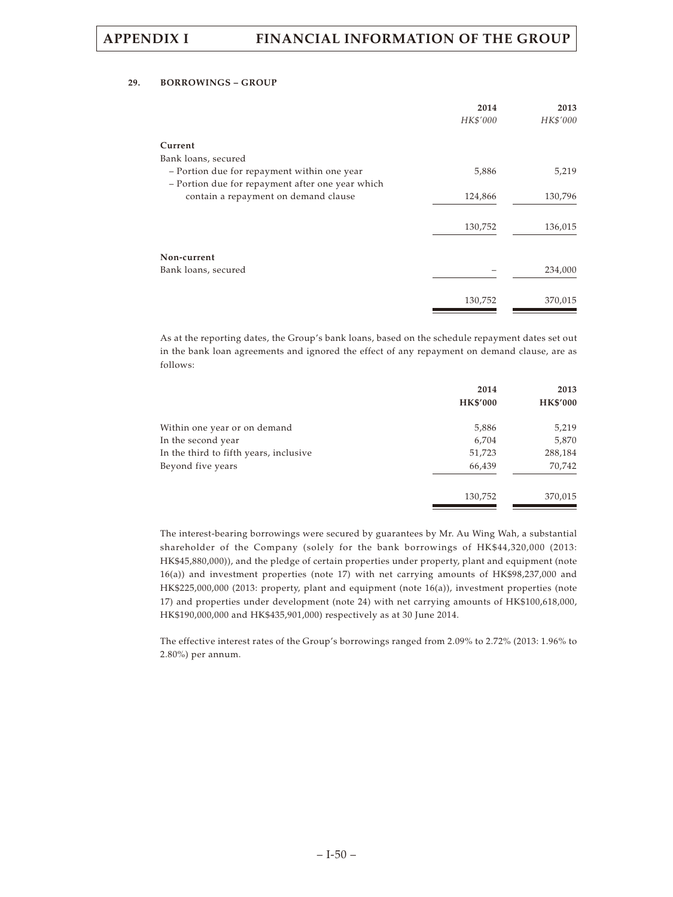### 29. BORROWINGS – GROUP

| | 2014 | 2013 |
|---|---|---|
| | *HK$'000* | *HK$'000* |
| **Current** | | |
| Bank loans, secured | | |
| – Portion due for repayment within one year | 5,886 | 5,219 |
| – Portion due for repayment after one year which contain a repayment on demand clause | 124,866 | 130,796 |
| | 130,752 | 136,015 |
| **Non-current** | | |
| Bank loans, secured | – | 234,000 |
| | 130,752 | 370,015 |

As at the reporting dates, the Group's bank loans, based on the schedule repayment dates set out in the bank loan agreements and ignored the effect of any repayment on demand clause, are as follows:

| | 2014 | 2013 |
|---|---|---|
| | **HK$'000** | **HK$'000** |
| Within one year or on demand | 5,886 | 5,219 |
| In the second year | 6,704 | 5,870 |
| In the third to fifth years, inclusive | 51,723 | 288,184 |
| Beyond five years | 66,439 | 70,742 |
| | 130,752 | 370,015 |

The interest-bearing borrowings were secured by guarantees by Mr. Au Wing Wah, a substantial shareholder of the Company (solely for the bank borrowings of HK$44,320,000 (2013: HK$45,880,000)), and the pledge of certain properties under property, plant and equipment (note 16(a)) and investment properties (note 17) with net carrying amounts of HK$98,237,000 and HK$225,000,000 (2013: property, plant and equipment (note 16(a)), investment properties (note 17) and properties under development (note 24) with net carrying amounts of HK$100,618,000, HK$190,000,000 and HK$435,901,000) respectively as at 30 June 2014.

The effective interest rates of the Group's borrowings ranged from 2.09% to 2.72% (2013: 1.96% to 2.80%) per annum.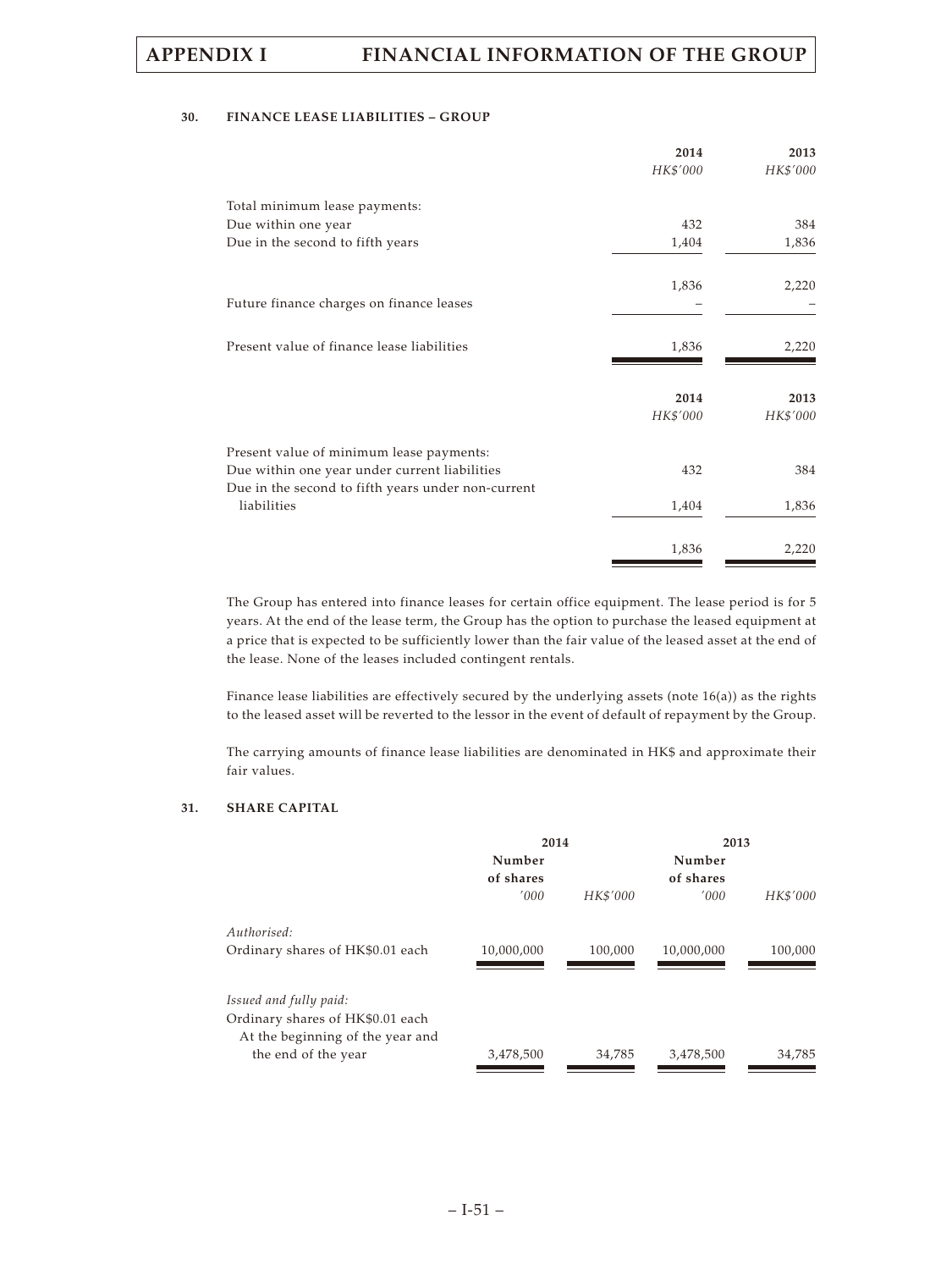### 30. FINANCE LEASE LIABILITIES – GROUP

| | 2014 | 2013 |
|---|---|---|
| | *HK$'000* | *HK$'000* |
| Total minimum lease payments: | | |
| Due within one year | 432 | 384 |
| Due in the second to fifth years | 1,404 | 1,836 |
| | 1,836 | 2,220 |
| Future finance charges on finance leases | – | – |
| Present value of finance lease liabilities | 1,836 | 2,220 |

| | 2014 | 2013 |
|---|---|---|
| | *HK$'000* | *HK$'000* |
| Present value of minimum lease payments: | | |
| Due within one year under current liabilities | 432 | 384 |
| Due in the second to fifth years under non-current liabilities | 1,404 | 1,836 |
| | 1,836 | 2,220 |

The Group has entered into finance leases for certain office equipment. The lease period is for 5 years. At the end of the lease term, the Group has the option to purchase the leased equipment at a price that is expected to be sufficiently lower than the fair value of the leased asset at the end of the lease. None of the leases included contingent rentals.

Finance lease liabilities are effectively secured by the underlying assets (note 16(a)) as the rights to the leased asset will be reverted to the lessor in the event of default of repayment by the Group.

The carrying amounts of finance lease liabilities are denominated in HK$ and approximate their fair values.

### 31. SHARE CAPITAL

| | 2014 | | 2013 | |
|---|---|---|---|---|
| | Number of shares | | Number of shares | |
| | *'000* | *HK$'000* | *'000* | *HK$'000* |
| *Authorised:* | | | | |
| Ordinary shares of HK$0.01 each | 10,000,000 | 100,000 | 10,000,000 | 100,000 |
| *Issued and fully paid:* | | | | |
| Ordinary shares of HK$0.01 each | | | | |
| At the beginning of the year and the end of the year | 3,478,500 | 34,785 | 3,478,500 | 34,785 |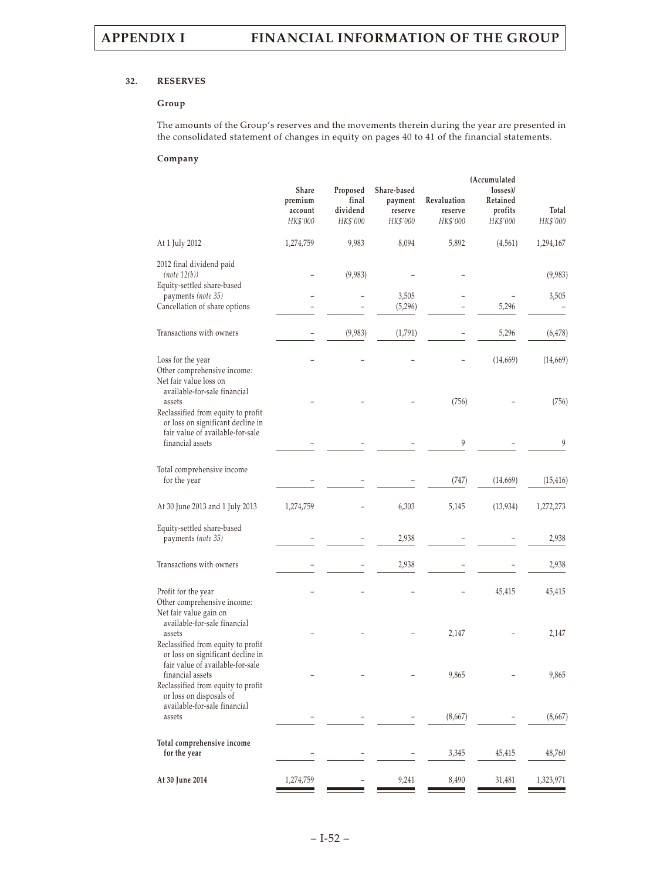## 32. RESERVES

### Group

The amounts of the Group's reserves and the movements therein during the year are presented in the consolidated statement of changes in equity on pages 40 to 41 of the financial statements.

### Company

| | Share premium account | Proposed final dividend | Share-based payment reserve | Revaluation reserve | (Accumulated losses)/ Retained profits | Total |
|---|---|---|---|---|---|---|
| | *HK$'000* | *HK$'000* | *HK$'000* | *HK$'000* | *HK$'000* | *HK$'000* |
| At 1 July 2012 | 1,274,759 | 9,983 | 8,094 | 5,892 | (4,561) | 1,294,167 |
| 2012 final dividend paid *(note 12(b))* | – | (9,983) | – | – | | (9,983) |
| Equity-settled share-based payments *(note 35)* | – | – | 3,505 | – | – | 3,505 |
| Cancellation of share options | – | – | (5,296) | – | 5,296 | – |
| Transactions with owners | – | (9,983) | (1,791) | – | 5,296 | (6,478) |
| Loss for the year | – | – | – | – | (14,669) | (14,669) |
| Other comprehensive income: | | | | | | |
| Net fair value loss on available-for-sale financial assets | – | – | – | (756) | – | (756) |
| Reclassified from equity to profit or loss on significant decline in fair value of available-for-sale financial assets | – | – | – | 9 | – | 9 |
| Total comprehensive income for the year | – | – | – | (747) | (14,669) | (15,416) |
| At 30 June 2013 and 1 July 2013 | 1,274,759 | – | 6,303 | 5,145 | (13,934) | 1,272,273 |
| Equity-settled share-based payments *(note 35)* | – | – | 2,938 | – | – | 2,938 |
| Transactions with owners | – | – | 2,938 | – | – | 2,938 |
| Profit for the year | – | – | – | – | 45,415 | 45,415 |
| Other comprehensive income: | | | | | | |
| Net fair value gain on available-for-sale financial assets | – | – | – | 2,147 | – | 2,147 |
| Reclassified from equity to profit or loss on significant decline in fair value of available-for-sale financial assets | – | – | – | 9,865 | – | 9,865 |
| Reclassified from equity to profit or loss on disposals of available-for-sale financial assets | – | – | – | (8,667) | – | (8,667) |
| **Total comprehensive income for the year** | – | – | – | 3,345 | 45,415 | 48,760 |
| **At 30 June 2014** | 1,274,759 | – | 9,241 | 8,490 | 31,481 | 1,323,971 |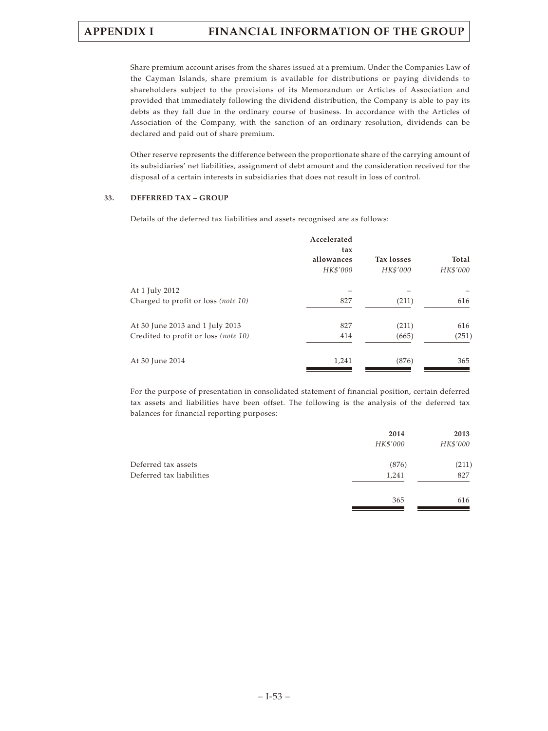Share premium account arises from the shares issued at a premium. Under the Companies Law of the Cayman Islands, share premium is available for distributions or paying dividends to shareholders subject to the provisions of its Memorandum or Articles of Association and provided that immediately following the dividend distribution, the Company is able to pay its debts as they fall due in the ordinary course of business. In accordance with the Articles of Association of the Company, with the sanction of an ordinary resolution, dividends can be declared and paid out of share premium.

Other reserve represents the difference between the proportionate share of the carrying amount of its subsidiaries' net liabilities, assignment of debt amount and the consideration received for the disposal of a certain interests in subsidiaries that does not result in loss of control.

## 33. DEFERRED TAX – GROUP

Details of the deferred tax liabilities and assets recognised are as follows:

| | Accelerated tax allowances | Tax losses | Total |
|---|---|---|---|
| | *HK$'000* | *HK$'000* | *HK$'000* |
| At 1 July 2012 | – | – | – |
| Charged to profit or loss *(note 10)* | 827 | (211) | 616 |
| At 30 June 2013 and 1 July 2013 | 827 | (211) | 616 |
| Credited to profit or loss *(note 10)* | 414 | (665) | (251) |
| At 30 June 2014 | 1,241 | (876) | 365 |

For the purpose of presentation in consolidated statement of financial position, certain deferred tax assets and liabilities have been offset. The following is the analysis of the deferred tax balances for financial reporting purposes:

| | 2014 | 2013 |
|---|---|---|
| | *HK$'000* | *HK$'000* |
| Deferred tax assets | (876) | (211) |
| Deferred tax liabilities | 1,241 | 827 |
| | 365 | 616 |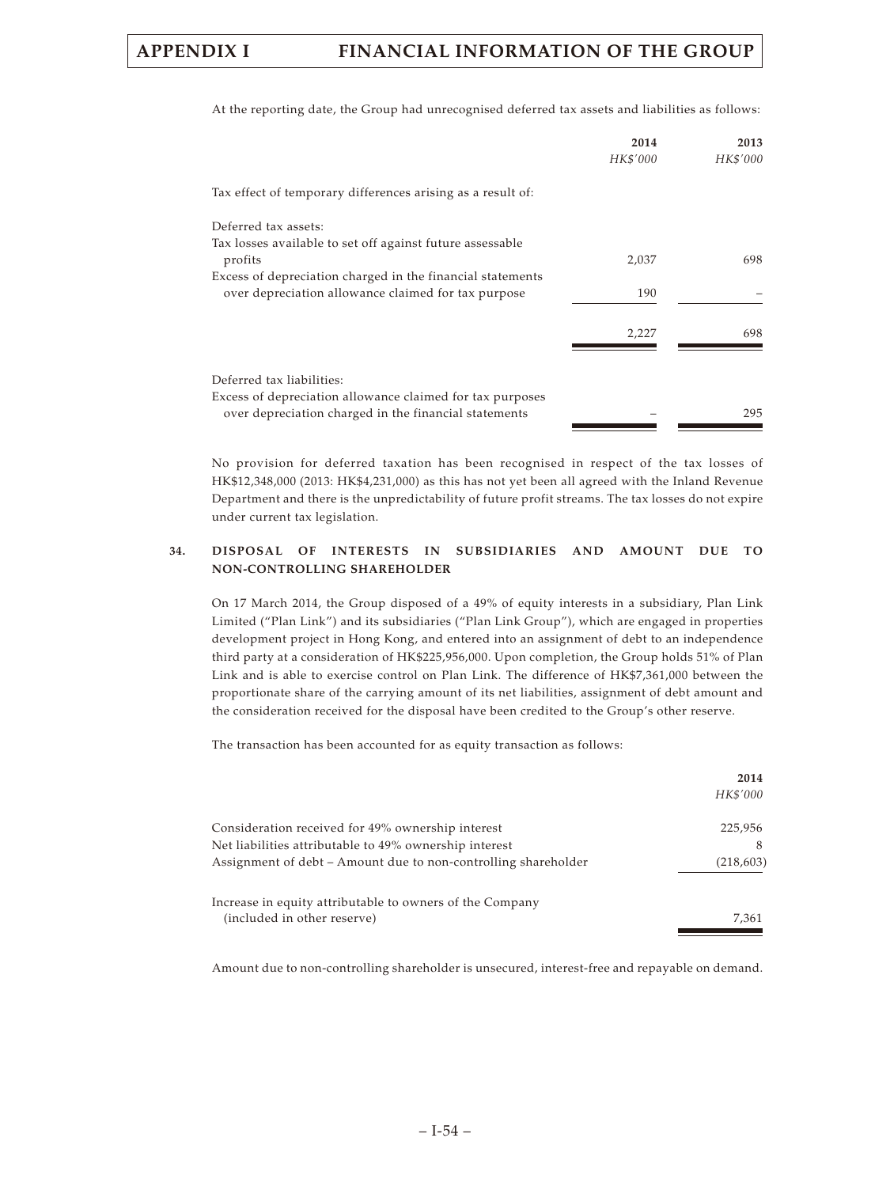At the reporting date, the Group had unrecognised deferred tax assets and liabilities as follows:

| | 2014 | 2013 |
|---|---|---|
| | *HK$'000* | *HK$'000* |
| Tax effect of temporary differences arising as a result of: | | |
| Deferred tax assets: | | |
| Tax losses available to set off against future assessable profits | 2,037 | 698 |
| Excess of depreciation charged in the financial statements over depreciation allowance claimed for tax purpose | 190 | – |
| | 2,227 | 698 |
| Deferred tax liabilities: | | |
| Excess of depreciation allowance claimed for tax purposes over depreciation charged in the financial statements | – | 295 |

No provision for deferred taxation has been recognised in respect of the tax losses of HK$12,348,000 (2013: HK$4,231,000) as this has not yet been all agreed with the Inland Revenue Department and there is the unpredictability of future profit streams. The tax losses do not expire under current tax legislation.

## 34. DISPOSAL OF INTERESTS IN SUBSIDIARIES AND AMOUNT DUE TO NON-CONTROLLING SHAREHOLDER

On 17 March 2014, the Group disposed of a 49% of equity interests in a subsidiary, Plan Link Limited ("Plan Link") and its subsidiaries ("Plan Link Group"), which are engaged in properties development project in Hong Kong, and entered into an assignment of debt to an independence third party at a consideration of HK$225,956,000. Upon completion, the Group holds 51% of Plan Link and is able to exercise control on Plan Link. The difference of HK$7,361,000 between the proportionate share of the carrying amount of its net liabilities, assignment of debt amount and the consideration received for the disposal have been credited to the Group's other reserve.

The transaction has been accounted for as equity transaction as follows:

| | 2014 |
|---|---|
| | *HK$'000* |
| Consideration received for 49% ownership interest | 225,956 |
| Net liabilities attributable to 49% ownership interest | 8 |
| Assignment of debt – Amount due to non-controlling shareholder | (218,603) |
| Increase in equity attributable to owners of the Company (included in other reserve) | 7,361 |

Amount due to non-controlling shareholder is unsecured, interest-free and repayable on demand.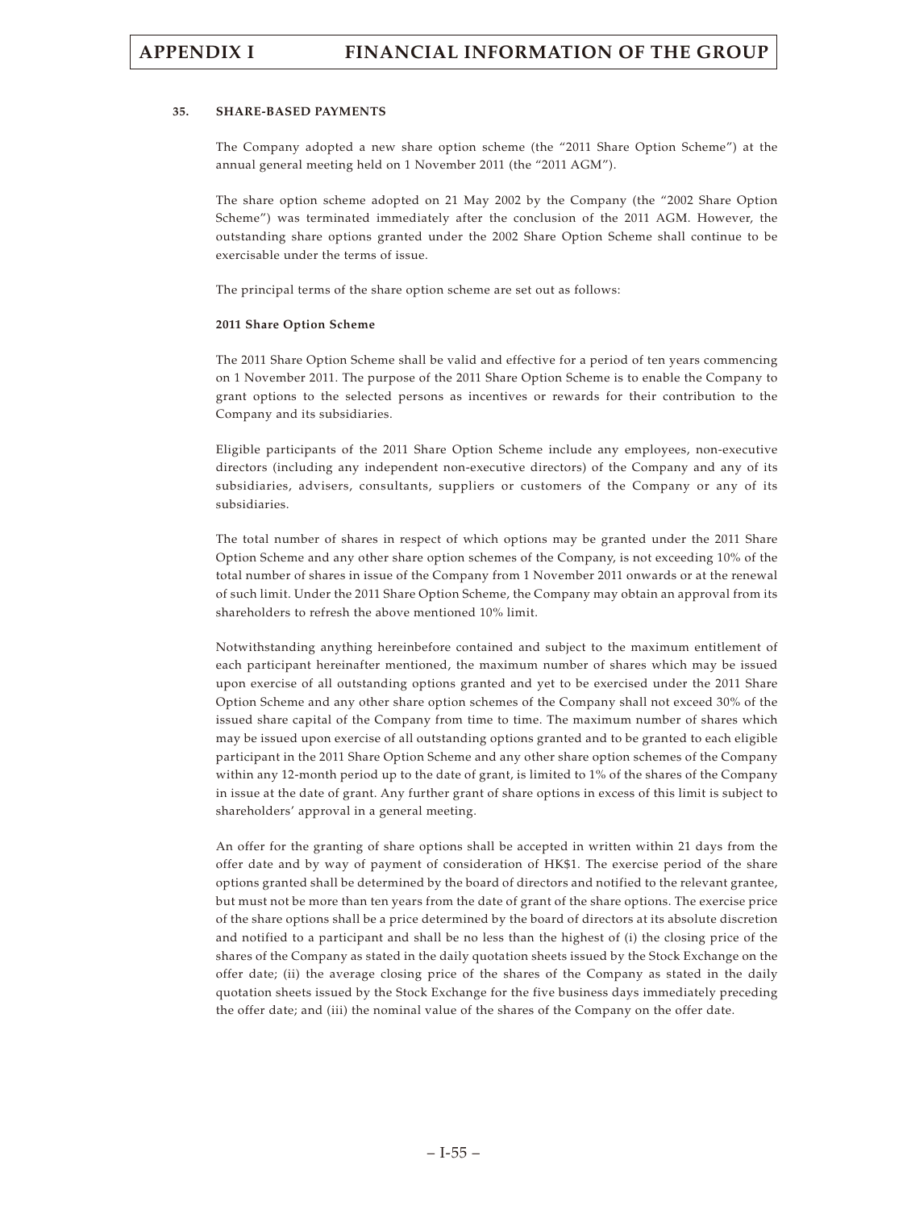### 35. SHARE-BASED PAYMENTS

The Company adopted a new share option scheme (the "2011 Share Option Scheme") at the annual general meeting held on 1 November 2011 (the "2011 AGM").

The share option scheme adopted on 21 May 2002 by the Company (the "2002 Share Option Scheme") was terminated immediately after the conclusion of the 2011 AGM. However, the outstanding share options granted under the 2002 Share Option Scheme shall continue to be exercisable under the terms of issue.

The principal terms of the share option scheme are set out as follows:

**2011 Share Option Scheme**

The 2011 Share Option Scheme shall be valid and effective for a period of ten years commencing on 1 November 2011. The purpose of the 2011 Share Option Scheme is to enable the Company to grant options to the selected persons as incentives or rewards for their contribution to the Company and its subsidiaries.

Eligible participants of the 2011 Share Option Scheme include any employees, non-executive directors (including any independent non-executive directors) of the Company and any of its subsidiaries, advisers, consultants, suppliers or customers of the Company or any of its subsidiaries.

The total number of shares in respect of which options may be granted under the 2011 Share Option Scheme and any other share option schemes of the Company, is not exceeding 10% of the total number of shares in issue of the Company from 1 November 2011 onwards or at the renewal of such limit. Under the 2011 Share Option Scheme, the Company may obtain an approval from its shareholders to refresh the above mentioned 10% limit.

Notwithstanding anything hereinbefore contained and subject to the maximum entitlement of each participant hereinafter mentioned, the maximum number of shares which may be issued upon exercise of all outstanding options granted and yet to be exercised under the 2011 Share Option Scheme and any other share option schemes of the Company shall not exceed 30% of the issued share capital of the Company from time to time. The maximum number of shares which may be issued upon exercise of all outstanding options granted and to be granted to each eligible participant in the 2011 Share Option Scheme and any other share option schemes of the Company within any 12-month period up to the date of grant, is limited to 1% of the shares of the Company in issue at the date of grant. Any further grant of share options in excess of this limit is subject to shareholders' approval in a general meeting.

An offer for the granting of share options shall be accepted in written within 21 days from the offer date and by way of payment of consideration of HK$1. The exercise period of the share options granted shall be determined by the board of directors and notified to the relevant grantee, but must not be more than ten years from the date of grant of the share options. The exercise price of the share options shall be a price determined by the board of directors at its absolute discretion and notified to a participant and shall be no less than the highest of (i) the closing price of the shares of the Company as stated in the daily quotation sheets issued by the Stock Exchange on the offer date; (ii) the average closing price of the shares of the Company as stated in the daily quotation sheets issued by the Stock Exchange for the five business days immediately preceding the offer date; and (iii) the nominal value of the shares of the Company on the offer date.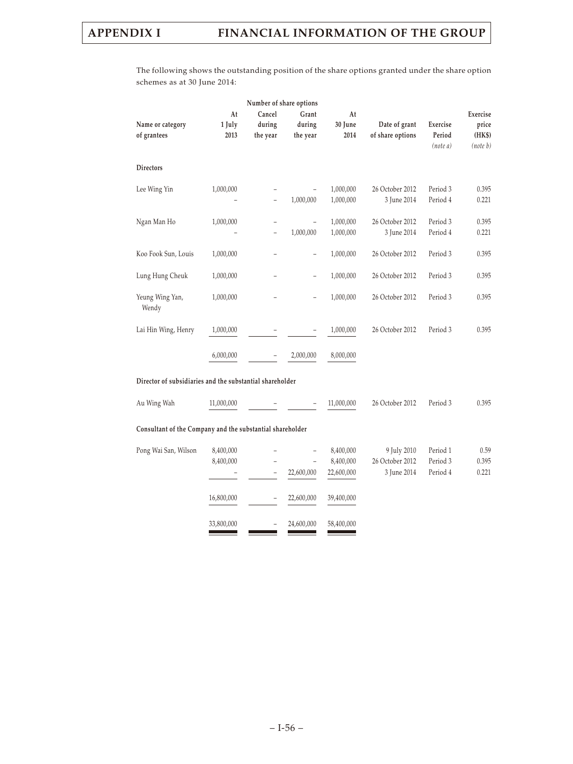The following shows the outstanding position of the share options granted under the share option schemes as at 30 June 2014:

| Name or category of grantees | Number of share options | | | | Date of grant of share options | Exercise Period *(note a)* | Exercise price (HK$) *(note b)* |
|---|---|---|---|---|---|---|---|
| | At 1 July 2013 | Cancel during the year | Grant during the year | At 30 June 2014 | | | |
| **Directors** | | | | | | | |
| Lee Wing Yin | 1,000,000 | – | – | 1,000,000 | 26 October 2012 | Period 3 | 0.395 |
| | – | – | 1,000,000 | 1,000,000 | 3 June 2014 | Period 4 | 0.221 |
| Ngan Man Ho | 1,000,000 | – | – | 1,000,000 | 26 October 2012 | Period 3 | 0.395 |
| | – | – | 1,000,000 | 1,000,000 | 3 June 2014 | Period 4 | 0.221 |
| Koo Fook Sun, Louis | 1,000,000 | – | – | 1,000,000 | 26 October 2012 | Period 3 | 0.395 |
| Lung Hung Cheuk | 1,000,000 | – | – | 1,000,000 | 26 October 2012 | Period 3 | 0.395 |
| Yeung Wing Yan, Wendy | 1,000,000 | – | – | 1,000,000 | 26 October 2012 | Period 3 | 0.395 |
| Lai Hin Wing, Henry | 1,000,000 | – | – | 1,000,000 | 26 October 2012 | Period 3 | 0.395 |
| | 6,000,000 | – | 2,000,000 | 8,000,000 | | | |
| **Director of subsidiaries and the substantial shareholder** | | | | | | | |
| Au Wing Wah | 11,000,000 | – | – | 11,000,000 | 26 October 2012 | Period 3 | 0.395 |
| **Consultant of the Company and the substantial shareholder** | | | | | | | |
| Pong Wai San, Wilson | 8,400,000 | – | – | 8,400,000 | 9 July 2010 | Period 1 | 0.59 |
| | 8,400,000 | – | – | 8,400,000 | 26 October 2012 | Period 3 | 0.395 |
| | – | – | 22,600,000 | 22,600,000 | 3 June 2014 | Period 4 | 0.221 |
| | 16,800,000 | – | 22,600,000 | 39,400,000 | | | |
| | 33,800,000 | – | 24,600,000 | 58,400,000 | | | |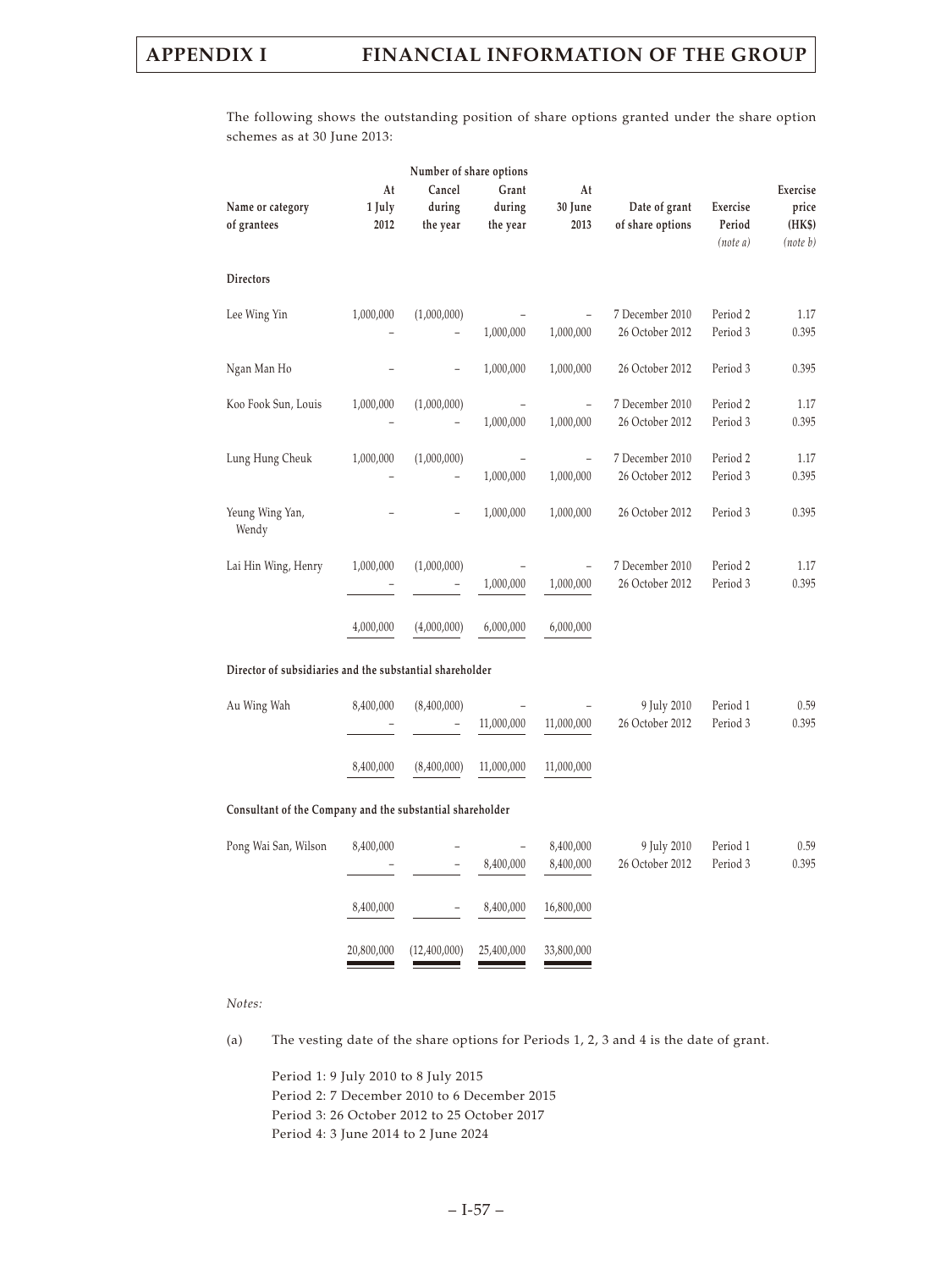The following shows the outstanding position of share options granted under the share option schemes as at 30 June 2013:

| Name or category of grantees | Number of share options | | | | Date of grant of share options | Exercise Period *(note a)* | Exercise price (HK$) *(note b)* |
|---|---|---|---|---|---|---|---|
| | At 1 July 2012 | Cancel during the year | Grant during the year | At 30 June 2013 | | | |
| **Directors** | | | | | | | |
| Lee Wing Yin | 1,000,000 | (1,000,000) | – | – | 7 December 2010 | Period 2 | 1.17 |
| | – | – | 1,000,000 | 1,000,000 | 26 October 2012 | Period 3 | 0.395 |
| Ngan Man Ho | – | – | 1,000,000 | 1,000,000 | 26 October 2012 | Period 3 | 0.395 |
| Koo Fook Sun, Louis | 1,000,000 | (1,000,000) | – | – | 7 December 2010 | Period 2 | 1.17 |
| | – | – | 1,000,000 | 1,000,000 | 26 October 2012 | Period 3 | 0.395 |
| Lung Hung Cheuk | 1,000,000 | (1,000,000) | – | – | 7 December 2010 | Period 2 | 1.17 |
| | – | – | 1,000,000 | 1,000,000 | 26 October 2012 | Period 3 | 0.395 |
| Yeung Wing Yan, Wendy | – | – | 1,000,000 | 1,000,000 | 26 October 2012 | Period 3 | 0.395 |
| Lai Hin Wing, Henry | 1,000,000 | (1,000,000) | – | – | 7 December 2010 | Period 2 | 1.17 |
| | – | – | 1,000,000 | 1,000,000 | 26 October 2012 | Period 3 | 0.395 |
| | 4,000,000 | (4,000,000) | 6,000,000 | 6,000,000 | | | |
| **Director of subsidiaries and the substantial shareholder** | | | | | | | |
| Au Wing Wah | 8,400,000 | (8,400,000) | – | – | 9 July 2010 | Period 1 | 0.59 |
| | – | – | 11,000,000 | 11,000,000 | 26 October 2012 | Period 3 | 0.395 |
| | 8,400,000 | (8,400,000) | 11,000,000 | 11,000,000 | | | |
| **Consultant of the Company and the substantial shareholder** | | | | | | | |
| Pong Wai San, Wilson | 8,400,000 | – | – | 8,400,000 | 9 July 2010 | Period 1 | 0.59 |
| | – | – | 8,400,000 | 8,400,000 | 26 October 2012 | Period 3 | 0.395 |
| | 8,400,000 | – | 8,400,000 | 16,800,000 | | | |
| | 20,800,000 | (12,400,000) | 25,400,000 | 33,800,000 | | | |

*Notes:*

(a) The vesting date of the share options for Periods 1, 2, 3 and 4 is the date of grant.

Period 1: 9 July 2010 to 8 July 2015
Period 2: 7 December 2010 to 6 December 2015
Period 3: 26 October 2012 to 25 October 2017
Period 4: 3 June 2014 to 2 June 2024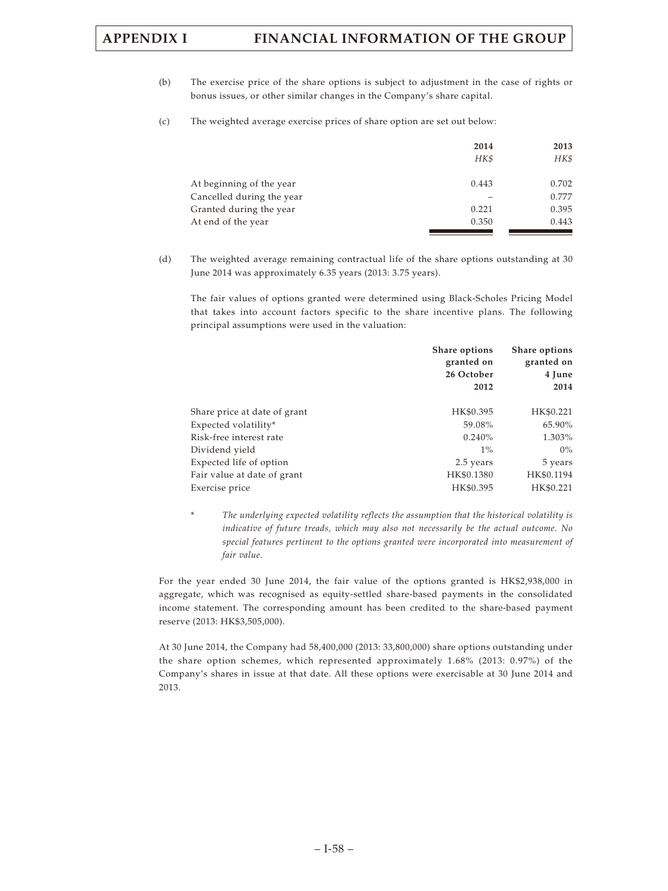(b) The exercise price of the share options is subject to adjustment in the case of rights or bonus issues, or other similar changes in the Company's share capital.

(c) The weighted average exercise prices of share option are set out below:

| | 2014 | 2013 |
|---|---|---|
| | *HK$* | *HK$* |
| At beginning of the year | 0.443 | 0.702 |
| Cancelled during the year | – | 0.777 |
| Granted during the year | 0.221 | 0.395 |
| At end of the year | 0.350 | 0.443 |

(d) The weighted average remaining contractual life of the share options outstanding at 30 June 2014 was approximately 6.35 years (2013: 3.75 years).

The fair values of options granted were determined using Black-Scholes Pricing Model that takes into account factors specific to the share incentive plans. The following principal assumptions were used in the valuation:

| | Share options granted on 26 October 2012 | Share options granted on 4 June 2014 |
|---|---|---|
| Share price at date of grant | HK$0.395 | HK$0.221 |
| Expected volatility* | 59.08% | 65.90% |
| Risk-free interest rate | 0.240% | 1.303% |
| Dividend yield | 1% | 0% |
| Expected life of option | 2.5 years | 5 years |
| Fair value at date of grant | HK$0.1380 | HK$0.1194 |
| Exercise price | HK$0.395 | HK$0.221 |

\* *The underlying expected volatility reflects the assumption that the historical volatility is indicative of future treads, which may also not necessarily be the actual outcome. No special features pertinent to the options granted were incorporated into measurement of fair value.*

For the year ended 30 June 2014, the fair value of the options granted is HK$2,938,000 in aggregate, which was recognised as equity-settled share-based payments in the consolidated income statement. The corresponding amount has been credited to the share-based payment reserve (2013: HK$3,505,000).

At 30 June 2014, the Company had 58,400,000 (2013: 33,800,000) share options outstanding under the share option schemes, which represented approximately 1.68% (2013: 0.97%) of the Company's shares in issue at that date. All these options were exercisable at 30 June 2014 and 2013.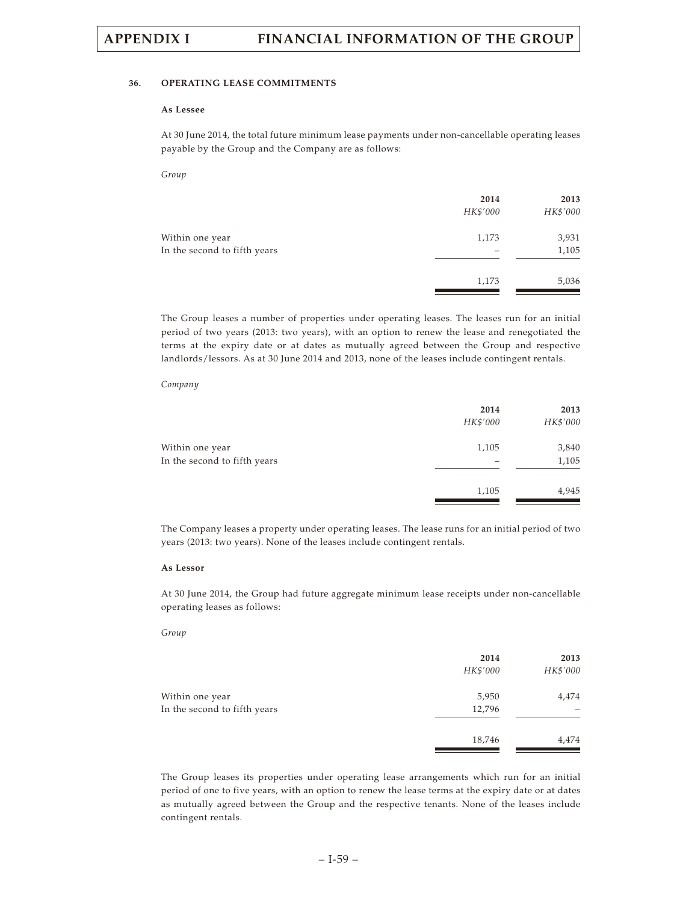### 36. OPERATING LEASE COMMITMENTS

**As Lessee**

At 30 June 2014, the total future minimum lease payments under non-cancellable operating leases payable by the Group and the Company are as follows:

*Group*

| | 2014 | 2013 |
|---|---|---|
| | *HK$'000* | *HK$'000* |
| Within one year | 1,173 | 3,931 |
| In the second to fifth years | – | 1,105 |
| | 1,173 | 5,036 |

The Group leases a number of properties under operating leases. The leases run for an initial period of two years (2013: two years), with an option to renew the lease and renegotiated the terms at the expiry date or at dates as mutually agreed between the Group and respective landlords/lessors. As at 30 June 2014 and 2013, none of the leases include contingent rentals.

*Company*

| | 2014 | 2013 |
|---|---|---|
| | *HK$'000* | *HK$'000* |
| Within one year | 1,105 | 3,840 |
| In the second to fifth years | – | 1,105 |
| | 1,105 | 4,945 |

The Company leases a property under operating leases. The lease runs for an initial period of two years (2013: two years). None of the leases include contingent rentals.

**As Lessor**

At 30 June 2014, the Group had future aggregate minimum lease receipts under non-cancellable operating leases as follows:

*Group*

| | 2014 | 2013 |
|---|---|---|
| | *HK$'000* | *HK$'000* |
| Within one year | 5,950 | 4,474 |
| In the second to fifth years | 12,796 | – |
| | 18,746 | 4,474 |

The Group leases its properties under operating lease arrangements which run for an initial period of one to five years, with an option to renew the lease terms at the expiry date or at dates as mutually agreed between the Group and the respective tenants. None of the leases include contingent rentals.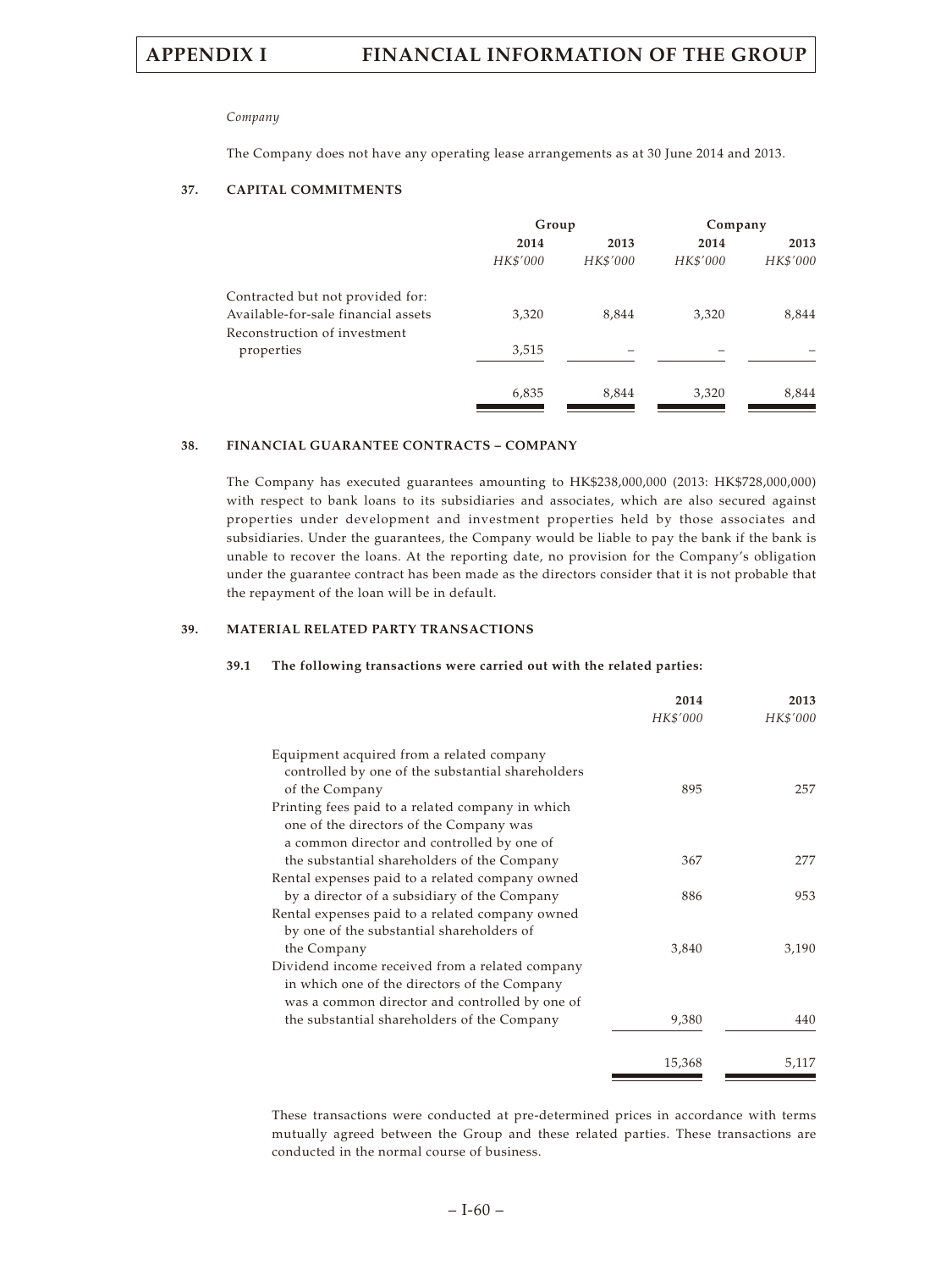*Company*

The Company does not have any operating lease arrangements as at 30 June 2014 and 2013.

**37. CAPITAL COMMITMENTS**

| | Group | | Company | |
|---|---|---|---|---|
| | 2014 | 2013 | 2014 | 2013 |
| | *HK$'000* | *HK$'000* | *HK$'000* | *HK$'000* |
| Contracted but not provided for: | | | | |
| Available-for-sale financial assets | 3,320 | 8,844 | 3,320 | 8,844 |
| Reconstruction of investment properties | 3,515 | – | – | – |
| | 6,835 | 8,844 | 3,320 | 8,844 |

**38. FINANCIAL GUARANTEE CONTRACTS – COMPANY**

The Company has executed guarantees amounting to HK$238,000,000 (2013: HK$728,000,000) with respect to bank loans to its subsidiaries and associates, which are also secured against properties under development and investment properties held by those associates and subsidiaries. Under the guarantees, the Company would be liable to pay the bank if the bank is unable to recover the loans. At the reporting date, no provision for the Company's obligation under the guarantee contract has been made as the directors consider that it is not probable that the repayment of the loan will be in default.

**39. MATERIAL RELATED PARTY TRANSACTIONS**

**39.1 The following transactions were carried out with the related parties:**

| | 2014 | 2013 |
|---|---|---|
| | *HK$'000* | *HK$'000* |
| Equipment acquired from a related company controlled by one of the substantial shareholders of the Company | 895 | 257 |
| Printing fees paid to a related company in which one of the directors of the Company was a common director and controlled by one of the substantial shareholders of the Company | 367 | 277 |
| Rental expenses paid to a related company owned by a director of a subsidiary of the Company | 886 | 953 |
| Rental expenses paid to a related company owned by one of the substantial shareholders of the Company | 3,840 | 3,190 |
| Dividend income received from a related company in which one of the directors of the Company was a common director and controlled by one of the substantial shareholders of the Company | 9,380 | 440 |
| | 15,368 | 5,117 |

These transactions were conducted at pre-determined prices in accordance with terms mutually agreed between the Group and these related parties. These transactions are conducted in the normal course of business.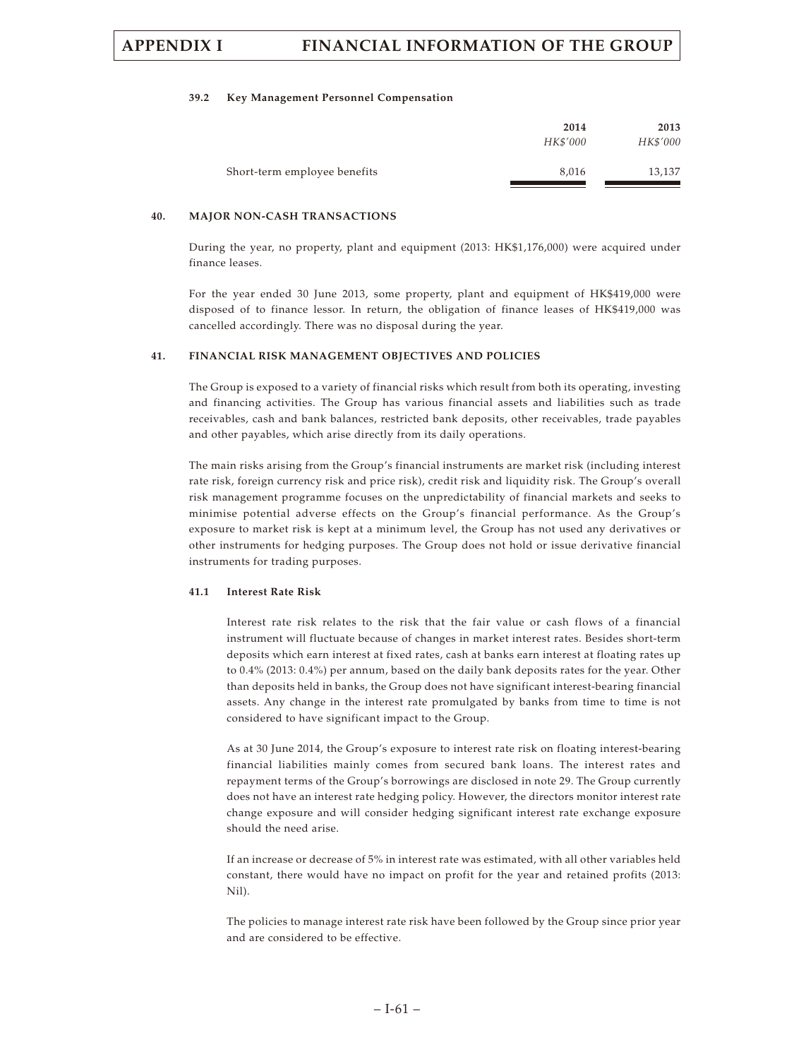#### 39.2 Key Management Personnel Compensation

| | 2014 | 2013 |
|---|---|---|
| | *HK$'000* | *HK$'000* |
| Short-term employee benefits | 8,016 | 13,137 |

### 40. MAJOR NON-CASH TRANSACTIONS

During the year, no property, plant and equipment (2013: HK$1,176,000) were acquired under finance leases.

For the year ended 30 June 2013, some property, plant and equipment of HK$419,000 were disposed of to finance lessor. In return, the obligation of finance leases of HK$419,000 was cancelled accordingly. There was no disposal during the year.

### 41. FINANCIAL RISK MANAGEMENT OBJECTIVES AND POLICIES

The Group is exposed to a variety of financial risks which result from both its operating, investing and financing activities. The Group has various financial assets and liabilities such as trade receivables, cash and bank balances, restricted bank deposits, other receivables, trade payables and other payables, which arise directly from its daily operations.

The main risks arising from the Group's financial instruments are market risk (including interest rate risk, foreign currency risk and price risk), credit risk and liquidity risk. The Group's overall risk management programme focuses on the unpredictability of financial markets and seeks to minimise potential adverse effects on the Group's financial performance. As the Group's exposure to market risk is kept at a minimum level, the Group has not used any derivatives or other instruments for hedging purposes. The Group does not hold or issue derivative financial instruments for trading purposes.

#### 41.1 Interest Rate Risk

Interest rate risk relates to the risk that the fair value or cash flows of a financial instrument will fluctuate because of changes in market interest rates. Besides short-term deposits which earn interest at fixed rates, cash at banks earn interest at floating rates up to 0.4% (2013: 0.4%) per annum, based on the daily bank deposits rates for the year. Other than deposits held in banks, the Group does not have significant interest-bearing financial assets. Any change in the interest rate promulgated by banks from time to time is not considered to have significant impact to the Group.

As at 30 June 2014, the Group's exposure to interest rate risk on floating interest-bearing financial liabilities mainly comes from secured bank loans. The interest rates and repayment terms of the Group's borrowings are disclosed in note 29. The Group currently does not have an interest rate hedging policy. However, the directors monitor interest rate change exposure and will consider hedging significant interest rate exchange exposure should the need arise.

If an increase or decrease of 5% in interest rate was estimated, with all other variables held constant, there would have no impact on profit for the year and retained profits (2013: Nil).

The policies to manage interest rate risk have been followed by the Group since prior year and are considered to be effective.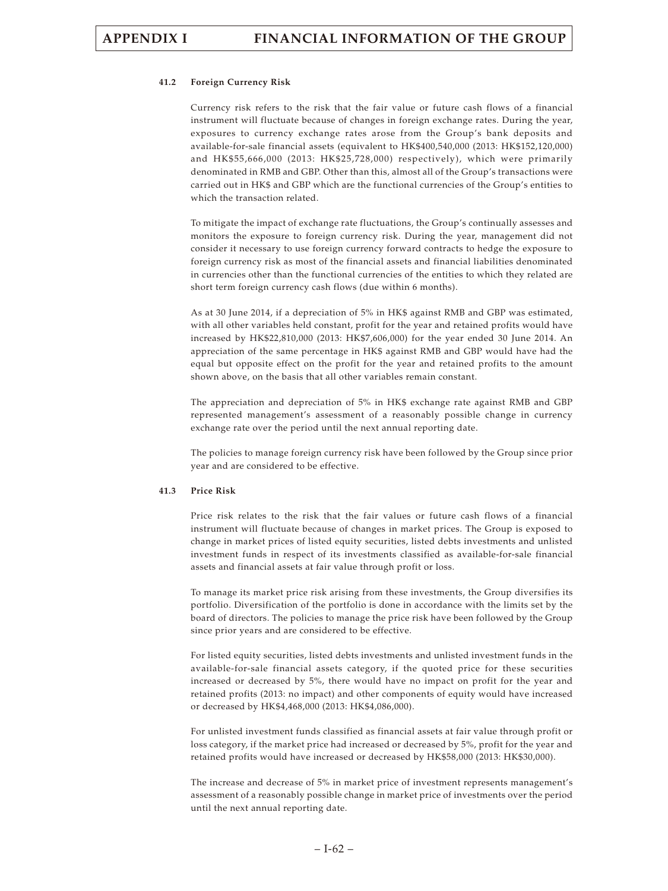#### 41.2 Foreign Currency Risk

Currency risk refers to the risk that the fair value or future cash flows of a financial instrument will fluctuate because of changes in foreign exchange rates. During the year, exposures to currency exchange rates arose from the Group's bank deposits and available-for-sale financial assets (equivalent to HK$400,540,000 (2013: HK$152,120,000) and HK$55,666,000 (2013: HK$25,728,000) respectively), which were primarily denominated in RMB and GBP. Other than this, almost all of the Group's transactions were carried out in HK$ and GBP which are the functional currencies of the Group's entities to which the transaction related.

To mitigate the impact of exchange rate fluctuations, the Group's continually assesses and monitors the exposure to foreign currency risk. During the year, management did not consider it necessary to use foreign currency forward contracts to hedge the exposure to foreign currency risk as most of the financial assets and financial liabilities denominated in currencies other than the functional currencies of the entities to which they related are short term foreign currency cash flows (due within 6 months).

As at 30 June 2014, if a depreciation of 5% in HK$ against RMB and GBP was estimated, with all other variables held constant, profit for the year and retained profits would have increased by HK$22,810,000 (2013: HK$7,606,000) for the year ended 30 June 2014. An appreciation of the same percentage in HK$ against RMB and GBP would have had the equal but opposite effect on the profit for the year and retained profits to the amount shown above, on the basis that all other variables remain constant.

The appreciation and depreciation of 5% in HK$ exchange rate against RMB and GBP represented management's assessment of a reasonably possible change in currency exchange rate over the period until the next annual reporting date.

The policies to manage foreign currency risk have been followed by the Group since prior year and are considered to be effective.

#### 41.3 Price Risk

Price risk relates to the risk that the fair values or future cash flows of a financial instrument will fluctuate because of changes in market prices. The Group is exposed to change in market prices of listed equity securities, listed debts investments and unlisted investment funds in respect of its investments classified as available-for-sale financial assets and financial assets at fair value through profit or loss.

To manage its market price risk arising from these investments, the Group diversifies its portfolio. Diversification of the portfolio is done in accordance with the limits set by the board of directors. The policies to manage the price risk have been followed by the Group since prior years and are considered to be effective.

For listed equity securities, listed debts investments and unlisted investment funds in the available-for-sale financial assets category, if the quoted price for these securities increased or decreased by 5%, there would have no impact on profit for the year and retained profits (2013: no impact) and other components of equity would have increased or decreased by HK$4,468,000 (2013: HK$4,086,000).

For unlisted investment funds classified as financial assets at fair value through profit or loss category, if the market price had increased or decreased by 5%, profit for the year and retained profits would have increased or decreased by HK$58,000 (2013: HK$30,000).

The increase and decrease of 5% in market price of investment represents management's assessment of a reasonably possible change in market price of investments over the period until the next annual reporting date.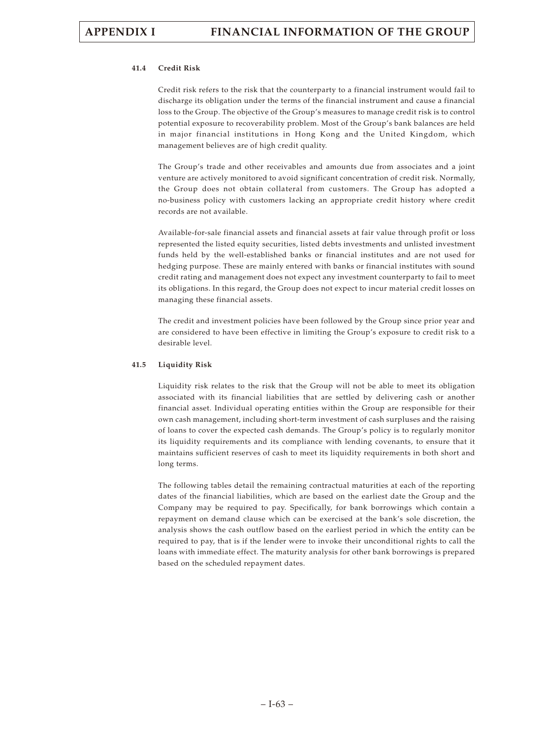#### 41.4 Credit Risk

Credit risk refers to the risk that the counterparty to a financial instrument would fail to discharge its obligation under the terms of the financial instrument and cause a financial loss to the Group. The objective of the Group's measures to manage credit risk is to control potential exposure to recoverability problem. Most of the Group's bank balances are held in major financial institutions in Hong Kong and the United Kingdom, which management believes are of high credit quality.

The Group's trade and other receivables and amounts due from associates and a joint venture are actively monitored to avoid significant concentration of credit risk. Normally, the Group does not obtain collateral from customers. The Group has adopted a no-business policy with customers lacking an appropriate credit history where credit records are not available.

Available-for-sale financial assets and financial assets at fair value through profit or loss represented the listed equity securities, listed debts investments and unlisted investment funds held by the well-established banks or financial institutes and are not used for hedging purpose. These are mainly entered with banks or financial institutes with sound credit rating and management does not expect any investment counterparty to fail to meet its obligations. In this regard, the Group does not expect to incur material credit losses on managing these financial assets.

The credit and investment policies have been followed by the Group since prior year and are considered to have been effective in limiting the Group's exposure to credit risk to a desirable level.

#### 41.5 Liquidity Risk

Liquidity risk relates to the risk that the Group will not be able to meet its obligation associated with its financial liabilities that are settled by delivering cash or another financial asset. Individual operating entities within the Group are responsible for their own cash management, including short-term investment of cash surpluses and the raising of loans to cover the expected cash demands. The Group's policy is to regularly monitor its liquidity requirements and its compliance with lending covenants, to ensure that it maintains sufficient reserves of cash to meet its liquidity requirements in both short and long terms.

The following tables detail the remaining contractual maturities at each of the reporting dates of the financial liabilities, which are based on the earliest date the Group and the Company may be required to pay. Specifically, for bank borrowings which contain a repayment on demand clause which can be exercised at the bank's sole discretion, the analysis shows the cash outflow based on the earliest period in which the entity can be required to pay, that is if the lender were to invoke their unconditional rights to call the loans with immediate effect. The maturity analysis for other bank borrowings is prepared based on the scheduled repayment dates.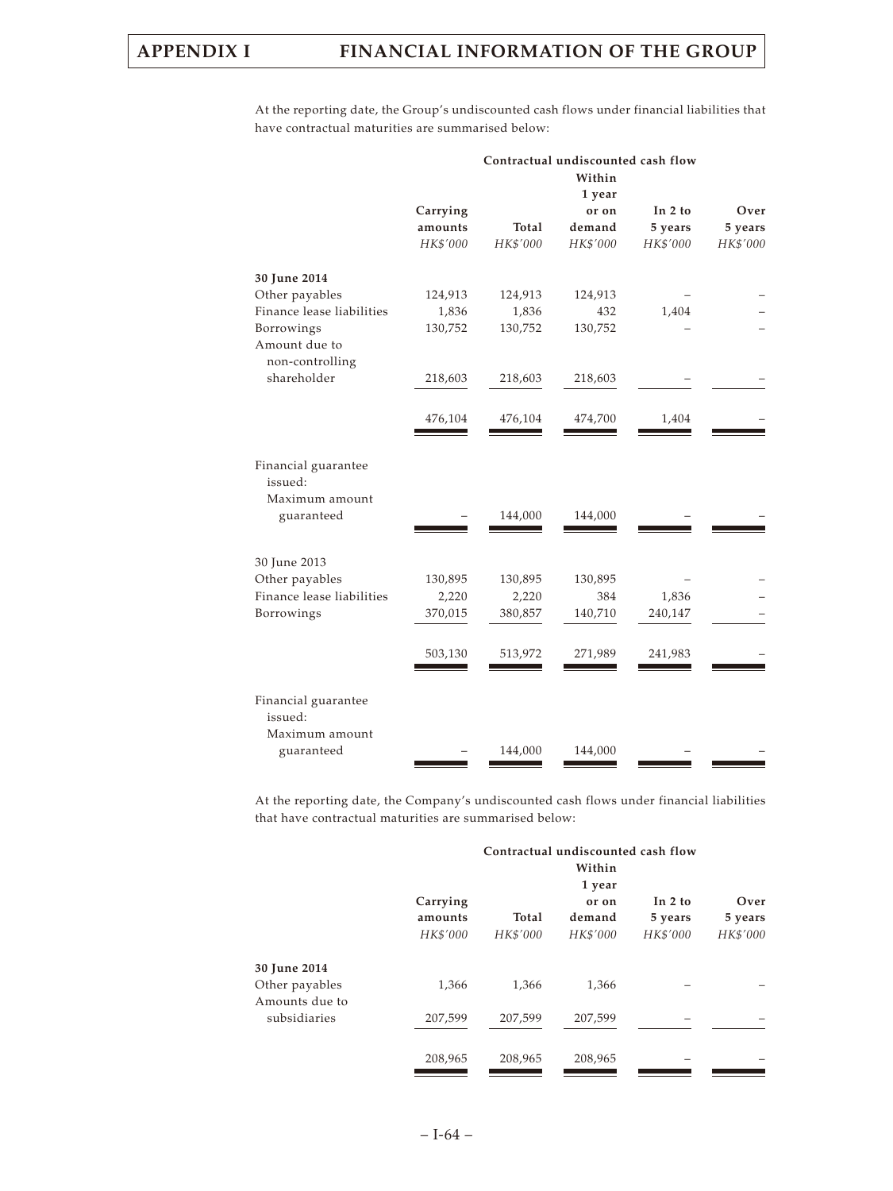At the reporting date, the Group's undiscounted cash flows under financial liabilities that have contractual maturities are summarised below:

| | Carrying amounts | Contractual undiscounted cash flow Total | Within 1 year or on demand | In 2 to 5 years | Over 5 years |
|---|---|---|---|---|---|
| | *HK$'000* | *HK$'000* | *HK$'000* | *HK$'000* | *HK$'000* |
| **30 June 2014** | | | | | |
| Other payables | 124,913 | 124,913 | 124,913 | – | – |
| Finance lease liabilities | 1,836 | 1,836 | 432 | 1,404 | – |
| Borrowings | 130,752 | 130,752 | 130,752 | – | – |
| Amount due to non-controlling shareholder | 218,603 | 218,603 | 218,603 | – | – |
| | 476,104 | 476,104 | 474,700 | 1,404 | – |
| Financial guarantee issued: Maximum amount guaranteed | – | 144,000 | 144,000 | – | – |
| 30 June 2013 | | | | | |
| Other payables | 130,895 | 130,895 | 130,895 | – | – |
| Finance lease liabilities | 2,220 | 2,220 | 384 | 1,836 | – |
| Borrowings | 370,015 | 380,857 | 140,710 | 240,147 | – |
| | 503,130 | 513,972 | 271,989 | 241,983 | – |
| Financial guarantee issued: Maximum amount guaranteed | – | 144,000 | 144,000 | – | – |

At the reporting date, the Company's undiscounted cash flows under financial liabilities that have contractual maturities are summarised below:

| | Carrying amounts | Contractual undiscounted cash flow Total | Within 1 year or on demand | In 2 to 5 years | Over 5 years |
|---|---|---|---|---|---|
| | *HK$'000* | *HK$'000* | *HK$'000* | *HK$'000* | *HK$'000* |
| **30 June 2014** | | | | | |
| Other payables | 1,366 | 1,366 | 1,366 | – | – |
| Amounts due to subsidiaries | 207,599 | 207,599 | 207,599 | – | – |
| | 208,965 | 208,965 | 208,965 | – | – |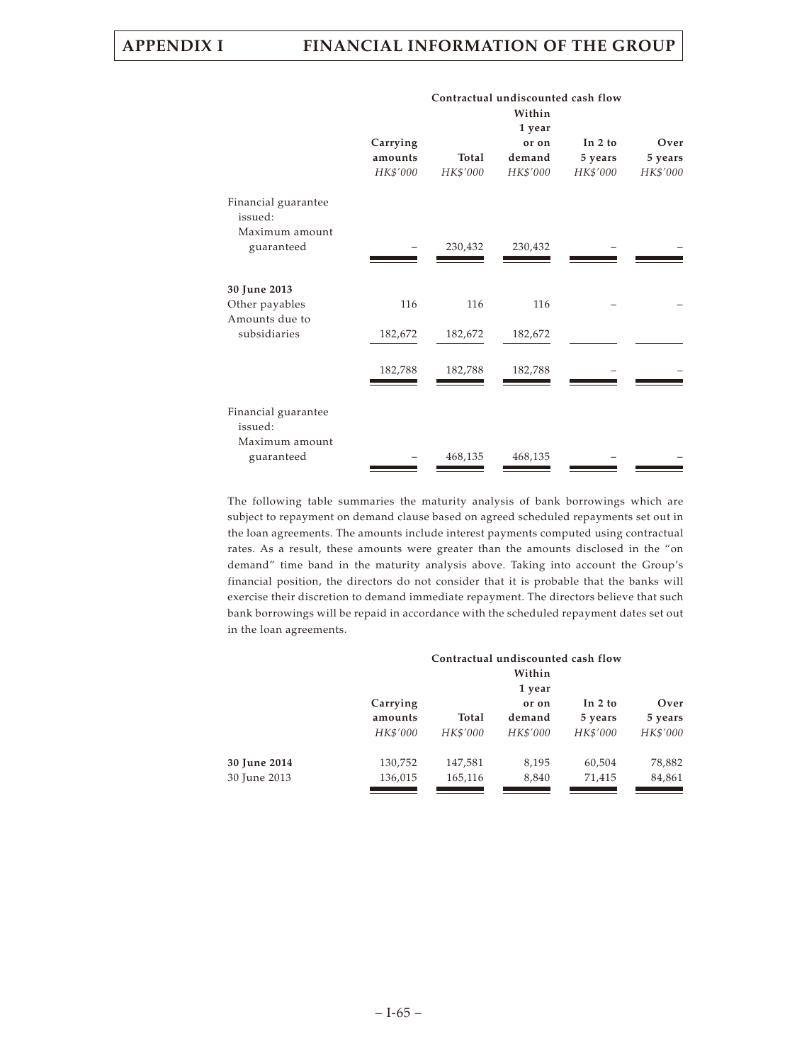| | Carrying amounts | Contractual undiscounted cash flow Total | Within 1 year or on demand | In 2 to 5 years | Over 5 years |
|---|---|---|---|---|---|
| | *HK$'000* | *HK$'000* | *HK$'000* | *HK$'000* | *HK$'000* |
| Financial guarantee issued: | | | | | |
| Maximum amount guaranteed | – | 230,432 | 230,432 | – | – |
| **30 June 2013** | | | | | |
| Other payables | 116 | 116 | 116 | – | – |
| Amounts due to subsidiaries | 182,672 | 182,672 | 182,672 | | |
| | 182,788 | 182,788 | 182,788 | – | – |
| Financial guarantee issued: | | | | | |
| Maximum amount guaranteed | – | 468,135 | 468,135 | – | – |

The following table summaries the maturity analysis of bank borrowings which are subject to repayment on demand clause based on agreed scheduled repayments set out in the loan agreements. The amounts include interest payments computed using contractual rates. As a result, these amounts were greater than the amounts disclosed in the "on demand" time band in the maturity analysis above. Taking into account the Group's financial position, the directors do not consider that it is probable that the banks will exercise their discretion to demand immediate repayment. The directors believe that such bank borrowings will be repaid in accordance with the scheduled repayment dates set out in the loan agreements.

| | Carrying amounts | Contractual undiscounted cash flow Total | Within 1 year or on demand | In 2 to 5 years | Over 5 years |
|---|---|---|---|---|---|
| | *HK$'000* | *HK$'000* | *HK$'000* | *HK$'000* | *HK$'000* |
| **30 June 2014** | 130,752 | 147,581 | 8,195 | 60,504 | 78,882 |
| 30 June 2013 | 136,015 | 165,116 | 8,840 | 71,415 | 84,861 |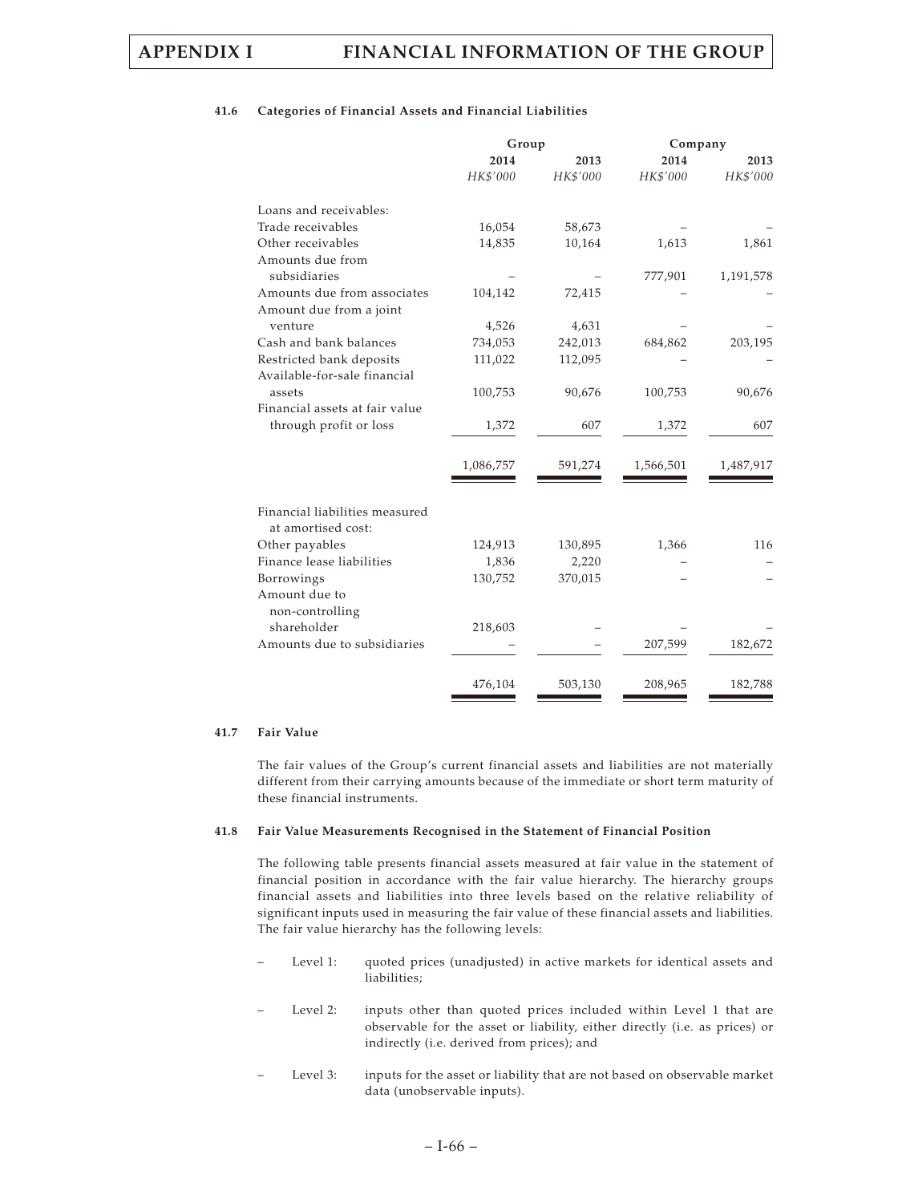#### 41.6 Categories of Financial Assets and Financial Liabilities

| | Group | | Company | |
|---|---|---|---|---|
| | 2014 | 2013 | 2014 | 2013 |
| | *HK$'000* | *HK$'000* | *HK$'000* | *HK$'000* |
| Loans and receivables: | | | | |
| Trade receivables | 16,054 | 58,673 | – | – |
| Other receivables | 14,835 | 10,164 | 1,613 | 1,861 |
| Amounts due from subsidiaries | – | – | 777,901 | 1,191,578 |
| Amounts due from associates | 104,142 | 72,415 | – | – |
| Amount due from a joint venture | 4,526 | 4,631 | – | – |
| Cash and bank balances | 734,053 | 242,013 | 684,862 | 203,195 |
| Restricted bank deposits | 111,022 | 112,095 | – | – |
| Available-for-sale financial assets | 100,753 | 90,676 | 100,753 | 90,676 |
| Financial assets at fair value through profit or loss | 1,372 | 607 | 1,372 | 607 |
| | 1,086,757 | 591,274 | 1,566,501 | 1,487,917 |
| Financial liabilities measured at amortised cost: | | | | |
| Other payables | 124,913 | 130,895 | 1,366 | 116 |
| Finance lease liabilities | 1,836 | 2,220 | – | – |
| Borrowings | 130,752 | 370,015 | – | – |
| Amount due to non-controlling shareholder | 218,603 | – | – | – |
| Amounts due to subsidiaries | – | – | 207,599 | 182,672 |
| | 476,104 | 503,130 | 208,965 | 182,788 |

#### 41.7 Fair Value

The fair values of the Group's current financial assets and liabilities are not materially different from their carrying amounts because of the immediate or short term maturity of these financial instruments.

#### 41.8 Fair Value Measurements Recognised in the Statement of Financial Position

The following table presents financial assets measured at fair value in the statement of financial position in accordance with the fair value hierarchy. The hierarchy groups financial assets and liabilities into three levels based on the relative reliability of significant inputs used in measuring the fair value of these financial assets and liabilities. The fair value hierarchy has the following levels:

- Level 1: quoted prices (unadjusted) in active markets for identical assets and liabilities;
- Level 2: inputs other than quoted prices included within Level 1 that are observable for the asset or liability, either directly (i.e. as prices) or indirectly (i.e. derived from prices); and
- Level 3: inputs for the asset or liability that are not based on observable market data (unobservable inputs).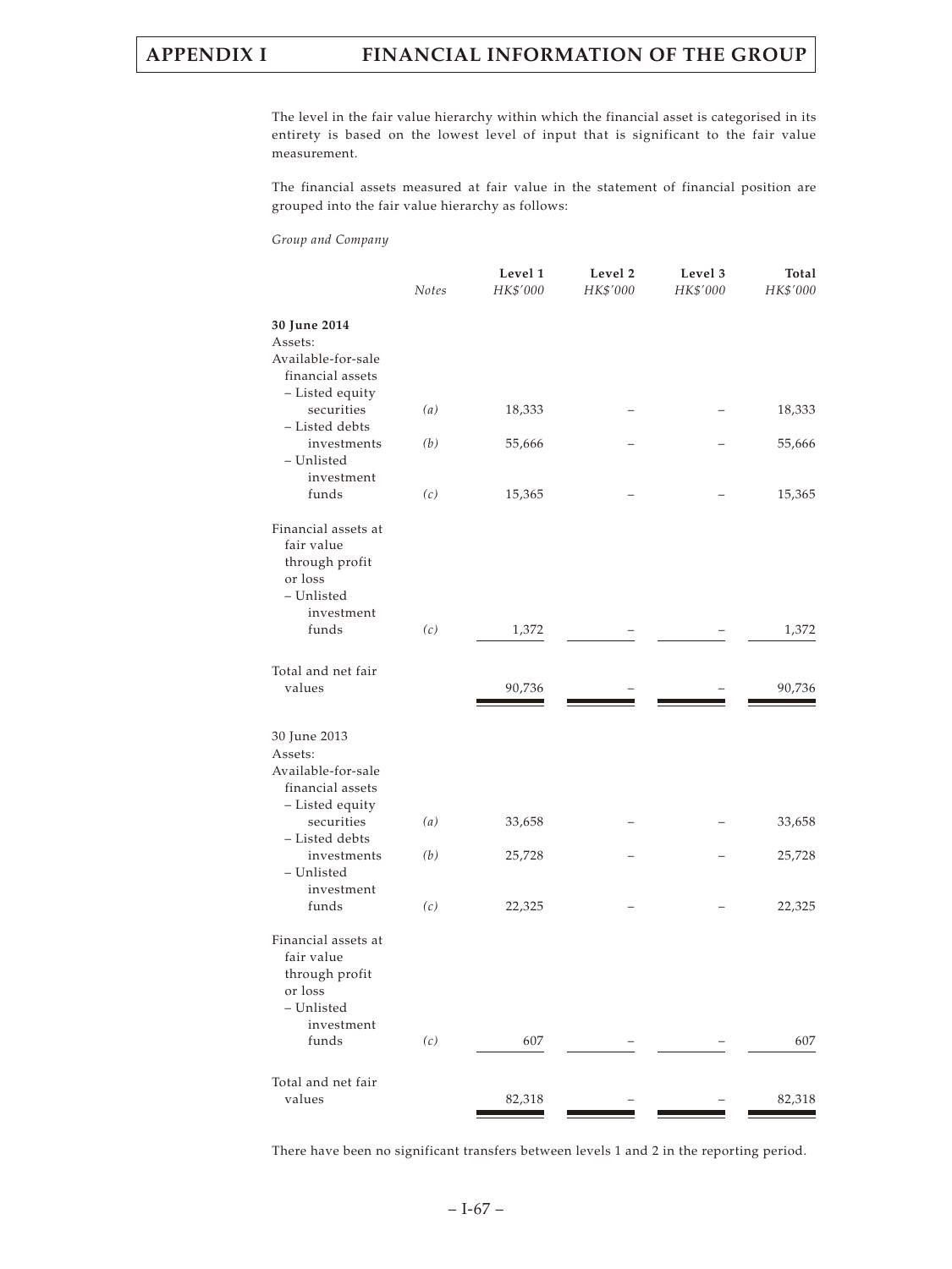The level in the fair value hierarchy within which the financial asset is categorised in its entirety is based on the lowest level of input that is significant to the fair value measurement.

The financial assets measured at fair value in the statement of financial position are grouped into the fair value hierarchy as follows:

*Group and Company*

| | *Notes* | **Level 1** *HK$'000* | **Level 2** *HK$'000* | **Level 3** *HK$'000* | **Total** *HK$'000* |
|---|---|---|---|---|---|
| **30 June 2014** | | | | | |
| Assets: | | | | | |
| Available-for-sale financial assets | | | | | |
| – Listed equity securities | *(a)* | 18,333 | – | – | 18,333 |
| – Listed debts investments | *(b)* | 55,666 | – | – | 55,666 |
| – Unlisted investment funds | *(c)* | 15,365 | – | – | 15,365 |
| Financial assets at fair value through profit or loss | | | | | |
| – Unlisted investment funds | *(c)* | 1,372 | – | – | 1,372 |
| Total and net fair values | | 90,736 | – | – | 90,736 |
| 30 June 2013 | | | | | |
| Assets: | | | | | |
| Available-for-sale financial assets | | | | | |
| – Listed equity securities | *(a)* | 33,658 | – | – | 33,658 |
| – Listed debts investments | *(b)* | 25,728 | – | – | 25,728 |
| – Unlisted investment funds | *(c)* | 22,325 | – | – | 22,325 |
| Financial assets at fair value through profit or loss | | | | | |
| – Unlisted investment funds | *(c)* | 607 | – | – | 607 |
| Total and net fair values | | 82,318 | – | – | 82,318 |

There have been no significant transfers between levels 1 and 2 in the reporting period.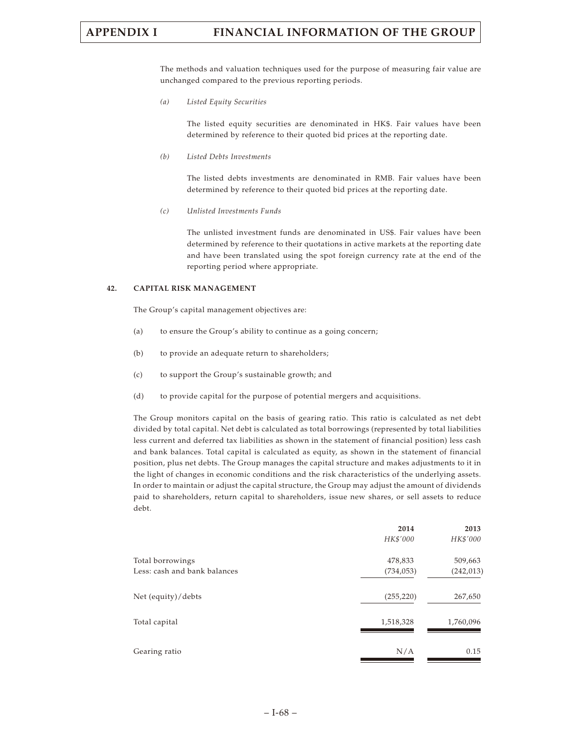The methods and valuation techniques used for the purpose of measuring fair value are unchanged compared to the previous reporting periods.

*(a) Listed Equity Securities*

The listed equity securities are denominated in HK$. Fair values have been determined by reference to their quoted bid prices at the reporting date.

*(b) Listed Debts Investments*

The listed debts investments are denominated in RMB. Fair values have been determined by reference to their quoted bid prices at the reporting date.

*(c) Unlisted Investments Funds*

The unlisted investment funds are denominated in US$. Fair values have been determined by reference to their quotations in active markets at the reporting date and have been translated using the spot foreign currency rate at the end of the reporting period where appropriate.

## 42. CAPITAL RISK MANAGEMENT

The Group's capital management objectives are:

(a) to ensure the Group's ability to continue as a going concern;

(b) to provide an adequate return to shareholders;

(c) to support the Group's sustainable growth; and

(d) to provide capital for the purpose of potential mergers and acquisitions.

The Group monitors capital on the basis of gearing ratio. This ratio is calculated as net debt divided by total capital. Net debt is calculated as total borrowings (represented by total liabilities less current and deferred tax liabilities as shown in the statement of financial position) less cash and bank balances. Total capital is calculated as equity, as shown in the statement of financial position, plus net debts. The Group manages the capital structure and makes adjustments to it in the light of changes in economic conditions and the risk characteristics of the underlying assets. In order to maintain or adjust the capital structure, the Group may adjust the amount of dividends paid to shareholders, return capital to shareholders, issue new shares, or sell assets to reduce debt.

| | 2014<br>*HK$'000* | 2013<br>*HK$'000* |
|---|---|---|
| Total borrowings | 478,833 | 509,663 |
| Less: cash and bank balances | (734,053) | (242,013) |
| Net (equity)/debts | (255,220) | 267,650 |
| Total capital | 1,518,328 | 1,760,096 |
| Gearing ratio | N/A | 0.15 |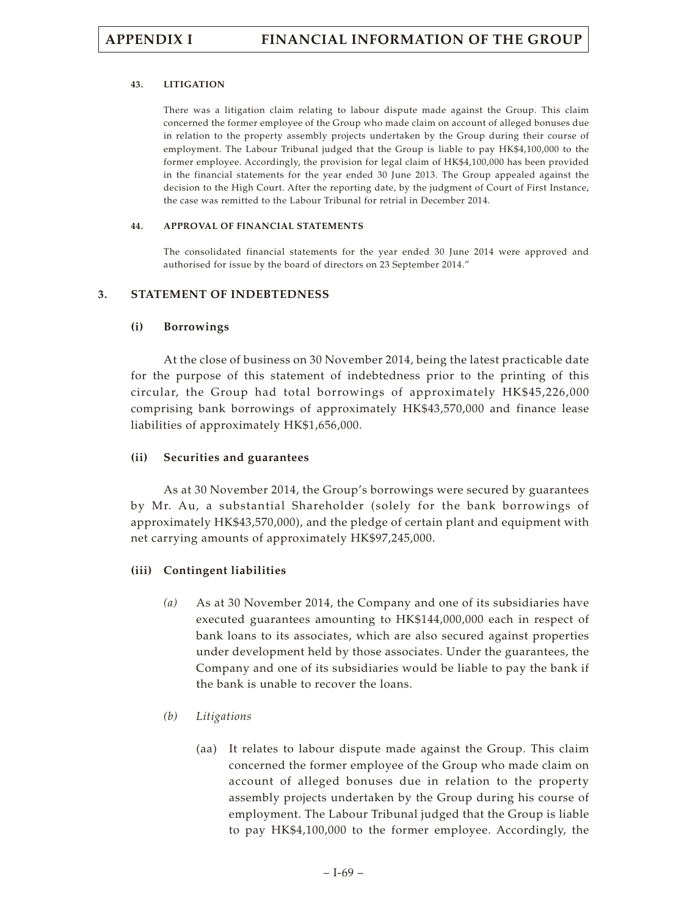#### 43. LITIGATION

There was a litigation claim relating to labour dispute made against the Group. This claim concerned the former employee of the Group who made claim on account of alleged bonuses due in relation to the property assembly projects undertaken by the Group during their course of employment. The Labour Tribunal judged that the Group is liable to pay HK$4,100,000 to the former employee. Accordingly, the provision for legal claim of HK$4,100,000 has been provided in the financial statements for the year ended 30 June 2013. The Group appealed against the decision to the High Court. After the reporting date, by the judgment of Court of First Instance, the case was remitted to the Labour Tribunal for retrial in December 2014.

#### 44. APPROVAL OF FINANCIAL STATEMENTS

The consolidated financial statements for the year ended 30 June 2014 were approved and authorised for issue by the board of directors on 23 September 2014."

## 3. STATEMENT OF INDEBTEDNESS

### (i) Borrowings

At the close of business on 30 November 2014, being the latest practicable date for the purpose of this statement of indebtedness prior to the printing of this circular, the Group had total borrowings of approximately HK$45,226,000 comprising bank borrowings of approximately HK$43,570,000 and finance lease liabilities of approximately HK$1,656,000.

### (ii) Securities and guarantees

As at 30 November 2014, the Group's borrowings were secured by guarantees by Mr. Au, a substantial Shareholder (solely for the bank borrowings of approximately HK$43,570,000), and the pledge of certain plant and equipment with net carrying amounts of approximately HK$97,245,000.

### (iii) Contingent liabilities

*(a)* As at 30 November 2014, the Company and one of its subsidiaries have executed guarantees amounting to HK$144,000,000 each in respect of bank loans to its associates, which are also secured against properties under development held by those associates. Under the guarantees, the Company and one of its subsidiaries would be liable to pay the bank if the bank is unable to recover the loans.

*(b)* *Litigations*

(aa) It relates to labour dispute made against the Group. This claim concerned the former employee of the Group who made claim on account of alleged bonuses due in relation to the property assembly projects undertaken by the Group during his course of employment. The Labour Tribunal judged that the Group is liable to pay HK$4,100,000 to the former employee. Accordingly, the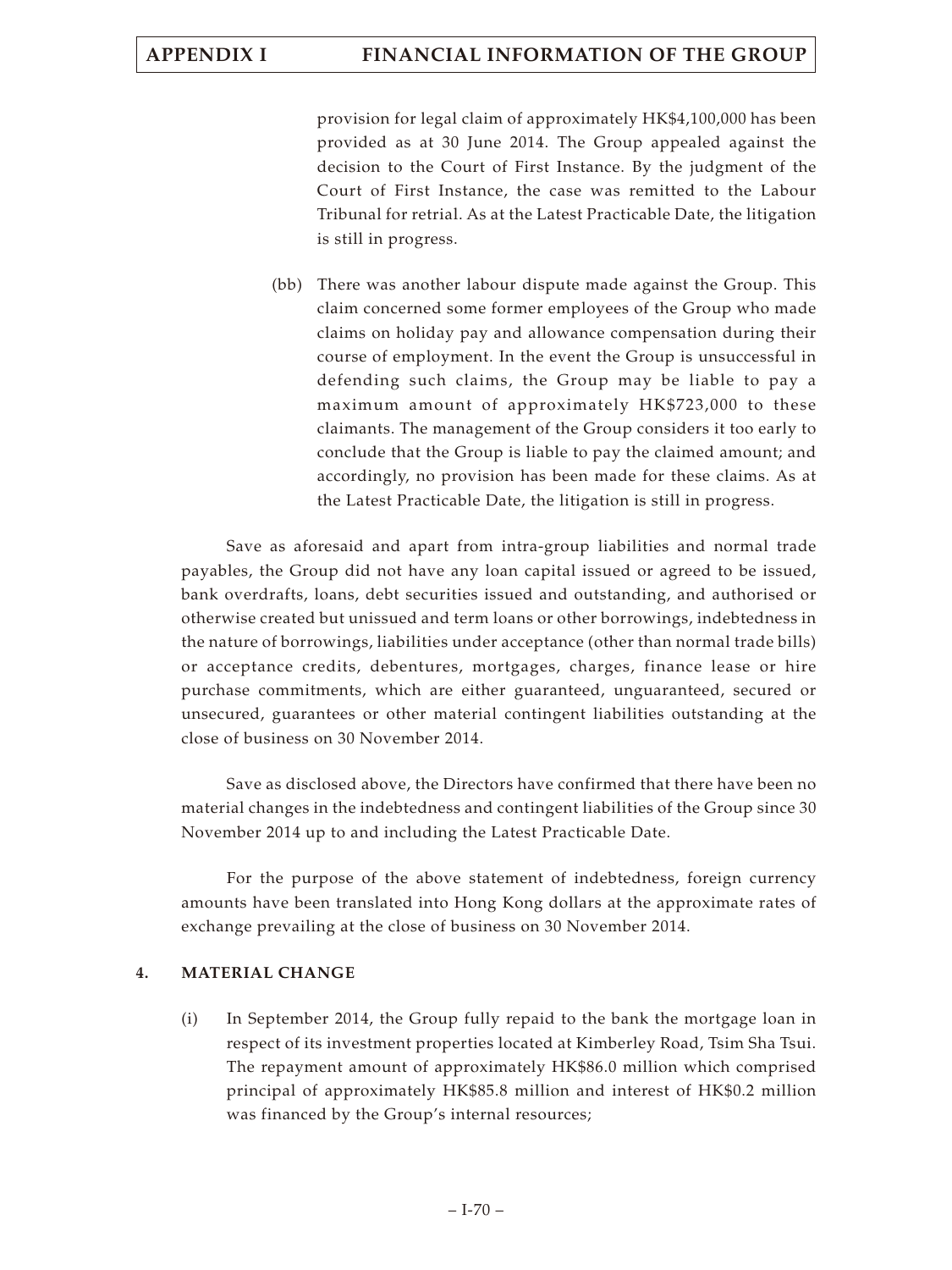provision for legal claim of approximately HK$4,100,000 has been provided as at 30 June 2014. The Group appealed against the decision to the Court of First Instance. By the judgment of the Court of First Instance, the case was remitted to the Labour Tribunal for retrial. As at the Latest Practicable Date, the litigation is still in progress.

(bb) There was another labour dispute made against the Group. This claim concerned some former employees of the Group who made claims on holiday pay and allowance compensation during their course of employment. In the event the Group is unsuccessful in defending such claims, the Group may be liable to pay a maximum amount of approximately HK$723,000 to these claimants. The management of the Group considers it too early to conclude that the Group is liable to pay the claimed amount; and accordingly, no provision has been made for these claims. As at the Latest Practicable Date, the litigation is still in progress.

Save as aforesaid and apart from intra-group liabilities and normal trade payables, the Group did not have any loan capital issued or agreed to be issued, bank overdrafts, loans, debt securities issued and outstanding, and authorised or otherwise created but unissued and term loans or other borrowings, indebtedness in the nature of borrowings, liabilities under acceptance (other than normal trade bills) or acceptance credits, debentures, mortgages, charges, finance lease or hire purchase commitments, which are either guaranteed, unguaranteed, secured or unsecured, guarantees or other material contingent liabilities outstanding at the close of business on 30 November 2014.

Save as disclosed above, the Directors have confirmed that there have been no material changes in the indebtedness and contingent liabilities of the Group since 30 November 2014 up to and including the Latest Practicable Date.

For the purpose of the above statement of indebtedness, foreign currency amounts have been translated into Hong Kong dollars at the approximate rates of exchange prevailing at the close of business on 30 November 2014.

## 4. MATERIAL CHANGE

(i) In September 2014, the Group fully repaid to the bank the mortgage loan in respect of its investment properties located at Kimberley Road, Tsim Sha Tsui. The repayment amount of approximately HK$86.0 million which comprised principal of approximately HK$85.8 million and interest of HK$0.2 million was financed by the Group's internal resources;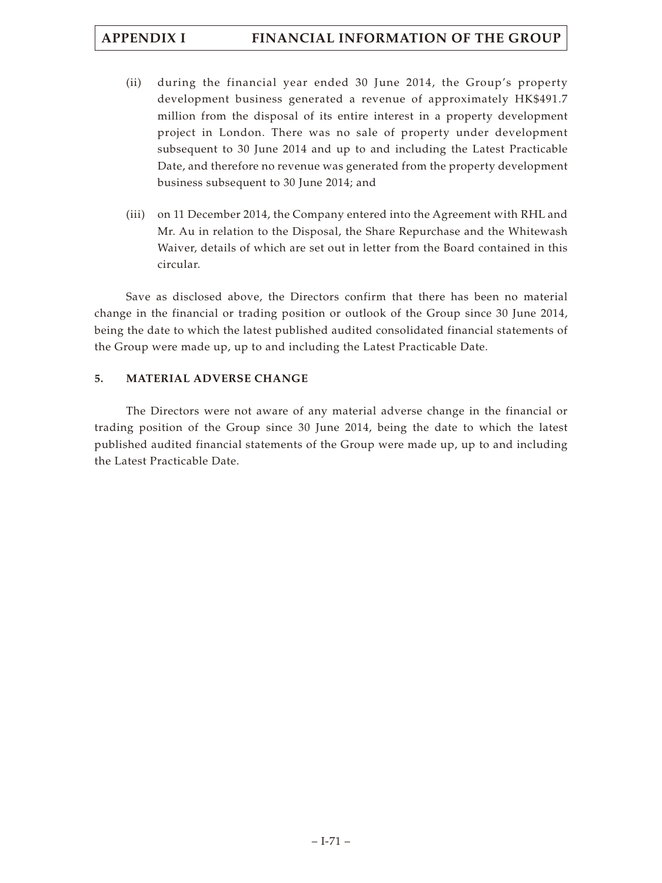(ii) during the financial year ended 30 June 2014, the Group's property development business generated a revenue of approximately HK$491.7 million from the disposal of its entire interest in a property development project in London. There was no sale of property under development subsequent to 30 June 2014 and up to and including the Latest Practicable Date, and therefore no revenue was generated from the property development business subsequent to 30 June 2014; and

(iii) on 11 December 2014, the Company entered into the Agreement with RHL and Mr. Au in relation to the Disposal, the Share Repurchase and the Whitewash Waiver, details of which are set out in letter from the Board contained in this circular.

Save as disclosed above, the Directors confirm that there has been no material change in the financial or trading position or outlook of the Group since 30 June 2014, being the date to which the latest published audited consolidated financial statements of the Group were made up, up to and including the Latest Practicable Date.

## 5. MATERIAL ADVERSE CHANGE

The Directors were not aware of any material adverse change in the financial or trading position of the Group since 30 June 2014, being the date to which the latest published audited financial statements of the Group were made up, up to and including the Latest Practicable Date.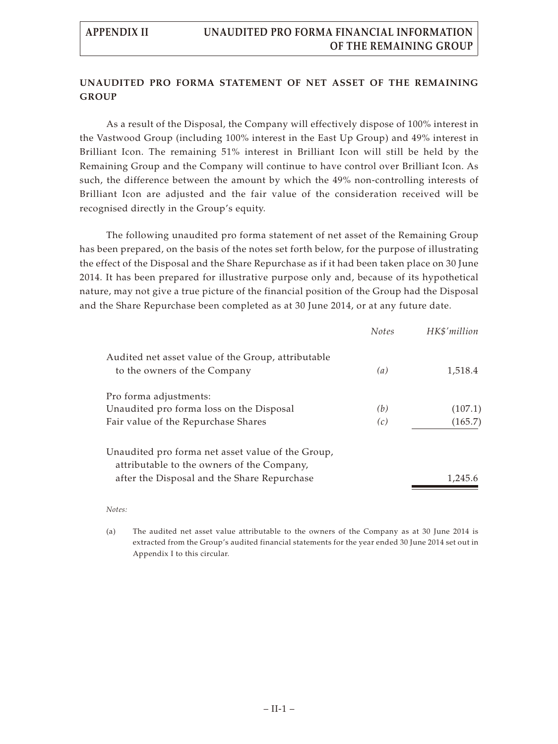## UNAUDITED PRO FORMA STATEMENT OF NET ASSET OF THE REMAINING GROUP

As a result of the Disposal, the Company will effectively dispose of 100% interest in the Vastwood Group (including 100% interest in the East Up Group) and 49% interest in Brilliant Icon. The remaining 51% interest in Brilliant Icon will still be held by the Remaining Group and the Company will continue to have control over Brilliant Icon. As such, the difference between the amount by which the 49% non-controlling interests of Brilliant Icon are adjusted and the fair value of the consideration received will be recognised directly in the Group's equity.

The following unaudited pro forma statement of net asset of the Remaining Group has been prepared, on the basis of the notes set forth below, for the purpose of illustrating the effect of the Disposal and the Share Repurchase as if it had been taken place on 30 June 2014. It has been prepared for illustrative purpose only and, because of its hypothetical nature, may not give a true picture of the financial position of the Group had the Disposal and the Share Repurchase been completed as at 30 June 2014, or at any future date.

| | *Notes* | *HK$'million* |
|---|---|---|
| Audited net asset value of the Group, attributable to the owners of the Company | *(a)* | 1,518.4 |
| Pro forma adjustments: | | |
| Unaudited pro forma loss on the Disposal | *(b)* | (107.1) |
| Fair value of the Repurchase Shares | *(c)* | (165.7) |
| Unaudited pro forma net asset value of the Group, attributable to the owners of the Company, after the Disposal and the Share Repurchase | | 1,245.6 |

*Notes:*

(a) The audited net asset value attributable to the owners of the Company as at 30 June 2014 is extracted from the Group's audited financial statements for the year ended 30 June 2014 set out in Appendix I to this circular.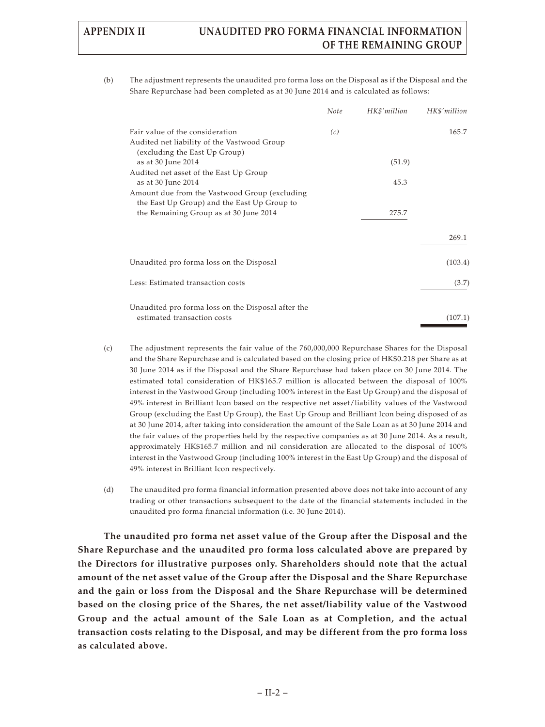(b) The adjustment represents the unaudited pro forma loss on the Disposal as if the Disposal and the Share Repurchase had been completed as at 30 June 2014 and is calculated as follows:

| | *Note* | *HK$'million* | *HK$'million* |
|---|---|---|---|
| Fair value of the consideration | *(c)* | | 165.7 |
| Audited net liability of the Vastwood Group (excluding the East Up Group) as at 30 June 2014 | | (51.9) | |
| Audited net asset of the East Up Group as at 30 June 2014 | | 45.3 | |
| Amount due from the Vastwood Group (excluding the East Up Group) and the East Up Group to the Remaining Group as at 30 June 2014 | | 275.7 | |
| | | | 269.1 |
| Unaudited pro forma loss on the Disposal | | | (103.4) |
| Less: Estimated transaction costs | | | (3.7) |
| Unaudited pro forma loss on the Disposal after the estimated transaction costs | | | (107.1) |

(c) The adjustment represents the fair value of the 760,000,000 Repurchase Shares for the Disposal and the Share Repurchase and is calculated based on the closing price of HK$0.218 per Share as at 30 June 2014 as if the Disposal and the Share Repurchase had taken place on 30 June 2014. The estimated total consideration of HK$165.7 million is allocated between the disposal of 100% interest in the Vastwood Group (including 100% interest in the East Up Group) and the disposal of 49% interest in Brilliant Icon based on the respective net asset/liability values of the Vastwood Group (excluding the East Up Group), the East Up Group and Brilliant Icon being disposed of as at 30 June 2014, after taking into consideration the amount of the Sale Loan as at 30 June 2014 and the fair values of the properties held by the respective companies as at 30 June 2014. As a result, approximately HK$165.7 million and nil consideration are allocated to the disposal of 100% interest in the Vastwood Group (including 100% interest in the East Up Group) and the disposal of 49% interest in Brilliant Icon respectively.

(d) The unaudited pro forma financial information presented above does not take into account of any trading or other transactions subsequent to the date of the financial statements included in the unaudited pro forma financial information (i.e. 30 June 2014).

**The unaudited pro forma net asset value of the Group after the Disposal and the Share Repurchase and the unaudited pro forma loss calculated above are prepared by the Directors for illustrative purposes only. Shareholders should note that the actual amount of the net asset value of the Group after the Disposal and the Share Repurchase and the gain or loss from the Disposal and the Share Repurchase will be determined based on the closing price of the Shares, the net asset/liability value of the Vastwood Group and the actual amount of the Sale Loan as at Completion, and the actual transaction costs relating to the Disposal, and may be different from the pro forma loss as calculated above.**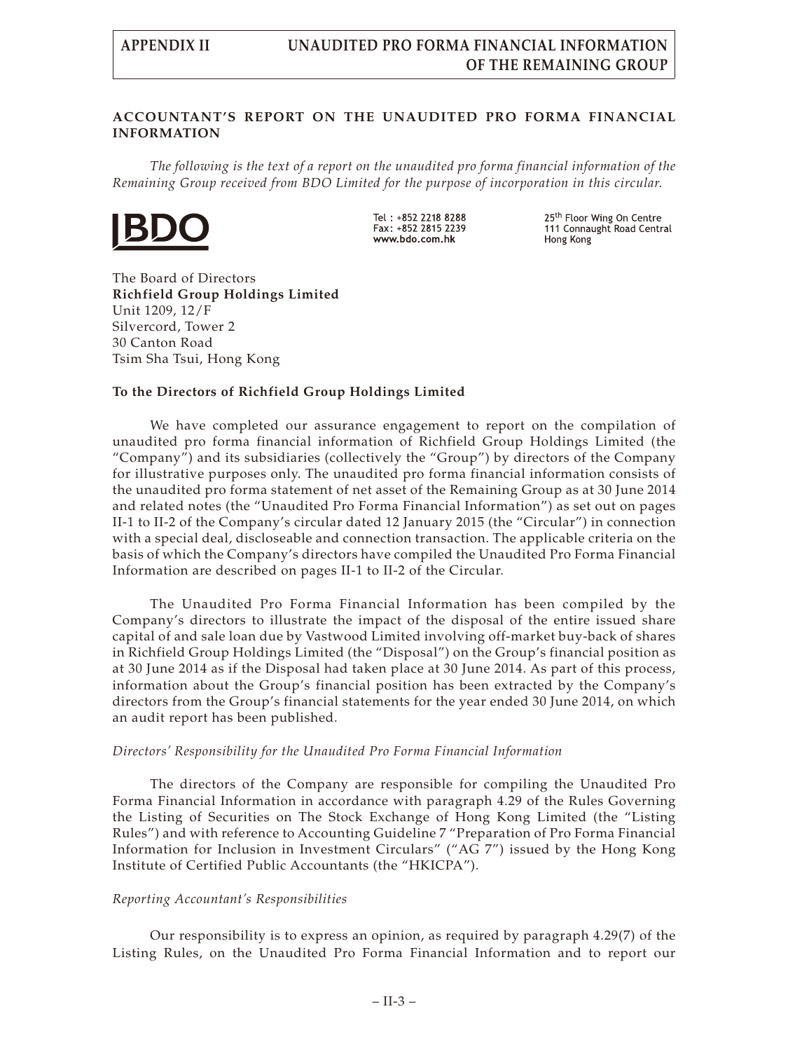## ACCOUNTANT'S REPORT ON THE UNAUDITED PRO FORMA FINANCIAL INFORMATION

*The following is the text of a report on the unaudited pro forma financial information of the Remaining Group received from BDO Limited for the purpose of incorporation in this circular.*

BDO

Tel : +852 2218 8288
Fax: +852 2815 2239
www.bdo.com.hk

25th Floor Wing On Centre
111 Connaught Road Central
Hong Kong

The Board of Directors
**Richfield Group Holdings Limited**
Unit 1209, 12/F
Silvercord, Tower 2
30 Canton Road
Tsim Sha Tsui, Hong Kong

**To the Directors of Richfield Group Holdings Limited**

We have completed our assurance engagement to report on the compilation of unaudited pro forma financial information of Richfield Group Holdings Limited (the "Company") and its subsidiaries (collectively the "Group") by directors of the Company for illustrative purposes only. The unaudited pro forma financial information consists of the unaudited pro forma statement of net asset of the Remaining Group as at 30 June 2014 and related notes (the "Unaudited Pro Forma Financial Information") as set out on pages II-1 to II-2 of the Company's circular dated 12 January 2015 (the "Circular") in connection with a special deal, discloseable and connection transaction. The applicable criteria on the basis of which the Company's directors have compiled the Unaudited Pro Forma Financial Information are described on pages II-1 to II-2 of the Circular.

The Unaudited Pro Forma Financial Information has been compiled by the Company's directors to illustrate the impact of the disposal of the entire issued share capital of and sale loan due by Vastwood Limited involving off-market buy-back of shares in Richfield Group Holdings Limited (the "Disposal") on the Group's financial position as at 30 June 2014 as if the Disposal had taken place at 30 June 2014. As part of this process, information about the Group's financial position has been extracted by the Company's directors from the Group's financial statements for the year ended 30 June 2014, on which an audit report has been published.

*Directors' Responsibility for the Unaudited Pro Forma Financial Information*

The directors of the Company are responsible for compiling the Unaudited Pro Forma Financial Information in accordance with paragraph 4.29 of the Rules Governing the Listing of Securities on The Stock Exchange of Hong Kong Limited (the "Listing Rules") and with reference to Accounting Guideline 7 "Preparation of Pro Forma Financial Information for Inclusion in Investment Circulars" ("AG 7") issued by the Hong Kong Institute of Certified Public Accountants (the "HKICPA").

*Reporting Accountant's Responsibilities*

Our responsibility is to express an opinion, as required by paragraph 4.29(7) of the Listing Rules, on the Unaudited Pro Forma Financial Information and to report our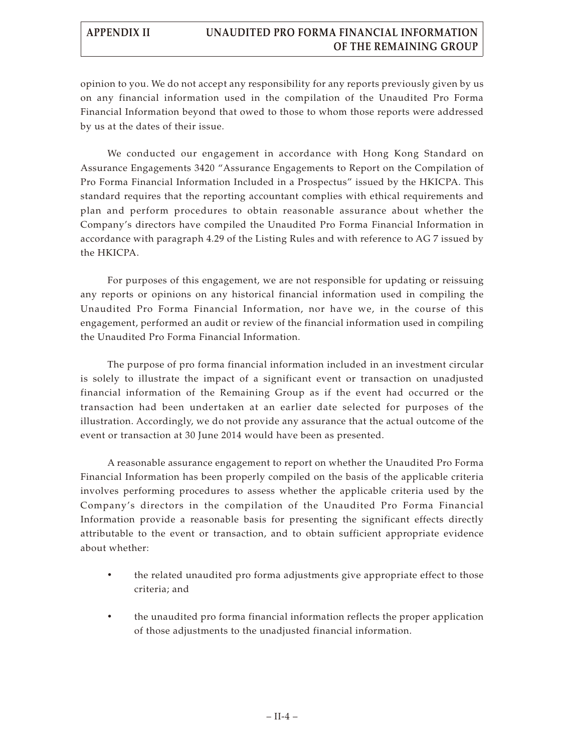opinion to you. We do not accept any responsibility for any reports previously given by us on any financial information used in the compilation of the Unaudited Pro Forma Financial Information beyond that owed to those to whom those reports were addressed by us at the dates of their issue.

We conducted our engagement in accordance with Hong Kong Standard on Assurance Engagements 3420 "Assurance Engagements to Report on the Compilation of Pro Forma Financial Information Included in a Prospectus" issued by the HKICPA. This standard requires that the reporting accountant complies with ethical requirements and plan and perform procedures to obtain reasonable assurance about whether the Company's directors have compiled the Unaudited Pro Forma Financial Information in accordance with paragraph 4.29 of the Listing Rules and with reference to AG 7 issued by the HKICPA.

For purposes of this engagement, we are not responsible for updating or reissuing any reports or opinions on any historical financial information used in compiling the Unaudited Pro Forma Financial Information, nor have we, in the course of this engagement, performed an audit or review of the financial information used in compiling the Unaudited Pro Forma Financial Information.

The purpose of pro forma financial information included in an investment circular is solely to illustrate the impact of a significant event or transaction on unadjusted financial information of the Remaining Group as if the event had occurred or the transaction had been undertaken at an earlier date selected for purposes of the illustration. Accordingly, we do not provide any assurance that the actual outcome of the event or transaction at 30 June 2014 would have been as presented.

A reasonable assurance engagement to report on whether the Unaudited Pro Forma Financial Information has been properly compiled on the basis of the applicable criteria involves performing procedures to assess whether the applicable criteria used by the Company's directors in the compilation of the Unaudited Pro Forma Financial Information provide a reasonable basis for presenting the significant effects directly attributable to the event or transaction, and to obtain sufficient appropriate evidence about whether:

- the related unaudited pro forma adjustments give appropriate effect to those criteria; and
- the unaudited pro forma financial information reflects the proper application of those adjustments to the unadjusted financial information.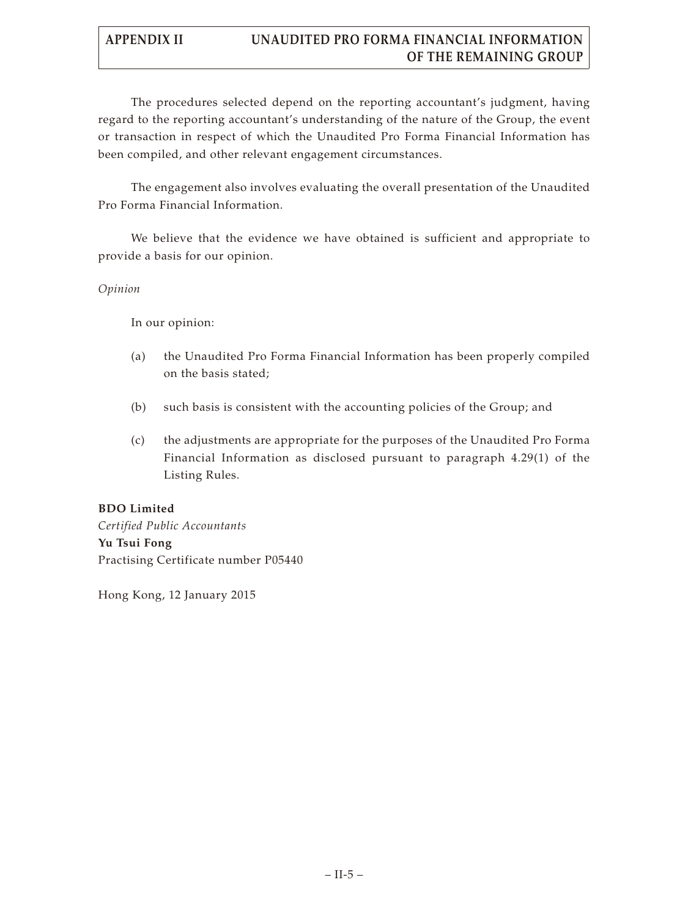The procedures selected depend on the reporting accountant's judgment, having regard to the reporting accountant's understanding of the nature of the Group, the event or transaction in respect of which the Unaudited Pro Forma Financial Information has been compiled, and other relevant engagement circumstances.

The engagement also involves evaluating the overall presentation of the Unaudited Pro Forma Financial Information.

We believe that the evidence we have obtained is sufficient and appropriate to provide a basis for our opinion.

*Opinion*

In our opinion:

(a) the Unaudited Pro Forma Financial Information has been properly compiled on the basis stated;

(b) such basis is consistent with the accounting policies of the Group; and

(c) the adjustments are appropriate for the purposes of the Unaudited Pro Forma Financial Information as disclosed pursuant to paragraph 4.29(1) of the Listing Rules.

**BDO Limited**
*Certified Public Accountants*
**Yu Tsui Fong**
Practising Certificate number P05440

Hong Kong, 12 January 2015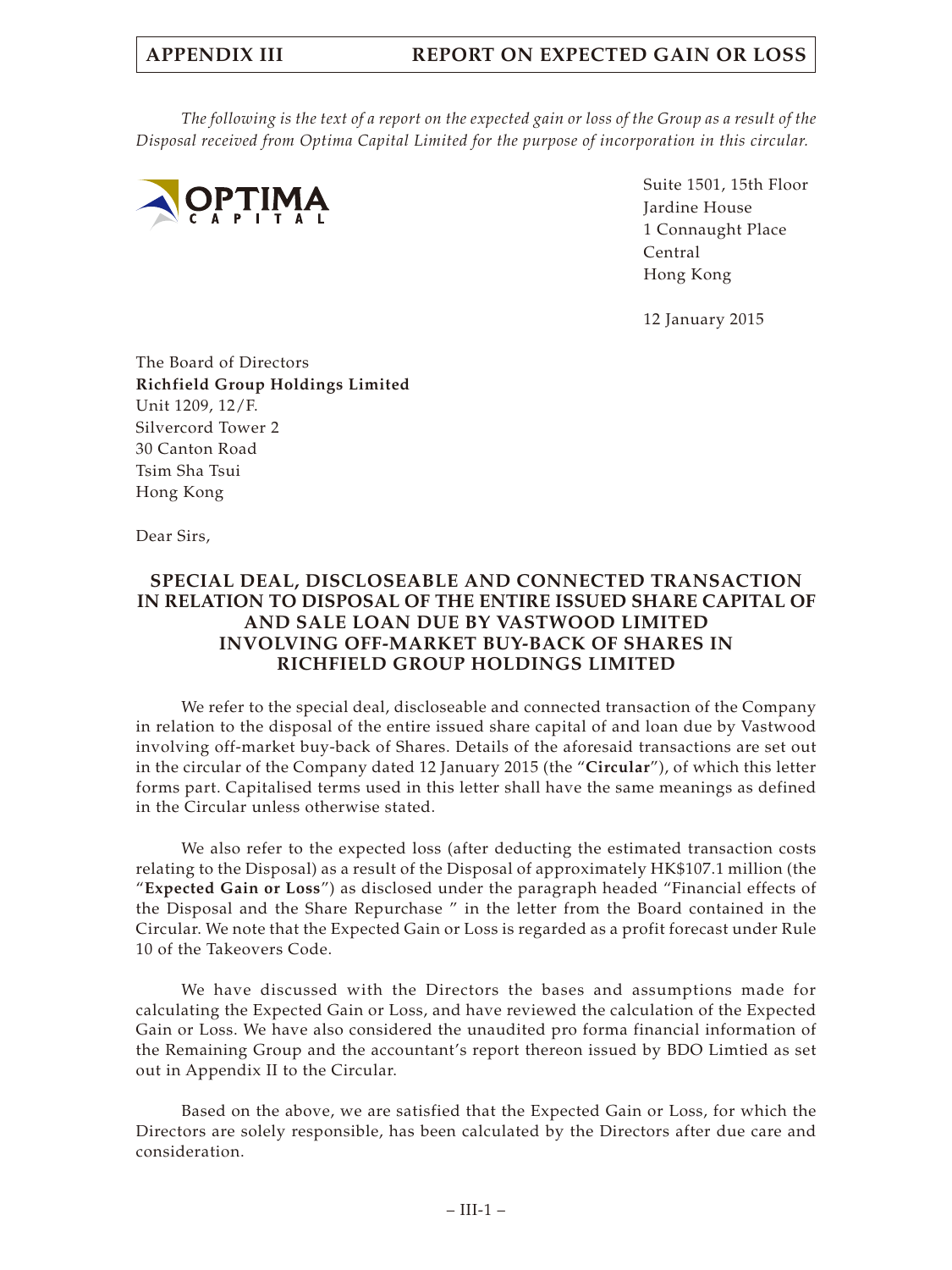*The following is the text of a report on the expected gain or loss of the Group as a result of the Disposal received from Optima Capital Limited for the purpose of incorporation in this circular.*

OPTIMA CAPITAL

Suite 1501, 15th Floor
Jardine House
1 Connaught Place
Central
Hong Kong

12 January 2015

The Board of Directors
**Richfield Group Holdings Limited**
Unit 1209, 12/F.
Silvercord Tower 2
30 Canton Road
Tsim Sha Tsui
Hong Kong

Dear Sirs,

**SPECIAL DEAL, DISCLOSEABLE AND CONNECTED TRANSACTION IN RELATION TO DISPOSAL OF THE ENTIRE ISSUED SHARE CAPITAL OF AND SALE LOAN DUE BY VASTWOOD LIMITED INVOLVING OFF-MARKET BUY-BACK OF SHARES IN RICHFIELD GROUP HOLDINGS LIMITED**

We refer to the special deal, discloseable and connected transaction of the Company in relation to the disposal of the entire issued share capital of and loan due by Vastwood involving off-market buy-back of Shares. Details of the aforesaid transactions are set out in the circular of the Company dated 12 January 2015 (the "**Circular**"), of which this letter forms part. Capitalised terms used in this letter shall have the same meanings as defined in the Circular unless otherwise stated.

We also refer to the expected loss (after deducting the estimated transaction costs relating to the Disposal) as a result of the Disposal of approximately HK$107.1 million (the "**Expected Gain or Loss**") as disclosed under the paragraph headed "Financial effects of the Disposal and the Share Repurchase " in the letter from the Board contained in the Circular. We note that the Expected Gain or Loss is regarded as a profit forecast under Rule 10 of the Takeovers Code.

We have discussed with the Directors the bases and assumptions made for calculating the Expected Gain or Loss, and have reviewed the calculation of the Expected Gain or Loss. We have also considered the unaudited pro forma financial information of the Remaining Group and the accountant's report thereon issued by BDO Limtied as set out in Appendix II to the Circular.

Based on the above, we are satisfied that the Expected Gain or Loss, for which the Directors are solely responsible, has been calculated by the Directors after due care and consideration.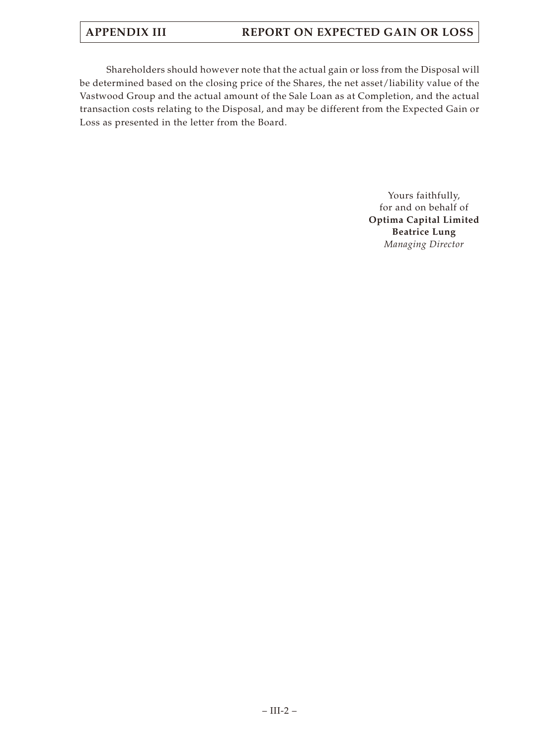Shareholders should however note that the actual gain or loss from the Disposal will be determined based on the closing price of the Shares, the net asset/liability value of the Vastwood Group and the actual amount of the Sale Loan as at Completion, and the actual transaction costs relating to the Disposal, and may be different from the Expected Gain or Loss as presented in the letter from the Board.

Yours faithfully,
for and on behalf of
**Optima Capital Limited**
**Beatrice Lung**
*Managing Director*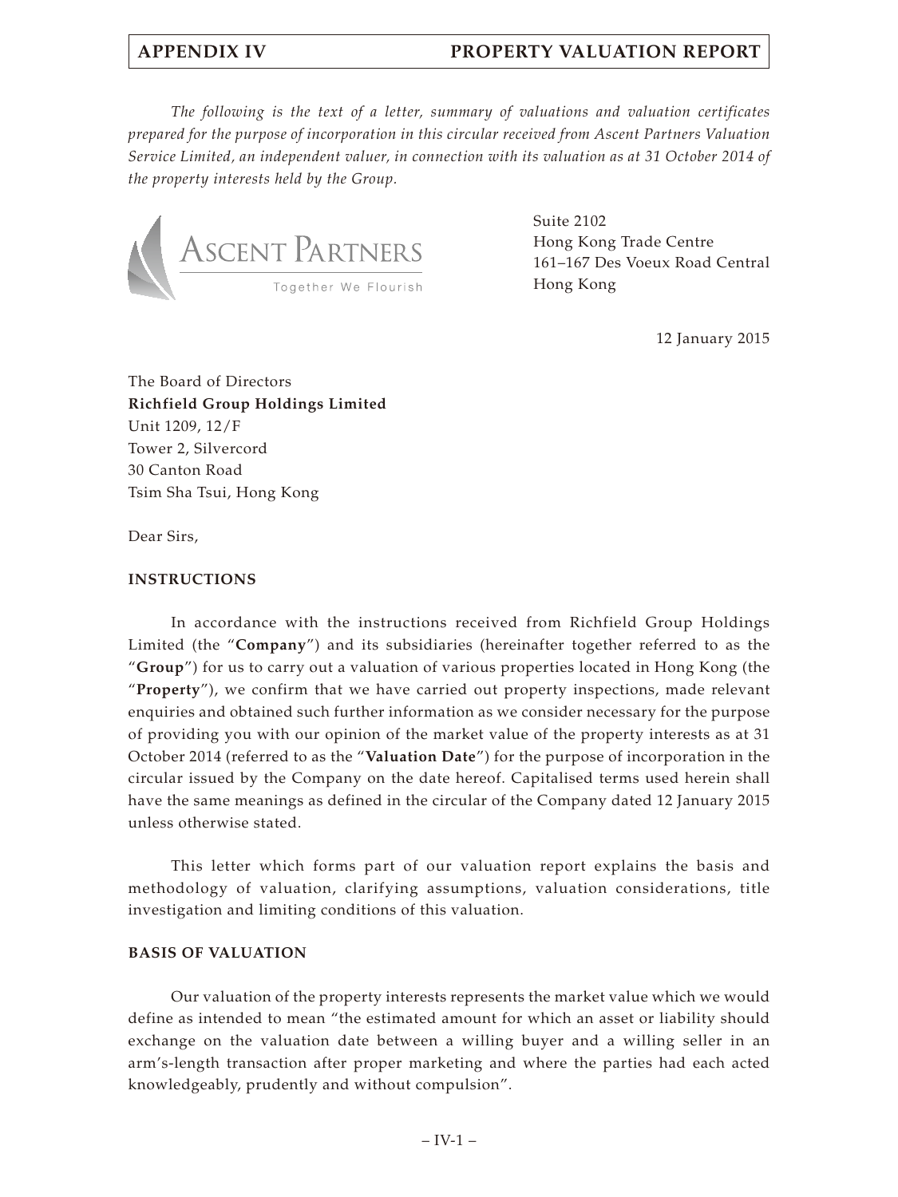*The following is the text of a letter, summary of valuations and valuation certificates prepared for the purpose of incorporation in this circular received from Ascent Partners Valuation Service Limited, an independent valuer, in connection with its valuation as at 31 October 2014 of the property interests held by the Group.*

ASCENT PARTNERS
Together We Flourish

Suite 2102
Hong Kong Trade Centre
161–167 Des Voeux Road Central
Hong Kong

12 January 2015

The Board of Directors
**Richfield Group Holdings Limited**
Unit 1209, 12/F
Tower 2, Silvercord
30 Canton Road
Tsim Sha Tsui, Hong Kong

Dear Sirs,

**INSTRUCTIONS**

In accordance with the instructions received from Richfield Group Holdings Limited (the "**Company**") and its subsidiaries (hereinafter together referred to as the "**Group**") for us to carry out a valuation of various properties located in Hong Kong (the "**Property**"), we confirm that we have carried out property inspections, made relevant enquiries and obtained such further information as we consider necessary for the purpose of providing you with our opinion of the market value of the property interests as at 31 October 2014 (referred to as the "**Valuation Date**") for the purpose of incorporation in the circular issued by the Company on the date hereof. Capitalised terms used herein shall have the same meanings as defined in the circular of the Company dated 12 January 2015 unless otherwise stated.

This letter which forms part of our valuation report explains the basis and methodology of valuation, clarifying assumptions, valuation considerations, title investigation and limiting conditions of this valuation.

**BASIS OF VALUATION**

Our valuation of the property interests represents the market value which we would define as intended to mean "the estimated amount for which an asset or liability should exchange on the valuation date between a willing buyer and a willing seller in an arm's-length transaction after proper marketing and where the parties had each acted knowledgeably, prudently and without compulsion".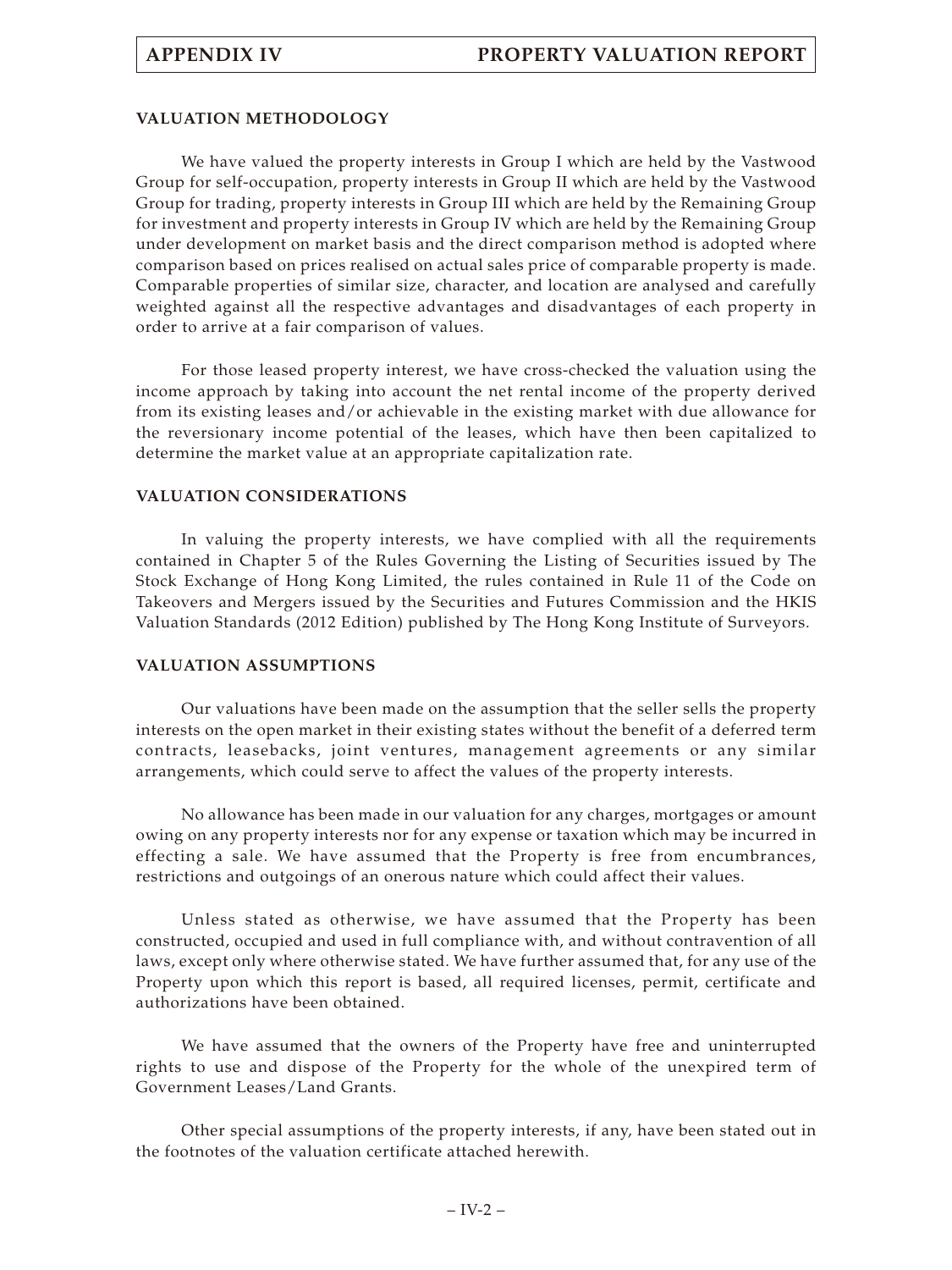## VALUATION METHODOLOGY

We have valued the property interests in Group I which are held by the Vastwood Group for self-occupation, property interests in Group II which are held by the Vastwood Group for trading, property interests in Group III which are held by the Remaining Group for investment and property interests in Group IV which are held by the Remaining Group under development on market basis and the direct comparison method is adopted where comparison based on prices realised on actual sales price of comparable property is made. Comparable properties of similar size, character, and location are analysed and carefully weighted against all the respective advantages and disadvantages of each property in order to arrive at a fair comparison of values.

For those leased property interest, we have cross-checked the valuation using the income approach by taking into account the net rental income of the property derived from its existing leases and/or achievable in the existing market with due allowance for the reversionary income potential of the leases, which have then been capitalized to determine the market value at an appropriate capitalization rate.

## VALUATION CONSIDERATIONS

In valuing the property interests, we have complied with all the requirements contained in Chapter 5 of the Rules Governing the Listing of Securities issued by The Stock Exchange of Hong Kong Limited, the rules contained in Rule 11 of the Code on Takeovers and Mergers issued by the Securities and Futures Commission and the HKIS Valuation Standards (2012 Edition) published by The Hong Kong Institute of Surveyors.

## VALUATION ASSUMPTIONS

Our valuations have been made on the assumption that the seller sells the property interests on the open market in their existing states without the benefit of a deferred term contracts, leasebacks, joint ventures, management agreements or any similar arrangements, which could serve to affect the values of the property interests.

No allowance has been made in our valuation for any charges, mortgages or amount owing on any property interests nor for any expense or taxation which may be incurred in effecting a sale. We have assumed that the Property is free from encumbrances, restrictions and outgoings of an onerous nature which could affect their values.

Unless stated as otherwise, we have assumed that the Property has been constructed, occupied and used in full compliance with, and without contravention of all laws, except only where otherwise stated. We have further assumed that, for any use of the Property upon which this report is based, all required licenses, permit, certificate and authorizations have been obtained.

We have assumed that the owners of the Property have free and uninterrupted rights to use and dispose of the Property for the whole of the unexpired term of Government Leases/Land Grants.

Other special assumptions of the property interests, if any, have been stated out in the footnotes of the valuation certificate attached herewith.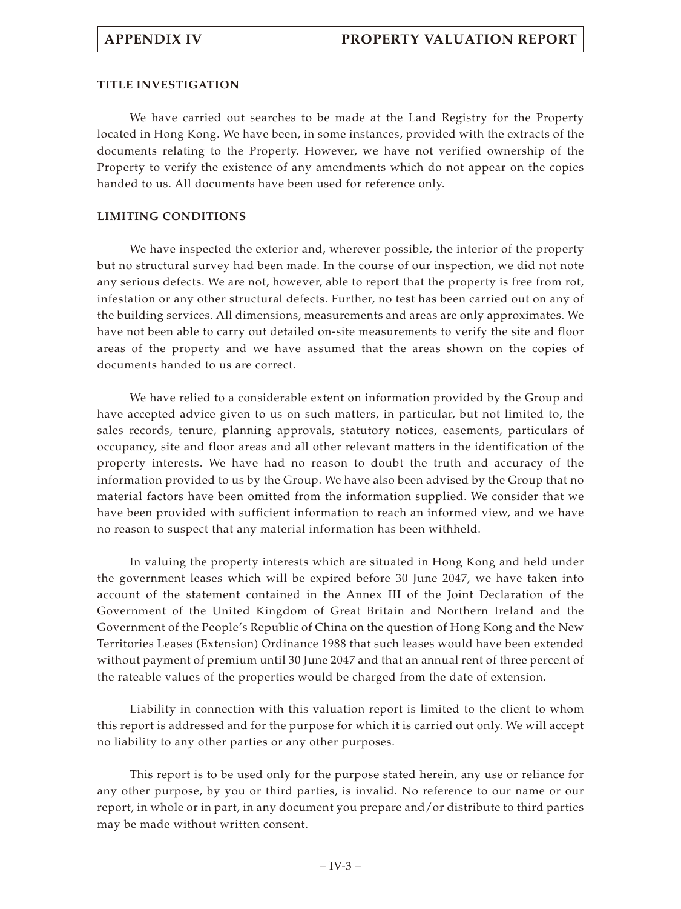#### TITLE INVESTIGATION

We have carried out searches to be made at the Land Registry for the Property located in Hong Kong. We have been, in some instances, provided with the extracts of the documents relating to the Property. However, we have not verified ownership of the Property to verify the existence of any amendments which do not appear on the copies handed to us. All documents have been used for reference only.

#### LIMITING CONDITIONS

We have inspected the exterior and, wherever possible, the interior of the property but no structural survey had been made. In the course of our inspection, we did not note any serious defects. We are not, however, able to report that the property is free from rot, infestation or any other structural defects. Further, no test has been carried out on any of the building services. All dimensions, measurements and areas are only approximates. We have not been able to carry out detailed on-site measurements to verify the site and floor areas of the property and we have assumed that the areas shown on the copies of documents handed to us are correct.

We have relied to a considerable extent on information provided by the Group and have accepted advice given to us on such matters, in particular, but not limited to, the sales records, tenure, planning approvals, statutory notices, easements, particulars of occupancy, site and floor areas and all other relevant matters in the identification of the property interests. We have had no reason to doubt the truth and accuracy of the information provided to us by the Group. We have also been advised by the Group that no material factors have been omitted from the information supplied. We consider that we have been provided with sufficient information to reach an informed view, and we have no reason to suspect that any material information has been withheld.

In valuing the property interests which are situated in Hong Kong and held under the government leases which will be expired before 30 June 2047, we have taken into account of the statement contained in the Annex III of the Joint Declaration of the Government of the United Kingdom of Great Britain and Northern Ireland and the Government of the People's Republic of China on the question of Hong Kong and the New Territories Leases (Extension) Ordinance 1988 that such leases would have been extended without payment of premium until 30 June 2047 and that an annual rent of three percent of the rateable values of the properties would be charged from the date of extension.

Liability in connection with this valuation report is limited to the client to whom this report is addressed and for the purpose for which it is carried out only. We will accept no liability to any other parties or any other purposes.

This report is to be used only for the purpose stated herein, any use or reliance for any other purpose, by you or third parties, is invalid. No reference to our name or our report, in whole or in part, in any document you prepare and/or distribute to third parties may be made without written consent.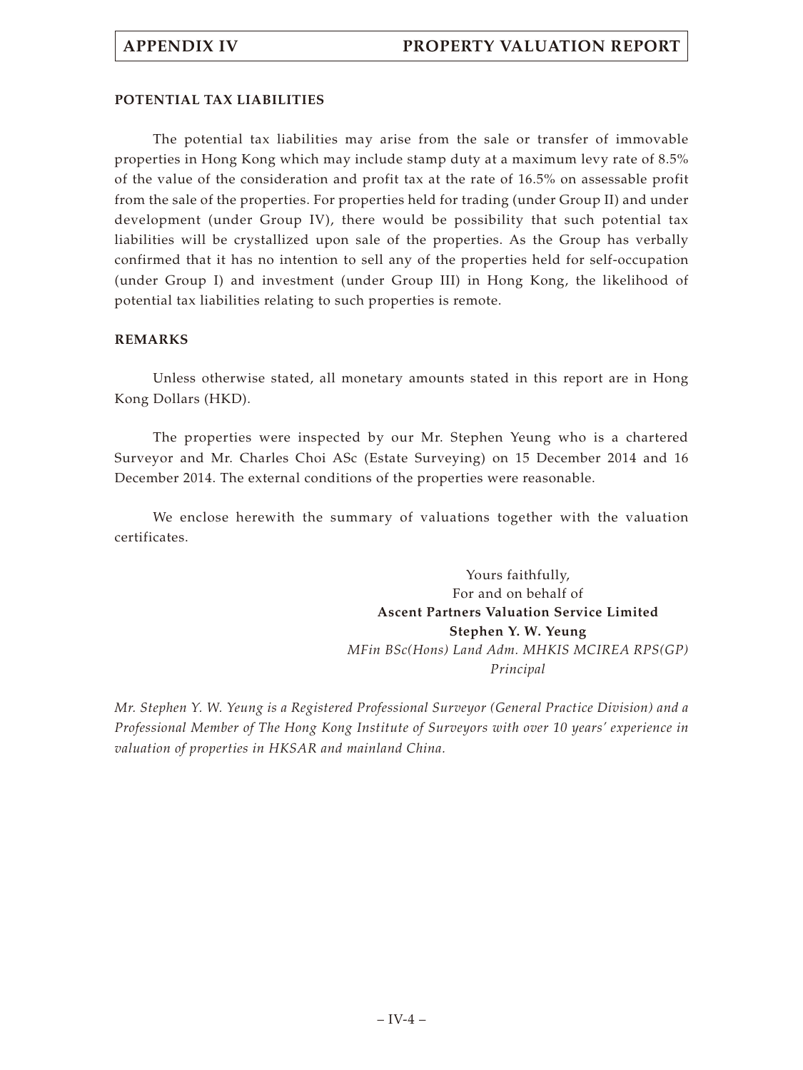**POTENTIAL TAX LIABILITIES**

The potential tax liabilities may arise from the sale or transfer of immovable properties in Hong Kong which may include stamp duty at a maximum levy rate of 8.5% of the value of the consideration and profit tax at the rate of 16.5% on assessable profit from the sale of the properties. For properties held for trading (under Group II) and under development (under Group IV), there would be possibility that such potential tax liabilities will be crystallized upon sale of the properties. As the Group has verbally confirmed that it has no intention to sell any of the properties held for self-occupation (under Group I) and investment (under Group III) in Hong Kong, the likelihood of potential tax liabilities relating to such properties is remote.

**REMARKS**

Unless otherwise stated, all monetary amounts stated in this report are in Hong Kong Dollars (HKD).

The properties were inspected by our Mr. Stephen Yeung who is a chartered Surveyor and Mr. Charles Choi ASc (Estate Surveying) on 15 December 2014 and 16 December 2014. The external conditions of the properties were reasonable.

We enclose herewith the summary of valuations together with the valuation certificates.

Yours faithfully,
For and on behalf of
**Ascent Partners Valuation Service Limited**
**Stephen Y. W. Yeung**
*MFin BSc(Hons) Land Adm. MHKIS MCIREA RPS(GP)*
*Principal*

*Mr. Stephen Y. W. Yeung is a Registered Professional Surveyor (General Practice Division) and a Professional Member of The Hong Kong Institute of Surveyors with over 10 years' experience in valuation of properties in HKSAR and mainland China.*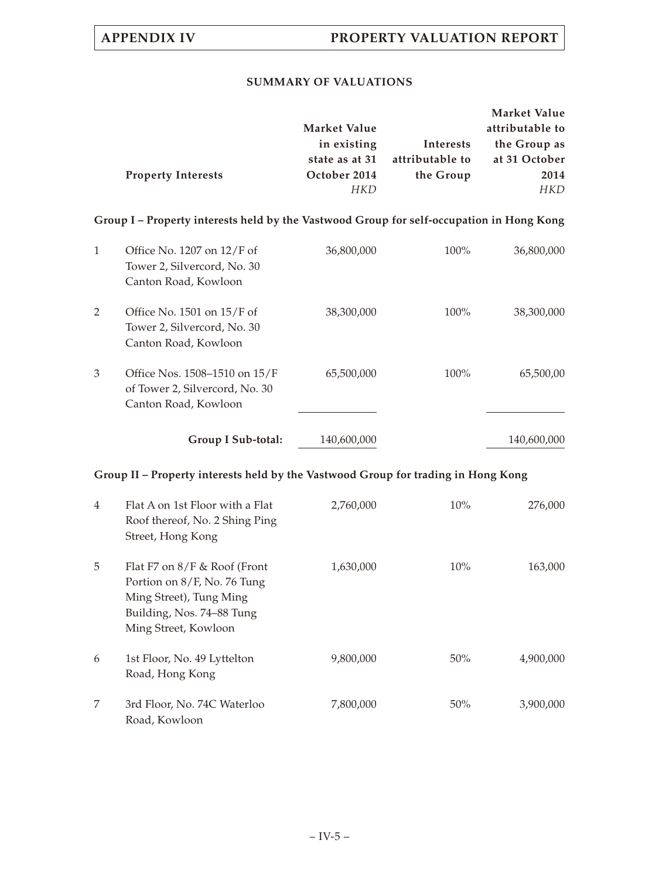## SUMMARY OF VALUATIONS

| | Property Interests | Market Value in existing state as at 31 October 2014 *HKD* | Interests attributable to the Group | Market Value attributable to the Group as at 31 October 2014 *HKD* |
|---|---|---|---|---|
| **Group I – Property interests held by the Vastwood Group for self-occupation in Hong Kong** | | | | |
| 1 | Office No. 1207 on 12/F of Tower 2, Silvercord, No. 30 Canton Road, Kowloon | 36,800,000 | 100% | 36,800,000 |
| 2 | Office No. 1501 on 15/F of Tower 2, Silvercord, No. 30 Canton Road, Kowloon | 38,300,000 | 100% | 38,300,000 |
| 3 | Office Nos. 1508–1510 on 15/F of Tower 2, Silvercord, No. 30 Canton Road, Kowloon | 65,500,000 | 100% | 65,500,00 |
| | **Group I Sub-total:** | 140,600,000 | | 140,600,000 |
| **Group II – Property interests held by the Vastwood Group for trading in Hong Kong** | | | | |
| 4 | Flat A on 1st Floor with a Flat Roof thereof, No. 2 Shing Ping Street, Hong Kong | 2,760,000 | 10% | 276,000 |
| 5 | Flat F7 on 8/F & Roof (Front Portion on 8/F, No. 76 Tung Ming Street), Tung Ming Building, Nos. 74–88 Tung Ming Street, Kowloon | 1,630,000 | 10% | 163,000 |
| 6 | 1st Floor, No. 49 Lyttelton Road, Hong Kong | 9,800,000 | 50% | 4,900,000 |
| 7 | 3rd Floor, No. 74C Waterloo Road, Kowloon | 7,800,000 | 50% | 3,900,000 |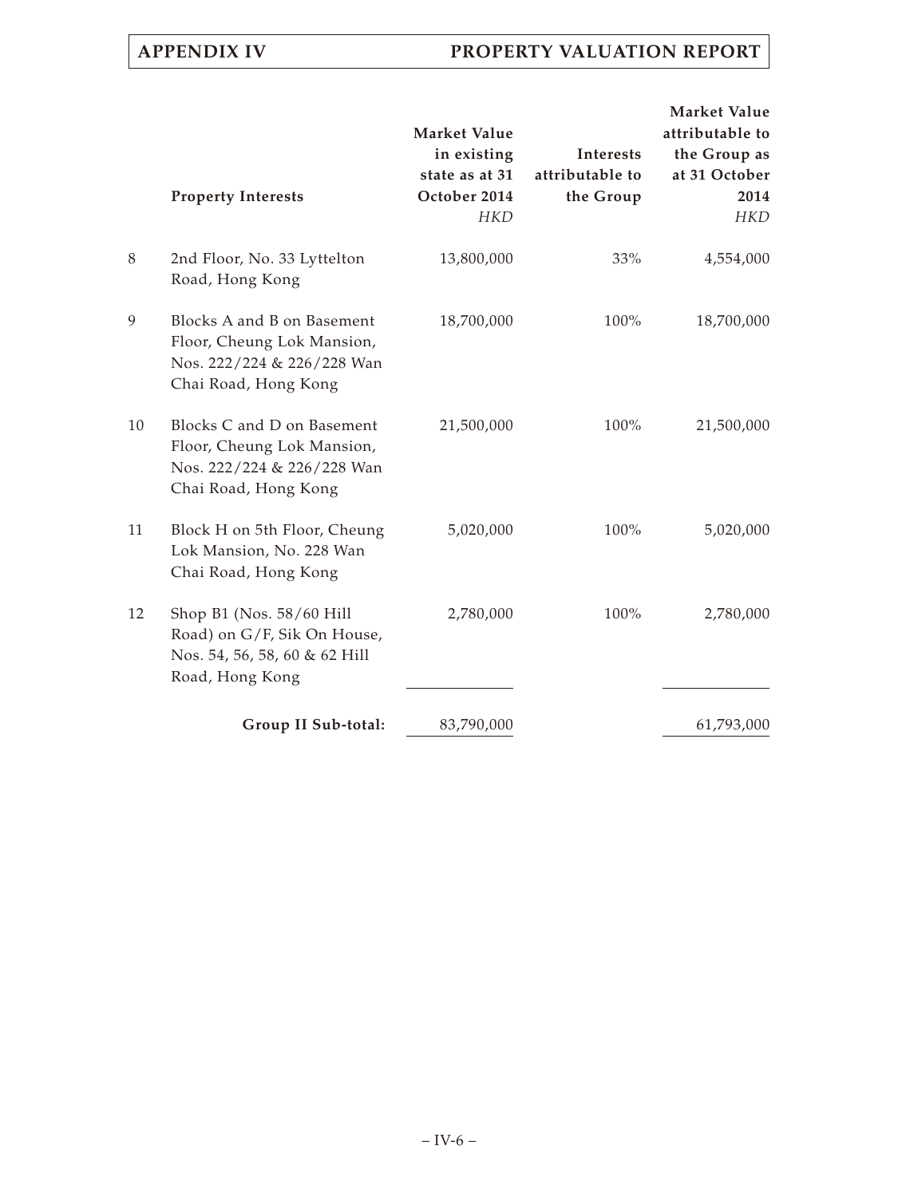| | Property Interests | Market Value in existing state as at 31 October 2014<br>*HKD* | Interests attributable to the Group | Market Value attributable to the Group as at 31 October 2014<br>*HKD* |
|---|---|---|---|---|
| 8 | 2nd Floor, No. 33 Lyttelton Road, Hong Kong | 13,800,000 | 33% | 4,554,000 |
| 9 | Blocks A and B on Basement Floor, Cheung Lok Mansion, Nos. 222/224 & 226/228 Wan Chai Road, Hong Kong | 18,700,000 | 100% | 18,700,000 |
| 10 | Blocks C and D on Basement Floor, Cheung Lok Mansion, Nos. 222/224 & 226/228 Wan Chai Road, Hong Kong | 21,500,000 | 100% | 21,500,000 |
| 11 | Block H on 5th Floor, Cheung Lok Mansion, No. 228 Wan Chai Road, Hong Kong | 5,020,000 | 100% | 5,020,000 |
| 12 | Shop B1 (Nos. 58/60 Hill Road) on G/F, Sik On House, Nos. 54, 56, 58, 60 & 62 Hill Road, Hong Kong | 2,780,000 | 100% | 2,780,000 |
| | **Group II Sub-total:** | 83,790,000 | | 61,793,000 |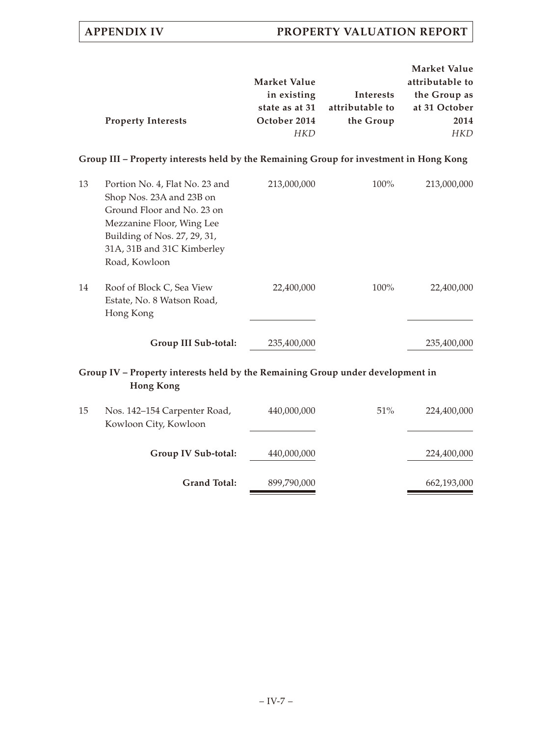| | Property Interests | Market Value in existing state as at 31 October 2014 | Interests attributable to the Group | Market Value attributable to the Group as at 31 October 2014 |
|---|---|---|---|---|
| | | *HKD* | | *HKD* |
| **Group III – Property interests held by the Remaining Group for investment in Hong Kong** | | | | |
| 13 | Portion No. 4, Flat No. 23 and Shop Nos. 23A and 23B on Ground Floor and No. 23 on Mezzanine Floor, Wing Lee Building of Nos. 27, 29, 31, 31A, 31B and 31C Kimberley Road, Kowloon | 213,000,000 | 100% | 213,000,000 |
| 14 | Roof of Block C, Sea View Estate, No. 8 Watson Road, Hong Kong | 22,400,000 | 100% | 22,400,000 |
| | **Group III Sub-total:** | 235,400,000 | | 235,400,000 |
| **Group IV – Property interests held by the Remaining Group under development in Hong Kong** | | | | |
| 15 | Nos. 142–154 Carpenter Road, Kowloon City, Kowloon | 440,000,000 | 51% | 224,400,000 |
| | **Group IV Sub-total:** | 440,000,000 | | 224,400,000 |
| | **Grand Total:** | 899,790,000 | | 662,193,000 |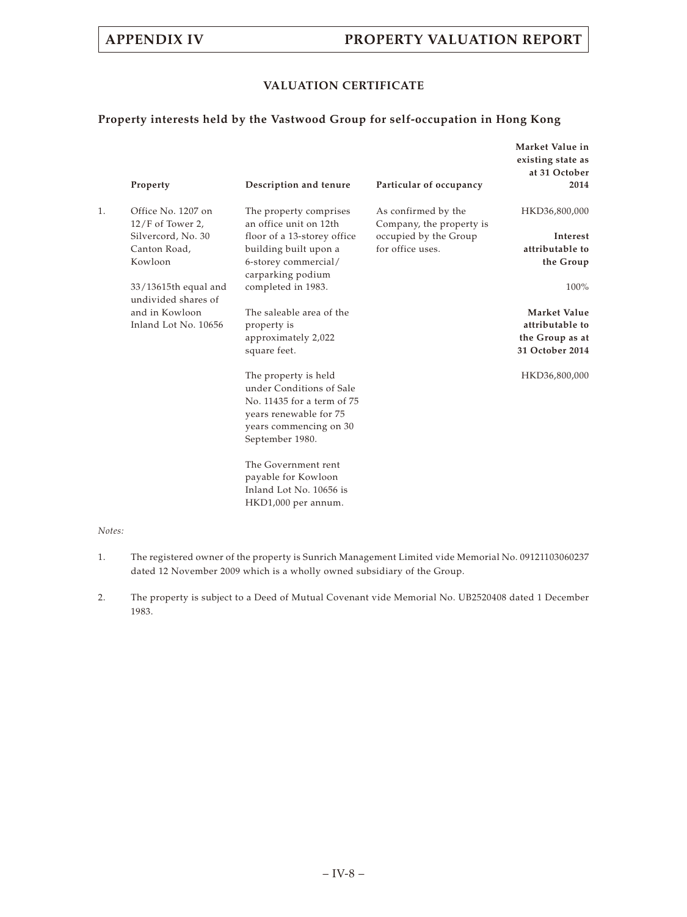## VALUATION CERTIFICATE

### Property interests held by the Vastwood Group for self-occupation in Hong Kong

| | Property | Description and tenure | Particular of occupancy | Market Value in existing state as at 31 October 2014 |
|---|---|---|---|---|
| 1. | Office No. 1207 on 12/F of Tower 2, Silvercord, No. 30 Canton Road, Kowloon<br><br>33/13615th equal and undivided shares of and in Kowloon Inland Lot No. 10656 | The property comprises an office unit on 12th floor of a 13-storey office building built upon a 6-storey commercial/carparking podium completed in 1983.<br><br>The saleable area of the property is approximately 2,022 square feet.<br><br>The property is held under Conditions of Sale No. 11435 for a term of 75 years renewable for 75 years commencing on 30 September 1980.<br><br>The Government rent payable for Kowloon Inland Lot No. 10656 is HKD1,000 per annum. | As confirmed by the Company, the property is occupied by the Group for office uses. | HKD36,800,000<br><br>**Interest attributable to the Group**<br><br>100%<br><br>**Market Value attributable to the Group as at 31 October 2014**<br><br>HKD36,800,000 |

*Notes:*

1. The registered owner of the property is Sunrich Management Limited vide Memorial No. 09121103060237 dated 12 November 2009 which is a wholly owned subsidiary of the Group.

2. The property is subject to a Deed of Mutual Covenant vide Memorial No. UB2520408 dated 1 December 1983.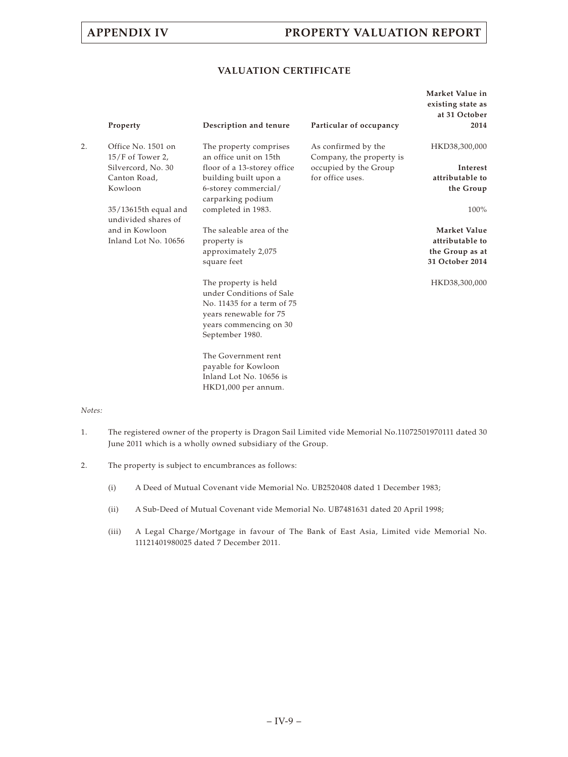## VALUATION CERTIFICATE

| | Property | Description and tenure | Particular of occupancy | Market Value in existing state as at 31 October 2014 |
|---|---|---|---|---|
| 2. | Office No. 1501 on 15/F of Tower 2, Silvercord, No. 30 Canton Road, Kowloon<br><br>35/13615th equal and undivided shares of and in Kowloon Inland Lot No. 10656 | The property comprises an office unit on 15th floor of a 13-storey office building built upon a 6-storey commercial/carparking podium completed in 1983.<br><br>The saleable area of the property is approximately 2,075 square feet<br><br>The property is held under Conditions of Sale No. 11435 for a term of 75 years renewable for 75 years commencing on 30 September 1980.<br><br>The Government rent payable for Kowloon Inland Lot No. 10656 is HKD1,000 per annum. | As confirmed by the Company, the property is occupied by the Group for office uses. | HKD38,300,000<br><br>**Interest attributable to the Group**<br><br>100%<br><br>**Market Value attributable to the Group as at 31 October 2014**<br><br>HKD38,300,000 |

*Notes:*

1. The registered owner of the property is Dragon Sail Limited vide Memorial No.11072501970111 dated 30 June 2011 which is a wholly owned subsidiary of the Group.

2. The property is subject to encumbrances as follows:

   (i) A Deed of Mutual Covenant vide Memorial No. UB2520408 dated 1 December 1983;

   (ii) A Sub-Deed of Mutual Covenant vide Memorial No. UB7481631 dated 20 April 1998;

   (iii) A Legal Charge/Mortgage in favour of The Bank of East Asia, Limited vide Memorial No. 11121401980025 dated 7 December 2011.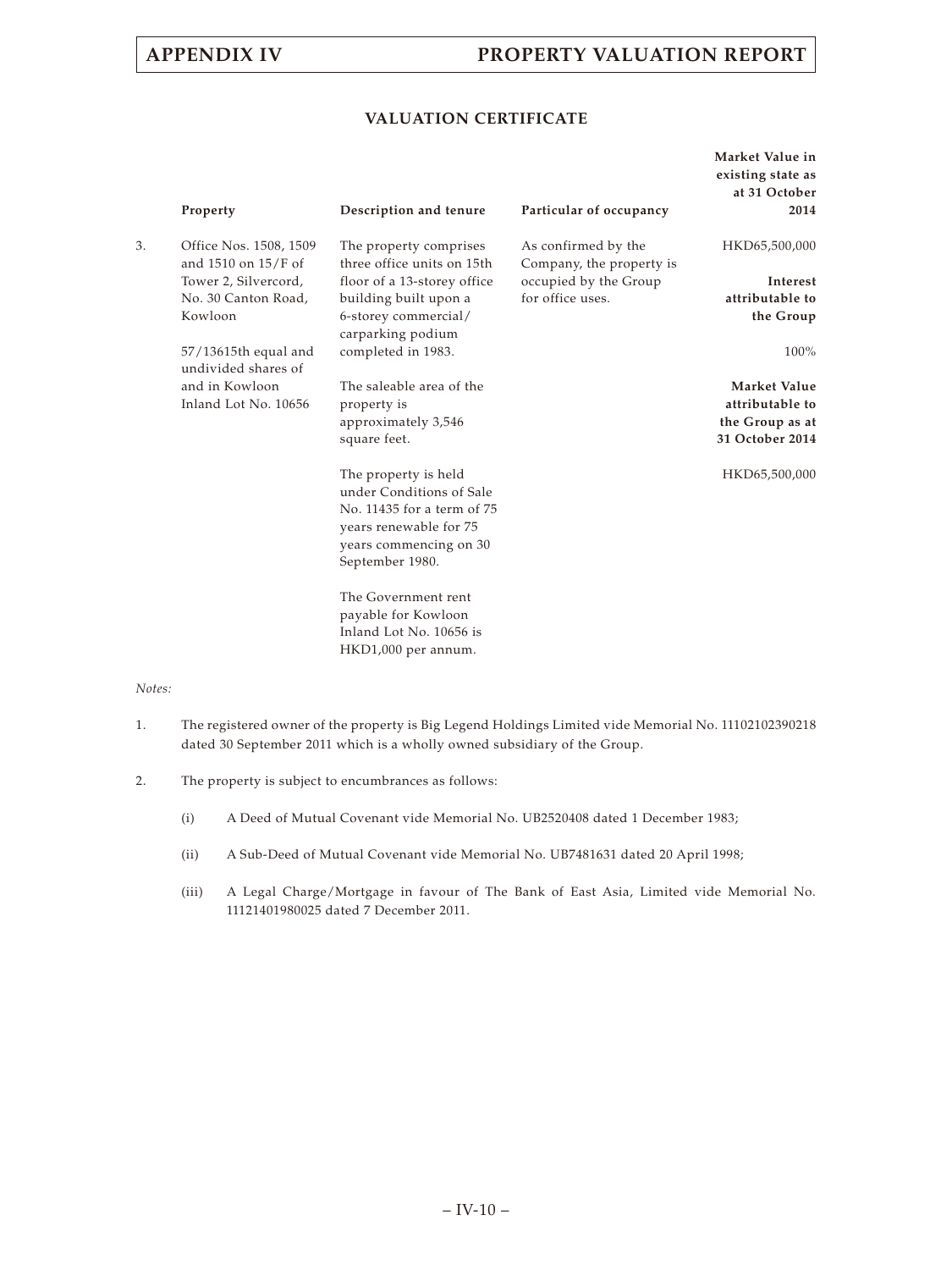## VALUATION CERTIFICATE

| | Property | Description and tenure | Particular of occupancy | Market Value in existing state as at 31 October 2014 |
|---|---|---|---|---|
| 3. | Office Nos. 1508, 1509 and 1510 on 15/F of Tower 2, Silvercord, No. 30 Canton Road, Kowloon<br><br>57/13615th equal and undivided shares of and in Kowloon Inland Lot No. 10656 | The property comprises three office units on 15th floor of a 13-storey office building built upon a 6-storey commercial/ carparking podium completed in 1983.<br><br>The saleable area of the property is approximately 3,546 square feet.<br><br>The property is held under Conditions of Sale No. 11435 for a term of 75 years renewable for 75 years commencing on 30 September 1980.<br><br>The Government rent payable for Kowloon Inland Lot No. 10656 is HKD1,000 per annum. | As confirmed by the Company, the property is occupied by the Group for office uses. | HKD65,500,000<br><br>**Interest attributable to the Group**<br><br>100%<br><br>**Market Value attributable to the Group as at 31 October 2014**<br><br>HKD65,500,000 |

*Notes:*

1. The registered owner of the property is Big Legend Holdings Limited vide Memorial No. 11102102390218 dated 30 September 2011 which is a wholly owned subsidiary of the Group.

2. The property is subject to encumbrances as follows:

   (i) A Deed of Mutual Covenant vide Memorial No. UB2520408 dated 1 December 1983;

   (ii) A Sub-Deed of Mutual Covenant vide Memorial No. UB7481631 dated 20 April 1998;

   (iii) A Legal Charge/Mortgage in favour of The Bank of East Asia, Limited vide Memorial No. 11121401980025 dated 7 December 2011.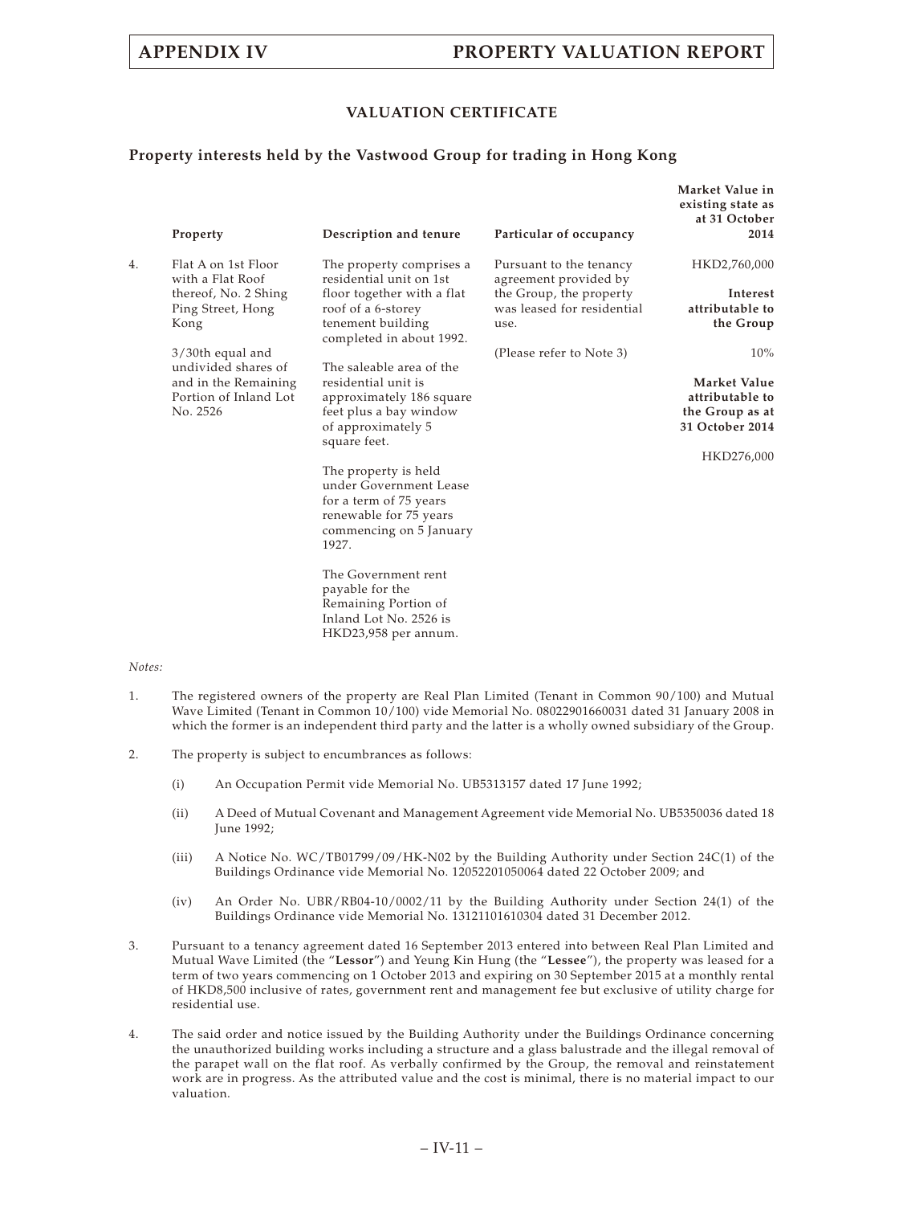## VALUATION CERTIFICATE

### Property interests held by the Vastwood Group for trading in Hong Kong

| | Property | Description and tenure | Particular of occupancy | Market Value in existing state as at 31 October 2014 |
|---|---|---|---|---|
| 4. | Flat A on 1st Floor with a Flat Roof thereof, No. 2 Shing Ping Street, Hong Kong<br><br>3/30th equal and undivided shares of and in the Remaining Portion of Inland Lot No. 2526 | The property comprises a residential unit on 1st floor together with a flat roof of a 6-storey tenement building completed in about 1992.<br><br>The saleable area of the residential unit is approximately 186 square feet plus a bay window of approximately 5 square feet.<br><br>The property is held under Government Lease for a term of 75 years renewable for 75 years commencing on 5 January 1927.<br><br>The Government rent payable for the Remaining Portion of Inland Lot No. 2526 is HKD23,958 per annum. | Pursuant to the tenancy agreement provided by the Group, the property was leased for residential use.<br><br>(Please refer to Note 3) | HKD2,760,000<br><br>**Interest attributable to the Group**<br><br>10%<br><br>**Market Value attributable to the Group as at 31 October 2014**<br><br>HKD276,000 |

*Notes:*

1. The registered owners of the property are Real Plan Limited (Tenant in Common 90/100) and Mutual Wave Limited (Tenant in Common 10/100) vide Memorial No. 08022901660031 dated 31 January 2008 in which the former is an independent third party and the latter is a wholly owned subsidiary of the Group.

2. The property is subject to encumbrances as follows:

   (i) An Occupation Permit vide Memorial No. UB5313157 dated 17 June 1992;

   (ii) A Deed of Mutual Covenant and Management Agreement vide Memorial No. UB5350036 dated 18 June 1992;

   (iii) A Notice No. WC/TB01799/09/HK-N02 by the Building Authority under Section 24C(1) of the Buildings Ordinance vide Memorial No. 12052201050064 dated 22 October 2009; and

   (iv) An Order No. UBR/RB04-10/0002/11 by the Building Authority under Section 24(1) of the Buildings Ordinance vide Memorial No. 13121101610304 dated 31 December 2012.

3. Pursuant to a tenancy agreement dated 16 September 2013 entered into between Real Plan Limited and Mutual Wave Limited (the "**Lessor**") and Yeung Kin Hung (the "**Lessee**"), the property was leased for a term of two years commencing on 1 October 2013 and expiring on 30 September 2015 at a monthly rental of HKD8,500 inclusive of rates, government rent and management fee but exclusive of utility charge for residential use.

4. The said order and notice issued by the Building Authority under the Buildings Ordinance concerning the unauthorized building works including a structure and a glass balustrade and the illegal removal of the parapet wall on the flat roof. As verbally confirmed by the Group, the removal and reinstatement work are in progress. As the attributed value and the cost is minimal, there is no material impact to our valuation.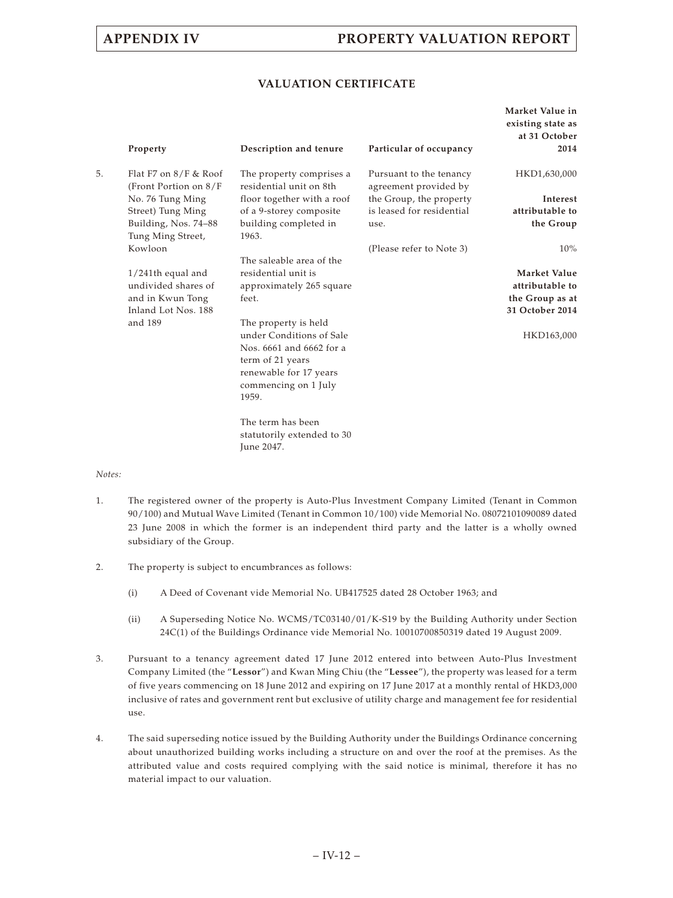## VALUATION CERTIFICATE

| | Property | Description and tenure | Particular of occupancy | Market Value in existing state as at 31 October 2014 |
|---|---|---|---|---|
| 5. | Flat F7 on 8/F & Roof (Front Portion on 8/F No. 76 Tung Ming Street) Tung Ming Building, Nos. 74–88 Tung Ming Street, Kowloon<br><br>1/241th equal and undivided shares of and in Kwun Tong Inland Lot Nos. 188 and 189 | The property comprises a residential unit on 8th floor together with a roof of a 9-storey composite building completed in 1963.<br><br>The saleable area of the residential unit is approximately 265 square feet.<br><br>The property is held under Conditions of Sale Nos. 6661 and 6662 for a term of 21 years renewable for 17 years commencing on 1 July 1959.<br><br>The term has been statutorily extended to 30 June 2047. | Pursuant to the tenancy agreement provided by the Group, the property is leased for residential use.<br><br>(Please refer to Note 3) | HKD1,630,000<br><br>**Interest attributable to the Group**<br><br>10%<br><br>**Market Value attributable to the Group as at 31 October 2014**<br><br>HKD163,000 |

*Notes:*

1. The registered owner of the property is Auto-Plus Investment Company Limited (Tenant in Common 90/100) and Mutual Wave Limited (Tenant in Common 10/100) vide Memorial No. 08072101090089 dated 23 June 2008 in which the former is an independent third party and the latter is a wholly owned subsidiary of the Group.

2. The property is subject to encumbrances as follows:

   (i) A Deed of Covenant vide Memorial No. UB417525 dated 28 October 1963; and

   (ii) A Superseding Notice No. WCMS/TC03140/01/K-S19 by the Building Authority under Section 24C(1) of the Buildings Ordinance vide Memorial No. 10010700850319 dated 19 August 2009.

3. Pursuant to a tenancy agreement dated 17 June 2012 entered into between Auto-Plus Investment Company Limited (the "**Lessor**") and Kwan Ming Chiu (the "**Lessee**"), the property was leased for a term of five years commencing on 18 June 2012 and expiring on 17 June 2017 at a monthly rental of HKD3,000 inclusive of rates and government rent but exclusive of utility charge and management fee for residential use.

4. The said superseding notice issued by the Building Authority under the Buildings Ordinance concerning about unauthorized building works including a structure on and over the roof at the premises. As the attributed value and costs required complying with the said notice is minimal, therefore it has no material impact to our valuation.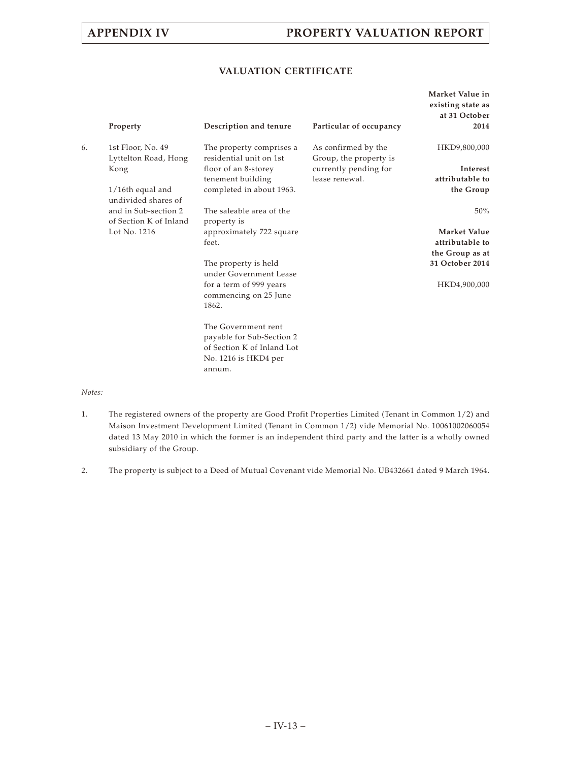## VALUATION CERTIFICATE

| | Property | Description and tenure | Particular of occupancy | Market Value in existing state as at 31 October 2014 |
|---|---|---|---|---|
| 6. | 1st Floor, No. 49 Lyttelton Road, Hong Kong<br><br>1/16th equal and undivided shares of and in Sub-section 2 of Section K of Inland Lot No. 1216 | The property comprises a residential unit on 1st floor of an 8-storey tenement building completed in about 1963.<br><br>The saleable area of the property is approximately 722 square feet.<br><br>The property is held under Government Lease for a term of 999 years commencing on 25 June 1862.<br><br>The Government rent payable for Sub-Section 2 of Section K of Inland Lot No. 1216 is HKD4 per annum. | As confirmed by the Group, the property is currently pending for lease renewal. | HKD9,800,000<br><br>**Interest attributable to the Group**<br><br>50%<br><br>**Market Value attributable to the Group as at 31 October 2014**<br><br>HKD4,900,000 |

*Notes:*

1. The registered owners of the property are Good Profit Properties Limited (Tenant in Common 1/2) and Maison Investment Development Limited (Tenant in Common 1/2) vide Memorial No. 10061002060054 dated 13 May 2010 in which the former is an independent third party and the latter is a wholly owned subsidiary of the Group.

2. The property is subject to a Deed of Mutual Covenant vide Memorial No. UB432661 dated 9 March 1964.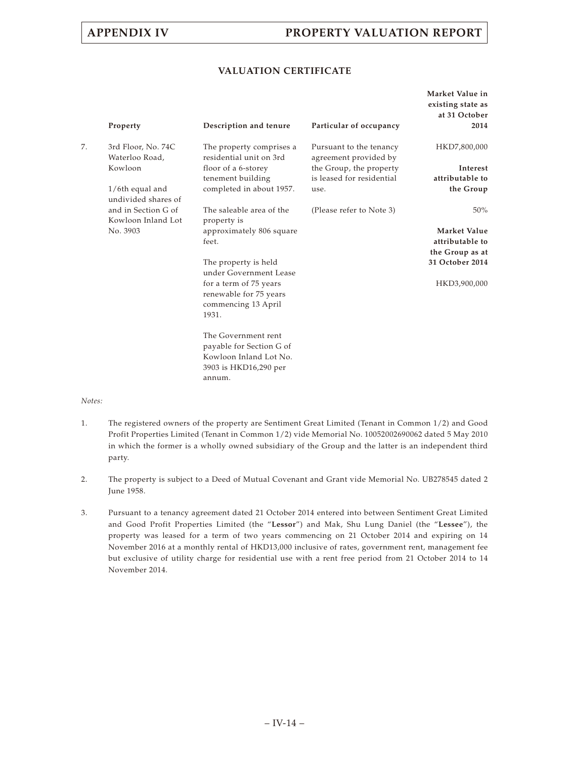## VALUATION CERTIFICATE

| | Property | Description and tenure | Particular of occupancy | Market Value in existing state as at 31 October 2014 |
|---|---|---|---|---|
| 7. | 3rd Floor, No. 74C Waterloo Road, Kowloon<br><br>1/6th equal and undivided shares of and in Section G of Kowloon Inland Lot No. 3903 | The property comprises a residential unit on 3rd floor of a 6-storey tenement building completed in about 1957.<br><br>The saleable area of the property is approximately 806 square feet.<br><br>The property is held under Government Lease for a term of 75 years renewable for 75 years commencing 13 April 1931.<br><br>The Government rent payable for Section G of Kowloon Inland Lot No. 3903 is HKD16,290 per annum. | Pursuant to the tenancy agreement provided by the Group, the property is leased for residential use.<br><br>(Please refer to Note 3) | HKD7,800,000<br><br>**Interest attributable to the Group**<br><br>50%<br><br>**Market Value attributable to the Group as at 31 October 2014**<br><br>HKD3,900,000 |

*Notes:*

1. The registered owners of the property are Sentiment Great Limited (Tenant in Common 1/2) and Good Profit Properties Limited (Tenant in Common 1/2) vide Memorial No. 10052002690062 dated 5 May 2010 in which the former is a wholly owned subsidiary of the Group and the latter is an independent third party.

2. The property is subject to a Deed of Mutual Covenant and Grant vide Memorial No. UB278545 dated 2 June 1958.

3. Pursuant to a tenancy agreement dated 21 October 2014 entered into between Sentiment Great Limited and Good Profit Properties Limited (the "**Lessor**") and Mak, Shu Lung Daniel (the "**Lessee**"), the property was leased for a term of two years commencing on 21 October 2014 and expiring on 14 November 2016 at a monthly rental of HKD13,000 inclusive of rates, government rent, management fee but exclusive of utility charge for residential use with a rent free period from 21 October 2014 to 14 November 2014.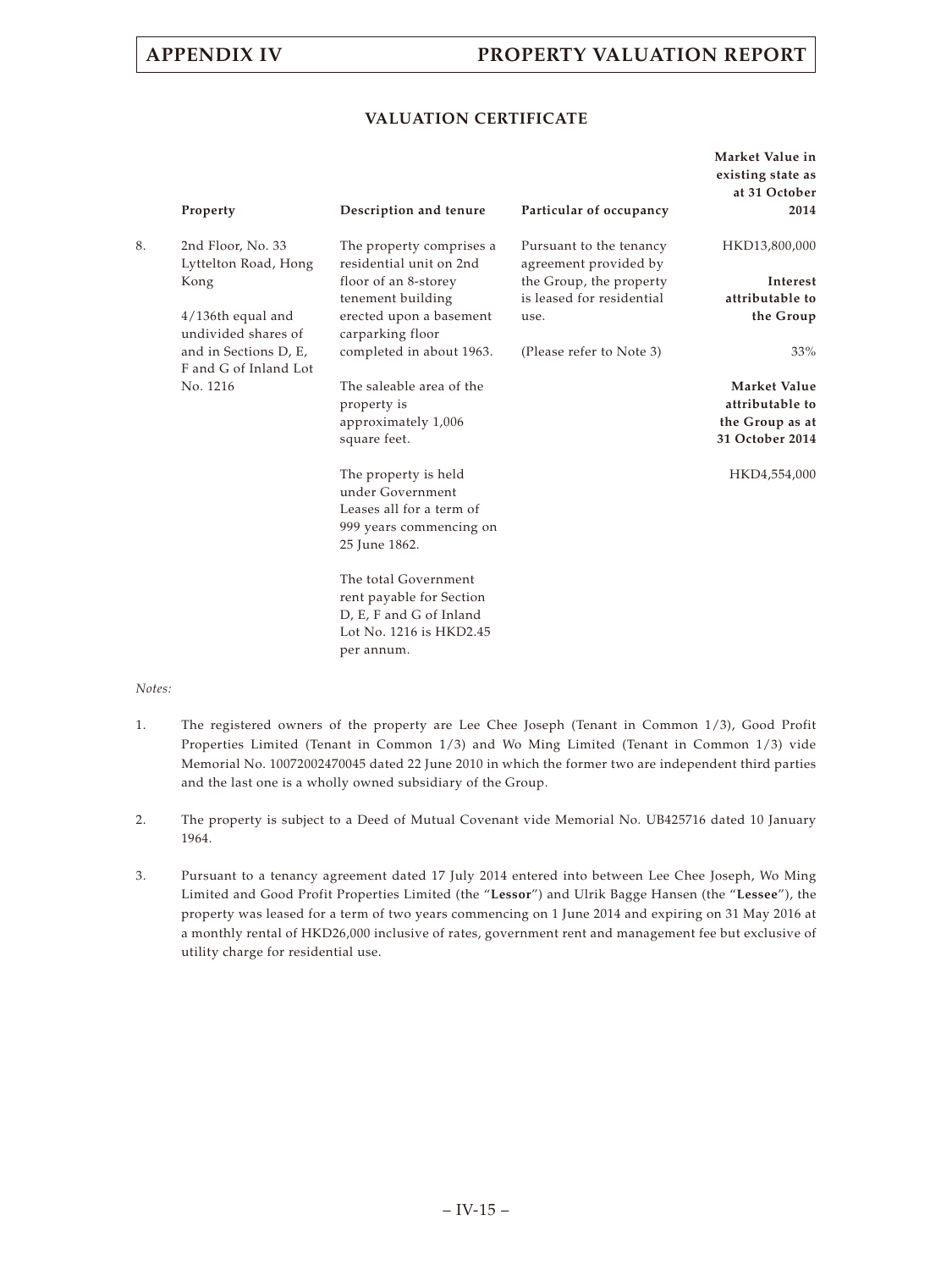## VALUATION CERTIFICATE

| | Property | Description and tenure | Particular of occupancy | Market Value in existing state as at 31 October 2014 |
|---|---|---|---|---|
| 8. | 2nd Floor, No. 33 Lyttelton Road, Hong Kong<br><br>4/136th equal and undivided shares of and in Sections D, E, F and G of Inland Lot No. 1216 | The property comprises a residential unit on 2nd floor of an 8-storey tenement building erected upon a basement carparking floor completed in about 1963.<br><br>The saleable area of the property is approximately 1,006 square feet.<br><br>The property is held under Government Leases all for a term of 999 years commencing on 25 June 1862.<br><br>The total Government rent payable for Section D, E, F and G of Inland Lot No. 1216 is HKD2.45 per annum. | Pursuant to the tenancy agreement provided by the Group, the property is leased for residential use.<br><br>(Please refer to Note 3) | HKD13,800,000<br><br>**Interest attributable to the Group**<br><br>33%<br><br>**Market Value attributable to the Group as at 31 October 2014**<br><br>HKD4,554,000 |

*Notes:*

1. The registered owners of the property are Lee Chee Joseph (Tenant in Common 1/3), Good Profit Properties Limited (Tenant in Common 1/3) and Wo Ming Limited (Tenant in Common 1/3) vide Memorial No. 10072002470045 dated 22 June 2010 in which the former two are independent third parties and the last one is a wholly owned subsidiary of the Group.

2. The property is subject to a Deed of Mutual Covenant vide Memorial No. UB425716 dated 10 January 1964.

3. Pursuant to a tenancy agreement dated 17 July 2014 entered into between Lee Chee Joseph, Wo Ming Limited and Good Profit Properties Limited (the "**Lessor**") and Ulrik Bagge Hansen (the "**Lessee**"), the property was leased for a term of two years commencing on 1 June 2014 and expiring on 31 May 2016 at a monthly rental of HKD26,000 inclusive of rates, government rent and management fee but exclusive of utility charge for residential use.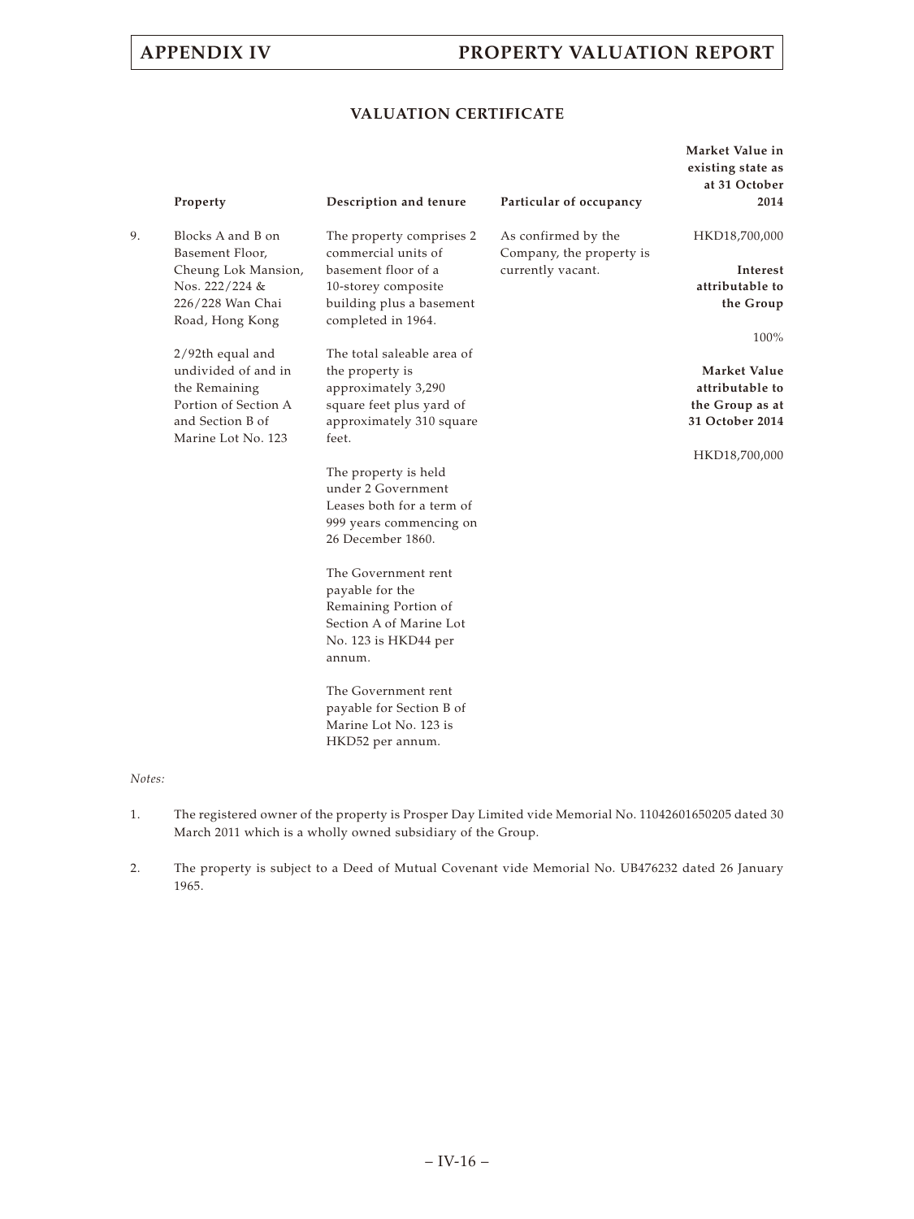## VALUATION CERTIFICATE

| | Property | Description and tenure | Particular of occupancy | Market Value in existing state as at 31 October 2014 |
|---|---|---|---|---|
| 9. | Blocks A and B on Basement Floor, Cheung Lok Mansion, Nos. 222/224 & 226/228 Wan Chai Road, Hong Kong<br><br>2/92th equal and undivided of and in the Remaining Portion of Section A and Section B of Marine Lot No. 123 | The property comprises 2 commercial units of basement floor of a 10-storey composite building plus a basement completed in 1964.<br><br>The total saleable area of the property is approximately 3,290 square feet plus yard of approximately 310 square feet.<br><br>The property is held under 2 Government Leases both for a term of 999 years commencing on 26 December 1860.<br><br>The Government rent payable for the Remaining Portion of Section A of Marine Lot No. 123 is HKD44 per annum.<br><br>The Government rent payable for Section B of Marine Lot No. 123 is HKD52 per annum. | As confirmed by the Company, the property is currently vacant. | HKD18,700,000<br><br>**Interest attributable to the Group**<br><br>100%<br><br>**Market Value attributable to the Group as at 31 October 2014**<br><br>HKD18,700,000 |

*Notes:*

1. The registered owner of the property is Prosper Day Limited vide Memorial No. 11042601650205 dated 30 March 2011 which is a wholly owned subsidiary of the Group.

2. The property is subject to a Deed of Mutual Covenant vide Memorial No. UB476232 dated 26 January 1965.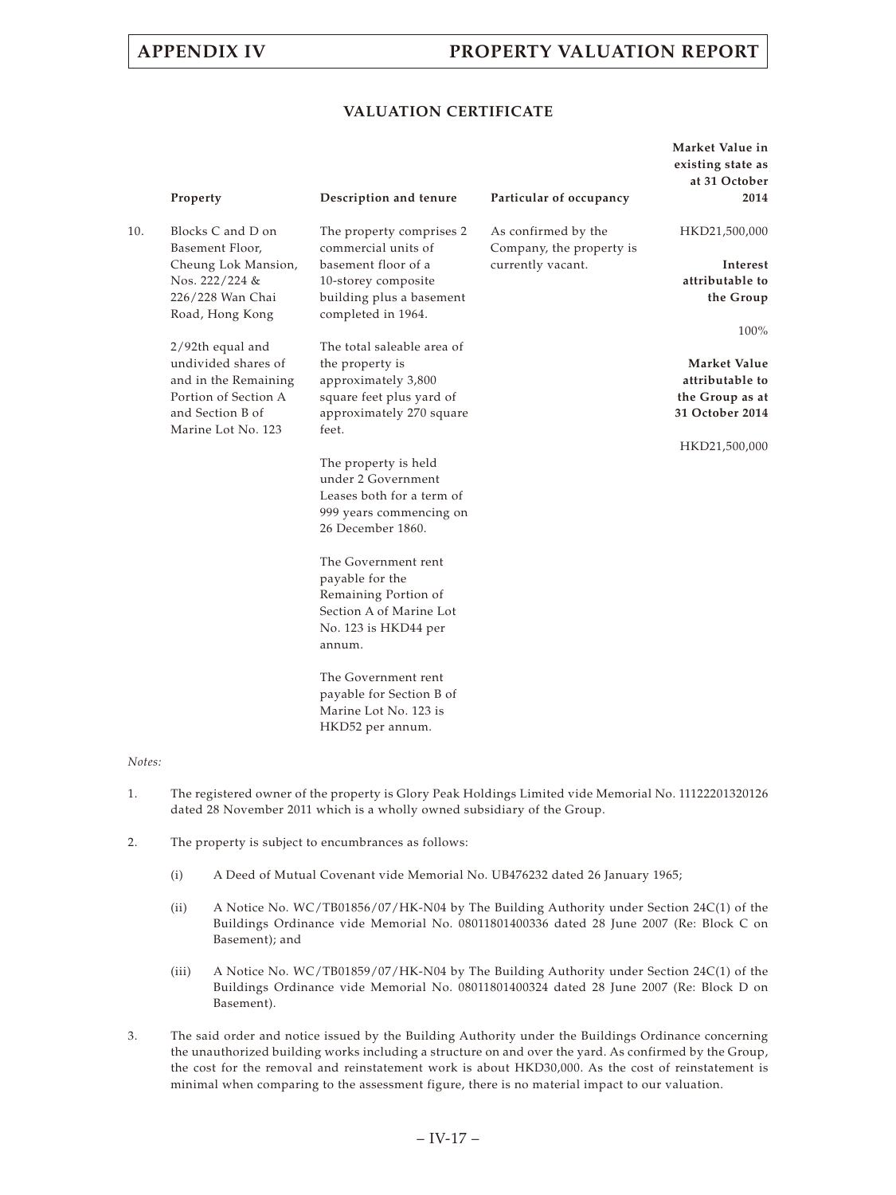## VALUATION CERTIFICATE

| | Property | Description and tenure | Particular of occupancy | Market Value in existing state as at 31 October 2014 |
|---|---|---|---|---|
| 10. | Blocks C and D on Basement Floor, Cheung Lok Mansion, Nos. 222/224 & 226/228 Wan Chai Road, Hong Kong<br><br>2/92th equal and undivided shares of and in the Remaining Portion of Section A and Section B of Marine Lot No. 123 | The property comprises 2 commercial units of basement floor of a 10-storey composite building plus a basement completed in 1964.<br><br>The total saleable area of the property is approximately 3,800 square feet plus yard of approximately 270 square feet.<br><br>The property is held under 2 Government Leases both for a term of 999 years commencing on 26 December 1860.<br><br>The Government rent payable for the Remaining Portion of Section A of Marine Lot No. 123 is HKD44 per annum.<br><br>The Government rent payable for Section B of Marine Lot No. 123 is HKD52 per annum. | As confirmed by the Company, the property is currently vacant. | HKD21,500,000<br><br>**Interest attributable to the Group**<br><br>100%<br><br>**Market Value attributable to the Group as at 31 October 2014**<br><br>HKD21,500,000 |

*Notes:*

1. The registered owner of the property is Glory Peak Holdings Limited vide Memorial No. 11122201320126 dated 28 November 2011 which is a wholly owned subsidiary of the Group.

2. The property is subject to encumbrances as follows:

   (i) A Deed of Mutual Covenant vide Memorial No. UB476232 dated 26 January 1965;

   (ii) A Notice No. WC/TB01856/07/HK-N04 by The Building Authority under Section 24C(1) of the Buildings Ordinance vide Memorial No. 08011801400336 dated 28 June 2007 (Re: Block C on Basement); and

   (iii) A Notice No. WC/TB01859/07/HK-N04 by The Building Authority under Section 24C(1) of the Buildings Ordinance vide Memorial No. 08011801400324 dated 28 June 2007 (Re: Block D on Basement).

3. The said order and notice issued by the Building Authority under the Buildings Ordinance concerning the unauthorized building works including a structure on and over the yard. As confirmed by the Group, the cost for the removal and reinstatement work is about HKD30,000. As the cost of reinstatement is minimal when comparing to the assessment figure, there is no material impact to our valuation.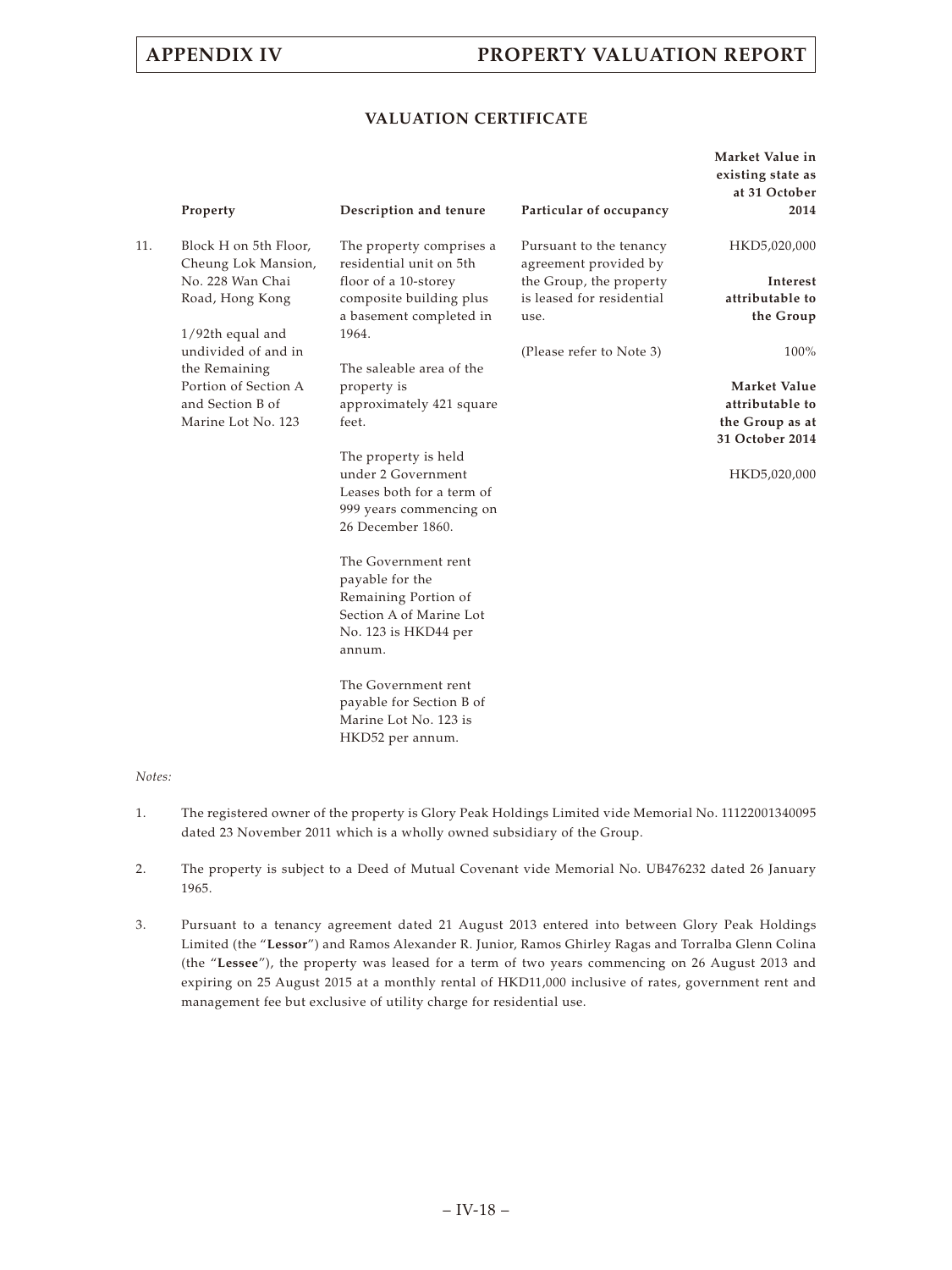## VALUATION CERTIFICATE

| | Property | Description and tenure | Particular of occupancy | Market Value in existing state as at 31 October 2014 |
|---|---|---|---|---|
| 11. | Block H on 5th Floor, Cheung Lok Mansion, No. 228 Wan Chai Road, Hong Kong<br><br>1/92th equal and undivided of and in the Remaining Portion of Section A and Section B of Marine Lot No. 123 | The property comprises a residential unit on 5th floor of a 10-storey composite building plus a basement completed in 1964.<br><br>The saleable area of the property is approximately 421 square feet.<br><br>The property is held under 2 Government Leases both for a term of 999 years commencing on 26 December 1860.<br><br>The Government rent payable for the Remaining Portion of Section A of Marine Lot No. 123 is HKD44 per annum.<br><br>The Government rent payable for Section B of Marine Lot No. 123 is HKD52 per annum. | Pursuant to the tenancy agreement provided by the Group, the property is leased for residential use.<br><br>(Please refer to Note 3) | HKD5,020,000<br><br>**Interest attributable to the Group**<br><br>100%<br><br>**Market Value attributable to the Group as at 31 October 2014**<br><br>HKD5,020,000 |

*Notes:*

1. The registered owner of the property is Glory Peak Holdings Limited vide Memorial No. 11122001340095 dated 23 November 2011 which is a wholly owned subsidiary of the Group.

2. The property is subject to a Deed of Mutual Covenant vide Memorial No. UB476232 dated 26 January 1965.

3. Pursuant to a tenancy agreement dated 21 August 2013 entered into between Glory Peak Holdings Limited (the "**Lessor**") and Ramos Alexander R. Junior, Ramos Ghirley Ragas and Torralba Glenn Colina (the "**Lessee**"), the property was leased for a term of two years commencing on 26 August 2013 and expiring on 25 August 2015 at a monthly rental of HKD11,000 inclusive of rates, government rent and management fee but exclusive of utility charge for residential use.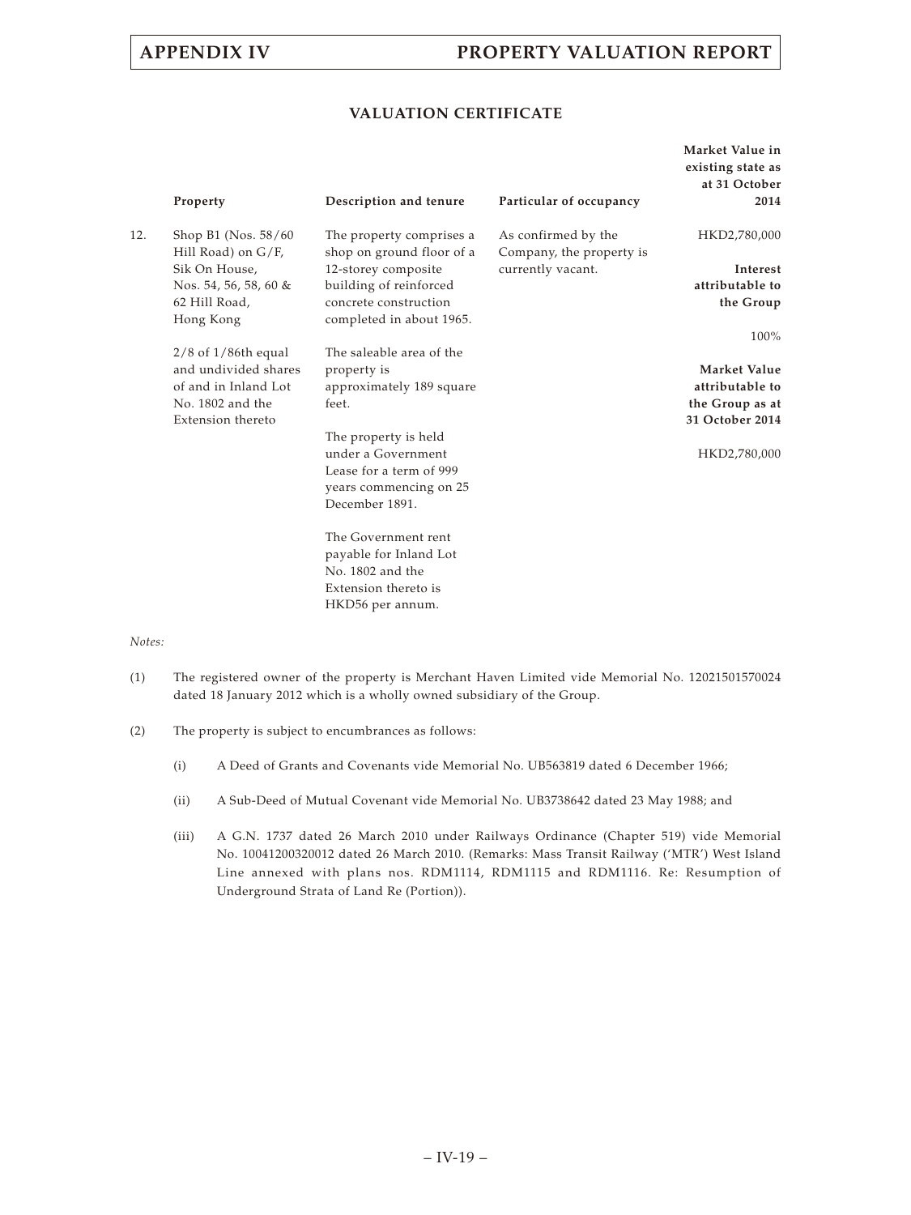## VALUATION CERTIFICATE

| | Property | Description and tenure | Particular of occupancy | Market Value in existing state as at 31 October 2014 |
|---|---|---|---|---|
| 12. | Shop B1 (Nos. 58/60 Hill Road) on G/F, Sik On House, Nos. 54, 56, 58, 60 & 62 Hill Road, Hong Kong<br><br>2/8 of 1/86th equal and undivided shares of and in Inland Lot No. 1802 and the Extension thereto | The property comprises a shop on ground floor of a 12-storey composite building of reinforced concrete construction completed in about 1965.<br><br>The saleable area of the property is approximately 189 square feet.<br><br>The property is held under a Government Lease for a term of 999 years commencing on 25 December 1891.<br><br>The Government rent payable for Inland Lot No. 1802 and the Extension thereto is HKD56 per annum. | As confirmed by the Company, the property is currently vacant. | HKD2,780,000<br><br>**Interest attributable to the Group**<br><br>100%<br><br>**Market Value attributable to the Group as at 31 October 2014**<br><br>HKD2,780,000 |

*Notes:*

(1) The registered owner of the property is Merchant Haven Limited vide Memorial No. 12021501570024 dated 18 January 2012 which is a wholly owned subsidiary of the Group.

(2) The property is subject to encumbrances as follows:

(i) A Deed of Grants and Covenants vide Memorial No. UB563819 dated 6 December 1966;

(ii) A Sub-Deed of Mutual Covenant vide Memorial No. UB3738642 dated 23 May 1988; and

(iii) A G.N. 1737 dated 26 March 2010 under Railways Ordinance (Chapter 519) vide Memorial No. 10041200320012 dated 26 March 2010. (Remarks: Mass Transit Railway ('MTR') West Island Line annexed with plans nos. RDM1114, RDM1115 and RDM1116. Re: Resumption of Underground Strata of Land Re (Portion)).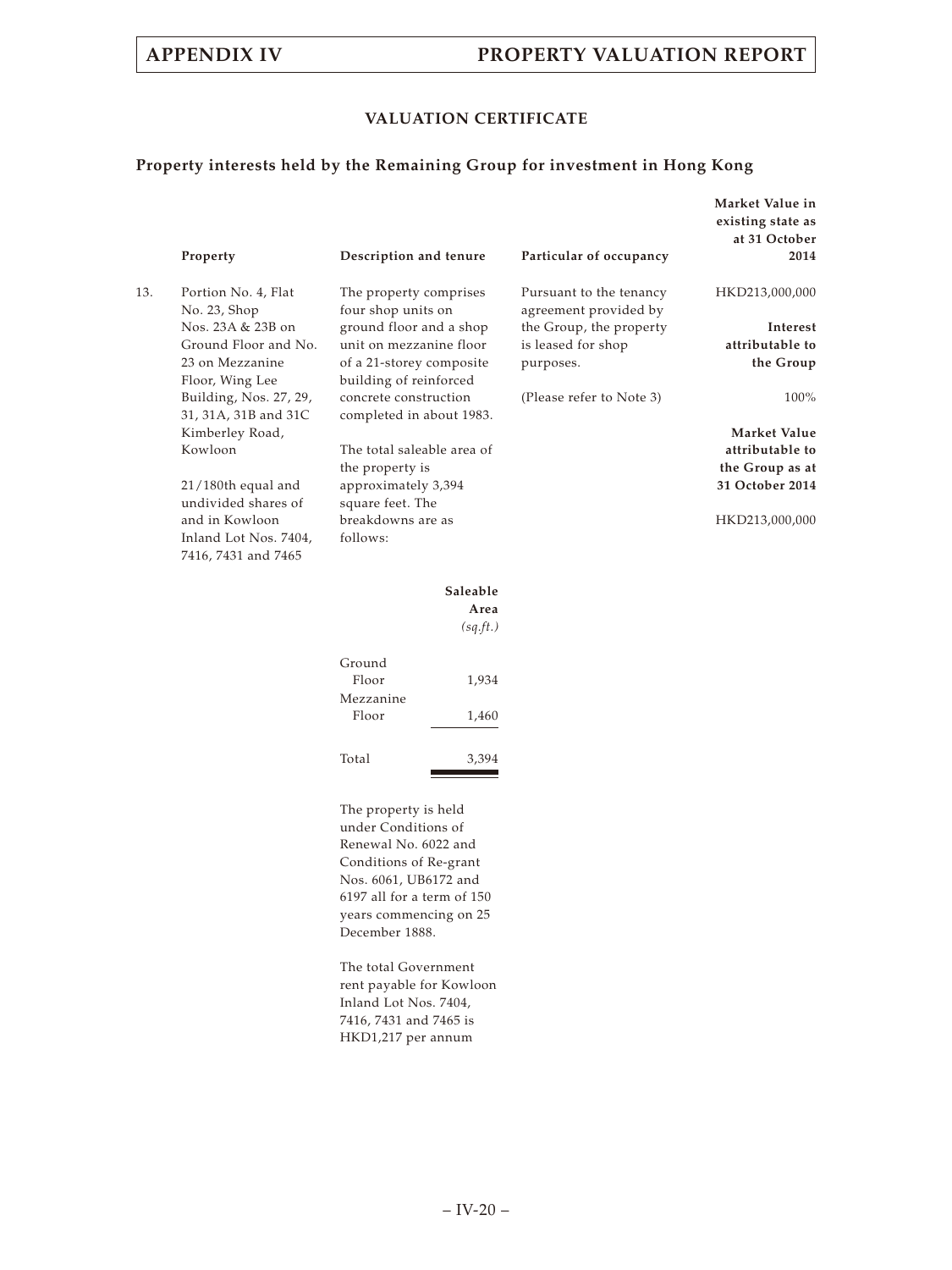## VALUATION CERTIFICATE

### Property interests held by the Remaining Group for investment in Hong Kong

| | Property | Description and tenure | Particular of occupancy | Market Value in existing state as at 31 October 2014 |
|---|---|---|---|---|
| 13. | Portion No. 4, Flat No. 23, Shop Nos. 23A & 23B on Ground Floor and No. 23 on Mezzanine Floor, Wing Lee Building, Nos. 27, 29, 31, 31A, 31B and 31C Kimberley Road, Kowloon<br><br>21/180th equal and undivided shares of and in Kowloon Inland Lot Nos. 7404, 7416, 7431 and 7465 | The property comprises four shop units on ground floor and a shop unit on mezzanine floor of a 21-storey composite building of reinforced concrete construction completed in about 1983.<br><br>The total saleable area of the property is approximately 3,394 square feet. The breakdowns are as follows:<br><br>Ground Floor — 1,934 sq.ft.<br>Mezzanine Floor — 1,460 sq.ft.<br>Total — 3,394 sq.ft.<br><br>The property is held under Conditions of Renewal No. 6022 and Conditions of Re-grant Nos. 6061, UB6172 and 6197 all for a term of 150 years commencing on 25 December 1888.<br><br>The total Government rent payable for Kowloon Inland Lot Nos. 7404, 7416, 7431 and 7465 is HKD1,217 per annum | Pursuant to the tenancy agreement provided by the Group, the property is leased for shop purposes.<br><br>(Please refer to Note 3) | HKD213,000,000<br><br>**Interest attributable to the Group**<br><br>100%<br><br>**Market Value attributable to the Group as at 31 October 2014**<br><br>HKD213,000,000 |

| | Saleable Area (sq.ft.) |
|---|---|
| Ground Floor | 1,934 |
| Mezzanine Floor | 1,460 |
| Total | 3,394 |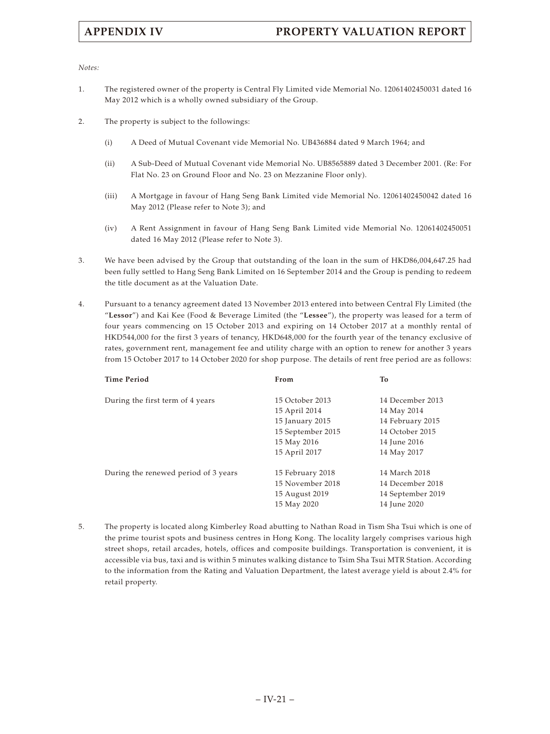*Notes:*

1. The registered owner of the property is Central Fly Limited vide Memorial No. 12061402450031 dated 16 May 2012 which is a wholly owned subsidiary of the Group.

2. The property is subject to the followings:

   (i) A Deed of Mutual Covenant vide Memorial No. UB436884 dated 9 March 1964; and

   (ii) A Sub-Deed of Mutual Covenant vide Memorial No. UB8565889 dated 3 December 2001. (Re: For Flat No. 23 on Ground Floor and No. 23 on Mezzanine Floor only).

   (iii) A Mortgage in favour of Hang Seng Bank Limited vide Memorial No. 12061402450042 dated 16 May 2012 (Please refer to Note 3); and

   (iv) A Rent Assignment in favour of Hang Seng Bank Limited vide Memorial No. 12061402450051 dated 16 May 2012 (Please refer to Note 3).

3. We have been advised by the Group that outstanding of the loan in the sum of HKD86,004,647.25 had been fully settled to Hang Seng Bank Limited on 16 September 2014 and the Group is pending to redeem the title document as at the Valuation Date.

4. Pursuant to a tenancy agreement dated 13 November 2013 entered into between Central Fly Limited (the "**Lessor**") and Kai Kee (Food & Beverage Limited (the "**Lessee**"), the property was leased for a term of four years commencing on 15 October 2013 and expiring on 14 October 2017 at a monthly rental of HKD544,000 for the first 3 years of tenancy, HKD648,000 for the fourth year of the tenancy exclusive of rates, government rent, management fee and utility charge with an option to renew for another 3 years from 15 October 2017 to 14 October 2020 for shop purpose. The details of rent free period are as follows:

| Time Period | From | To |
|---|---|---|
| During the first term of 4 years | 15 October 2013 | 14 December 2013 |
| | 15 April 2014 | 14 May 2014 |
| | 15 January 2015 | 14 February 2015 |
| | 15 September 2015 | 14 October 2015 |
| | 15 May 2016 | 14 June 2016 |
| | 15 April 2017 | 14 May 2017 |
| During the renewed period of 3 years | 15 February 2018 | 14 March 2018 |
| | 15 November 2018 | 14 December 2018 |
| | 15 August 2019 | 14 September 2019 |
| | 15 May 2020 | 14 June 2020 |

5. The property is located along Kimberley Road abutting to Nathan Road in Tism Sha Tsui which is one of the prime tourist spots and business centres in Hong Kong. The locality largely comprises various high street shops, retail arcades, hotels, offices and composite buildings. Transportation is convenient, it is accessible via bus, taxi and is within 5 minutes walking distance to Tsim Sha Tsui MTR Station. According to the information from the Rating and Valuation Department, the latest average yield is about 2.4% for retail property.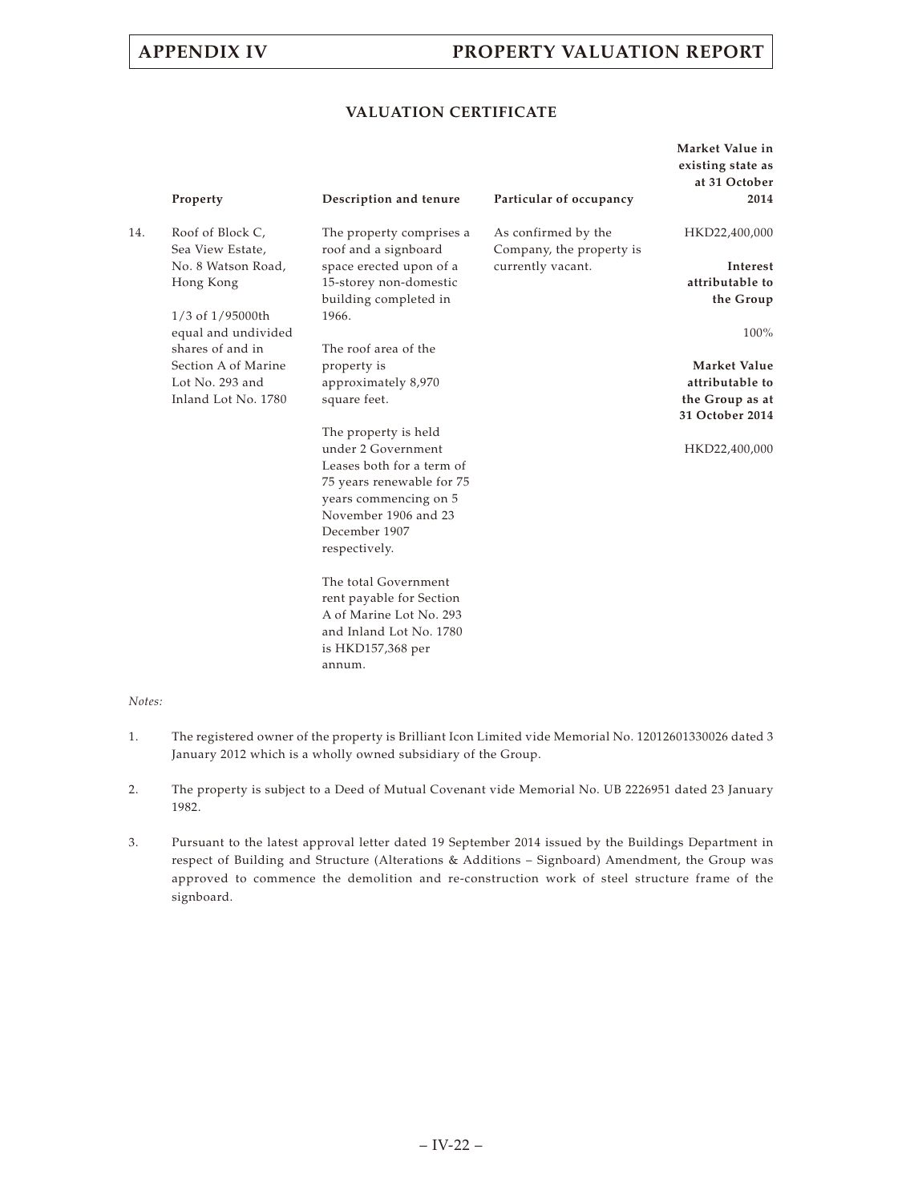## VALUATION CERTIFICATE

| | Property | Description and tenure | Particular of occupancy | Market Value in existing state as at 31 October 2014 |
|---|---|---|---|---|
| 14. | Roof of Block C, Sea View Estate, No. 8 Watson Road, Hong Kong<br><br>1/3 of 1/95000th equal and undivided shares of and in Section A of Marine Lot No. 293 and Inland Lot No. 1780 | The property comprises a roof and a signboard space erected upon of a 15-storey non-domestic building completed in 1966.<br><br>The roof area of the property is approximately 8,970 square feet.<br><br>The property is held under 2 Government Leases both for a term of 75 years renewable for 75 years commencing on 5 November 1906 and 23 December 1907 respectively.<br><br>The total Government rent payable for Section A of Marine Lot No. 293 and Inland Lot No. 1780 is HKD157,368 per annum. | As confirmed by the Company, the property is currently vacant. | HKD22,400,000<br><br>**Interest attributable to the Group**<br><br>100%<br><br>**Market Value attributable to the Group as at 31 October 2014**<br><br>HKD22,400,000 |

*Notes:*

1. The registered owner of the property is Brilliant Icon Limited vide Memorial No. 12012601330026 dated 3 January 2012 which is a wholly owned subsidiary of the Group.

2. The property is subject to a Deed of Mutual Covenant vide Memorial No. UB 2226951 dated 23 January 1982.

3. Pursuant to the latest approval letter dated 19 September 2014 issued by the Buildings Department in respect of Building and Structure (Alterations & Additions – Signboard) Amendment, the Group was approved to commence the demolition and re-construction work of steel structure frame of the signboard.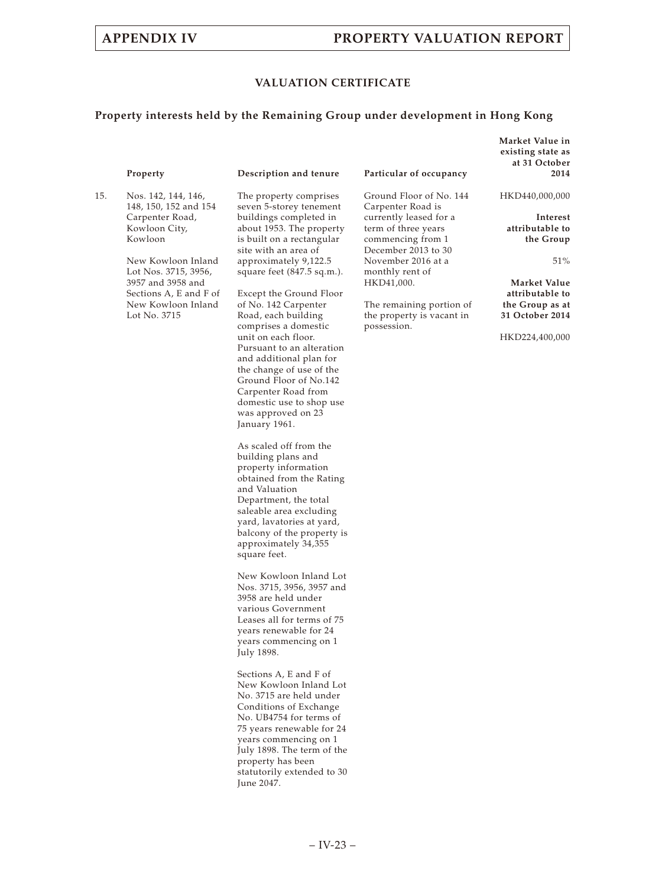## VALUATION CERTIFICATE

### Property interests held by the Remaining Group under development in Hong Kong

| | Property | Description and tenure | Particular of occupancy | Market Value in existing state as at 31 October 2014 |
|---|---|---|---|---|
| 15. | Nos. 142, 144, 146, 148, 150, 152 and 154 Carpenter Road, Kowloon City, Kowloon<br><br>New Kowloon Inland Lot Nos. 3715, 3956, 3957 and 3958 and Sections A, E and F of New Kowloon Inland Lot No. 3715 | The property comprises seven 5-storey tenement buildings completed in about 1953. The property is built on a rectangular site with an area of approximately 9,122.5 square feet (847.5 sq.m.).<br><br>Except the Ground Floor of No. 142 Carpenter Road, each building comprises a domestic unit on each floor. Pursuant to an alteration and additional plan for the change of use of the Ground Floor of No.142 Carpenter Road from domestic use to shop use was approved on 23 January 1961.<br><br>As scaled off from the building plans and property information obtained from the Rating and Valuation Department, the total saleable area excluding yard, lavatories at yard, balcony of the property is approximately 34,355 square feet.<br><br>New Kowloon Inland Lot Nos. 3715, 3956, 3957 and 3958 are held under various Government Leases all for terms of 75 years renewable for 24 years commencing on 1 July 1898.<br><br>Sections A, E and F of New Kowloon Inland Lot No. 3715 are held under Conditions of Exchange No. UB4754 for terms of 75 years renewable for 24 years commencing on 1 July 1898. The term of the property has been statutorily extended to 30 June 2047. | Ground Floor of No. 144 Carpenter Road is currently leased for a term of three years commencing from 1 December 2013 to 30 November 2016 at a monthly rent of HKD41,000.<br><br>The remaining portion of the property is vacant in possession. | HKD440,000,000<br><br>**Interest attributable to the Group**<br><br>51%<br><br>**Market Value attributable to the Group as at 31 October 2014**<br><br>HKD224,400,000 |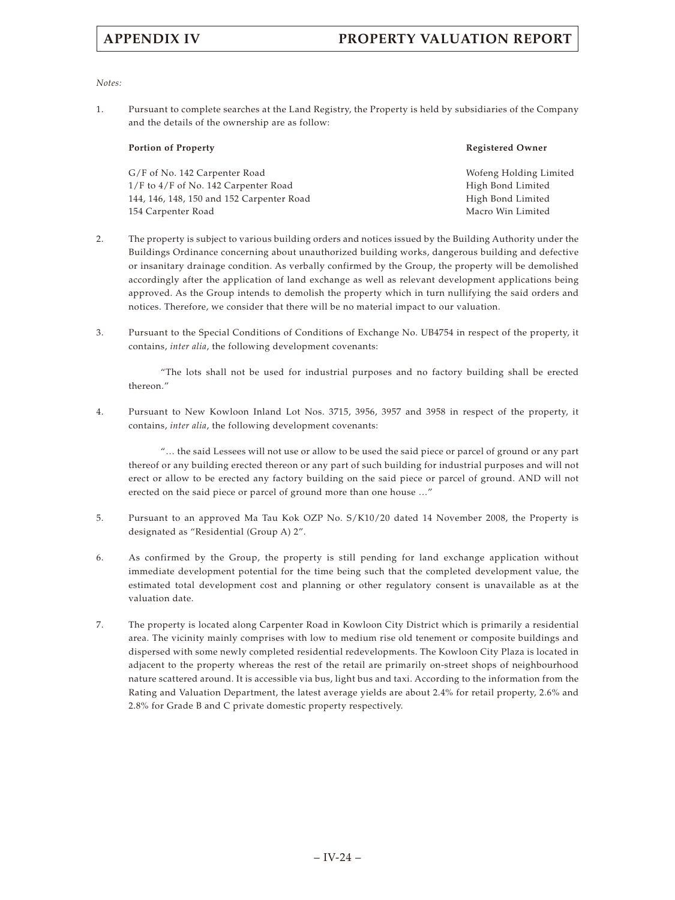*Notes:*

1. Pursuant to complete searches at the Land Registry, the Property is held by subsidiaries of the Company and the details of the ownership are as follow:

| **Portion of Property** | **Registered Owner** |
|---|---|
| G/F of No. 142 Carpenter Road | Wofeng Holding Limited |
| 1/F to 4/F of No. 142 Carpenter Road | High Bond Limited |
| 144, 146, 148, 150 and 152 Carpenter Road | High Bond Limited |
| 154 Carpenter Road | Macro Win Limited |

2. The property is subject to various building orders and notices issued by the Building Authority under the Buildings Ordinance concerning about unauthorized building works, dangerous building and defective or insanitary drainage condition. As verbally confirmed by the Group, the property will be demolished accordingly after the application of land exchange as well as relevant development applications being approved. As the Group intends to demolish the property which in turn nullifying the said orders and notices. Therefore, we consider that there will be no material impact to our valuation.

3. Pursuant to the Special Conditions of Conditions of Exchange No. UB4754 in respect of the property, it contains, *inter alia*, the following development covenants:

   "The lots shall not be used for industrial purposes and no factory building shall be erected thereon."

4. Pursuant to New Kowloon Inland Lot Nos. 3715, 3956, 3957 and 3958 in respect of the property, it contains, *inter alia*, the following development covenants:

   "… the said Lessees will not use or allow to be used the said piece or parcel of ground or any part thereof or any building erected thereon or any part of such building for industrial purposes and will not erect or allow to be erected any factory building on the said piece or parcel of ground. AND will not erected on the said piece or parcel of ground more than one house …"

5. Pursuant to an approved Ma Tau Kok OZP No. S/K10/20 dated 14 November 2008, the Property is designated as "Residential (Group A) 2".

6. As confirmed by the Group, the property is still pending for land exchange application without immediate development potential for the time being such that the completed development value, the estimated total development cost and planning or other regulatory consent is unavailable as at the valuation date.

7. The property is located along Carpenter Road in Kowloon City District which is primarily a residential area. The vicinity mainly comprises with low to medium rise old tenement or composite buildings and dispersed with some newly completed residential redevelopments. The Kowloon City Plaza is located in adjacent to the property whereas the rest of the retail are primarily on-street shops of neighbourhood nature scattered around. It is accessible via bus, light bus and taxi. According to the information from the Rating and Valuation Department, the latest average yields are about 2.4% for retail property, 2.6% and 2.8% for Grade B and C private domestic property respectively.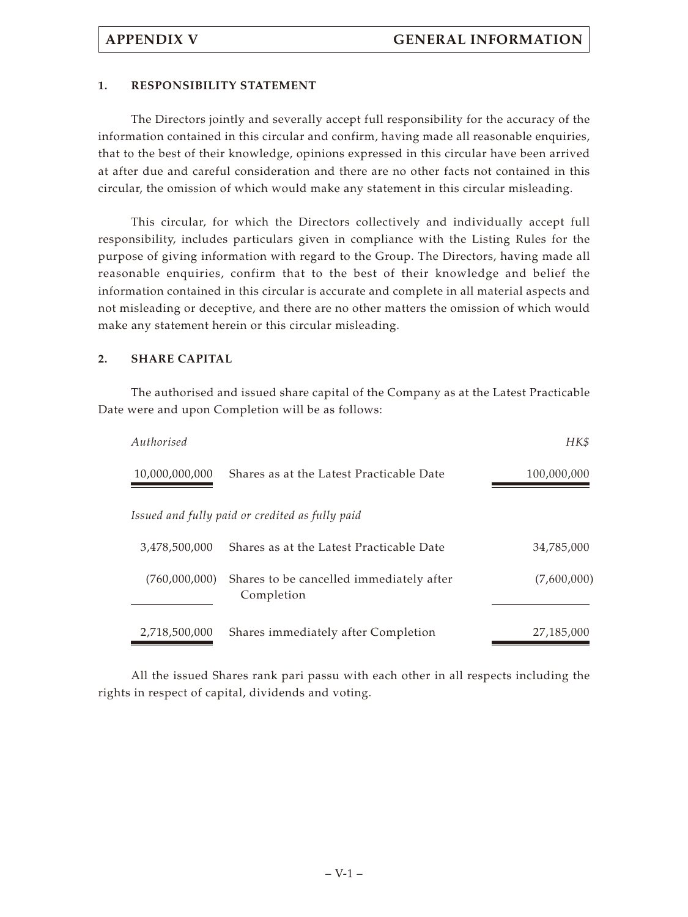## 1. RESPONSIBILITY STATEMENT

The Directors jointly and severally accept full responsibility for the accuracy of the information contained in this circular and confirm, having made all reasonable enquiries, that to the best of their knowledge, opinions expressed in this circular have been arrived at after due and careful consideration and there are no other facts not contained in this circular, the omission of which would make any statement in this circular misleading.

This circular, for which the Directors collectively and individually accept full responsibility, includes particulars given in compliance with the Listing Rules for the purpose of giving information with regard to the Group. The Directors, having made all reasonable enquiries, confirm that to the best of their knowledge and belief the information contained in this circular is accurate and complete in all material aspects and not misleading or deceptive, and there are no other matters the omission of which would make any statement herein or this circular misleading.

## 2. SHARE CAPITAL

The authorised and issued share capital of the Company as at the Latest Practicable Date were and upon Completion will be as follows:

| *Authorised* | | *HK$* |
|---|---|---|
| 10,000,000,000 | Shares as at the Latest Practicable Date | 100,000,000 |
| *Issued and fully paid or credited as fully paid* | | |
| 3,478,500,000 | Shares as at the Latest Practicable Date | 34,785,000 |
| (760,000,000) | Shares to be cancelled immediately after Completion | (7,600,000) |
| 2,718,500,000 | Shares immediately after Completion | 27,185,000 |

All the issued Shares rank pari passu with each other in all respects including the rights in respect of capital, dividends and voting.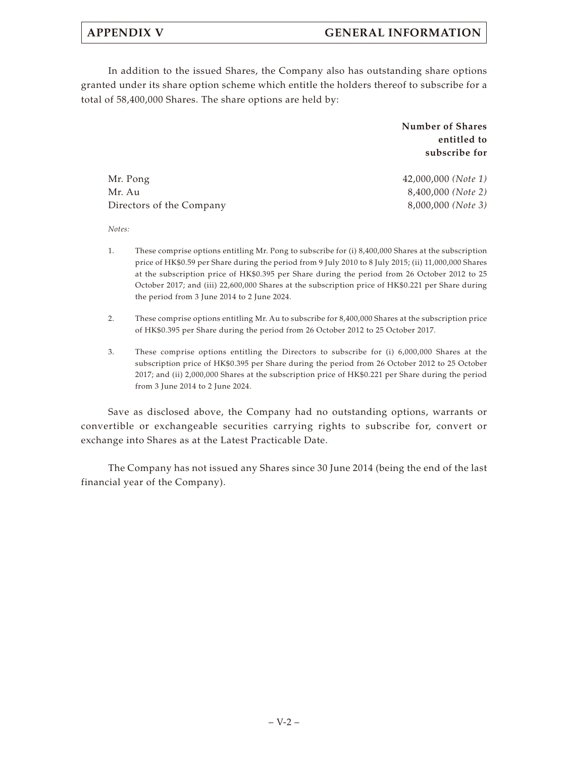In addition to the issued Shares, the Company also has outstanding share options granted under its share option scheme which entitle the holders thereof to subscribe for a total of 58,400,000 Shares. The share options are held by:

| | **Number of Shares entitled to subscribe for** |
|---|---|
| Mr. Pong | 42,000,000 *(Note 1)* |
| Mr. Au | 8,400,000 *(Note 2)* |
| Directors of the Company | 8,000,000 *(Note 3)* |

*Notes:*

1. These comprise options entitling Mr. Pong to subscribe for (i) 8,400,000 Shares at the subscription price of HK$0.59 per Share during the period from 9 July 2010 to 8 July 2015; (ii) 11,000,000 Shares at the subscription price of HK$0.395 per Share during the period from 26 October 2012 to 25 October 2017; and (iii) 22,600,000 Shares at the subscription price of HK$0.221 per Share during the period from 3 June 2014 to 2 June 2024.

2. These comprise options entitling Mr. Au to subscribe for 8,400,000 Shares at the subscription price of HK$0.395 per Share during the period from 26 October 2012 to 25 October 2017.

3. These comprise options entitling the Directors to subscribe for (i) 6,000,000 Shares at the subscription price of HK$0.395 per Share during the period from 26 October 2012 to 25 October 2017; and (ii) 2,000,000 Shares at the subscription price of HK$0.221 per Share during the period from 3 June 2014 to 2 June 2024.

Save as disclosed above, the Company had no outstanding options, warrants or convertible or exchangeable securities carrying rights to subscribe for, convert or exchange into Shares as at the Latest Practicable Date.

The Company has not issued any Shares since 30 June 2014 (being the end of the last financial year of the Company).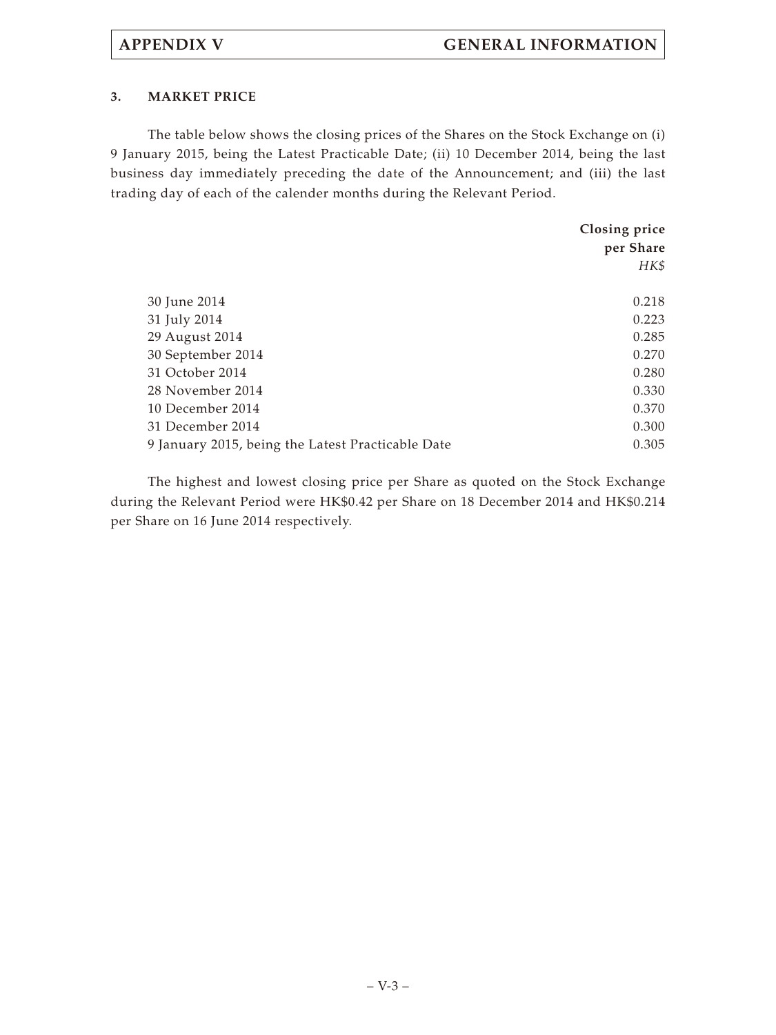### 3. MARKET PRICE

The table below shows the closing prices of the Shares on the Stock Exchange on (i) 9 January 2015, being the Latest Practicable Date; (ii) 10 December 2014, being the last business day immediately preceding the date of the Announcement; and (iii) the last trading day of each of the calender months during the Relevant Period.

| | Closing price per Share *HK$* |
|---|---|
| 30 June 2014 | 0.218 |
| 31 July 2014 | 0.223 |
| 29 August 2014 | 0.285 |
| 30 September 2014 | 0.270 |
| 31 October 2014 | 0.280 |
| 28 November 2014 | 0.330 |
| 10 December 2014 | 0.370 |
| 31 December 2014 | 0.300 |
| 9 January 2015, being the Latest Practicable Date | 0.305 |

The highest and lowest closing price per Share as quoted on the Stock Exchange during the Relevant Period were HK$0.42 per Share on 18 December 2014 and HK$0.214 per Share on 16 June 2014 respectively.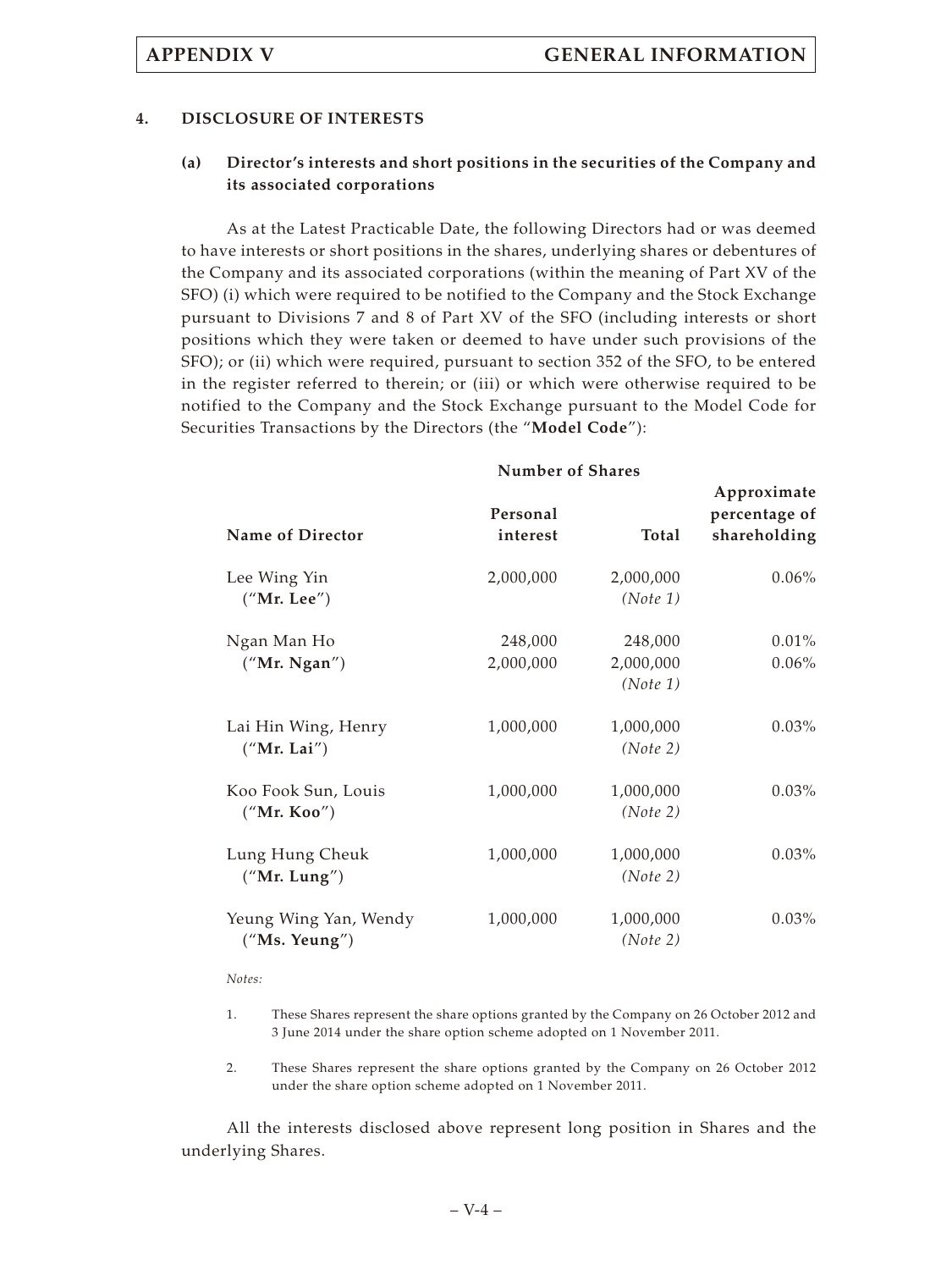## 4. DISCLOSURE OF INTERESTS

### (a) Director's interests and short positions in the securities of the Company and its associated corporations

As at the Latest Practicable Date, the following Directors had or was deemed to have interests or short positions in the shares, underlying shares or debentures of the Company and its associated corporations (within the meaning of Part XV of the SFO) (i) which were required to be notified to the Company and the Stock Exchange pursuant to Divisions 7 and 8 of Part XV of the SFO (including interests or short positions which they were taken or deemed to have under such provisions of the SFO); or (ii) which were required, pursuant to section 352 of the SFO, to be entered in the register referred to therein; or (iii) or which were otherwise required to be notified to the Company and the Stock Exchange pursuant to the Model Code for Securities Transactions by the Directors (the "**Model Code**"):

| Name of Director | Number of Shares | | Approximate percentage of shareholding |
|---|---|---|---|
| | Personal interest | Total | |
| Lee Wing Yin ("**Mr. Lee**") | 2,000,000 | 2,000,000 *(Note 1)* | 0.06% |
| Ngan Man Ho ("**Mr. Ngan**") | 248,000 | 248,000 | 0.01% |
| | 2,000,000 | 2,000,000 *(Note 1)* | 0.06% |
| Lai Hin Wing, Henry ("**Mr. Lai**") | 1,000,000 | 1,000,000 *(Note 2)* | 0.03% |
| Koo Fook Sun, Louis ("**Mr. Koo**") | 1,000,000 | 1,000,000 *(Note 2)* | 0.03% |
| Lung Hung Cheuk ("**Mr. Lung**") | 1,000,000 | 1,000,000 *(Note 2)* | 0.03% |
| Yeung Wing Yan, Wendy ("**Ms. Yeung**") | 1,000,000 | 1,000,000 *(Note 2)* | 0.03% |

*Notes:*

1. These Shares represent the share options granted by the Company on 26 October 2012 and 3 June 2014 under the share option scheme adopted on 1 November 2011.

2. These Shares represent the share options granted by the Company on 26 October 2012 under the share option scheme adopted on 1 November 2011.

All the interests disclosed above represent long position in Shares and the underlying Shares.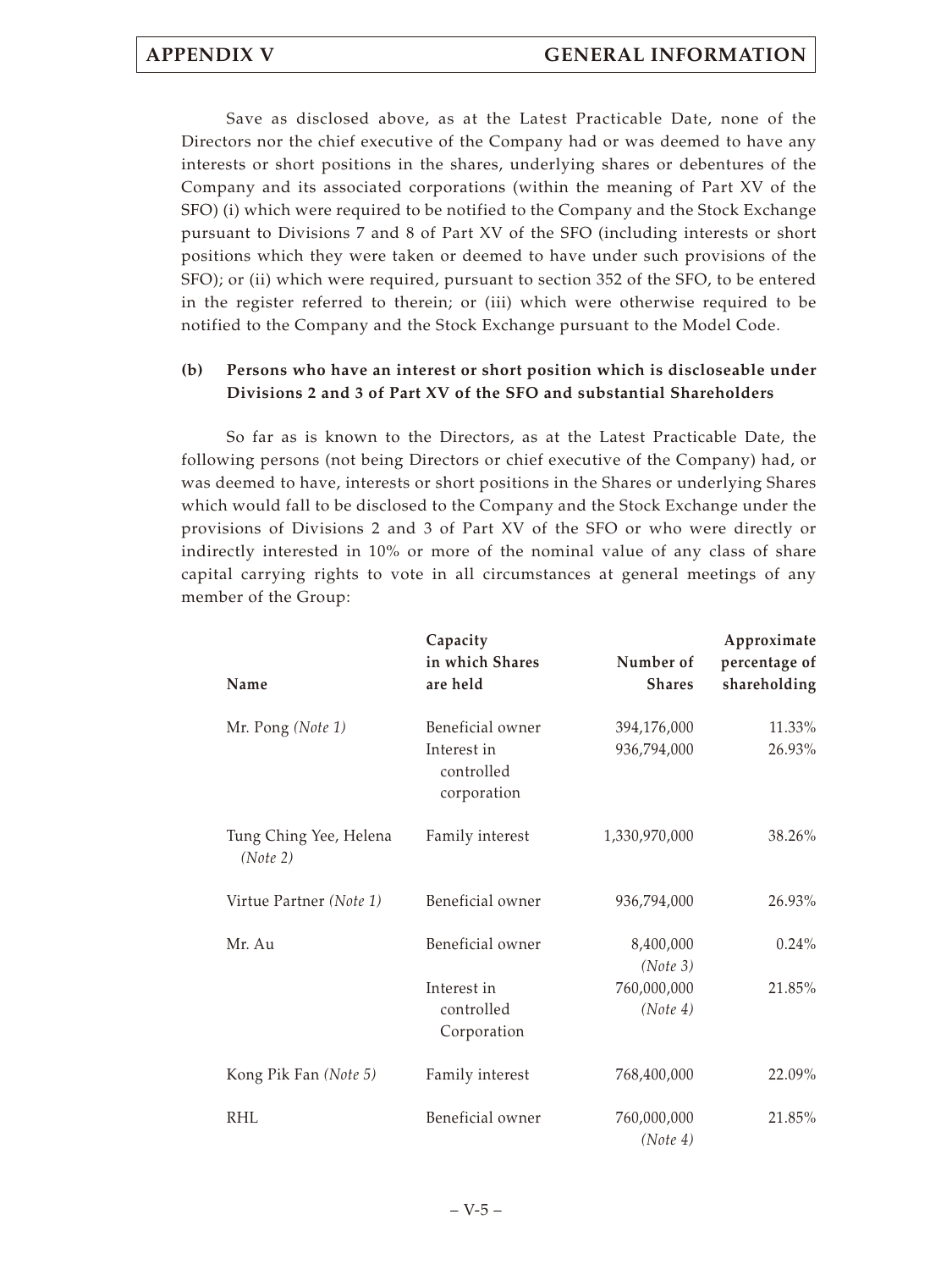Save as disclosed above, as at the Latest Practicable Date, none of the Directors nor the chief executive of the Company had or was deemed to have any interests or short positions in the shares, underlying shares or debentures of the Company and its associated corporations (within the meaning of Part XV of the SFO) (i) which were required to be notified to the Company and the Stock Exchange pursuant to Divisions 7 and 8 of Part XV of the SFO (including interests or short positions which they were taken or deemed to have under such provisions of the SFO); or (ii) which were required, pursuant to section 352 of the SFO, to be entered in the register referred to therein; or (iii) which were otherwise required to be notified to the Company and the Stock Exchange pursuant to the Model Code.

**(b) Persons who have an interest or short position which is discloseable under Divisions 2 and 3 of Part XV of the SFO and substantial Shareholders**

So far as is known to the Directors, as at the Latest Practicable Date, the following persons (not being Directors or chief executive of the Company) had, or was deemed to have, interests or short positions in the Shares or underlying Shares which would fall to be disclosed to the Company and the Stock Exchange under the provisions of Divisions 2 and 3 of Part XV of the SFO or who were directly or indirectly interested in 10% or more of the nominal value of any class of share capital carrying rights to vote in all circumstances at general meetings of any member of the Group:

| Name | Capacity in which Shares are held | Number of Shares | Approximate percentage of shareholding |
|---|---|---|---|
| Mr. Pong *(Note 1)* | Beneficial owner | 394,176,000 | 11.33% |
| | Interest in controlled corporation | 936,794,000 | 26.93% |
| Tung Ching Yee, Helena *(Note 2)* | Family interest | 1,330,970,000 | 38.26% |
| Virtue Partner *(Note 1)* | Beneficial owner | 936,794,000 | 26.93% |
| Mr. Au | Beneficial owner | 8,400,000 *(Note 3)* | 0.24% |
| | Interest in controlled Corporation | 760,000,000 *(Note 4)* | 21.85% |
| Kong Pik Fan *(Note 5)* | Family interest | 768,400,000 | 22.09% |
| RHL | Beneficial owner | 760,000,000 *(Note 4)* | 21.85% |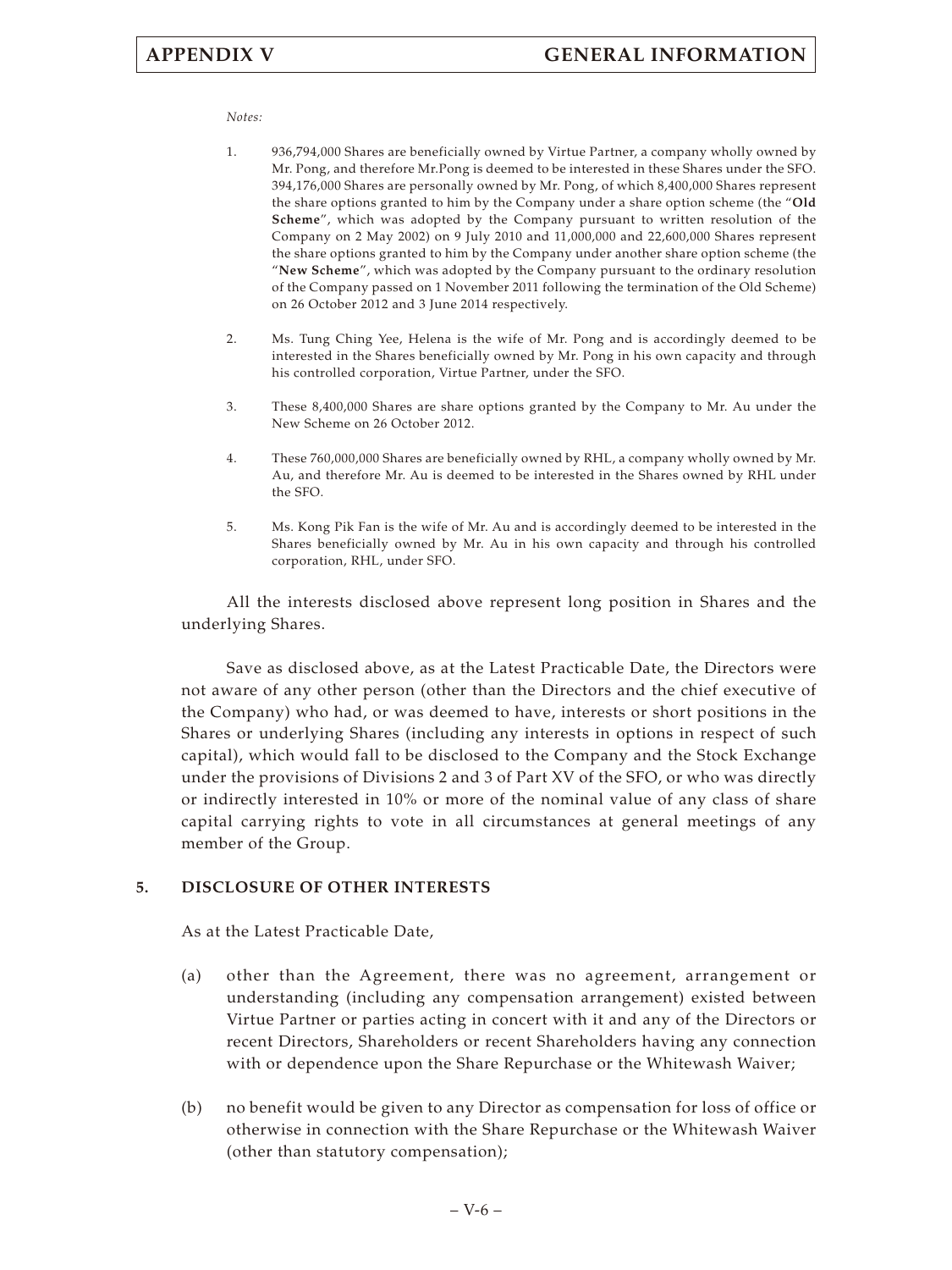*Notes:*

1. 936,794,000 Shares are beneficially owned by Virtue Partner, a company wholly owned by Mr. Pong, and therefore Mr.Pong is deemed to be interested in these Shares under the SFO. 394,176,000 Shares are personally owned by Mr. Pong, of which 8,400,000 Shares represent the share options granted to him by the Company under a share option scheme (the "**Old Scheme**", which was adopted by the Company pursuant to written resolution of the Company on 2 May 2002) on 9 July 2010 and 11,000,000 and 22,600,000 Shares represent the share options granted to him by the Company under another share option scheme (the "**New Scheme**", which was adopted by the Company pursuant to the ordinary resolution of the Company passed on 1 November 2011 following the termination of the Old Scheme) on 26 October 2012 and 3 June 2014 respectively.

2. Ms. Tung Ching Yee, Helena is the wife of Mr. Pong and is accordingly deemed to be interested in the Shares beneficially owned by Mr. Pong in his own capacity and through his controlled corporation, Virtue Partner, under the SFO.

3. These 8,400,000 Shares are share options granted by the Company to Mr. Au under the New Scheme on 26 October 2012.

4. These 760,000,000 Shares are beneficially owned by RHL, a company wholly owned by Mr. Au, and therefore Mr. Au is deemed to be interested in the Shares owned by RHL under the SFO.

5. Ms. Kong Pik Fan is the wife of Mr. Au and is accordingly deemed to be interested in the Shares beneficially owned by Mr. Au in his own capacity and through his controlled corporation, RHL, under SFO.

All the interests disclosed above represent long position in Shares and the underlying Shares.

Save as disclosed above, as at the Latest Practicable Date, the Directors were not aware of any other person (other than the Directors and the chief executive of the Company) who had, or was deemed to have, interests or short positions in the Shares or underlying Shares (including any interests in options in respect of such capital), which would fall to be disclosed to the Company and the Stock Exchange under the provisions of Divisions 2 and 3 of Part XV of the SFO, or who was directly or indirectly interested in 10% or more of the nominal value of any class of share capital carrying rights to vote in all circumstances at general meetings of any member of the Group.

## 5. DISCLOSURE OF OTHER INTERESTS

As at the Latest Practicable Date,

(a) other than the Agreement, there was no agreement, arrangement or understanding (including any compensation arrangement) existed between Virtue Partner or parties acting in concert with it and any of the Directors or recent Directors, Shareholders or recent Shareholders having any connection with or dependence upon the Share Repurchase or the Whitewash Waiver;

(b) no benefit would be given to any Director as compensation for loss of office or otherwise in connection with the Share Repurchase or the Whitewash Waiver (other than statutory compensation);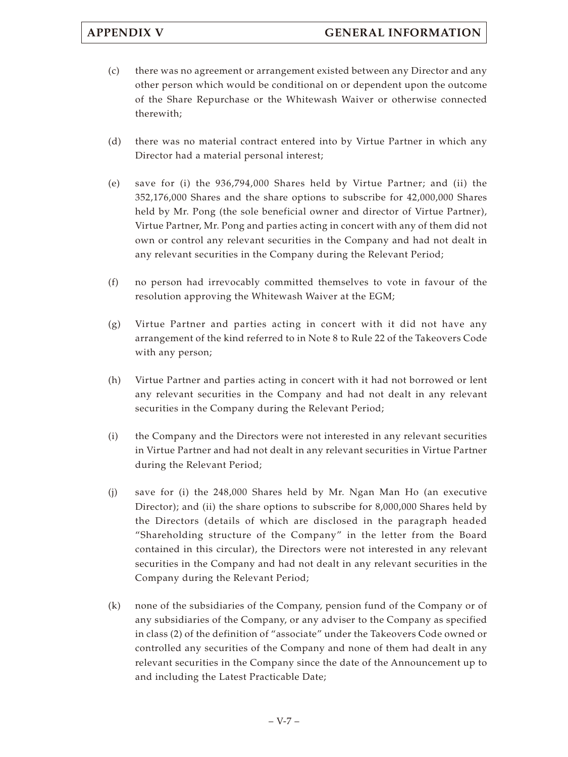(c) there was no agreement or arrangement existed between any Director and any other person which would be conditional on or dependent upon the outcome of the Share Repurchase or the Whitewash Waiver or otherwise connected therewith;

(d) there was no material contract entered into by Virtue Partner in which any Director had a material personal interest;

(e) save for (i) the 936,794,000 Shares held by Virtue Partner; and (ii) the 352,176,000 Shares and the share options to subscribe for 42,000,000 Shares held by Mr. Pong (the sole beneficial owner and director of Virtue Partner), Virtue Partner, Mr. Pong and parties acting in concert with any of them did not own or control any relevant securities in the Company and had not dealt in any relevant securities in the Company during the Relevant Period;

(f) no person had irrevocably committed themselves to vote in favour of the resolution approving the Whitewash Waiver at the EGM;

(g) Virtue Partner and parties acting in concert with it did not have any arrangement of the kind referred to in Note 8 to Rule 22 of the Takeovers Code with any person;

(h) Virtue Partner and parties acting in concert with it had not borrowed or lent any relevant securities in the Company and had not dealt in any relevant securities in the Company during the Relevant Period;

(i) the Company and the Directors were not interested in any relevant securities in Virtue Partner and had not dealt in any relevant securities in Virtue Partner during the Relevant Period;

(j) save for (i) the 248,000 Shares held by Mr. Ngan Man Ho (an executive Director); and (ii) the share options to subscribe for 8,000,000 Shares held by the Directors (details of which are disclosed in the paragraph headed "Shareholding structure of the Company" in the letter from the Board contained in this circular), the Directors were not interested in any relevant securities in the Company and had not dealt in any relevant securities in the Company during the Relevant Period;

(k) none of the subsidiaries of the Company, pension fund of the Company or of any subsidiaries of the Company, or any adviser to the Company as specified in class (2) of the definition of "associate" under the Takeovers Code owned or controlled any securities of the Company and none of them had dealt in any relevant securities in the Company since the date of the Announcement up to and including the Latest Practicable Date;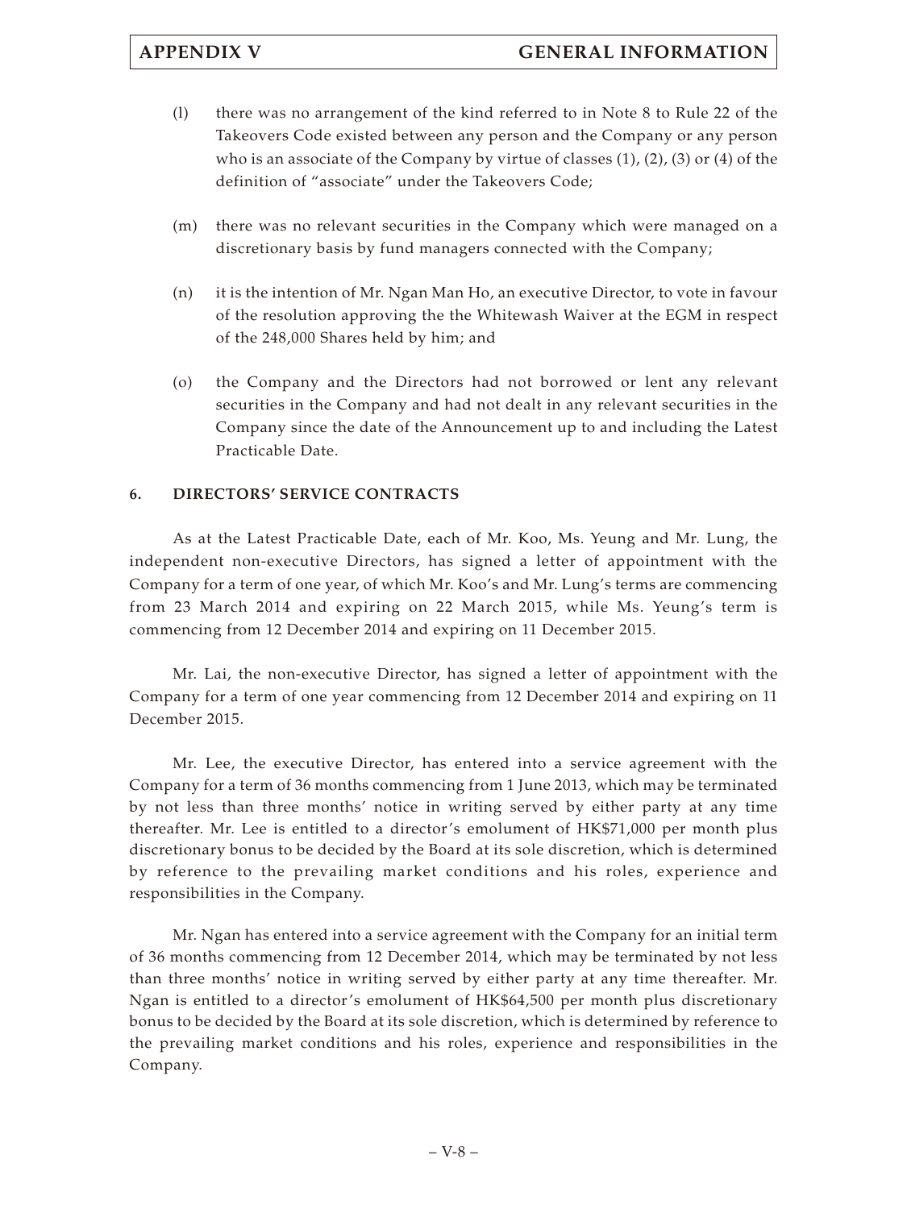(l) there was no arrangement of the kind referred to in Note 8 to Rule 22 of the Takeovers Code existed between any person and the Company or any person who is an associate of the Company by virtue of classes (1), (2), (3) or (4) of the definition of "associate" under the Takeovers Code;

(m) there was no relevant securities in the Company which were managed on a discretionary basis by fund managers connected with the Company;

(n) it is the intention of Mr. Ngan Man Ho, an executive Director, to vote in favour of the resolution approving the the Whitewash Waiver at the EGM in respect of the 248,000 Shares held by him; and

(o) the Company and the Directors had not borrowed or lent any relevant securities in the Company and had not dealt in any relevant securities in the Company since the date of the Announcement up to and including the Latest Practicable Date.

## 6. DIRECTORS' SERVICE CONTRACTS

As at the Latest Practicable Date, each of Mr. Koo, Ms. Yeung and Mr. Lung, the independent non-executive Directors, has signed a letter of appointment with the Company for a term of one year, of which Mr. Koo's and Mr. Lung's terms are commencing from 23 March 2014 and expiring on 22 March 2015, while Ms. Yeung's term is commencing from 12 December 2014 and expiring on 11 December 2015.

Mr. Lai, the non-executive Director, has signed a letter of appointment with the Company for a term of one year commencing from 12 December 2014 and expiring on 11 December 2015.

Mr. Lee, the executive Director, has entered into a service agreement with the Company for a term of 36 months commencing from 1 June 2013, which may be terminated by not less than three months' notice in writing served by either party at any time thereafter. Mr. Lee is entitled to a director's emolument of HK$71,000 per month plus discretionary bonus to be decided by the Board at its sole discretion, which is determined by reference to the prevailing market conditions and his roles, experience and responsibilities in the Company.

Mr. Ngan has entered into a service agreement with the Company for an initial term of 36 months commencing from 12 December 2014, which may be terminated by not less than three months' notice in writing served by either party at any time thereafter. Mr. Ngan is entitled to a director's emolument of HK$64,500 per month plus discretionary bonus to be decided by the Board at its sole discretion, which is determined by reference to the prevailing market conditions and his roles, experience and responsibilities in the Company.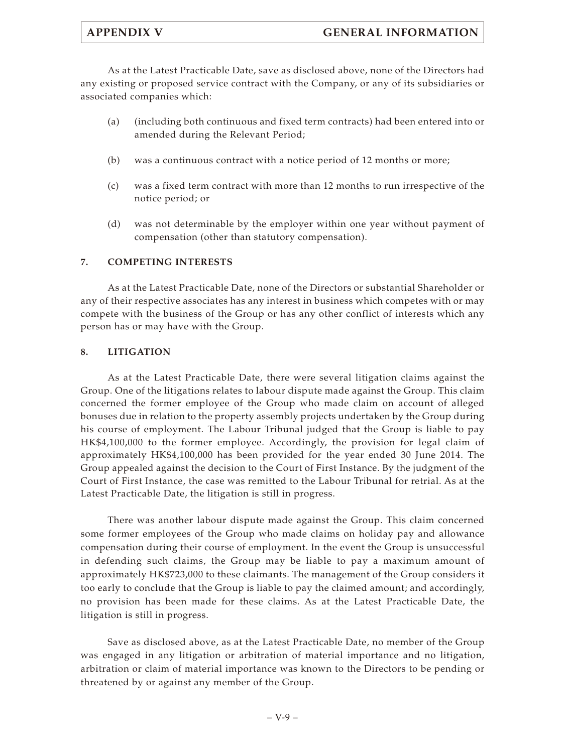As at the Latest Practicable Date, save as disclosed above, none of the Directors had any existing or proposed service contract with the Company, or any of its subsidiaries or associated companies which:

(a) (including both continuous and fixed term contracts) had been entered into or amended during the Relevant Period;

(b) was a continuous contract with a notice period of 12 months or more;

(c) was a fixed term contract with more than 12 months to run irrespective of the notice period; or

(d) was not determinable by the employer within one year without payment of compensation (other than statutory compensation).

## 7. COMPETING INTERESTS

As at the Latest Practicable Date, none of the Directors or substantial Shareholder or any of their respective associates has any interest in business which competes with or may compete with the business of the Group or has any other conflict of interests which any person has or may have with the Group.

## 8. LITIGATION

As at the Latest Practicable Date, there were several litigation claims against the Group. One of the litigations relates to labour dispute made against the Group. This claim concerned the former employee of the Group who made claim on account of alleged bonuses due in relation to the property assembly projects undertaken by the Group during his course of employment. The Labour Tribunal judged that the Group is liable to pay HK$4,100,000 to the former employee. Accordingly, the provision for legal claim of approximately HK$4,100,000 has been provided for the year ended 30 June 2014. The Group appealed against the decision to the Court of First Instance. By the judgment of the Court of First Instance, the case was remitted to the Labour Tribunal for retrial. As at the Latest Practicable Date, the litigation is still in progress.

There was another labour dispute made against the Group. This claim concerned some former employees of the Group who made claims on holiday pay and allowance compensation during their course of employment. In the event the Group is unsuccessful in defending such claims, the Group may be liable to pay a maximum amount of approximately HK$723,000 to these claimants. The management of the Group considers it too early to conclude that the Group is liable to pay the claimed amount; and accordingly, no provision has been made for these claims. As at the Latest Practicable Date, the litigation is still in progress.

Save as disclosed above, as at the Latest Practicable Date, no member of the Group was engaged in any litigation or arbitration of material importance and no litigation, arbitration or claim of material importance was known to the Directors to be pending or threatened by or against any member of the Group.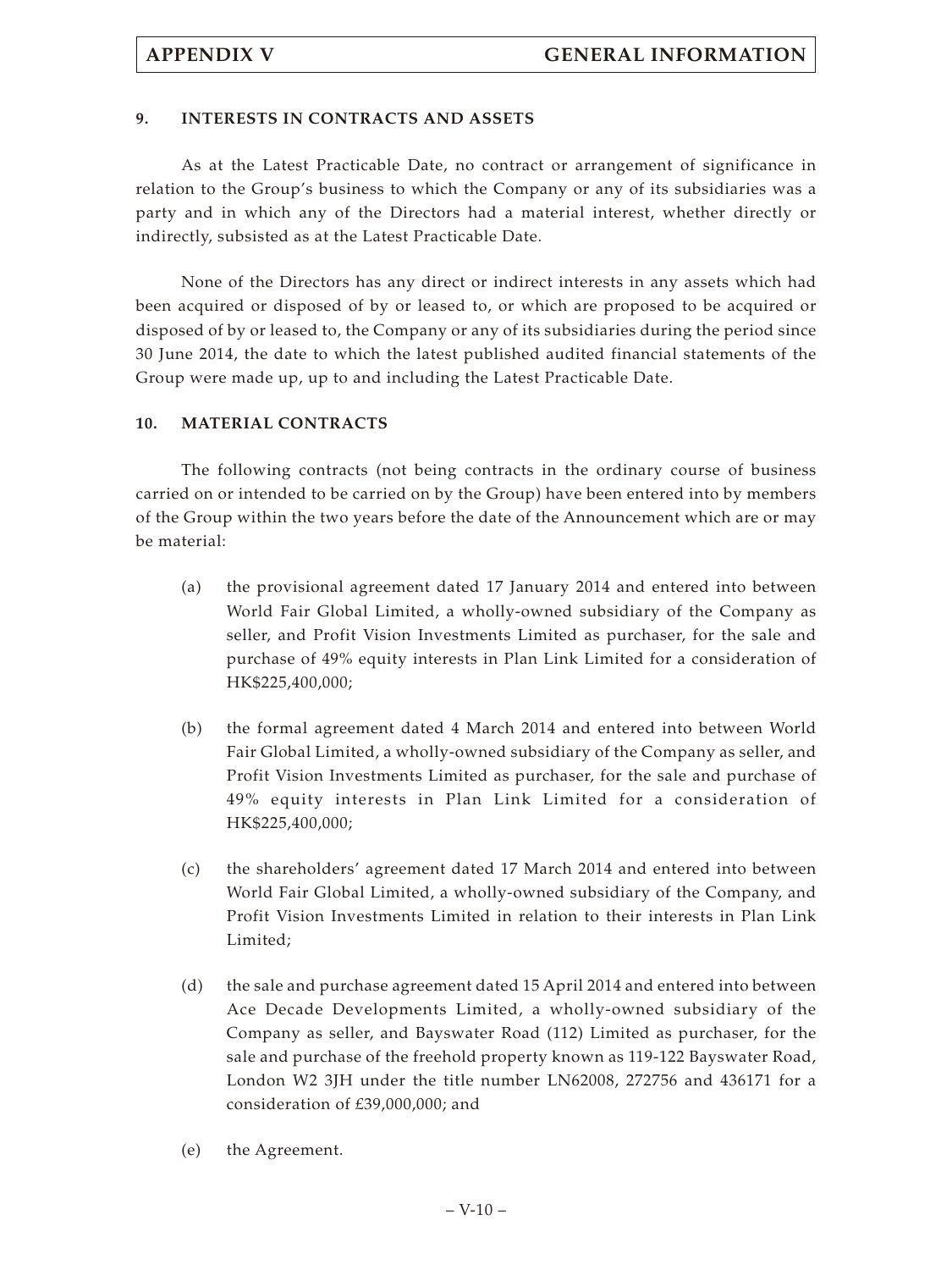## 9. INTERESTS IN CONTRACTS AND ASSETS

As at the Latest Practicable Date, no contract or arrangement of significance in relation to the Group's business to which the Company or any of its subsidiaries was a party and in which any of the Directors had a material interest, whether directly or indirectly, subsisted as at the Latest Practicable Date.

None of the Directors has any direct or indirect interests in any assets which had been acquired or disposed of by or leased to, or which are proposed to be acquired or disposed of by or leased to, the Company or any of its subsidiaries during the period since 30 June 2014, the date to which the latest published audited financial statements of the Group were made up, up to and including the Latest Practicable Date.

## 10. MATERIAL CONTRACTS

The following contracts (not being contracts in the ordinary course of business carried on or intended to be carried on by the Group) have been entered into by members of the Group within the two years before the date of the Announcement which are or may be material:

(a) the provisional agreement dated 17 January 2014 and entered into between World Fair Global Limited, a wholly-owned subsidiary of the Company as seller, and Profit Vision Investments Limited as purchaser, for the sale and purchase of 49% equity interests in Plan Link Limited for a consideration of HK$225,400,000;

(b) the formal agreement dated 4 March 2014 and entered into between World Fair Global Limited, a wholly-owned subsidiary of the Company as seller, and Profit Vision Investments Limited as purchaser, for the sale and purchase of 49% equity interests in Plan Link Limited for a consideration of HK$225,400,000;

(c) the shareholders' agreement dated 17 March 2014 and entered into between World Fair Global Limited, a wholly-owned subsidiary of the Company, and Profit Vision Investments Limited in relation to their interests in Plan Link Limited;

(d) the sale and purchase agreement dated 15 April 2014 and entered into between Ace Decade Developments Limited, a wholly-owned subsidiary of the Company as seller, and Bayswater Road (112) Limited as purchaser, for the sale and purchase of the freehold property known as 119-122 Bayswater Road, London W2 3JH under the title number LN62008, 272756 and 436171 for a consideration of £39,000,000; and

(e) the Agreement.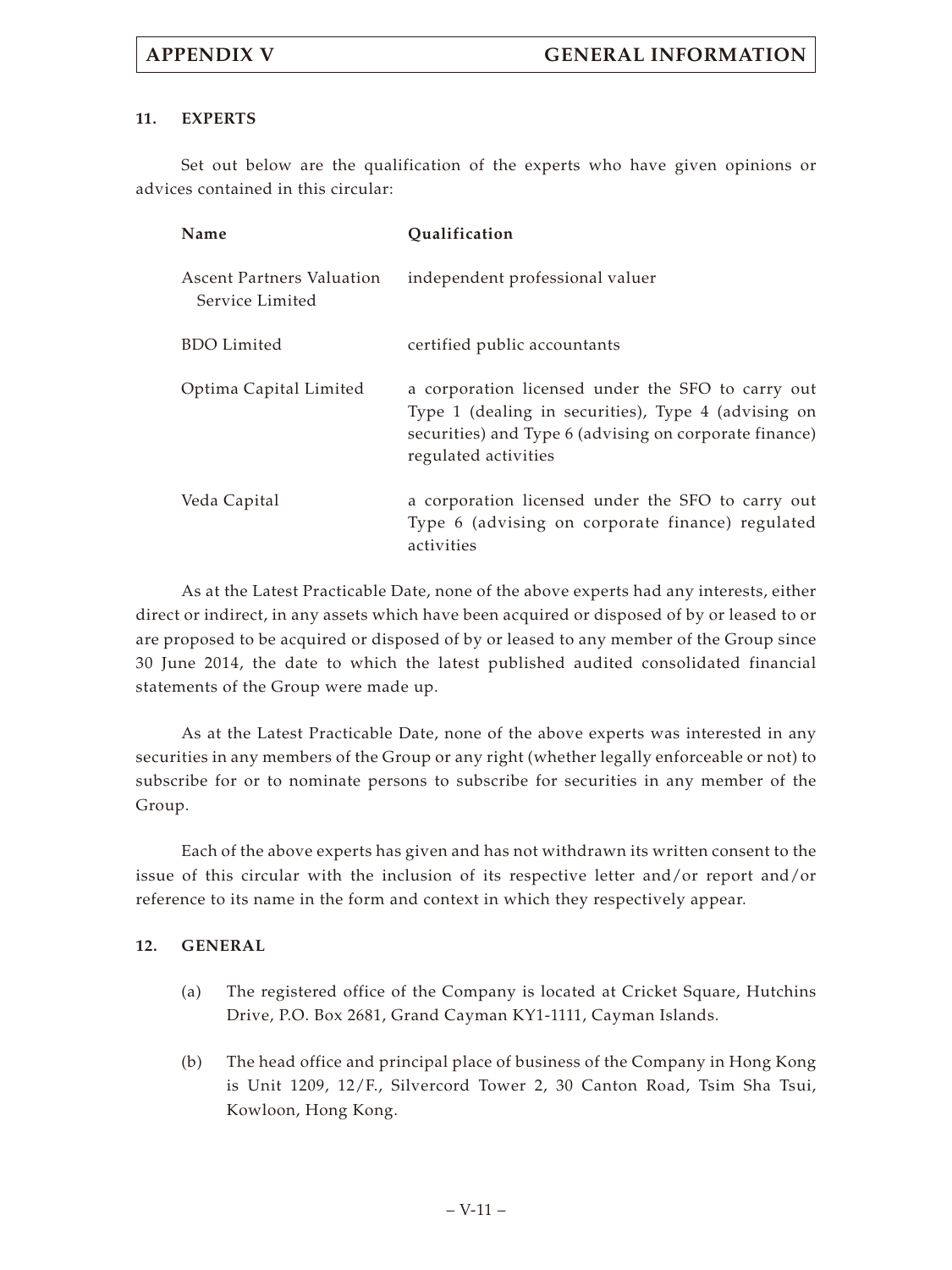## 11. EXPERTS

Set out below are the qualification of the experts who have given opinions or advices contained in this circular:

| Name | Qualification |
| --- | --- |
| Ascent Partners Valuation Service Limited | independent professional valuer |
| BDO Limited | certified public accountants |
| Optima Capital Limited | a corporation licensed under the SFO to carry out Type 1 (dealing in securities), Type 4 (advising on securities) and Type 6 (advising on corporate finance) regulated activities |
| Veda Capital | a corporation licensed under the SFO to carry out Type 6 (advising on corporate finance) regulated activities |

As at the Latest Practicable Date, none of the above experts had any interests, either direct or indirect, in any assets which have been acquired or disposed of by or leased to or are proposed to be acquired or disposed of by or leased to any member of the Group since 30 June 2014, the date to which the latest published audited consolidated financial statements of the Group were made up.

As at the Latest Practicable Date, none of the above experts was interested in any securities in any members of the Group or any right (whether legally enforceable or not) to subscribe for or to nominate persons to subscribe for securities in any member of the Group.

Each of the above experts has given and has not withdrawn its written consent to the issue of this circular with the inclusion of its respective letter and/or report and/or reference to its name in the form and context in which they respectively appear.

## 12. GENERAL

(a) The registered office of the Company is located at Cricket Square, Hutchins Drive, P.O. Box 2681, Grand Cayman KY1-1111, Cayman Islands.

(b) The head office and principal place of business of the Company in Hong Kong is Unit 1209, 12/F., Silvercord Tower 2, 30 Canton Road, Tsim Sha Tsui, Kowloon, Hong Kong.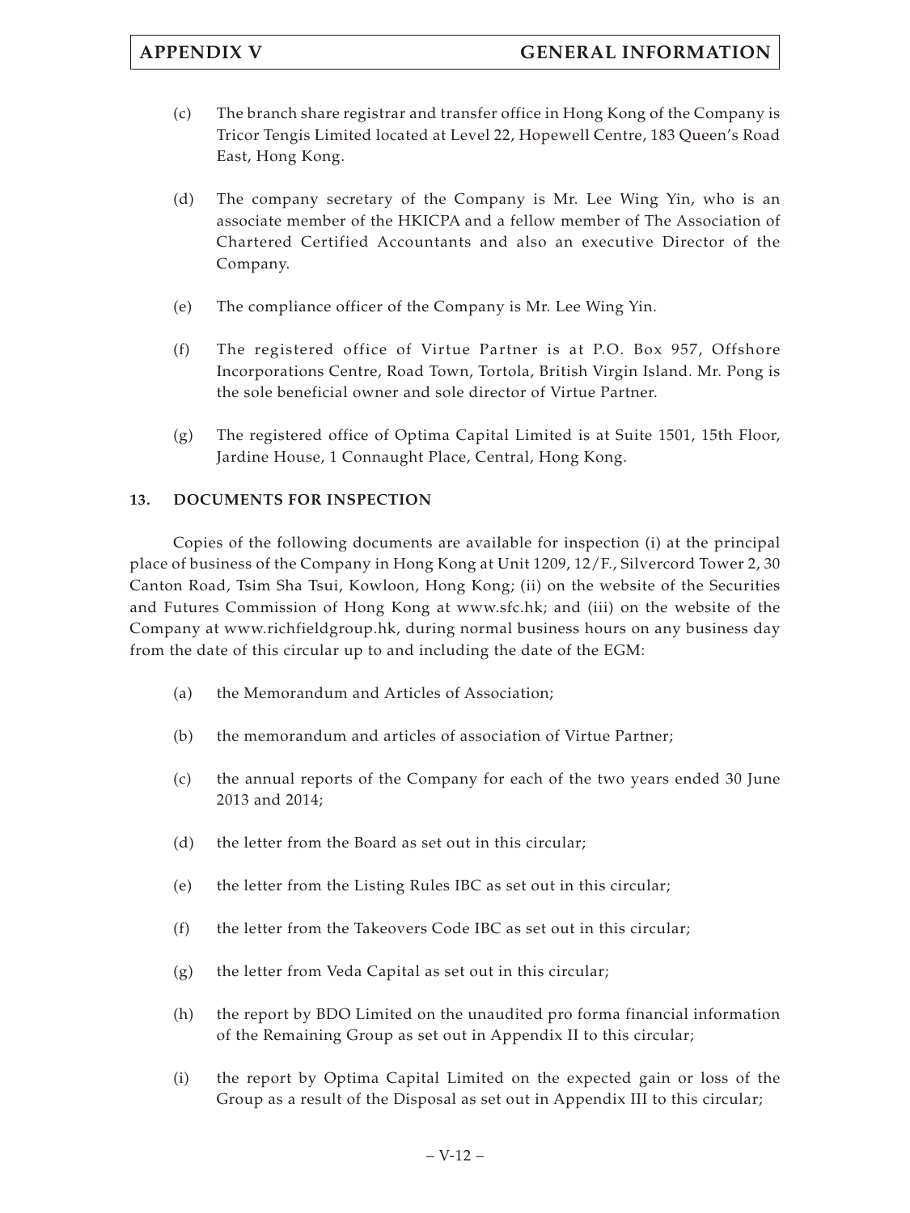(c) The branch share registrar and transfer office in Hong Kong of the Company is Tricor Tengis Limited located at Level 22, Hopewell Centre, 183 Queen's Road East, Hong Kong.

(d) The company secretary of the Company is Mr. Lee Wing Yin, who is an associate member of the HKICPA and a fellow member of The Association of Chartered Certified Accountants and also an executive Director of the Company.

(e) The compliance officer of the Company is Mr. Lee Wing Yin.

(f) The registered office of Virtue Partner is at P.O. Box 957, Offshore Incorporations Centre, Road Town, Tortola, British Virgin Island. Mr. Pong is the sole beneficial owner and sole director of Virtue Partner.

(g) The registered office of Optima Capital Limited is at Suite 1501, 15th Floor, Jardine House, 1 Connaught Place, Central, Hong Kong.

## 13. DOCUMENTS FOR INSPECTION

Copies of the following documents are available for inspection (i) at the principal place of business of the Company in Hong Kong at Unit 1209, 12/F., Silvercord Tower 2, 30 Canton Road, Tsim Sha Tsui, Kowloon, Hong Kong; (ii) on the website of the Securities and Futures Commission of Hong Kong at www.sfc.hk; and (iii) on the website of the Company at www.richfieldgroup.hk, during normal business hours on any business day from the date of this circular up to and including the date of the EGM:

(a) the Memorandum and Articles of Association;

(b) the memorandum and articles of association of Virtue Partner;

(c) the annual reports of the Company for each of the two years ended 30 June 2013 and 2014;

(d) the letter from the Board as set out in this circular;

(e) the letter from the Listing Rules IBC as set out in this circular;

(f) the letter from the Takeovers Code IBC as set out in this circular;

(g) the letter from Veda Capital as set out in this circular;

(h) the report by BDO Limited on the unaudited pro forma financial information of the Remaining Group as set out in Appendix II to this circular;

(i) the report by Optima Capital Limited on the expected gain or loss of the Group as a result of the Disposal as set out in Appendix III to this circular;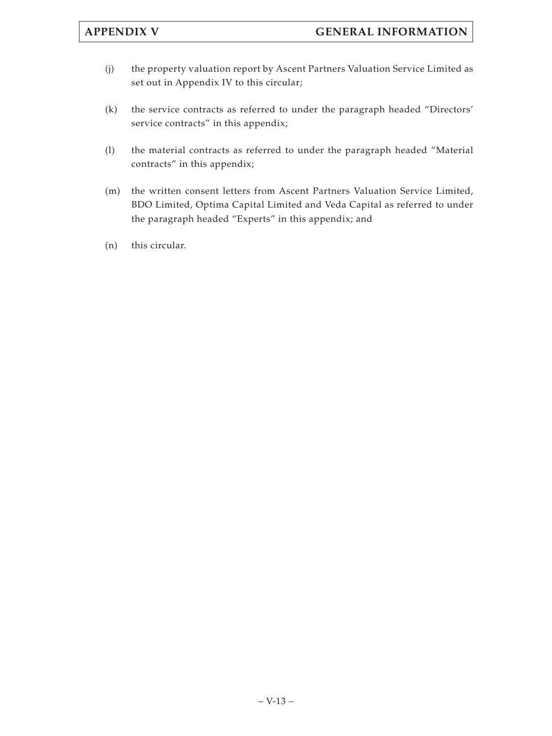(j) the property valuation report by Ascent Partners Valuation Service Limited as set out in Appendix IV to this circular;

(k) the service contracts as referred to under the paragraph headed "Directors' service contracts" in this appendix;

(l) the material contracts as referred to under the paragraph headed "Material contracts" in this appendix;

(m) the written consent letters from Ascent Partners Valuation Service Limited, BDO Limited, Optima Capital Limited and Veda Capital as referred to under the paragraph headed "Experts" in this appendix; and

(n) this circular.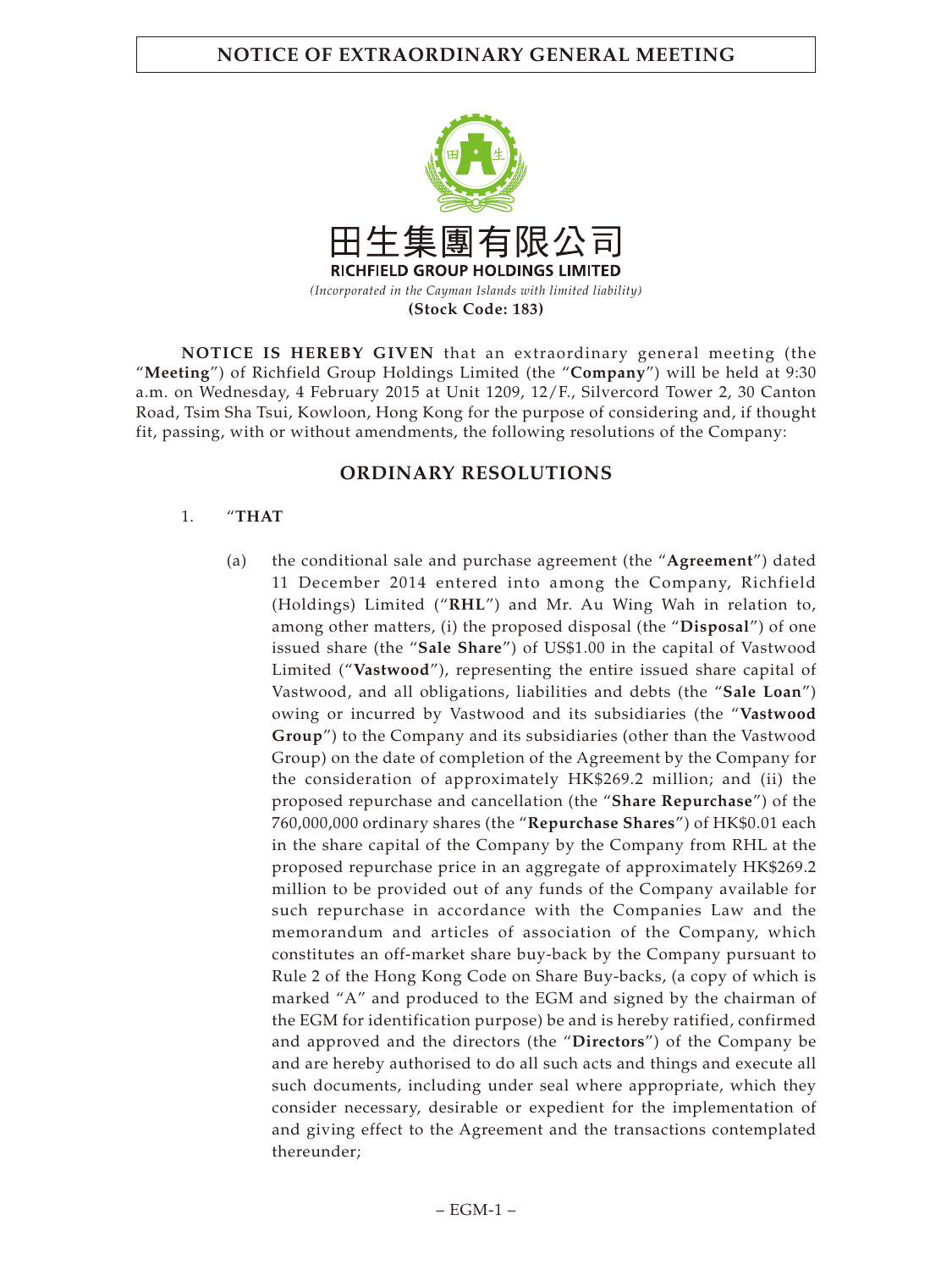# NOTICE OF EXTRAORDINARY GENERAL MEETING

田生集團有限公司

**RICHFIELD GROUP HOLDINGS LIMITED**

*(Incorporated in the Cayman Islands with limited liability)*

**(Stock Code: 183)**

**NOTICE IS HEREBY GIVEN** that an extraordinary general meeting (the "**Meeting**") of Richfield Group Holdings Limited (the "**Company**") will be held at 9:30 a.m. on Wednesday, 4 February 2015 at Unit 1209, 12/F., Silvercord Tower 2, 30 Canton Road, Tsim Sha Tsui, Kowloon, Hong Kong for the purpose of considering and, if thought fit, passing, with or without amendments, the following resolutions of the Company:

## ORDINARY RESOLUTIONS

1. "**THAT**

   (a) the conditional sale and purchase agreement (the "**Agreement**") dated 11 December 2014 entered into among the Company, Richfield (Holdings) Limited ("**RHL**") and Mr. Au Wing Wah in relation to, among other matters, (i) the proposed disposal (the "**Disposal**") of one issued share (the "**Sale Share**") of US$1.00 in the capital of Vastwood Limited ("**Vastwood**"), representing the entire issued share capital of Vastwood, and all obligations, liabilities and debts (the "**Sale Loan**") owing or incurred by Vastwood and its subsidiaries (the "**Vastwood Group**") to the Company and its subsidiaries (other than the Vastwood Group) on the date of completion of the Agreement by the Company for the consideration of approximately HK$269.2 million; and (ii) the proposed repurchase and cancellation (the "**Share Repurchase**") of the 760,000,000 ordinary shares (the "**Repurchase Shares**") of HK$0.01 each in the share capital of the Company by the Company from RHL at the proposed repurchase price in an aggregate of approximately HK$269.2 million to be provided out of any funds of the Company available for such repurchase in accordance with the Companies Law and the memorandum and articles of association of the Company, which constitutes an off-market share buy-back by the Company pursuant to Rule 2 of the Hong Kong Code on Share Buy-backs, (a copy of which is marked "A" and produced to the EGM and signed by the chairman of the EGM for identification purpose) be and is hereby ratified, confirmed and approved and the directors (the "**Directors**") of the Company be and are hereby authorised to do all such acts and things and execute all such documents, including under seal where appropriate, which they consider necessary, desirable or expedient for the implementation of and giving effect to the Agreement and the transactions contemplated thereunder;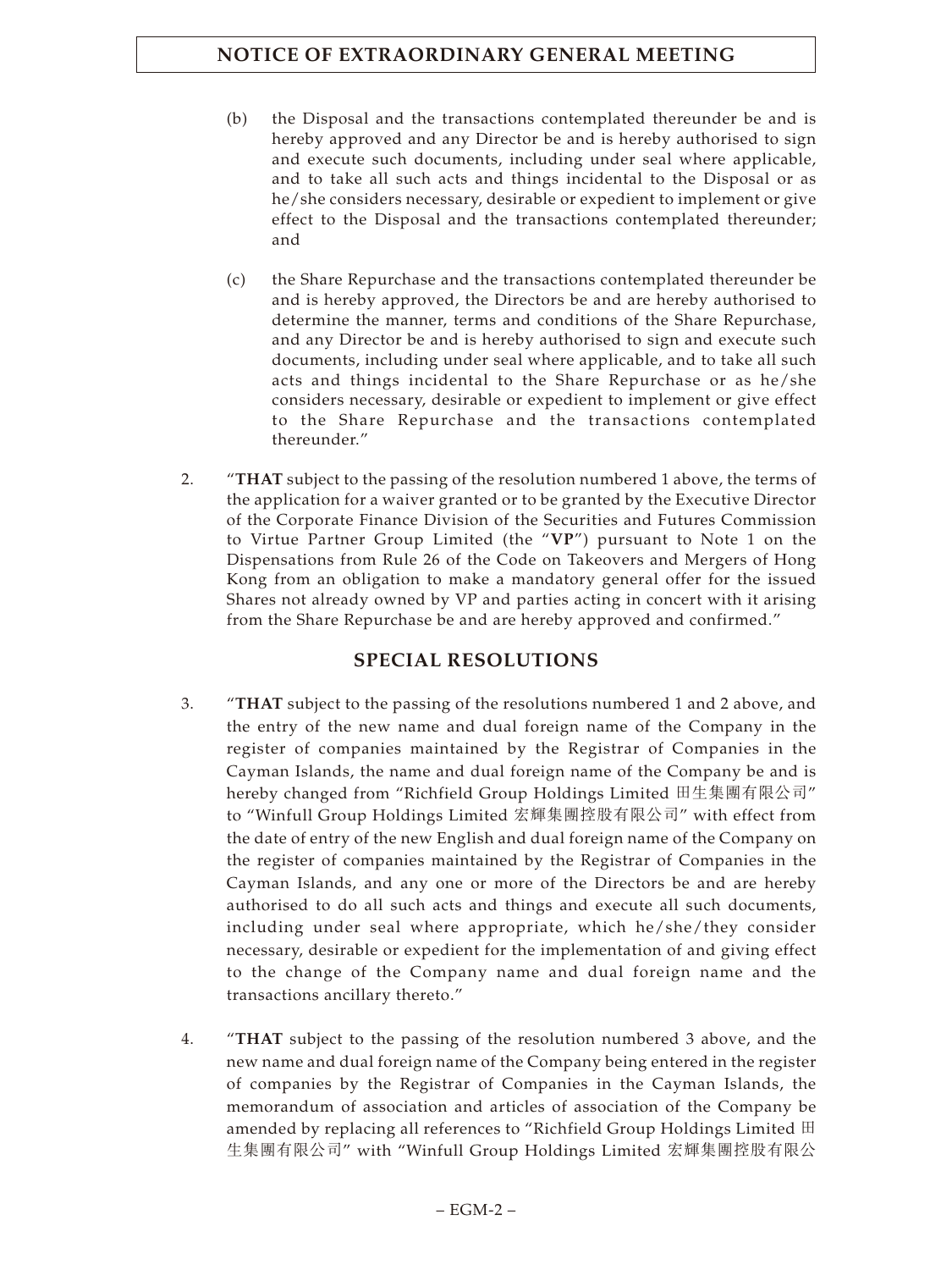(b) the Disposal and the transactions contemplated thereunder be and is hereby approved and any Director be and is hereby authorised to sign and execute such documents, including under seal where applicable, and to take all such acts and things incidental to the Disposal or as he/she considers necessary, desirable or expedient to implement or give effect to the Disposal and the transactions contemplated thereunder; and

(c) the Share Repurchase and the transactions contemplated thereunder be and is hereby approved, the Directors be and are hereby authorised to determine the manner, terms and conditions of the Share Repurchase, and any Director be and is hereby authorised to sign and execute such documents, including under seal where applicable, and to take all such acts and things incidental to the Share Repurchase or as he/she considers necessary, desirable or expedient to implement or give effect to the Share Repurchase and the transactions contemplated thereunder."

2. "**THAT** subject to the passing of the resolution numbered 1 above, the terms of the application for a waiver granted or to be granted by the Executive Director of the Corporate Finance Division of the Securities and Futures Commission to Virtue Partner Group Limited (the "**VP**") pursuant to Note 1 on the Dispensations from Rule 26 of the Code on Takeovers and Mergers of Hong Kong from an obligation to make a mandatory general offer for the issued Shares not already owned by VP and parties acting in concert with it arising from the Share Repurchase be and are hereby approved and confirmed."

## SPECIAL RESOLUTIONS

3. "**THAT** subject to the passing of the resolutions numbered 1 and 2 above, and the entry of the new name and dual foreign name of the Company in the register of companies maintained by the Registrar of Companies in the Cayman Islands, the name and dual foreign name of the Company be and is hereby changed from "Richfield Group Holdings Limited 田生集團有限公司" to "Winfull Group Holdings Limited 宏輝集團控股有限公司" with effect from the date of entry of the new English and dual foreign name of the Company on the register of companies maintained by the Registrar of Companies in the Cayman Islands, and any one or more of the Directors be and are hereby authorised to do all such acts and things and execute all such documents, including under seal where appropriate, which he/she/they consider necessary, desirable or expedient for the implementation of and giving effect to the change of the Company name and dual foreign name and the transactions ancillary thereto."

4. "**THAT** subject to the passing of the resolution numbered 3 above, and the new name and dual foreign name of the Company being entered in the register of companies by the Registrar of Companies in the Cayman Islands, the memorandum of association and articles of association of the Company be amended by replacing all references to "Richfield Group Holdings Limited 田生集團有限公司" with "Winfull Group Holdings Limited 宏輝集團控股有限公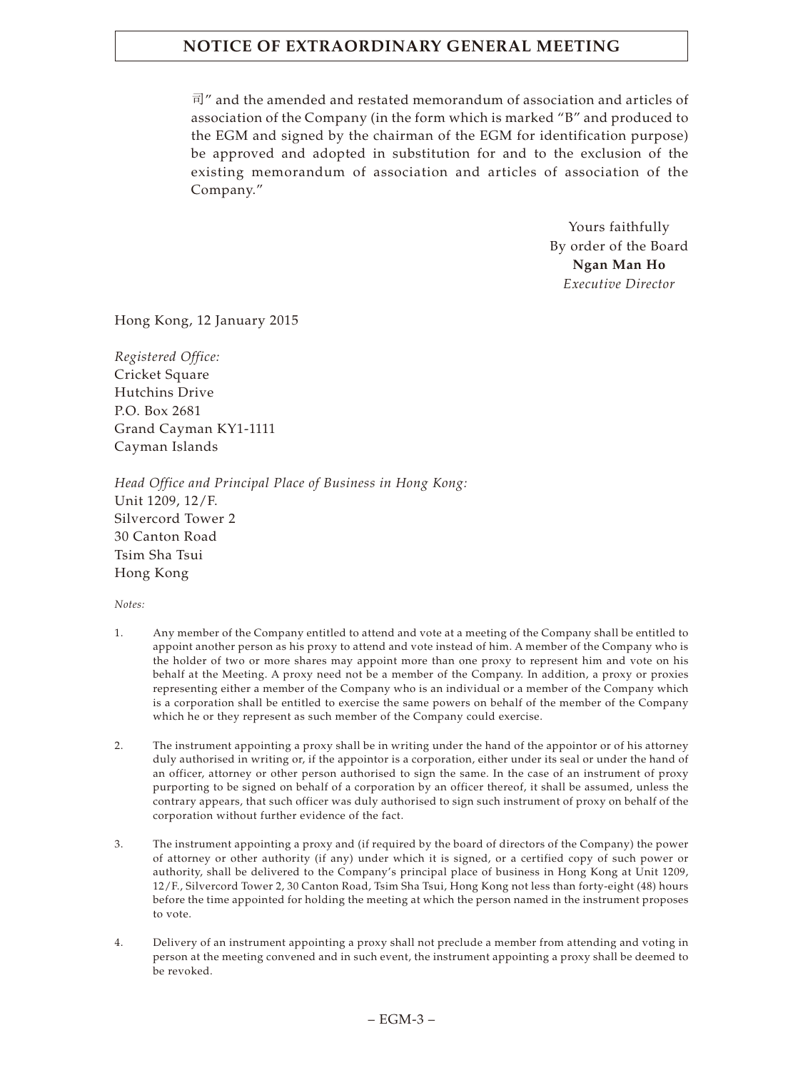司" and the amended and restated memorandum of association and articles of association of the Company (in the form which is marked "B" and produced to the EGM and signed by the chairman of the EGM for identification purpose) be approved and adopted in substitution for and to the exclusion of the existing memorandum of association and articles of association of the Company."

Yours faithfully
By order of the Board
**Ngan Man Ho**
*Executive Director*

Hong Kong, 12 January 2015

*Registered Office:*
Cricket Square
Hutchins Drive
P.O. Box 2681
Grand Cayman KY1-1111
Cayman Islands

*Head Office and Principal Place of Business in Hong Kong:*
Unit 1209, 12/F.
Silvercord Tower 2
30 Canton Road
Tsim Sha Tsui
Hong Kong

*Notes:*

1. Any member of the Company entitled to attend and vote at a meeting of the Company shall be entitled to appoint another person as his proxy to attend and vote instead of him. A member of the Company who is the holder of two or more shares may appoint more than one proxy to represent him and vote on his behalf at the Meeting. A proxy need not be a member of the Company. In addition, a proxy or proxies representing either a member of the Company who is an individual or a member of the Company which is a corporation shall be entitled to exercise the same powers on behalf of the member of the Company which he or they represent as such member of the Company could exercise.

2. The instrument appointing a proxy shall be in writing under the hand of the appointor or of his attorney duly authorised in writing or, if the appointor is a corporation, either under its seal or under the hand of an officer, attorney or other person authorised to sign the same. In the case of an instrument of proxy purporting to be signed on behalf of a corporation by an officer thereof, it shall be assumed, unless the contrary appears, that such officer was duly authorised to sign such instrument of proxy on behalf of the corporation without further evidence of the fact.

3. The instrument appointing a proxy and (if required by the board of directors of the Company) the power of attorney or other authority (if any) under which it is signed, or a certified copy of such power or authority, shall be delivered to the Company's principal place of business in Hong Kong at Unit 1209, 12/F., Silvercord Tower 2, 30 Canton Road, Tsim Sha Tsui, Hong Kong not less than forty-eight (48) hours before the time appointed for holding the meeting at which the person named in the instrument proposes to vote.

4. Delivery of an instrument appointing a proxy shall not preclude a member from attending and voting in person at the meeting convened and in such event, the instrument appointing a proxy shall be deemed to be revoked.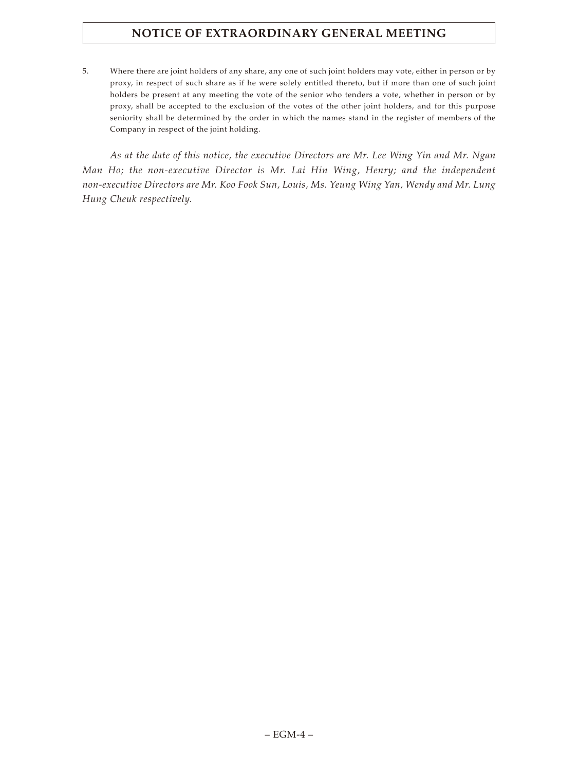5. Where there are joint holders of any share, any one of such joint holders may vote, either in person or by proxy, in respect of such share as if he were solely entitled thereto, but if more than one of such joint holders be present at any meeting the vote of the senior who tenders a vote, whether in person or by proxy, shall be accepted to the exclusion of the votes of the other joint holders, and for this purpose seniority shall be determined by the order in which the names stand in the register of members of the Company in respect of the joint holding.

*As at the date of this notice, the executive Directors are Mr. Lee Wing Yin and Mr. Ngan Man Ho; the non-executive Director is Mr. Lai Hin Wing, Henry; and the independent non-executive Directors are Mr. Koo Fook Sun, Louis, Ms. Yeung Wing Yan, Wendy and Mr. Lung Hung Cheuk respectively.*